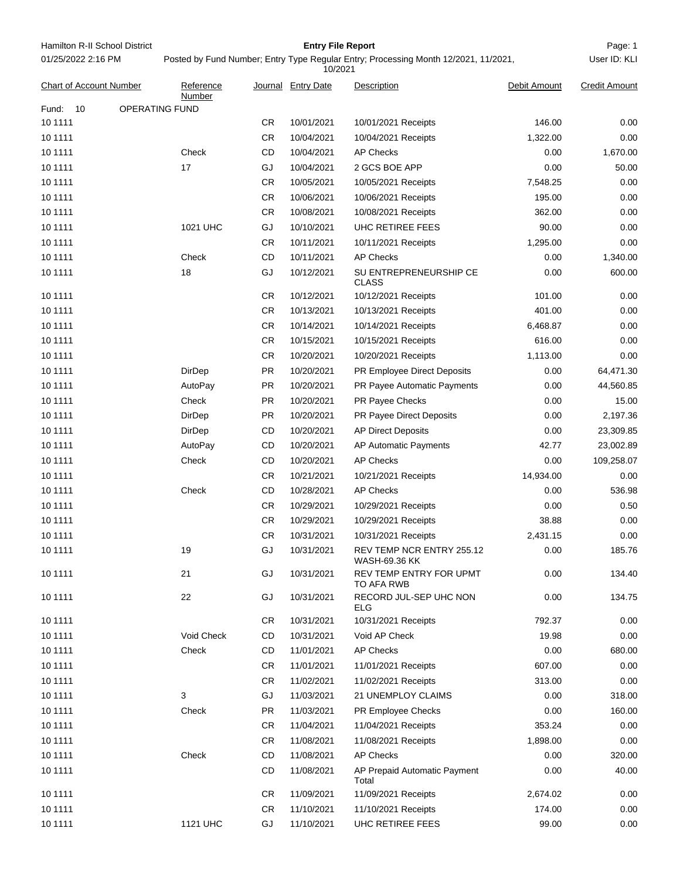Hamilton R-II School District

01/25/2022 2:16 PM

# Entry File Report

Posted by Fund Number; Entry Type Regular Entry; Processing Month 12/2021, 11/2021, 10/2021

User ID: KLI

| Chart of Account Number | Reference Number | Journal | Entry Date | Description | Debit Amount | Credit Amount |
|---|---|---|---|---|---|---|
| Fund: 10 OPERATING FUND | | | | | | |
| 10 1111 | | CR | 10/01/2021 | 10/01/2021 Receipts | 146.00 | 0.00 |
| 10 1111 | | CR | 10/04/2021 | 10/04/2021 Receipts | 1,322.00 | 0.00 |
| 10 1111 | Check | CD | 10/04/2021 | AP Checks | 0.00 | 1,670.00 |
| 10 1111 | 17 | GJ | 10/04/2021 | 2 GCS BOE APP | 0.00 | 50.00 |
| 10 1111 | | CR | 10/05/2021 | 10/05/2021 Receipts | 7,548.25 | 0.00 |
| 10 1111 | | CR | 10/06/2021 | 10/06/2021 Receipts | 195.00 | 0.00 |
| 10 1111 | | CR | 10/08/2021 | 10/08/2021 Receipts | 362.00 | 0.00 |
| 10 1111 | 1021 UHC | GJ | 10/10/2021 | UHC RETIREE FEES | 90.00 | 0.00 |
| 10 1111 | | CR | 10/11/2021 | 10/11/2021 Receipts | 1,295.00 | 0.00 |
| 10 1111 | Check | CD | 10/11/2021 | AP Checks | 0.00 | 1,340.00 |
| 10 1111 | 18 | GJ | 10/12/2021 | SU ENTREPRENEURSHIP CE CLASS | 0.00 | 600.00 |
| 10 1111 | | CR | 10/12/2021 | 10/12/2021 Receipts | 101.00 | 0.00 |
| 10 1111 | | CR | 10/13/2021 | 10/13/2021 Receipts | 401.00 | 0.00 |
| 10 1111 | | CR | 10/14/2021 | 10/14/2021 Receipts | 6,468.87 | 0.00 |
| 10 1111 | | CR | 10/15/2021 | 10/15/2021 Receipts | 616.00 | 0.00 |
| 10 1111 | | CR | 10/20/2021 | 10/20/2021 Receipts | 1,113.00 | 0.00 |
| 10 1111 | DirDep | PR | 10/20/2021 | PR Employee Direct Deposits | 0.00 | 64,471.30 |
| 10 1111 | AutoPay | PR | 10/20/2021 | PR Payee Automatic Payments | 0.00 | 44,560.85 |
| 10 1111 | Check | PR | 10/20/2021 | PR Payee Checks | 0.00 | 15.00 |
| 10 1111 | DirDep | PR | 10/20/2021 | PR Payee Direct Deposits | 0.00 | 2,197.36 |
| 10 1111 | DirDep | CD | 10/20/2021 | AP Direct Deposits | 0.00 | 23,309.85 |
| 10 1111 | AutoPay | CD | 10/20/2021 | AP Automatic Payments | 42.77 | 23,002.89 |
| 10 1111 | Check | CD | 10/20/2021 | AP Checks | 0.00 | 109,258.07 |
| 10 1111 | | CR | 10/21/2021 | 10/21/2021 Receipts | 14,934.00 | 0.00 |
| 10 1111 | Check | CD | 10/28/2021 | AP Checks | 0.00 | 536.98 |
| 10 1111 | | CR | 10/29/2021 | 10/29/2021 Receipts | 0.00 | 0.50 |
| 10 1111 | | CR | 10/29/2021 | 10/29/2021 Receipts | 38.88 | 0.00 |
| 10 1111 | | CR | 10/31/2021 | 10/31/2021 Receipts | 2,431.15 | 0.00 |
| 10 1111 | 19 | GJ | 10/31/2021 | REV TEMP NCR ENTRY 255.12 WASH-69.36 KK | 0.00 | 185.76 |
| 10 1111 | 21 | GJ | 10/31/2021 | REV TEMP ENTRY FOR UPMT TO AFA RWB | 0.00 | 134.40 |
| 10 1111 | 22 | GJ | 10/31/2021 | RECORD JUL-SEP UHC NON ELG | 0.00 | 134.75 |
| 10 1111 | | CR | 10/31/2021 | 10/31/2021 Receipts | 792.37 | 0.00 |
| 10 1111 | Void Check | CD | 10/31/2021 | Void AP Check | 19.98 | 0.00 |
| 10 1111 | Check | CD | 11/01/2021 | AP Checks | 0.00 | 680.00 |
| 10 1111 | | CR | 11/01/2021 | 11/01/2021 Receipts | 607.00 | 0.00 |
| 10 1111 | | CR | 11/02/2021 | 11/02/2021 Receipts | 313.00 | 0.00 |
| 10 1111 | 3 | GJ | 11/03/2021 | 21 UNEMPLOY CLAIMS | 0.00 | 318.00 |
| 10 1111 | Check | PR | 11/03/2021 | PR Employee Checks | 0.00 | 160.00 |
| 10 1111 | | CR | 11/04/2021 | 11/04/2021 Receipts | 353.24 | 0.00 |
| 10 1111 | | CR | 11/08/2021 | 11/08/2021 Receipts | 1,898.00 | 0.00 |
| 10 1111 | Check | CD | 11/08/2021 | AP Checks | 0.00 | 320.00 |
| 10 1111 | | CD | 11/08/2021 | AP Prepaid Automatic Payment Total | 0.00 | 40.00 |
| 10 1111 | | CR | 11/09/2021 | 11/09/2021 Receipts | 2,674.02 | 0.00 |
| 10 1111 | | CR | 11/10/2021 | 11/10/2021 Receipts | 174.00 | 0.00 |
| 10 1111 | 1121 UHC | GJ | 11/10/2021 | UHC RETIREE FEES | 99.00 | 0.00 |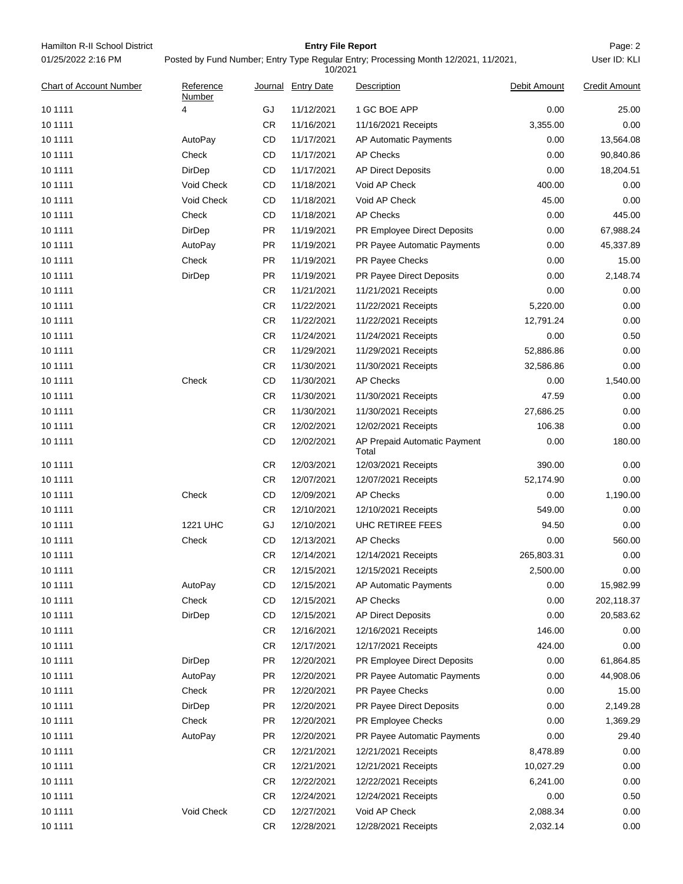Hamilton R-II School District

**Entry File Report**

01/25/2022 2:16 PM

Posted by Fund Number; Entry Type Regular Entry; Processing Month 12/2021, 11/2021, 10/2021

User ID: KLI

| Chart of Account Number | Reference Number | Journal | Entry Date | Description | Debit Amount | Credit Amount |
|---|---|---|---|---|---|---|
| 10 1111 | 4 | GJ | 11/12/2021 | 1 GC BOE APP | 0.00 | 25.00 |
| 10 1111 | | CR | 11/16/2021 | 11/16/2021 Receipts | 3,355.00 | 0.00 |
| 10 1111 | AutoPay | CD | 11/17/2021 | AP Automatic Payments | 0.00 | 13,564.08 |
| 10 1111 | Check | CD | 11/17/2021 | AP Checks | 0.00 | 90,840.86 |
| 10 1111 | DirDep | CD | 11/17/2021 | AP Direct Deposits | 0.00 | 18,204.51 |
| 10 1111 | Void Check | CD | 11/18/2021 | Void AP Check | 400.00 | 0.00 |
| 10 1111 | Void Check | CD | 11/18/2021 | Void AP Check | 45.00 | 0.00 |
| 10 1111 | Check | CD | 11/18/2021 | AP Checks | 0.00 | 445.00 |
| 10 1111 | DirDep | PR | 11/19/2021 | PR Employee Direct Deposits | 0.00 | 67,988.24 |
| 10 1111 | AutoPay | PR | 11/19/2021 | PR Payee Automatic Payments | 0.00 | 45,337.89 |
| 10 1111 | Check | PR | 11/19/2021 | PR Payee Checks | 0.00 | 15.00 |
| 10 1111 | DirDep | PR | 11/19/2021 | PR Payee Direct Deposits | 0.00 | 2,148.74 |
| 10 1111 | | CR | 11/21/2021 | 11/21/2021 Receipts | 0.00 | 0.00 |
| 10 1111 | | CR | 11/22/2021 | 11/22/2021 Receipts | 5,220.00 | 0.00 |
| 10 1111 | | CR | 11/22/2021 | 11/22/2021 Receipts | 12,791.24 | 0.00 |
| 10 1111 | | CR | 11/24/2021 | 11/24/2021 Receipts | 0.00 | 0.50 |
| 10 1111 | | CR | 11/29/2021 | 11/29/2021 Receipts | 52,886.86 | 0.00 |
| 10 1111 | | CR | 11/30/2021 | 11/30/2021 Receipts | 32,586.86 | 0.00 |
| 10 1111 | Check | CD | 11/30/2021 | AP Checks | 0.00 | 1,540.00 |
| 10 1111 | | CR | 11/30/2021 | 11/30/2021 Receipts | 47.59 | 0.00 |
| 10 1111 | | CR | 11/30/2021 | 11/30/2021 Receipts | 27,686.25 | 0.00 |
| 10 1111 | | CR | 12/02/2021 | 12/02/2021 Receipts | 106.38 | 0.00 |
| 10 1111 | | CD | 12/02/2021 | AP Prepaid Automatic Payment Total | 0.00 | 180.00 |
| 10 1111 | | CR | 12/03/2021 | 12/03/2021 Receipts | 390.00 | 0.00 |
| 10 1111 | | CR | 12/07/2021 | 12/07/2021 Receipts | 52,174.90 | 0.00 |
| 10 1111 | Check | CD | 12/09/2021 | AP Checks | 0.00 | 1,190.00 |
| 10 1111 | | CR | 12/10/2021 | 12/10/2021 Receipts | 549.00 | 0.00 |
| 10 1111 | 1221 UHC | GJ | 12/10/2021 | UHC RETIREE FEES | 94.50 | 0.00 |
| 10 1111 | Check | CD | 12/13/2021 | AP Checks | 0.00 | 560.00 |
| 10 1111 | | CR | 12/14/2021 | 12/14/2021 Receipts | 265,803.31 | 0.00 |
| 10 1111 | | CR | 12/15/2021 | 12/15/2021 Receipts | 2,500.00 | 0.00 |
| 10 1111 | AutoPay | CD | 12/15/2021 | AP Automatic Payments | 0.00 | 15,982.99 |
| 10 1111 | Check | CD | 12/15/2021 | AP Checks | 0.00 | 202,118.37 |
| 10 1111 | DirDep | CD | 12/15/2021 | AP Direct Deposits | 0.00 | 20,583.62 |
| 10 1111 | | CR | 12/16/2021 | 12/16/2021 Receipts | 146.00 | 0.00 |
| 10 1111 | | CR | 12/17/2021 | 12/17/2021 Receipts | 424.00 | 0.00 |
| 10 1111 | DirDep | PR | 12/20/2021 | PR Employee Direct Deposits | 0.00 | 61,864.85 |
| 10 1111 | AutoPay | PR | 12/20/2021 | PR Payee Automatic Payments | 0.00 | 44,908.06 |
| 10 1111 | Check | PR | 12/20/2021 | PR Payee Checks | 0.00 | 15.00 |
| 10 1111 | DirDep | PR | 12/20/2021 | PR Payee Direct Deposits | 0.00 | 2,149.28 |
| 10 1111 | Check | PR | 12/20/2021 | PR Employee Checks | 0.00 | 1,369.29 |
| 10 1111 | AutoPay | PR | 12/20/2021 | PR Payee Automatic Payments | 0.00 | 29.40 |
| 10 1111 | | CR | 12/21/2021 | 12/21/2021 Receipts | 8,478.89 | 0.00 |
| 10 1111 | | CR | 12/21/2021 | 12/21/2021 Receipts | 10,027.29 | 0.00 |
| 10 1111 | | CR | 12/22/2021 | 12/22/2021 Receipts | 6,241.00 | 0.00 |
| 10 1111 | | CR | 12/24/2021 | 12/24/2021 Receipts | 0.00 | 0.50 |
| 10 1111 | Void Check | CD | 12/27/2021 | Void AP Check | 2,088.34 | 0.00 |
| 10 1111 | | CR | 12/28/2021 | 12/28/2021 Receipts | 2,032.14 | 0.00 |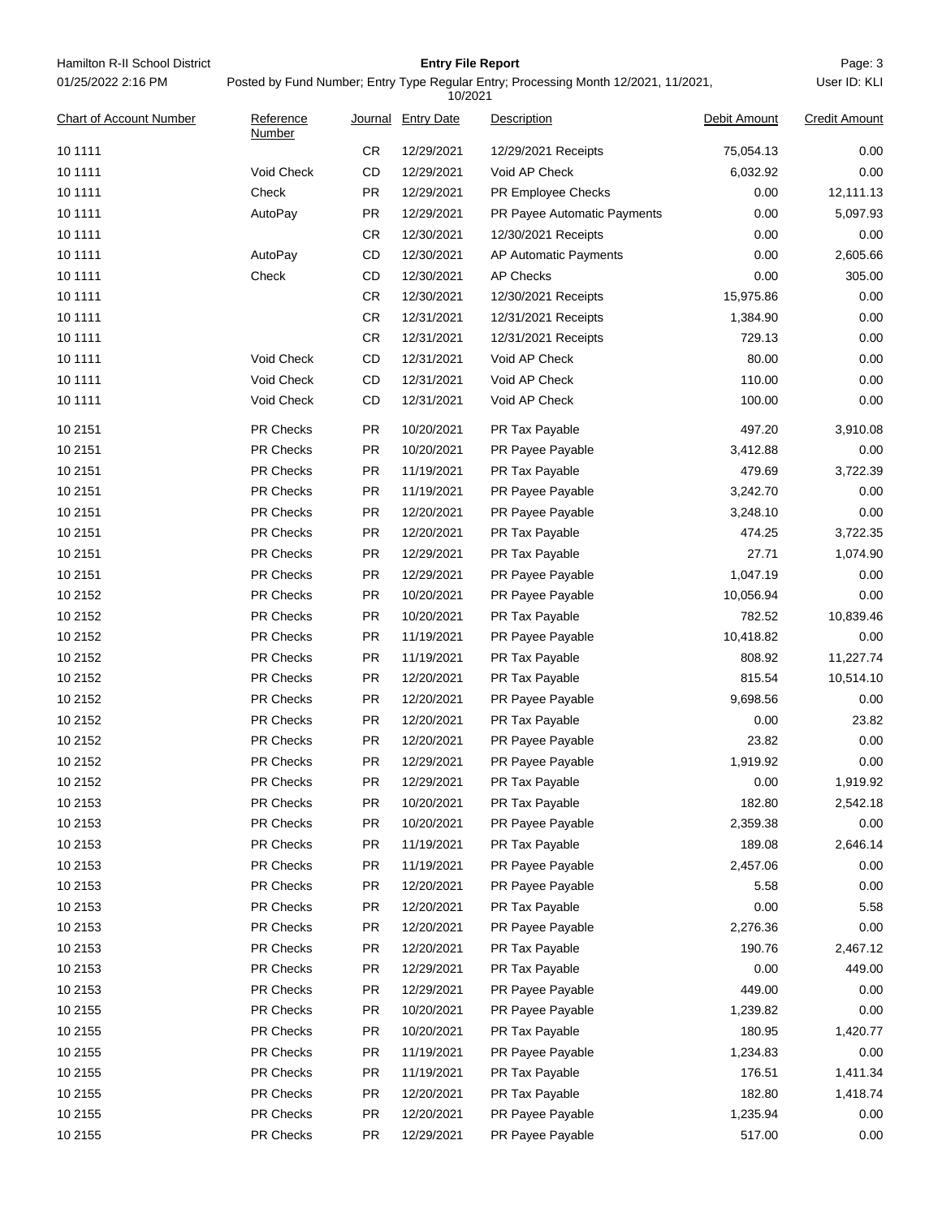Hamilton R-II School District

01/25/2022 2:16 PM

**Entry File Report**

Posted by Fund Number; Entry Type Regular Entry; Processing Month 12/2021, 11/2021, 10/2021

User ID: KLI

| Chart of Account Number | Reference Number | Journal | Entry Date | Description | Debit Amount | Credit Amount |
|---|---|---|---|---|---|---|
| 10 1111 | | CR | 12/29/2021 | 12/29/2021 Receipts | 75,054.13 | 0.00 |
| 10 1111 | Void Check | CD | 12/29/2021 | Void AP Check | 6,032.92 | 0.00 |
| 10 1111 | Check | PR | 12/29/2021 | PR Employee Checks | 0.00 | 12,111.13 |
| 10 1111 | AutoPay | PR | 12/29/2021 | PR Payee Automatic Payments | 0.00 | 5,097.93 |
| 10 1111 | | CR | 12/30/2021 | 12/30/2021 Receipts | 0.00 | 0.00 |
| 10 1111 | AutoPay | CD | 12/30/2021 | AP Automatic Payments | 0.00 | 2,605.66 |
| 10 1111 | Check | CD | 12/30/2021 | AP Checks | 0.00 | 305.00 |
| 10 1111 | | CR | 12/30/2021 | 12/30/2021 Receipts | 15,975.86 | 0.00 |
| 10 1111 | | CR | 12/31/2021 | 12/31/2021 Receipts | 1,384.90 | 0.00 |
| 10 1111 | | CR | 12/31/2021 | 12/31/2021 Receipts | 729.13 | 0.00 |
| 10 1111 | Void Check | CD | 12/31/2021 | Void AP Check | 80.00 | 0.00 |
| 10 1111 | Void Check | CD | 12/31/2021 | Void AP Check | 110.00 | 0.00 |
| 10 1111 | Void Check | CD | 12/31/2021 | Void AP Check | 100.00 | 0.00 |
| 10 2151 | PR Checks | PR | 10/20/2021 | PR Tax Payable | 497.20 | 3,910.08 |
| 10 2151 | PR Checks | PR | 10/20/2021 | PR Payee Payable | 3,412.88 | 0.00 |
| 10 2151 | PR Checks | PR | 11/19/2021 | PR Tax Payable | 479.69 | 3,722.39 |
| 10 2151 | PR Checks | PR | 11/19/2021 | PR Payee Payable | 3,242.70 | 0.00 |
| 10 2151 | PR Checks | PR | 12/20/2021 | PR Payee Payable | 3,248.10 | 0.00 |
| 10 2151 | PR Checks | PR | 12/20/2021 | PR Tax Payable | 474.25 | 3,722.35 |
| 10 2151 | PR Checks | PR | 12/29/2021 | PR Tax Payable | 27.71 | 1,074.90 |
| 10 2151 | PR Checks | PR | 12/29/2021 | PR Payee Payable | 1,047.19 | 0.00 |
| 10 2152 | PR Checks | PR | 10/20/2021 | PR Payee Payable | 10,056.94 | 0.00 |
| 10 2152 | PR Checks | PR | 10/20/2021 | PR Tax Payable | 782.52 | 10,839.46 |
| 10 2152 | PR Checks | PR | 11/19/2021 | PR Payee Payable | 10,418.82 | 0.00 |
| 10 2152 | PR Checks | PR | 11/19/2021 | PR Tax Payable | 808.92 | 11,227.74 |
| 10 2152 | PR Checks | PR | 12/20/2021 | PR Tax Payable | 815.54 | 10,514.10 |
| 10 2152 | PR Checks | PR | 12/20/2021 | PR Payee Payable | 9,698.56 | 0.00 |
| 10 2152 | PR Checks | PR | 12/20/2021 | PR Tax Payable | 0.00 | 23.82 |
| 10 2152 | PR Checks | PR | 12/20/2021 | PR Payee Payable | 23.82 | 0.00 |
| 10 2152 | PR Checks | PR | 12/29/2021 | PR Payee Payable | 1,919.92 | 0.00 |
| 10 2152 | PR Checks | PR | 12/29/2021 | PR Tax Payable | 0.00 | 1,919.92 |
| 10 2153 | PR Checks | PR | 10/20/2021 | PR Tax Payable | 182.80 | 2,542.18 |
| 10 2153 | PR Checks | PR | 10/20/2021 | PR Payee Payable | 2,359.38 | 0.00 |
| 10 2153 | PR Checks | PR | 11/19/2021 | PR Tax Payable | 189.08 | 2,646.14 |
| 10 2153 | PR Checks | PR | 11/19/2021 | PR Payee Payable | 2,457.06 | 0.00 |
| 10 2153 | PR Checks | PR | 12/20/2021 | PR Payee Payable | 5.58 | 0.00 |
| 10 2153 | PR Checks | PR | 12/20/2021 | PR Tax Payable | 0.00 | 5.58 |
| 10 2153 | PR Checks | PR | 12/20/2021 | PR Payee Payable | 2,276.36 | 0.00 |
| 10 2153 | PR Checks | PR | 12/20/2021 | PR Tax Payable | 190.76 | 2,467.12 |
| 10 2153 | PR Checks | PR | 12/29/2021 | PR Tax Payable | 0.00 | 449.00 |
| 10 2153 | PR Checks | PR | 12/29/2021 | PR Payee Payable | 449.00 | 0.00 |
| 10 2155 | PR Checks | PR | 10/20/2021 | PR Payee Payable | 1,239.82 | 0.00 |
| 10 2155 | PR Checks | PR | 10/20/2021 | PR Tax Payable | 180.95 | 1,420.77 |
| 10 2155 | PR Checks | PR | 11/19/2021 | PR Payee Payable | 1,234.83 | 0.00 |
| 10 2155 | PR Checks | PR | 11/19/2021 | PR Tax Payable | 176.51 | 1,411.34 |
| 10 2155 | PR Checks | PR | 12/20/2021 | PR Tax Payable | 182.80 | 1,418.74 |
| 10 2155 | PR Checks | PR | 12/20/2021 | PR Payee Payable | 1,235.94 | 0.00 |
| 10 2155 | PR Checks | PR | 12/29/2021 | PR Payee Payable | 517.00 | 0.00 |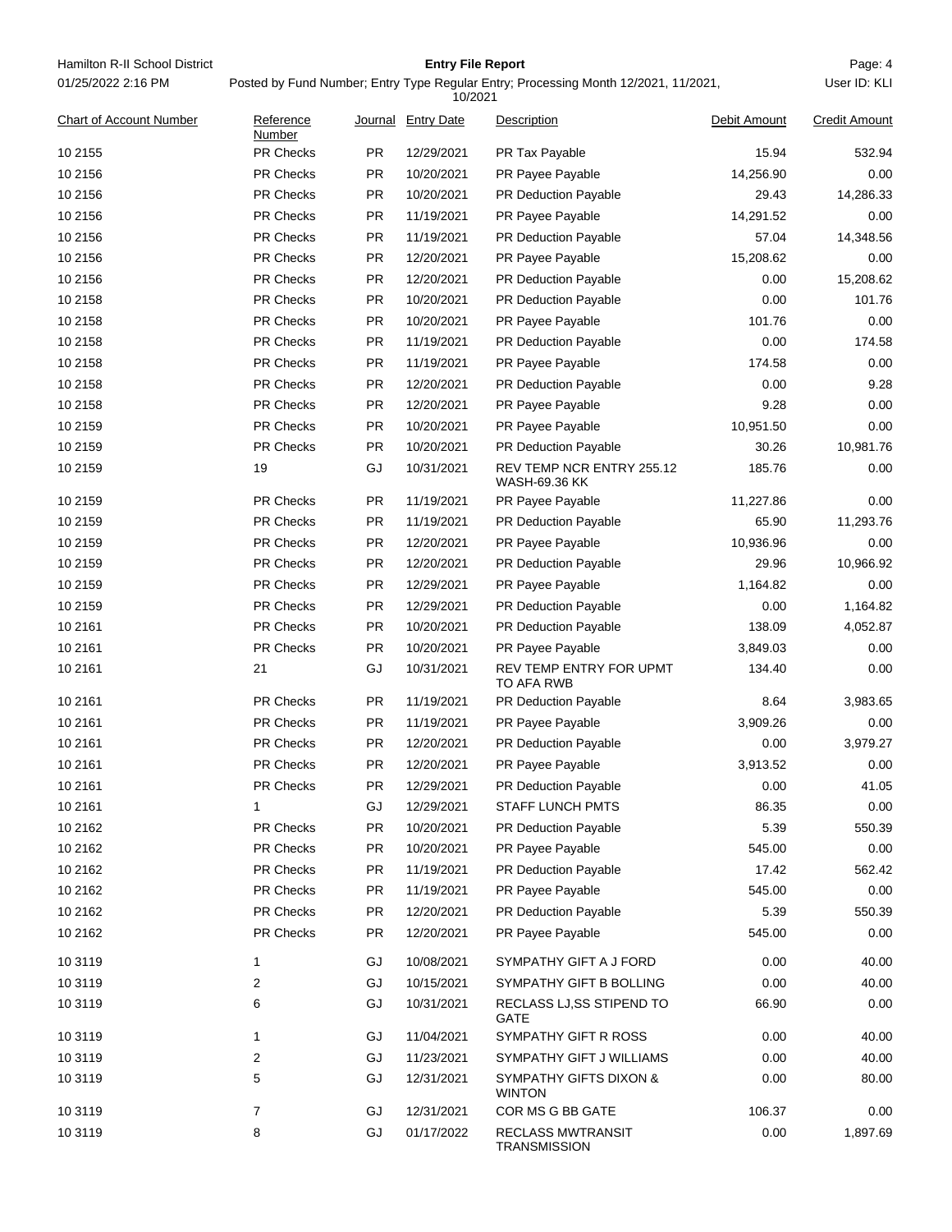| Chart of Account Number | Reference Number | Journal | Entry Date | Description | Debit Amount | Credit Amount |
|---|---|---|---|---|---|---|
| 10 2155 | PR Checks | PR | 12/29/2021 | PR Tax Payable | 15.94 | 532.94 |
| 10 2156 | PR Checks | PR | 10/20/2021 | PR Payee Payable | 14,256.90 | 0.00 |
| 10 2156 | PR Checks | PR | 10/20/2021 | PR Deduction Payable | 29.43 | 14,286.33 |
| 10 2156 | PR Checks | PR | 11/19/2021 | PR Payee Payable | 14,291.52 | 0.00 |
| 10 2156 | PR Checks | PR | 11/19/2021 | PR Deduction Payable | 57.04 | 14,348.56 |
| 10 2156 | PR Checks | PR | 12/20/2021 | PR Payee Payable | 15,208.62 | 0.00 |
| 10 2156 | PR Checks | PR | 12/20/2021 | PR Deduction Payable | 0.00 | 15,208.62 |
| 10 2158 | PR Checks | PR | 10/20/2021 | PR Deduction Payable | 0.00 | 101.76 |
| 10 2158 | PR Checks | PR | 10/20/2021 | PR Payee Payable | 101.76 | 0.00 |
| 10 2158 | PR Checks | PR | 11/19/2021 | PR Deduction Payable | 0.00 | 174.58 |
| 10 2158 | PR Checks | PR | 11/19/2021 | PR Payee Payable | 174.58 | 0.00 |
| 10 2158 | PR Checks | PR | 12/20/2021 | PR Deduction Payable | 0.00 | 9.28 |
| 10 2158 | PR Checks | PR | 12/20/2021 | PR Payee Payable | 9.28 | 0.00 |
| 10 2159 | PR Checks | PR | 10/20/2021 | PR Payee Payable | 10,951.50 | 0.00 |
| 10 2159 | PR Checks | PR | 10/20/2021 | PR Deduction Payable | 30.26 | 10,981.76 |
| 10 2159 | 19 | GJ | 10/31/2021 | REV TEMP NCR ENTRY 255.12 WASH-69.36 KK | 185.76 | 0.00 |
| 10 2159 | PR Checks | PR | 11/19/2021 | PR Payee Payable | 11,227.86 | 0.00 |
| 10 2159 | PR Checks | PR | 11/19/2021 | PR Deduction Payable | 65.90 | 11,293.76 |
| 10 2159 | PR Checks | PR | 12/20/2021 | PR Payee Payable | 10,936.96 | 0.00 |
| 10 2159 | PR Checks | PR | 12/20/2021 | PR Deduction Payable | 29.96 | 10,966.92 |
| 10 2159 | PR Checks | PR | 12/29/2021 | PR Payee Payable | 1,164.82 | 0.00 |
| 10 2159 | PR Checks | PR | 12/29/2021 | PR Deduction Payable | 0.00 | 1,164.82 |
| 10 2161 | PR Checks | PR | 10/20/2021 | PR Deduction Payable | 138.09 | 4,052.87 |
| 10 2161 | PR Checks | PR | 10/20/2021 | PR Payee Payable | 3,849.03 | 0.00 |
| 10 2161 | 21 | GJ | 10/31/2021 | REV TEMP ENTRY FOR UPMT TO AFA RWB | 134.40 | 0.00 |
| 10 2161 | PR Checks | PR | 11/19/2021 | PR Deduction Payable | 8.64 | 3,983.65 |
| 10 2161 | PR Checks | PR | 11/19/2021 | PR Payee Payable | 3,909.26 | 0.00 |
| 10 2161 | PR Checks | PR | 12/20/2021 | PR Deduction Payable | 0.00 | 3,979.27 |
| 10 2161 | PR Checks | PR | 12/20/2021 | PR Payee Payable | 3,913.52 | 0.00 |
| 10 2161 | PR Checks | PR | 12/29/2021 | PR Deduction Payable | 0.00 | 41.05 |
| 10 2161 | 1 | GJ | 12/29/2021 | STAFF LUNCH PMTS | 86.35 | 0.00 |
| 10 2162 | PR Checks | PR | 10/20/2021 | PR Deduction Payable | 5.39 | 550.39 |
| 10 2162 | PR Checks | PR | 10/20/2021 | PR Payee Payable | 545.00 | 0.00 |
| 10 2162 | PR Checks | PR | 11/19/2021 | PR Deduction Payable | 17.42 | 562.42 |
| 10 2162 | PR Checks | PR | 11/19/2021 | PR Payee Payable | 545.00 | 0.00 |
| 10 2162 | PR Checks | PR | 12/20/2021 | PR Deduction Payable | 5.39 | 550.39 |
| 10 2162 | PR Checks | PR | 12/20/2021 | PR Payee Payable | 545.00 | 0.00 |
| 10 3119 | 1 | GJ | 10/08/2021 | SYMPATHY GIFT A J FORD | 0.00 | 40.00 |
| 10 3119 | 2 | GJ | 10/15/2021 | SYMPATHY GIFT B BOLLING | 0.00 | 40.00 |
| 10 3119 | 6 | GJ | 10/31/2021 | RECLASS LJ,SS STIPEND TO GATE | 66.90 | 0.00 |
| 10 3119 | 1 | GJ | 11/04/2021 | SYMPATHY GIFT R ROSS | 0.00 | 40.00 |
| 10 3119 | 2 | GJ | 11/23/2021 | SYMPATHY GIFT J WILLIAMS | 0.00 | 40.00 |
| 10 3119 | 5 | GJ | 12/31/2021 | SYMPATHY GIFTS DIXON & WINTON | 0.00 | 80.00 |
| 10 3119 | 7 | GJ | 12/31/2021 | COR MS G BB GATE | 106.37 | 0.00 |
| 10 3119 | 8 | GJ | 01/17/2022 | RECLASS MWTRANSIT TRANSMISSION | 0.00 | 1,897.69 |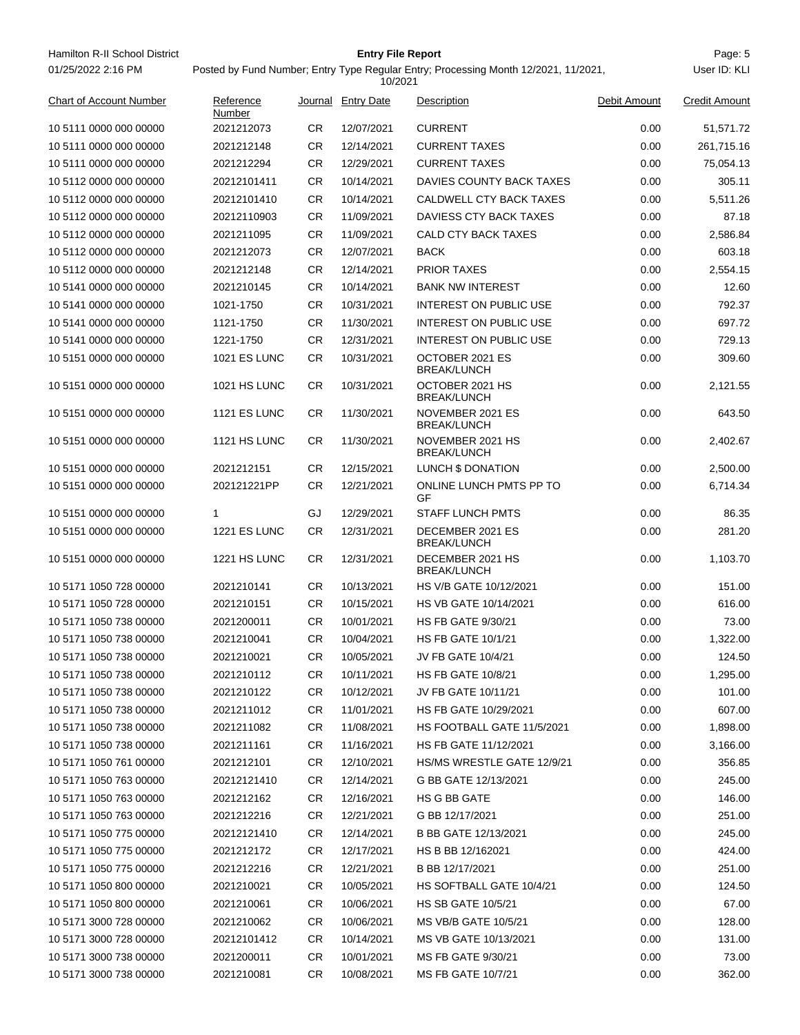Hamilton R-II School District | Entry File Report
01/25/2022 2:16 PM | Posted by Fund Number; Entry Type Regular Entry; Processing Month 12/2021, 11/2021, 10/2021 | User ID: KLI

| Chart of Account Number | Reference Number | Journal | Entry Date | Description | Debit Amount | Credit Amount |
|---|---|---|---|---|---|---|
| 10 5111 0000 000 00000 | 2021212073 | CR | 12/07/2021 | CURRENT | 0.00 | 51,571.72 |
| 10 5111 0000 000 00000 | 2021212148 | CR | 12/14/2021 | CURRENT TAXES | 0.00 | 261,715.16 |
| 10 5111 0000 000 00000 | 2021212294 | CR | 12/29/2021 | CURRENT TAXES | 0.00 | 75,054.13 |
| 10 5112 0000 000 00000 | 20212101411 | CR | 10/14/2021 | DAVIES COUNTY BACK TAXES | 0.00 | 305.11 |
| 10 5112 0000 000 00000 | 20212101410 | CR | 10/14/2021 | CALDWELL CTY BACK TAXES | 0.00 | 5,511.26 |
| 10 5112 0000 000 00000 | 20212110903 | CR | 11/09/2021 | DAVIESS CTY BACK TAXES | 0.00 | 87.18 |
| 10 5112 0000 000 00000 | 2021211095 | CR | 11/09/2021 | CALD CTY BACK TAXES | 0.00 | 2,586.84 |
| 10 5112 0000 000 00000 | 2021212073 | CR | 12/07/2021 | BACK | 0.00 | 603.18 |
| 10 5112 0000 000 00000 | 2021212148 | CR | 12/14/2021 | PRIOR TAXES | 0.00 | 2,554.15 |
| 10 5141 0000 000 00000 | 2021210145 | CR | 10/14/2021 | BANK NW INTEREST | 0.00 | 12.60 |
| 10 5141 0000 000 00000 | 1021-1750 | CR | 10/31/2021 | INTEREST ON PUBLIC USE | 0.00 | 792.37 |
| 10 5141 0000 000 00000 | 1121-1750 | CR | 11/30/2021 | INTEREST ON PUBLIC USE | 0.00 | 697.72 |
| 10 5141 0000 000 00000 | 1221-1750 | CR | 12/31/2021 | INTEREST ON PUBLIC USE | 0.00 | 729.13 |
| 10 5151 0000 000 00000 | 1021 ES LUNC | CR | 10/31/2021 | OCTOBER 2021 ES BREAK/LUNCH | 0.00 | 309.60 |
| 10 5151 0000 000 00000 | 1021 HS LUNC | CR | 10/31/2021 | OCTOBER 2021 HS BREAK/LUNCH | 0.00 | 2,121.55 |
| 10 5151 0000 000 00000 | 1121 ES LUNC | CR | 11/30/2021 | NOVEMBER 2021 ES BREAK/LUNCH | 0.00 | 643.50 |
| 10 5151 0000 000 00000 | 1121 HS LUNC | CR | 11/30/2021 | NOVEMBER 2021 HS BREAK/LUNCH | 0.00 | 2,402.67 |
| 10 5151 0000 000 00000 | 2021212151 | CR | 12/15/2021 | LUNCH $ DONATION | 0.00 | 2,500.00 |
| 10 5151 0000 000 00000 | 202121221PP | CR | 12/21/2021 | ONLINE LUNCH PMTS PP TO GF | 0.00 | 6,714.34 |
| 10 5151 0000 000 00000 | 1 | GJ | 12/29/2021 | STAFF LUNCH PMTS | 0.00 | 86.35 |
| 10 5151 0000 000 00000 | 1221 ES LUNC | CR | 12/31/2021 | DECEMBER 2021 ES BREAK/LUNCH | 0.00 | 281.20 |
| 10 5151 0000 000 00000 | 1221 HS LUNC | CR | 12/31/2021 | DECEMBER 2021 HS BREAK/LUNCH | 0.00 | 1,103.70 |
| 10 5171 1050 728 00000 | 2021210141 | CR | 10/13/2021 | HS V/B GATE 10/12/2021 | 0.00 | 151.00 |
| 10 5171 1050 728 00000 | 2021210151 | CR | 10/15/2021 | HS VB GATE 10/14/2021 | 0.00 | 616.00 |
| 10 5171 1050 738 00000 | 2021200011 | CR | 10/01/2021 | HS FB GATE 9/30/21 | 0.00 | 73.00 |
| 10 5171 1050 738 00000 | 2021210041 | CR | 10/04/2021 | HS FB GATE 10/1/21 | 0.00 | 1,322.00 |
| 10 5171 1050 738 00000 | 2021210021 | CR | 10/05/2021 | JV FB GATE 10/4/21 | 0.00 | 124.50 |
| 10 5171 1050 738 00000 | 2021210112 | CR | 10/11/2021 | HS FB GATE 10/8/21 | 0.00 | 1,295.00 |
| 10 5171 1050 738 00000 | 2021210122 | CR | 10/12/2021 | JV FB GATE 10/11/21 | 0.00 | 101.00 |
| 10 5171 1050 738 00000 | 2021211012 | CR | 11/01/2021 | HS FB GATE 10/29/2021 | 0.00 | 607.00 |
| 10 5171 1050 738 00000 | 2021211082 | CR | 11/08/2021 | HS FOOTBALL GATE 11/5/2021 | 0.00 | 1,898.00 |
| 10 5171 1050 738 00000 | 2021211161 | CR | 11/16/2021 | HS FB GATE 11/12/2021 | 0.00 | 3,166.00 |
| 10 5171 1050 761 00000 | 2021212101 | CR | 12/10/2021 | HS/MS WRESTLE GATE 12/9/21 | 0.00 | 356.85 |
| 10 5171 1050 763 00000 | 20212121410 | CR | 12/14/2021 | G BB GATE 12/13/2021 | 0.00 | 245.00 |
| 10 5171 1050 763 00000 | 2021212162 | CR | 12/16/2021 | HS G BB GATE | 0.00 | 146.00 |
| 10 5171 1050 763 00000 | 2021212216 | CR | 12/21/2021 | G BB 12/17/2021 | 0.00 | 251.00 |
| 10 5171 1050 775 00000 | 20212121410 | CR | 12/14/2021 | B BB GATE 12/13/2021 | 0.00 | 245.00 |
| 10 5171 1050 775 00000 | 2021212172 | CR | 12/17/2021 | HS B BB 12/162021 | 0.00 | 424.00 |
| 10 5171 1050 775 00000 | 2021212216 | CR | 12/21/2021 | B BB 12/17/2021 | 0.00 | 251.00 |
| 10 5171 1050 800 00000 | 2021210021 | CR | 10/05/2021 | HS SOFTBALL GATE 10/4/21 | 0.00 | 124.50 |
| 10 5171 1050 800 00000 | 2021210061 | CR | 10/06/2021 | HS SB GATE 10/5/21 | 0.00 | 67.00 |
| 10 5171 3000 728 00000 | 2021210062 | CR | 10/06/2021 | MS VB/B GATE 10/5/21 | 0.00 | 128.00 |
| 10 5171 3000 728 00000 | 20212101412 | CR | 10/14/2021 | MS VB GATE 10/13/2021 | 0.00 | 131.00 |
| 10 5171 3000 738 00000 | 2021200011 | CR | 10/01/2021 | MS FB GATE 9/30/21 | 0.00 | 73.00 |
| 10 5171 3000 738 00000 | 2021210081 | CR | 10/08/2021 | MS FB GATE 10/7/21 | 0.00 | 362.00 |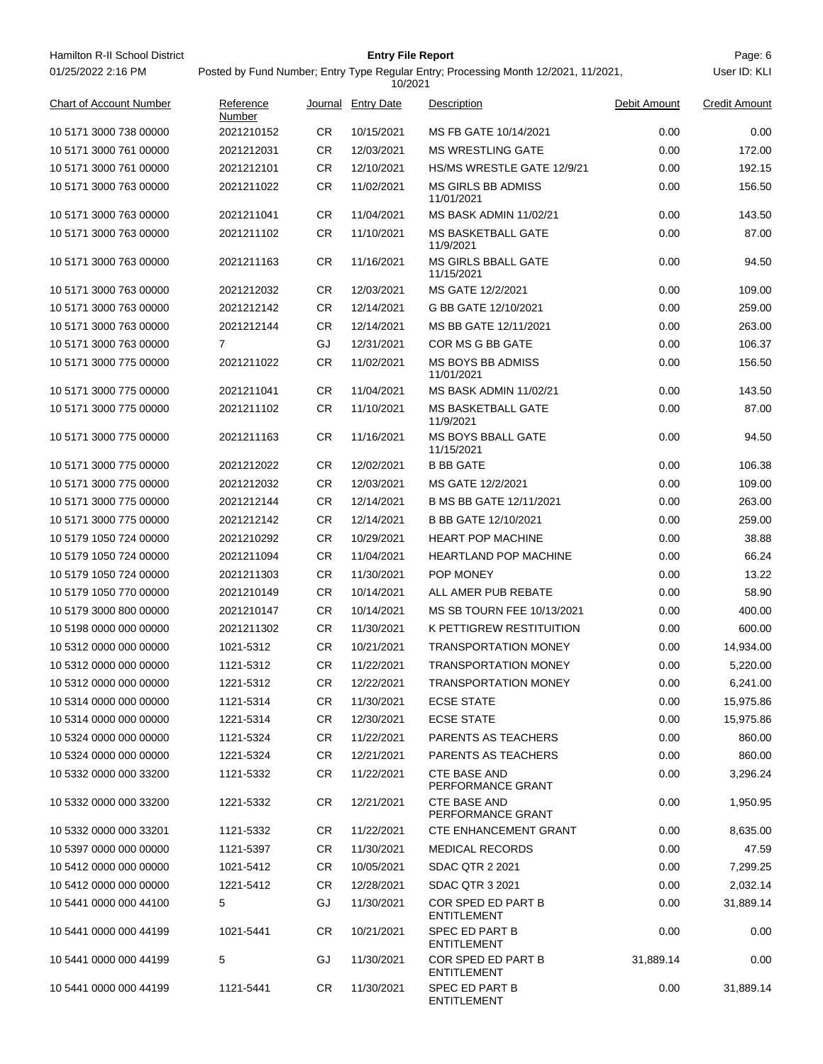Hamilton R-II School District

**Entry File Report**

01/25/2022 2:16 PM

Posted by Fund Number; Entry Type Regular Entry; Processing Month 12/2021, 11/2021, 10/2021

User ID: KLI

| Chart of Account Number | Reference Number | Journal | Entry Date | Description | Debit Amount | Credit Amount |
|---|---|---|---|---|---|---|
| 10 5171 3000 738 00000 | 2021210152 | CR | 10/15/2021 | MS FB GATE 10/14/2021 | 0.00 | 0.00 |
| 10 5171 3000 761 00000 | 2021212031 | CR | 12/03/2021 | MS WRESTLING GATE | 0.00 | 172.00 |
| 10 5171 3000 761 00000 | 2021212101 | CR | 12/10/2021 | HS/MS WRESTLE GATE 12/9/21 | 0.00 | 192.15 |
| 10 5171 3000 763 00000 | 2021211022 | CR | 11/02/2021 | MS GIRLS BB ADMISS 11/01/2021 | 0.00 | 156.50 |
| 10 5171 3000 763 00000 | 2021211041 | CR | 11/04/2021 | MS BASK ADMIN 11/02/21 | 0.00 | 143.50 |
| 10 5171 3000 763 00000 | 2021211102 | CR | 11/10/2021 | MS BASKETBALL GATE 11/9/2021 | 0.00 | 87.00 |
| 10 5171 3000 763 00000 | 2021211163 | CR | 11/16/2021 | MS GIRLS BBALL GATE 11/15/2021 | 0.00 | 94.50 |
| 10 5171 3000 763 00000 | 2021212032 | CR | 12/03/2021 | MS GATE 12/2/2021 | 0.00 | 109.00 |
| 10 5171 3000 763 00000 | 2021212142 | CR | 12/14/2021 | G BB GATE 12/10/2021 | 0.00 | 259.00 |
| 10 5171 3000 763 00000 | 2021212144 | CR | 12/14/2021 | MS BB GATE 12/11/2021 | 0.00 | 263.00 |
| 10 5171 3000 763 00000 | 7 | GJ | 12/31/2021 | COR MS G BB GATE | 0.00 | 106.37 |
| 10 5171 3000 775 00000 | 2021211022 | CR | 11/02/2021 | MS BOYS BB ADMISS 11/01/2021 | 0.00 | 156.50 |
| 10 5171 3000 775 00000 | 2021211041 | CR | 11/04/2021 | MS BASK ADMIN 11/02/21 | 0.00 | 143.50 |
| 10 5171 3000 775 00000 | 2021211102 | CR | 11/10/2021 | MS BASKETBALL GATE 11/9/2021 | 0.00 | 87.00 |
| 10 5171 3000 775 00000 | 2021211163 | CR | 11/16/2021 | MS BOYS BBALL GATE 11/15/2021 | 0.00 | 94.50 |
| 10 5171 3000 775 00000 | 2021212022 | CR | 12/02/2021 | B BB GATE | 0.00 | 106.38 |
| 10 5171 3000 775 00000 | 2021212032 | CR | 12/03/2021 | MS GATE 12/2/2021 | 0.00 | 109.00 |
| 10 5171 3000 775 00000 | 2021212144 | CR | 12/14/2021 | B MS BB GATE 12/11/2021 | 0.00 | 263.00 |
| 10 5171 3000 775 00000 | 2021212142 | CR | 12/14/2021 | B BB GATE 12/10/2021 | 0.00 | 259.00 |
| 10 5179 1050 724 00000 | 2021210292 | CR | 10/29/2021 | HEART POP MACHINE | 0.00 | 38.88 |
| 10 5179 1050 724 00000 | 2021211094 | CR | 11/04/2021 | HEARTLAND POP MACHINE | 0.00 | 66.24 |
| 10 5179 1050 724 00000 | 2021211303 | CR | 11/30/2021 | POP MONEY | 0.00 | 13.22 |
| 10 5179 1050 770 00000 | 2021210149 | CR | 10/14/2021 | ALL AMER PUB REBATE | 0.00 | 58.90 |
| 10 5179 3000 800 00000 | 2021210147 | CR | 10/14/2021 | MS SB TOURN FEE 10/13/2021 | 0.00 | 400.00 |
| 10 5198 0000 000 00000 | 2021211302 | CR | 11/30/2021 | K PETTIGREW RESTITUITION | 0.00 | 600.00 |
| 10 5312 0000 000 00000 | 1021-5312 | CR | 10/21/2021 | TRANSPORTATION MONEY | 0.00 | 14,934.00 |
| 10 5312 0000 000 00000 | 1121-5312 | CR | 11/22/2021 | TRANSPORTATION MONEY | 0.00 | 5,220.00 |
| 10 5312 0000 000 00000 | 1221-5312 | CR | 12/22/2021 | TRANSPORTATION MONEY | 0.00 | 6,241.00 |
| 10 5314 0000 000 00000 | 1121-5314 | CR | 11/30/2021 | ECSE STATE | 0.00 | 15,975.86 |
| 10 5314 0000 000 00000 | 1221-5314 | CR | 12/30/2021 | ECSE STATE | 0.00 | 15,975.86 |
| 10 5324 0000 000 00000 | 1121-5324 | CR | 11/22/2021 | PARENTS AS TEACHERS | 0.00 | 860.00 |
| 10 5324 0000 000 00000 | 1221-5324 | CR | 12/21/2021 | PARENTS AS TEACHERS | 0.00 | 860.00 |
| 10 5332 0000 000 33200 | 1121-5332 | CR | 11/22/2021 | CTE BASE AND PERFORMANCE GRANT | 0.00 | 3,296.24 |
| 10 5332 0000 000 33200 | 1221-5332 | CR | 12/21/2021 | CTE BASE AND PERFORMANCE GRANT | 0.00 | 1,950.95 |
| 10 5332 0000 000 33201 | 1121-5332 | CR | 11/22/2021 | CTE ENHANCEMENT GRANT | 0.00 | 8,635.00 |
| 10 5397 0000 000 00000 | 1121-5397 | CR | 11/30/2021 | MEDICAL RECORDS | 0.00 | 47.59 |
| 10 5412 0000 000 00000 | 1021-5412 | CR | 10/05/2021 | SDAC QTR 2 2021 | 0.00 | 7,299.25 |
| 10 5412 0000 000 00000 | 1221-5412 | CR | 12/28/2021 | SDAC QTR 3 2021 | 0.00 | 2,032.14 |
| 10 5441 0000 000 44100 | 5 | GJ | 11/30/2021 | COR SPED ED PART B ENTITLEMENT | 0.00 | 31,889.14 |
| 10 5441 0000 000 44199 | 1021-5441 | CR | 10/21/2021 | SPEC ED PART B ENTITLEMENT | 0.00 | 0.00 |
| 10 5441 0000 000 44199 | 5 | GJ | 11/30/2021 | COR SPED ED PART B ENTITLEMENT | 31,889.14 | 0.00 |
| 10 5441 0000 000 44199 | 1121-5441 | CR | 11/30/2021 | SPEC ED PART B ENTITLEMENT | 0.00 | 31,889.14 |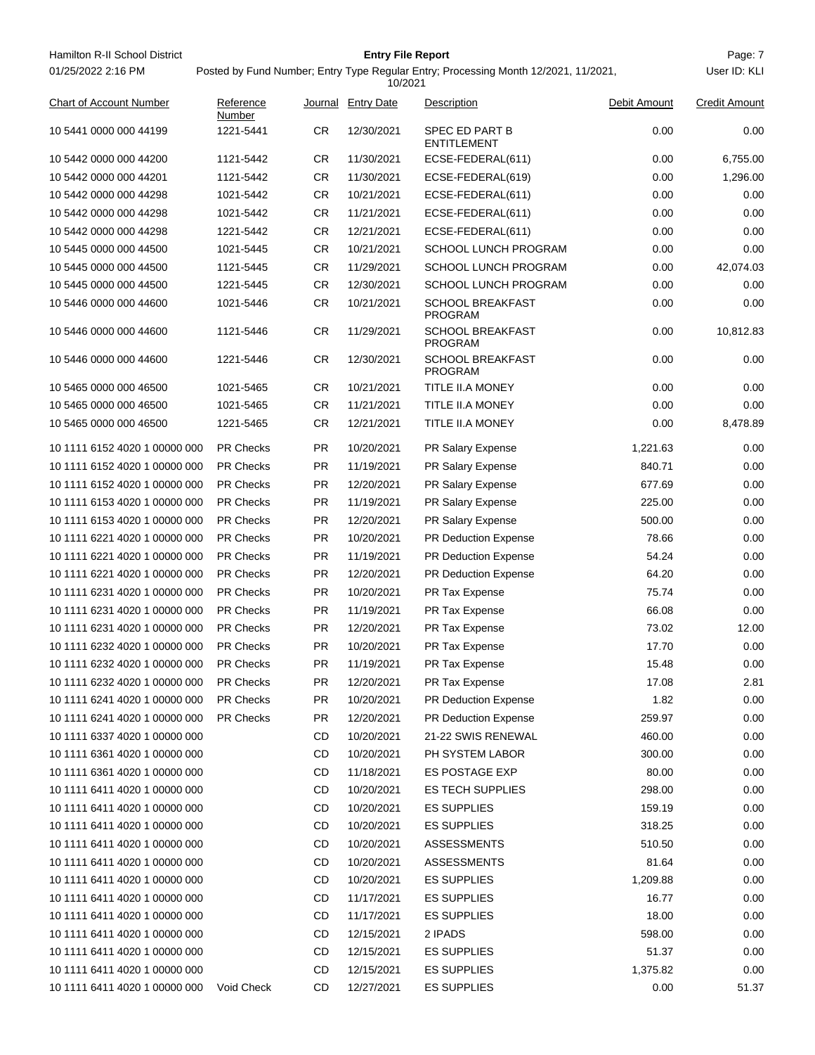Hamilton R-II School District

**Entry File Report**

01/25/2022 2:16 PM

Posted by Fund Number; Entry Type Regular Entry; Processing Month 12/2021, 11/2021, 10/2021

User ID: KLI

| Chart of Account Number | Reference Number | Journal | Entry Date | Description | Debit Amount | Credit Amount |
|---|---|---|---|---|---|---|
| 10 5441 0000 000 44199 | 1221-5441 | CR | 12/30/2021 | SPEC ED PART B ENTITLEMENT | 0.00 | 0.00 |
| 10 5442 0000 000 44200 | 1121-5442 | CR | 11/30/2021 | ECSE-FEDERAL(611) | 0.00 | 6,755.00 |
| 10 5442 0000 000 44201 | 1121-5442 | CR | 11/30/2021 | ECSE-FEDERAL(619) | 0.00 | 1,296.00 |
| 10 5442 0000 000 44298 | 1021-5442 | CR | 10/21/2021 | ECSE-FEDERAL(611) | 0.00 | 0.00 |
| 10 5442 0000 000 44298 | 1021-5442 | CR | 11/21/2021 | ECSE-FEDERAL(611) | 0.00 | 0.00 |
| 10 5442 0000 000 44298 | 1221-5442 | CR | 12/21/2021 | ECSE-FEDERAL(611) | 0.00 | 0.00 |
| 10 5445 0000 000 44500 | 1021-5445 | CR | 10/21/2021 | SCHOOL LUNCH PROGRAM | 0.00 | 0.00 |
| 10 5445 0000 000 44500 | 1121-5445 | CR | 11/29/2021 | SCHOOL LUNCH PROGRAM | 0.00 | 42,074.03 |
| 10 5445 0000 000 44500 | 1221-5445 | CR | 12/30/2021 | SCHOOL LUNCH PROGRAM | 0.00 | 0.00 |
| 10 5446 0000 000 44600 | 1021-5446 | CR | 10/21/2021 | SCHOOL BREAKFAST PROGRAM | 0.00 | 0.00 |
| 10 5446 0000 000 44600 | 1121-5446 | CR | 11/29/2021 | SCHOOL BREAKFAST PROGRAM | 0.00 | 10,812.83 |
| 10 5446 0000 000 44600 | 1221-5446 | CR | 12/30/2021 | SCHOOL BREAKFAST PROGRAM | 0.00 | 0.00 |
| 10 5465 0000 000 46500 | 1021-5465 | CR | 10/21/2021 | TITLE II.A MONEY | 0.00 | 0.00 |
| 10 5465 0000 000 46500 | 1021-5465 | CR | 11/21/2021 | TITLE II.A MONEY | 0.00 | 0.00 |
| 10 5465 0000 000 46500 | 1221-5465 | CR | 12/21/2021 | TITLE II.A MONEY | 0.00 | 8,478.89 |
| 10 1111 6152 4020 1 00000 000 | PR Checks | PR | 10/20/2021 | PR Salary Expense | 1,221.63 | 0.00 |
| 10 1111 6152 4020 1 00000 000 | PR Checks | PR | 11/19/2021 | PR Salary Expense | 840.71 | 0.00 |
| 10 1111 6152 4020 1 00000 000 | PR Checks | PR | 12/20/2021 | PR Salary Expense | 677.69 | 0.00 |
| 10 1111 6153 4020 1 00000 000 | PR Checks | PR | 11/19/2021 | PR Salary Expense | 225.00 | 0.00 |
| 10 1111 6153 4020 1 00000 000 | PR Checks | PR | 12/20/2021 | PR Salary Expense | 500.00 | 0.00 |
| 10 1111 6221 4020 1 00000 000 | PR Checks | PR | 10/20/2021 | PR Deduction Expense | 78.66 | 0.00 |
| 10 1111 6221 4020 1 00000 000 | PR Checks | PR | 11/19/2021 | PR Deduction Expense | 54.24 | 0.00 |
| 10 1111 6221 4020 1 00000 000 | PR Checks | PR | 12/20/2021 | PR Deduction Expense | 64.20 | 0.00 |
| 10 1111 6231 4020 1 00000 000 | PR Checks | PR | 10/20/2021 | PR Tax Expense | 75.74 | 0.00 |
| 10 1111 6231 4020 1 00000 000 | PR Checks | PR | 11/19/2021 | PR Tax Expense | 66.08 | 0.00 |
| 10 1111 6231 4020 1 00000 000 | PR Checks | PR | 12/20/2021 | PR Tax Expense | 73.02 | 12.00 |
| 10 1111 6232 4020 1 00000 000 | PR Checks | PR | 10/20/2021 | PR Tax Expense | 17.70 | 0.00 |
| 10 1111 6232 4020 1 00000 000 | PR Checks | PR | 11/19/2021 | PR Tax Expense | 15.48 | 0.00 |
| 10 1111 6232 4020 1 00000 000 | PR Checks | PR | 12/20/2021 | PR Tax Expense | 17.08 | 2.81 |
| 10 1111 6241 4020 1 00000 000 | PR Checks | PR | 10/20/2021 | PR Deduction Expense | 1.82 | 0.00 |
| 10 1111 6241 4020 1 00000 000 | PR Checks | PR | 12/20/2021 | PR Deduction Expense | 259.97 | 0.00 |
| 10 1111 6337 4020 1 00000 000 | | CD | 10/20/2021 | 21-22 SWIS RENEWAL | 460.00 | 0.00 |
| 10 1111 6361 4020 1 00000 000 | | CD | 10/20/2021 | PH SYSTEM LABOR | 300.00 | 0.00 |
| 10 1111 6361 4020 1 00000 000 | | CD | 11/18/2021 | ES POSTAGE EXP | 80.00 | 0.00 |
| 10 1111 6411 4020 1 00000 000 | | CD | 10/20/2021 | ES TECH SUPPLIES | 298.00 | 0.00 |
| 10 1111 6411 4020 1 00000 000 | | CD | 10/20/2021 | ES SUPPLIES | 159.19 | 0.00 |
| 10 1111 6411 4020 1 00000 000 | | CD | 10/20/2021 | ES SUPPLIES | 318.25 | 0.00 |
| 10 1111 6411 4020 1 00000 000 | | CD | 10/20/2021 | ASSESSMENTS | 510.50 | 0.00 |
| 10 1111 6411 4020 1 00000 000 | | CD | 10/20/2021 | ASSESSMENTS | 81.64 | 0.00 |
| 10 1111 6411 4020 1 00000 000 | | CD | 10/20/2021 | ES SUPPLIES | 1,209.88 | 0.00 |
| 10 1111 6411 4020 1 00000 000 | | CD | 11/17/2021 | ES SUPPLIES | 16.77 | 0.00 |
| 10 1111 6411 4020 1 00000 000 | | CD | 11/17/2021 | ES SUPPLIES | 18.00 | 0.00 |
| 10 1111 6411 4020 1 00000 000 | | CD | 12/15/2021 | 2 IPADS | 598.00 | 0.00 |
| 10 1111 6411 4020 1 00000 000 | | CD | 12/15/2021 | ES SUPPLIES | 51.37 | 0.00 |
| 10 1111 6411 4020 1 00000 000 | | CD | 12/15/2021 | ES SUPPLIES | 1,375.82 | 0.00 |
| 10 1111 6411 4020 1 00000 000 | Void Check | CD | 12/27/2021 | ES SUPPLIES | 0.00 | 51.37 |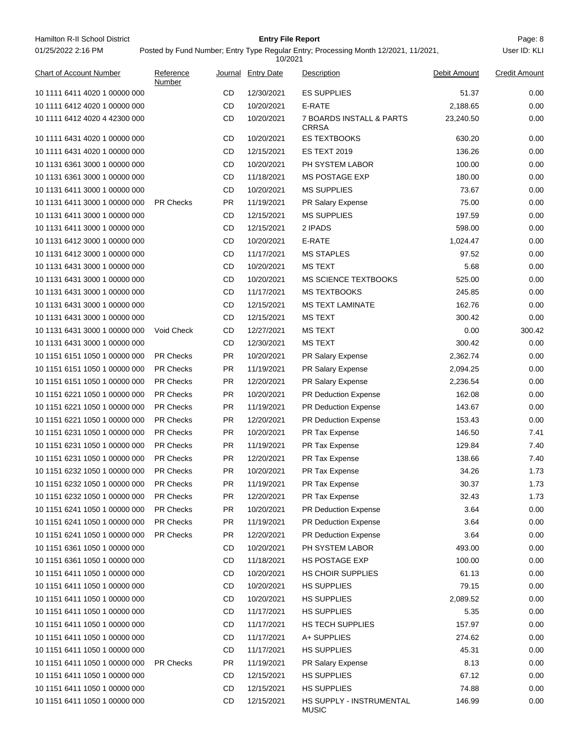Hamilton R-II School District

01/25/2022 2:16 PM

**Entry File Report**

Posted by Fund Number; Entry Type Regular Entry; Processing Month 12/2021, 11/2021, 10/2021

User ID: KLI

| Chart of Account Number | Reference Number | Journal | Entry Date | Description | Debit Amount | Credit Amount |
|---|---|---|---|---|---|---|
| 10 1111 6411 4020 1 00000 000 | | CD | 12/30/2021 | ES SUPPLIES | 51.37 | 0.00 |
| 10 1111 6412 4020 1 00000 000 | | CD | 10/20/2021 | E-RATE | 2,188.65 | 0.00 |
| 10 1111 6412 4020 4 42300 000 | | CD | 10/20/2021 | 7 BOARDS INSTALL & PARTS CRRSA | 23,240.50 | 0.00 |
| 10 1111 6431 4020 1 00000 000 | | CD | 10/20/2021 | ES TEXTBOOKS | 630.20 | 0.00 |
| 10 1111 6431 4020 1 00000 000 | | CD | 12/15/2021 | ES TEXT 2019 | 136.26 | 0.00 |
| 10 1131 6361 3000 1 00000 000 | | CD | 10/20/2021 | PH SYSTEM LABOR | 100.00 | 0.00 |
| 10 1131 6361 3000 1 00000 000 | | CD | 11/18/2021 | MS POSTAGE EXP | 180.00 | 0.00 |
| 10 1131 6411 3000 1 00000 000 | | CD | 10/20/2021 | MS SUPPLIES | 73.67 | 0.00 |
| 10 1131 6411 3000 1 00000 000 | PR Checks | PR | 11/19/2021 | PR Salary Expense | 75.00 | 0.00 |
| 10 1131 6411 3000 1 00000 000 | | CD | 12/15/2021 | MS SUPPLIES | 197.59 | 0.00 |
| 10 1131 6411 3000 1 00000 000 | | CD | 12/15/2021 | 2 IPADS | 598.00 | 0.00 |
| 10 1131 6412 3000 1 00000 000 | | CD | 10/20/2021 | E-RATE | 1,024.47 | 0.00 |
| 10 1131 6412 3000 1 00000 000 | | CD | 11/17/2021 | MS STAPLES | 97.52 | 0.00 |
| 10 1131 6431 3000 1 00000 000 | | CD | 10/20/2021 | MS TEXT | 5.68 | 0.00 |
| 10 1131 6431 3000 1 00000 000 | | CD | 10/20/2021 | MS SCIENCE TEXTBOOKS | 525.00 | 0.00 |
| 10 1131 6431 3000 1 00000 000 | | CD | 11/17/2021 | MS TEXTBOOKS | 245.85 | 0.00 |
| 10 1131 6431 3000 1 00000 000 | | CD | 12/15/2021 | MS TEXT LAMINATE | 162.76 | 0.00 |
| 10 1131 6431 3000 1 00000 000 | | CD | 12/15/2021 | MS TEXT | 300.42 | 0.00 |
| 10 1131 6431 3000 1 00000 000 | Void Check | CD | 12/27/2021 | MS TEXT | 0.00 | 300.42 |
| 10 1131 6431 3000 1 00000 000 | | CD | 12/30/2021 | MS TEXT | 300.42 | 0.00 |
| 10 1151 6151 1050 1 00000 000 | PR Checks | PR | 10/20/2021 | PR Salary Expense | 2,362.74 | 0.00 |
| 10 1151 6151 1050 1 00000 000 | PR Checks | PR | 11/19/2021 | PR Salary Expense | 2,094.25 | 0.00 |
| 10 1151 6151 1050 1 00000 000 | PR Checks | PR | 12/20/2021 | PR Salary Expense | 2,236.54 | 0.00 |
| 10 1151 6221 1050 1 00000 000 | PR Checks | PR | 10/20/2021 | PR Deduction Expense | 162.08 | 0.00 |
| 10 1151 6221 1050 1 00000 000 | PR Checks | PR | 11/19/2021 | PR Deduction Expense | 143.67 | 0.00 |
| 10 1151 6221 1050 1 00000 000 | PR Checks | PR | 12/20/2021 | PR Deduction Expense | 153.43 | 0.00 |
| 10 1151 6231 1050 1 00000 000 | PR Checks | PR | 10/20/2021 | PR Tax Expense | 146.50 | 7.41 |
| 10 1151 6231 1050 1 00000 000 | PR Checks | PR | 11/19/2021 | PR Tax Expense | 129.84 | 7.40 |
| 10 1151 6231 1050 1 00000 000 | PR Checks | PR | 12/20/2021 | PR Tax Expense | 138.66 | 7.40 |
| 10 1151 6232 1050 1 00000 000 | PR Checks | PR | 10/20/2021 | PR Tax Expense | 34.26 | 1.73 |
| 10 1151 6232 1050 1 00000 000 | PR Checks | PR | 11/19/2021 | PR Tax Expense | 30.37 | 1.73 |
| 10 1151 6232 1050 1 00000 000 | PR Checks | PR | 12/20/2021 | PR Tax Expense | 32.43 | 1.73 |
| 10 1151 6241 1050 1 00000 000 | PR Checks | PR | 10/20/2021 | PR Deduction Expense | 3.64 | 0.00 |
| 10 1151 6241 1050 1 00000 000 | PR Checks | PR | 11/19/2021 | PR Deduction Expense | 3.64 | 0.00 |
| 10 1151 6241 1050 1 00000 000 | PR Checks | PR | 12/20/2021 | PR Deduction Expense | 3.64 | 0.00 |
| 10 1151 6361 1050 1 00000 000 | | CD | 10/20/2021 | PH SYSTEM LABOR | 493.00 | 0.00 |
| 10 1151 6361 1050 1 00000 000 | | CD | 11/18/2021 | HS POSTAGE EXP | 100.00 | 0.00 |
| 10 1151 6411 1050 1 00000 000 | | CD | 10/20/2021 | HS CHOIR SUPPLIES | 61.13 | 0.00 |
| 10 1151 6411 1050 1 00000 000 | | CD | 10/20/2021 | HS SUPPLIES | 79.15 | 0.00 |
| 10 1151 6411 1050 1 00000 000 | | CD | 10/20/2021 | HS SUPPLIES | 2,089.52 | 0.00 |
| 10 1151 6411 1050 1 00000 000 | | CD | 11/17/2021 | HS SUPPLIES | 5.35 | 0.00 |
| 10 1151 6411 1050 1 00000 000 | | CD | 11/17/2021 | HS TECH SUPPLIES | 157.97 | 0.00 |
| 10 1151 6411 1050 1 00000 000 | | CD | 11/17/2021 | A+ SUPPLIES | 274.62 | 0.00 |
| 10 1151 6411 1050 1 00000 000 | | CD | 11/17/2021 | HS SUPPLIES | 45.31 | 0.00 |
| 10 1151 6411 1050 1 00000 000 | PR Checks | PR | 11/19/2021 | PR Salary Expense | 8.13 | 0.00 |
| 10 1151 6411 1050 1 00000 000 | | CD | 12/15/2021 | HS SUPPLIES | 67.12 | 0.00 |
| 10 1151 6411 1050 1 00000 000 | | CD | 12/15/2021 | HS SUPPLIES | 74.88 | 0.00 |
| 10 1151 6411 1050 1 00000 000 | | CD | 12/15/2021 | HS SUPPLY - INSTRUMENTAL MUSIC | 146.99 | 0.00 |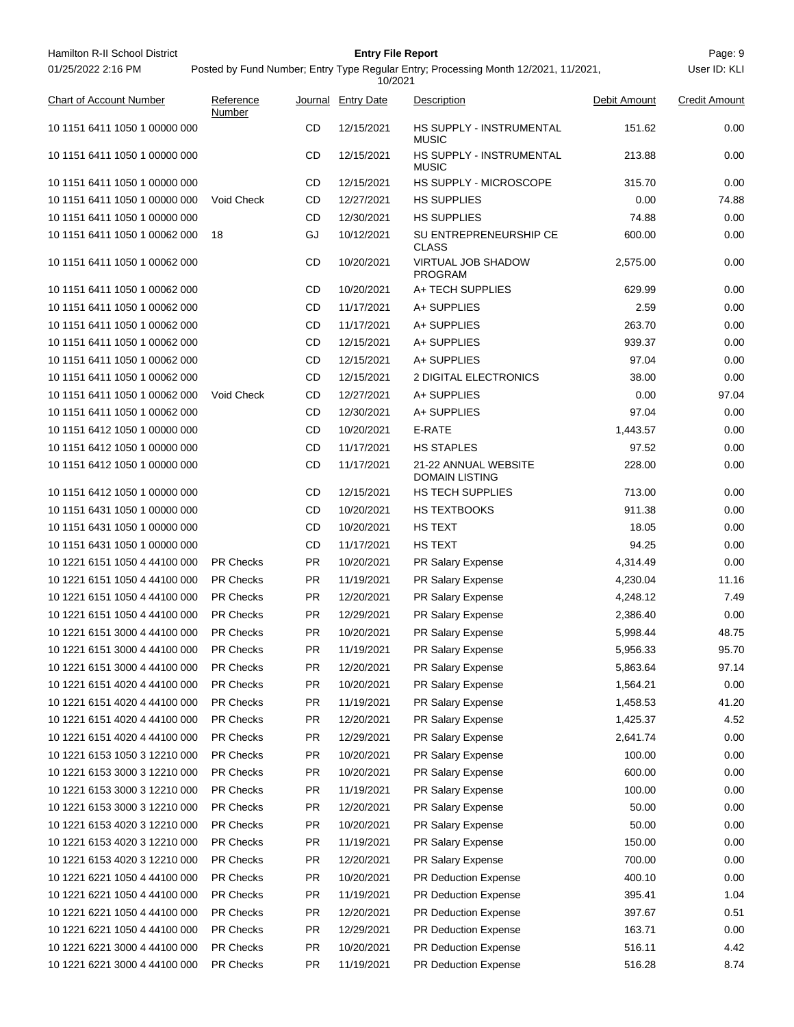Hamilton R-II School District

01/25/2022 2:16 PM

**Entry File Report**

Posted by Fund Number; Entry Type Regular Entry; Processing Month 12/2021, 11/2021, 10/2021

User ID: KLI

| Chart of Account Number | Reference Number | Journal | Entry Date | Description | Debit Amount | Credit Amount |
|---|---|---|---|---|---|---|
| 10 1151 6411 1050 1 00000 000 | | CD | 12/15/2021 | HS SUPPLY - INSTRUMENTAL MUSIC | 151.62 | 0.00 |
| 10 1151 6411 1050 1 00000 000 | | CD | 12/15/2021 | HS SUPPLY - INSTRUMENTAL MUSIC | 213.88 | 0.00 |
| 10 1151 6411 1050 1 00000 000 | | CD | 12/15/2021 | HS SUPPLY - MICROSCOPE | 315.70 | 0.00 |
| 10 1151 6411 1050 1 00000 000 | Void Check | CD | 12/27/2021 | HS SUPPLIES | 0.00 | 74.88 |
| 10 1151 6411 1050 1 00000 000 | | CD | 12/30/2021 | HS SUPPLIES | 74.88 | 0.00 |
| 10 1151 6411 1050 1 00062 000 | 18 | GJ | 10/12/2021 | SU ENTREPRENEURSHIP CE CLASS | 600.00 | 0.00 |
| 10 1151 6411 1050 1 00062 000 | | CD | 10/20/2021 | VIRTUAL JOB SHADOW PROGRAM | 2,575.00 | 0.00 |
| 10 1151 6411 1050 1 00062 000 | | CD | 10/20/2021 | A+ TECH SUPPLIES | 629.99 | 0.00 |
| 10 1151 6411 1050 1 00062 000 | | CD | 11/17/2021 | A+ SUPPLIES | 2.59 | 0.00 |
| 10 1151 6411 1050 1 00062 000 | | CD | 11/17/2021 | A+ SUPPLIES | 263.70 | 0.00 |
| 10 1151 6411 1050 1 00062 000 | | CD | 12/15/2021 | A+ SUPPLIES | 939.37 | 0.00 |
| 10 1151 6411 1050 1 00062 000 | | CD | 12/15/2021 | A+ SUPPLIES | 97.04 | 0.00 |
| 10 1151 6411 1050 1 00062 000 | | CD | 12/15/2021 | 2 DIGITAL ELECTRONICS | 38.00 | 0.00 |
| 10 1151 6411 1050 1 00062 000 | Void Check | CD | 12/27/2021 | A+ SUPPLIES | 0.00 | 97.04 |
| 10 1151 6411 1050 1 00062 000 | | CD | 12/30/2021 | A+ SUPPLIES | 97.04 | 0.00 |
| 10 1151 6412 1050 1 00000 000 | | CD | 10/20/2021 | E-RATE | 1,443.57 | 0.00 |
| 10 1151 6412 1050 1 00000 000 | | CD | 11/17/2021 | HS STAPLES | 97.52 | 0.00 |
| 10 1151 6412 1050 1 00000 000 | | CD | 11/17/2021 | 21-22 ANNUAL WEBSITE DOMAIN LISTING | 228.00 | 0.00 |
| 10 1151 6412 1050 1 00000 000 | | CD | 12/15/2021 | HS TECH SUPPLIES | 713.00 | 0.00 |
| 10 1151 6431 1050 1 00000 000 | | CD | 10/20/2021 | HS TEXTBOOKS | 911.38 | 0.00 |
| 10 1151 6431 1050 1 00000 000 | | CD | 10/20/2021 | HS TEXT | 18.05 | 0.00 |
| 10 1151 6431 1050 1 00000 000 | | CD | 11/17/2021 | HS TEXT | 94.25 | 0.00 |
| 10 1221 6151 1050 4 44100 000 | PR Checks | PR | 10/20/2021 | PR Salary Expense | 4,314.49 | 0.00 |
| 10 1221 6151 1050 4 44100 000 | PR Checks | PR | 11/19/2021 | PR Salary Expense | 4,230.04 | 11.16 |
| 10 1221 6151 1050 4 44100 000 | PR Checks | PR | 12/20/2021 | PR Salary Expense | 4,248.12 | 7.49 |
| 10 1221 6151 1050 4 44100 000 | PR Checks | PR | 12/29/2021 | PR Salary Expense | 2,386.40 | 0.00 |
| 10 1221 6151 3000 4 44100 000 | PR Checks | PR | 10/20/2021 | PR Salary Expense | 5,998.44 | 48.75 |
| 10 1221 6151 3000 4 44100 000 | PR Checks | PR | 11/19/2021 | PR Salary Expense | 5,956.33 | 95.70 |
| 10 1221 6151 3000 4 44100 000 | PR Checks | PR | 12/20/2021 | PR Salary Expense | 5,863.64 | 97.14 |
| 10 1221 6151 4020 4 44100 000 | PR Checks | PR | 10/20/2021 | PR Salary Expense | 1,564.21 | 0.00 |
| 10 1221 6151 4020 4 44100 000 | PR Checks | PR | 11/19/2021 | PR Salary Expense | 1,458.53 | 41.20 |
| 10 1221 6151 4020 4 44100 000 | PR Checks | PR | 12/20/2021 | PR Salary Expense | 1,425.37 | 4.52 |
| 10 1221 6151 4020 4 44100 000 | PR Checks | PR | 12/29/2021 | PR Salary Expense | 2,641.74 | 0.00 |
| 10 1221 6153 1050 3 12210 000 | PR Checks | PR | 10/20/2021 | PR Salary Expense | 100.00 | 0.00 |
| 10 1221 6153 3000 3 12210 000 | PR Checks | PR | 10/20/2021 | PR Salary Expense | 600.00 | 0.00 |
| 10 1221 6153 3000 3 12210 000 | PR Checks | PR | 11/19/2021 | PR Salary Expense | 100.00 | 0.00 |
| 10 1221 6153 3000 3 12210 000 | PR Checks | PR | 12/20/2021 | PR Salary Expense | 50.00 | 0.00 |
| 10 1221 6153 4020 3 12210 000 | PR Checks | PR | 10/20/2021 | PR Salary Expense | 50.00 | 0.00 |
| 10 1221 6153 4020 3 12210 000 | PR Checks | PR | 11/19/2021 | PR Salary Expense | 150.00 | 0.00 |
| 10 1221 6153 4020 3 12210 000 | PR Checks | PR | 12/20/2021 | PR Salary Expense | 700.00 | 0.00 |
| 10 1221 6221 1050 4 44100 000 | PR Checks | PR | 10/20/2021 | PR Deduction Expense | 400.10 | 0.00 |
| 10 1221 6221 1050 4 44100 000 | PR Checks | PR | 11/19/2021 | PR Deduction Expense | 395.41 | 1.04 |
| 10 1221 6221 1050 4 44100 000 | PR Checks | PR | 12/20/2021 | PR Deduction Expense | 397.67 | 0.51 |
| 10 1221 6221 1050 4 44100 000 | PR Checks | PR | 12/29/2021 | PR Deduction Expense | 163.71 | 0.00 |
| 10 1221 6221 3000 4 44100 000 | PR Checks | PR | 10/20/2021 | PR Deduction Expense | 516.11 | 4.42 |
| 10 1221 6221 3000 4 44100 000 | PR Checks | PR | 11/19/2021 | PR Deduction Expense | 516.28 | 8.74 |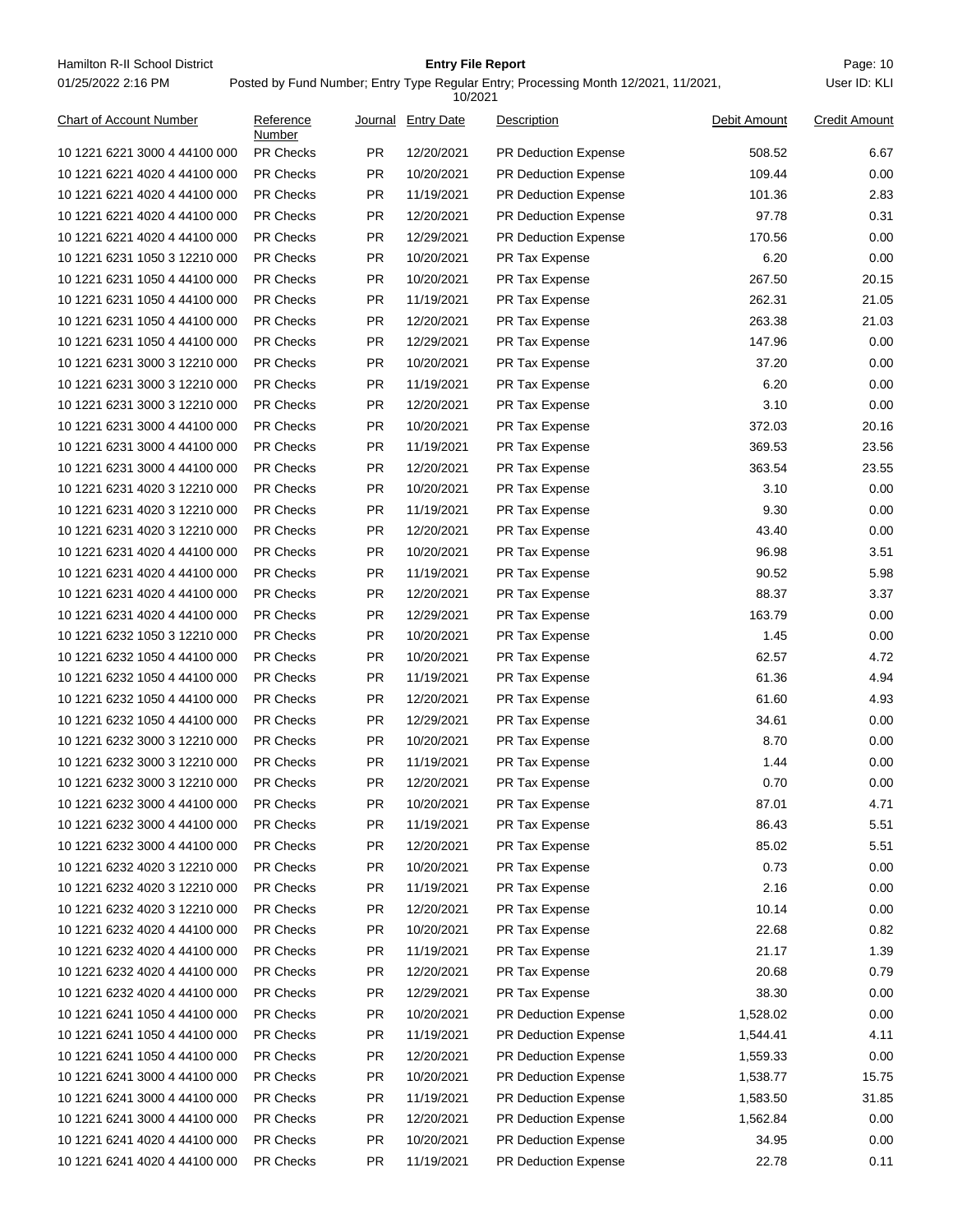| Chart of Account Number | Reference Number | Journal | Entry Date | Description | Debit Amount | Credit Amount |
|---|---|---|---|---|---|---|
| 10 1221 6221 3000 4 44100 000 | PR Checks | PR | 12/20/2021 | PR Deduction Expense | 508.52 | 6.67 |
| 10 1221 6221 4020 4 44100 000 | PR Checks | PR | 10/20/2021 | PR Deduction Expense | 109.44 | 0.00 |
| 10 1221 6221 4020 4 44100 000 | PR Checks | PR | 11/19/2021 | PR Deduction Expense | 101.36 | 2.83 |
| 10 1221 6221 4020 4 44100 000 | PR Checks | PR | 12/20/2021 | PR Deduction Expense | 97.78 | 0.31 |
| 10 1221 6221 4020 4 44100 000 | PR Checks | PR | 12/29/2021 | PR Deduction Expense | 170.56 | 0.00 |
| 10 1221 6231 1050 3 12210 000 | PR Checks | PR | 10/20/2021 | PR Tax Expense | 6.20 | 0.00 |
| 10 1221 6231 1050 4 44100 000 | PR Checks | PR | 10/20/2021 | PR Tax Expense | 267.50 | 20.15 |
| 10 1221 6231 1050 4 44100 000 | PR Checks | PR | 11/19/2021 | PR Tax Expense | 262.31 | 21.05 |
| 10 1221 6231 1050 4 44100 000 | PR Checks | PR | 12/20/2021 | PR Tax Expense | 263.38 | 21.03 |
| 10 1221 6231 1050 4 44100 000 | PR Checks | PR | 12/29/2021 | PR Tax Expense | 147.96 | 0.00 |
| 10 1221 6231 3000 3 12210 000 | PR Checks | PR | 10/20/2021 | PR Tax Expense | 37.20 | 0.00 |
| 10 1221 6231 3000 3 12210 000 | PR Checks | PR | 11/19/2021 | PR Tax Expense | 6.20 | 0.00 |
| 10 1221 6231 3000 3 12210 000 | PR Checks | PR | 12/20/2021 | PR Tax Expense | 3.10 | 0.00 |
| 10 1221 6231 3000 4 44100 000 | PR Checks | PR | 10/20/2021 | PR Tax Expense | 372.03 | 20.16 |
| 10 1221 6231 3000 4 44100 000 | PR Checks | PR | 11/19/2021 | PR Tax Expense | 369.53 | 23.56 |
| 10 1221 6231 3000 4 44100 000 | PR Checks | PR | 12/20/2021 | PR Tax Expense | 363.54 | 23.55 |
| 10 1221 6231 4020 3 12210 000 | PR Checks | PR | 10/20/2021 | PR Tax Expense | 3.10 | 0.00 |
| 10 1221 6231 4020 3 12210 000 | PR Checks | PR | 11/19/2021 | PR Tax Expense | 9.30 | 0.00 |
| 10 1221 6231 4020 3 12210 000 | PR Checks | PR | 12/20/2021 | PR Tax Expense | 43.40 | 0.00 |
| 10 1221 6231 4020 4 44100 000 | PR Checks | PR | 10/20/2021 | PR Tax Expense | 96.98 | 3.51 |
| 10 1221 6231 4020 4 44100 000 | PR Checks | PR | 11/19/2021 | PR Tax Expense | 90.52 | 5.98 |
| 10 1221 6231 4020 4 44100 000 | PR Checks | PR | 12/20/2021 | PR Tax Expense | 88.37 | 3.37 |
| 10 1221 6231 4020 4 44100 000 | PR Checks | PR | 12/29/2021 | PR Tax Expense | 163.79 | 0.00 |
| 10 1221 6232 1050 3 12210 000 | PR Checks | PR | 10/20/2021 | PR Tax Expense | 1.45 | 0.00 |
| 10 1221 6232 1050 4 44100 000 | PR Checks | PR | 10/20/2021 | PR Tax Expense | 62.57 | 4.72 |
| 10 1221 6232 1050 4 44100 000 | PR Checks | PR | 11/19/2021 | PR Tax Expense | 61.36 | 4.94 |
| 10 1221 6232 1050 4 44100 000 | PR Checks | PR | 12/20/2021 | PR Tax Expense | 61.60 | 4.93 |
| 10 1221 6232 1050 4 44100 000 | PR Checks | PR | 12/29/2021 | PR Tax Expense | 34.61 | 0.00 |
| 10 1221 6232 3000 3 12210 000 | PR Checks | PR | 10/20/2021 | PR Tax Expense | 8.70 | 0.00 |
| 10 1221 6232 3000 3 12210 000 | PR Checks | PR | 11/19/2021 | PR Tax Expense | 1.44 | 0.00 |
| 10 1221 6232 3000 3 12210 000 | PR Checks | PR | 12/20/2021 | PR Tax Expense | 0.70 | 0.00 |
| 10 1221 6232 3000 4 44100 000 | PR Checks | PR | 10/20/2021 | PR Tax Expense | 87.01 | 4.71 |
| 10 1221 6232 3000 4 44100 000 | PR Checks | PR | 11/19/2021 | PR Tax Expense | 86.43 | 5.51 |
| 10 1221 6232 3000 4 44100 000 | PR Checks | PR | 12/20/2021 | PR Tax Expense | 85.02 | 5.51 |
| 10 1221 6232 4020 3 12210 000 | PR Checks | PR | 10/20/2021 | PR Tax Expense | 0.73 | 0.00 |
| 10 1221 6232 4020 3 12210 000 | PR Checks | PR | 11/19/2021 | PR Tax Expense | 2.16 | 0.00 |
| 10 1221 6232 4020 3 12210 000 | PR Checks | PR | 12/20/2021 | PR Tax Expense | 10.14 | 0.00 |
| 10 1221 6232 4020 4 44100 000 | PR Checks | PR | 10/20/2021 | PR Tax Expense | 22.68 | 0.82 |
| 10 1221 6232 4020 4 44100 000 | PR Checks | PR | 11/19/2021 | PR Tax Expense | 21.17 | 1.39 |
| 10 1221 6232 4020 4 44100 000 | PR Checks | PR | 12/20/2021 | PR Tax Expense | 20.68 | 0.79 |
| 10 1221 6232 4020 4 44100 000 | PR Checks | PR | 12/29/2021 | PR Tax Expense | 38.30 | 0.00 |
| 10 1221 6241 1050 4 44100 000 | PR Checks | PR | 10/20/2021 | PR Deduction Expense | 1,528.02 | 0.00 |
| 10 1221 6241 1050 4 44100 000 | PR Checks | PR | 11/19/2021 | PR Deduction Expense | 1,544.41 | 4.11 |
| 10 1221 6241 1050 4 44100 000 | PR Checks | PR | 12/20/2021 | PR Deduction Expense | 1,559.33 | 0.00 |
| 10 1221 6241 3000 4 44100 000 | PR Checks | PR | 10/20/2021 | PR Deduction Expense | 1,538.77 | 15.75 |
| 10 1221 6241 3000 4 44100 000 | PR Checks | PR | 11/19/2021 | PR Deduction Expense | 1,583.50 | 31.85 |
| 10 1221 6241 3000 4 44100 000 | PR Checks | PR | 12/20/2021 | PR Deduction Expense | 1,562.84 | 0.00 |
| 10 1221 6241 4020 4 44100 000 | PR Checks | PR | 10/20/2021 | PR Deduction Expense | 34.95 | 0.00 |
| 10 1221 6241 4020 4 44100 000 | PR Checks | PR | 11/19/2021 | PR Deduction Expense | 22.78 | 0.11 |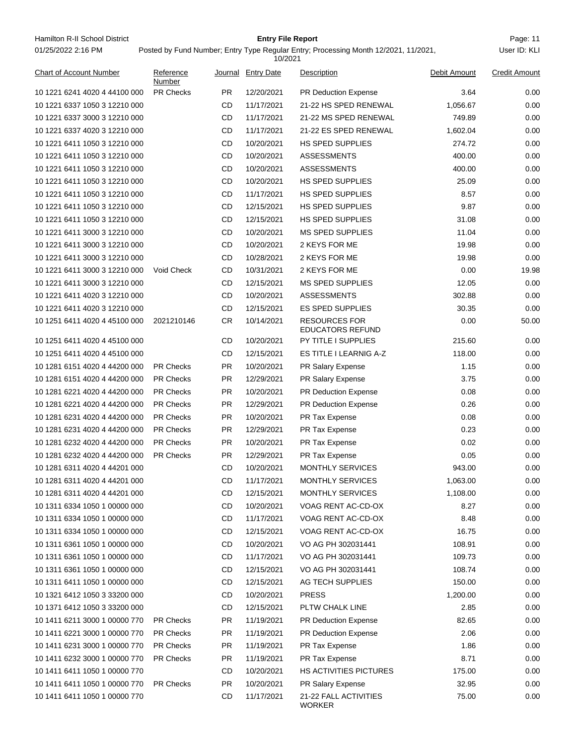| Chart of Account Number | Reference Number | Journal | Entry Date | Description | Debit Amount | Credit Amount |
|---|---|---|---|---|---|---|
| 10 1221 6241 4020 4 44100 000 | PR Checks | PR | 12/20/2021 | PR Deduction Expense | 3.64 | 0.00 |
| 10 1221 6337 1050 3 12210 000 | | CD | 11/17/2021 | 21-22 HS SPED RENEWAL | 1,056.67 | 0.00 |
| 10 1221 6337 3000 3 12210 000 | | CD | 11/17/2021 | 21-22 MS SPED RENEWAL | 749.89 | 0.00 |
| 10 1221 6337 4020 3 12210 000 | | CD | 11/17/2021 | 21-22 ES SPED RENEWAL | 1,602.04 | 0.00 |
| 10 1221 6411 1050 3 12210 000 | | CD | 10/20/2021 | HS SPED SUPPLIES | 274.72 | 0.00 |
| 10 1221 6411 1050 3 12210 000 | | CD | 10/20/2021 | ASSESSMENTS | 400.00 | 0.00 |
| 10 1221 6411 1050 3 12210 000 | | CD | 10/20/2021 | ASSESSMENTS | 400.00 | 0.00 |
| 10 1221 6411 1050 3 12210 000 | | CD | 10/20/2021 | HS SPED SUPPLIES | 25.09 | 0.00 |
| 10 1221 6411 1050 3 12210 000 | | CD | 11/17/2021 | HS SPED SUPPLIES | 8.57 | 0.00 |
| 10 1221 6411 1050 3 12210 000 | | CD | 12/15/2021 | HS SPED SUPPLIES | 9.87 | 0.00 |
| 10 1221 6411 1050 3 12210 000 | | CD | 12/15/2021 | HS SPED SUPPLIES | 31.08 | 0.00 |
| 10 1221 6411 3000 3 12210 000 | | CD | 10/20/2021 | MS SPED SUPPLIES | 11.04 | 0.00 |
| 10 1221 6411 3000 3 12210 000 | | CD | 10/20/2021 | 2 KEYS FOR ME | 19.98 | 0.00 |
| 10 1221 6411 3000 3 12210 000 | | CD | 10/28/2021 | 2 KEYS FOR ME | 19.98 | 0.00 |
| 10 1221 6411 3000 3 12210 000 | Void Check | CD | 10/31/2021 | 2 KEYS FOR ME | 0.00 | 19.98 |
| 10 1221 6411 3000 3 12210 000 | | CD | 12/15/2021 | MS SPED SUPPLIES | 12.05 | 0.00 |
| 10 1221 6411 4020 3 12210 000 | | CD | 10/20/2021 | ASSESSMENTS | 302.88 | 0.00 |
| 10 1221 6411 4020 3 12210 000 | | CD | 12/15/2021 | ES SPED SUPPLIES | 30.35 | 0.00 |
| 10 1251 6411 4020 4 45100 000 | 2021210146 | CR | 10/14/2021 | RESOURCES FOR EDUCATORS REFUND | 0.00 | 50.00 |
| 10 1251 6411 4020 4 45100 000 | | CD | 10/20/2021 | PY TITLE I SUPPLIES | 215.60 | 0.00 |
| 10 1251 6411 4020 4 45100 000 | | CD | 12/15/2021 | ES TITLE I LEARNIG A-Z | 118.00 | 0.00 |
| 10 1281 6151 4020 4 44200 000 | PR Checks | PR | 10/20/2021 | PR Salary Expense | 1.15 | 0.00 |
| 10 1281 6151 4020 4 44200 000 | PR Checks | PR | 12/29/2021 | PR Salary Expense | 3.75 | 0.00 |
| 10 1281 6221 4020 4 44200 000 | PR Checks | PR | 10/20/2021 | PR Deduction Expense | 0.08 | 0.00 |
| 10 1281 6221 4020 4 44200 000 | PR Checks | PR | 12/29/2021 | PR Deduction Expense | 0.26 | 0.00 |
| 10 1281 6231 4020 4 44200 000 | PR Checks | PR | 10/20/2021 | PR Tax Expense | 0.08 | 0.00 |
| 10 1281 6231 4020 4 44200 000 | PR Checks | PR | 12/29/2021 | PR Tax Expense | 0.23 | 0.00 |
| 10 1281 6232 4020 4 44200 000 | PR Checks | PR | 10/20/2021 | PR Tax Expense | 0.02 | 0.00 |
| 10 1281 6232 4020 4 44200 000 | PR Checks | PR | 12/29/2021 | PR Tax Expense | 0.05 | 0.00 |
| 10 1281 6311 4020 4 44201 000 | | CD | 10/20/2021 | MONTHLY SERVICES | 943.00 | 0.00 |
| 10 1281 6311 4020 4 44201 000 | | CD | 11/17/2021 | MONTHLY SERVICES | 1,063.00 | 0.00 |
| 10 1281 6311 4020 4 44201 000 | | CD | 12/15/2021 | MONTHLY SERVICES | 1,108.00 | 0.00 |
| 10 1311 6334 1050 1 00000 000 | | CD | 10/20/2021 | VOAG RENT AC-CD-OX | 8.27 | 0.00 |
| 10 1311 6334 1050 1 00000 000 | | CD | 11/17/2021 | VOAG RENT AC-CD-OX | 8.48 | 0.00 |
| 10 1311 6334 1050 1 00000 000 | | CD | 12/15/2021 | VOAG RENT AC-CD-OX | 16.75 | 0.00 |
| 10 1311 6361 1050 1 00000 000 | | CD | 10/20/2021 | VO AG PH 302031441 | 108.91 | 0.00 |
| 10 1311 6361 1050 1 00000 000 | | CD | 11/17/2021 | VO AG PH 302031441 | 109.73 | 0.00 |
| 10 1311 6361 1050 1 00000 000 | | CD | 12/15/2021 | VO AG PH 302031441 | 108.74 | 0.00 |
| 10 1311 6411 1050 1 00000 000 | | CD | 12/15/2021 | AG TECH SUPPLIES | 150.00 | 0.00 |
| 10 1321 6412 1050 3 33200 000 | | CD | 10/20/2021 | PRESS | 1,200.00 | 0.00 |
| 10 1371 6412 1050 3 33200 000 | | CD | 12/15/2021 | PLTW CHALK LINE | 2.85 | 0.00 |
| 10 1411 6211 3000 1 00000 770 | PR Checks | PR | 11/19/2021 | PR Deduction Expense | 82.65 | 0.00 |
| 10 1411 6221 3000 1 00000 770 | PR Checks | PR | 11/19/2021 | PR Deduction Expense | 2.06 | 0.00 |
| 10 1411 6231 3000 1 00000 770 | PR Checks | PR | 11/19/2021 | PR Tax Expense | 1.86 | 0.00 |
| 10 1411 6232 3000 1 00000 770 | PR Checks | PR | 11/19/2021 | PR Tax Expense | 8.71 | 0.00 |
| 10 1411 6411 1050 1 00000 770 | | CD | 10/20/2021 | HS ACTIVITIES PICTURES | 175.00 | 0.00 |
| 10 1411 6411 1050 1 00000 770 | PR Checks | PR | 10/20/2021 | PR Salary Expense | 32.95 | 0.00 |
| 10 1411 6411 1050 1 00000 770 | | CD | 11/17/2021 | 21-22 FALL ACTIVITIES WORKER | 75.00 | 0.00 |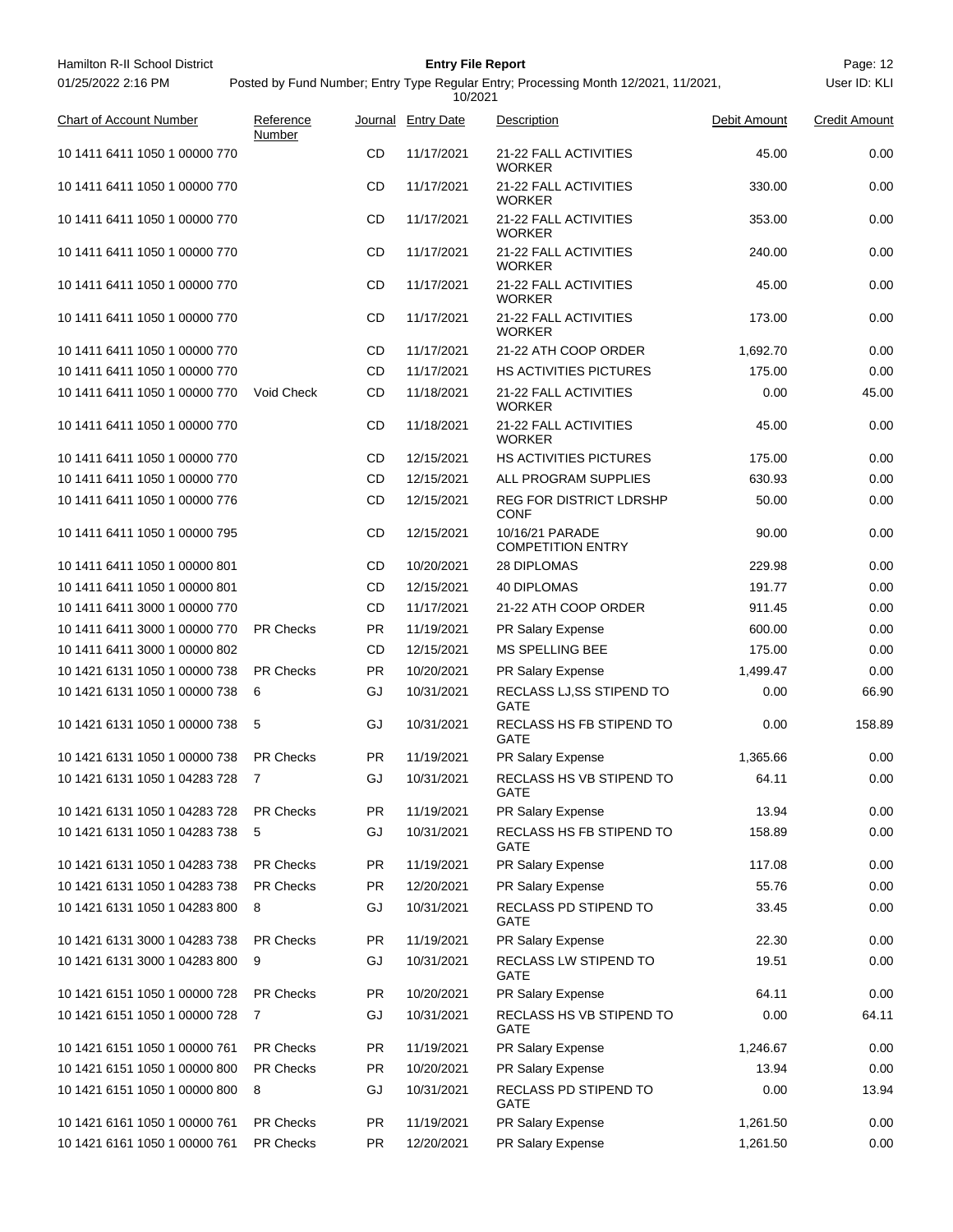| Chart of Account Number | Reference Number | Journal | Entry Date | Description | Debit Amount | Credit Amount |
|---|---|---|---|---|---|---|
| 10 1411 6411 1050 1 00000 770 | | CD | 11/17/2021 | 21-22 FALL ACTIVITIES WORKER | 45.00 | 0.00 |
| 10 1411 6411 1050 1 00000 770 | | CD | 11/17/2021 | 21-22 FALL ACTIVITIES WORKER | 330.00 | 0.00 |
| 10 1411 6411 1050 1 00000 770 | | CD | 11/17/2021 | 21-22 FALL ACTIVITIES WORKER | 353.00 | 0.00 |
| 10 1411 6411 1050 1 00000 770 | | CD | 11/17/2021 | 21-22 FALL ACTIVITIES WORKER | 240.00 | 0.00 |
| 10 1411 6411 1050 1 00000 770 | | CD | 11/17/2021 | 21-22 FALL ACTIVITIES WORKER | 45.00 | 0.00 |
| 10 1411 6411 1050 1 00000 770 | | CD | 11/17/2021 | 21-22 FALL ACTIVITIES WORKER | 173.00 | 0.00 |
| 10 1411 6411 1050 1 00000 770 | | CD | 11/17/2021 | 21-22 ATH COOP ORDER | 1,692.70 | 0.00 |
| 10 1411 6411 1050 1 00000 770 | | CD | 11/17/2021 | HS ACTIVITIES PICTURES | 175.00 | 0.00 |
| 10 1411 6411 1050 1 00000 770 | Void Check | CD | 11/18/2021 | 21-22 FALL ACTIVITIES WORKER | 0.00 | 45.00 |
| 10 1411 6411 1050 1 00000 770 | | CD | 11/18/2021 | 21-22 FALL ACTIVITIES WORKER | 45.00 | 0.00 |
| 10 1411 6411 1050 1 00000 770 | | CD | 12/15/2021 | HS ACTIVITIES PICTURES | 175.00 | 0.00 |
| 10 1411 6411 1050 1 00000 770 | | CD | 12/15/2021 | ALL PROGRAM SUPPLIES | 630.93 | 0.00 |
| 10 1411 6411 1050 1 00000 776 | | CD | 12/15/2021 | REG FOR DISTRICT LDRSHP CONF | 50.00 | 0.00 |
| 10 1411 6411 1050 1 00000 795 | | CD | 12/15/2021 | 10/16/21 PARADE COMPETITION ENTRY | 90.00 | 0.00 |
| 10 1411 6411 1050 1 00000 801 | | CD | 10/20/2021 | 28 DIPLOMAS | 229.98 | 0.00 |
| 10 1411 6411 1050 1 00000 801 | | CD | 12/15/2021 | 40 DIPLOMAS | 191.77 | 0.00 |
| 10 1411 6411 3000 1 00000 770 | | CD | 11/17/2021 | 21-22 ATH COOP ORDER | 911.45 | 0.00 |
| 10 1411 6411 3000 1 00000 770 | PR Checks | PR | 11/19/2021 | PR Salary Expense | 600.00 | 0.00 |
| 10 1411 6411 3000 1 00000 802 | | CD | 12/15/2021 | MS SPELLING BEE | 175.00 | 0.00 |
| 10 1421 6131 1050 1 00000 738 | PR Checks | PR | 10/20/2021 | PR Salary Expense | 1,499.47 | 0.00 |
| 10 1421 6131 1050 1 00000 738 | 6 | GJ | 10/31/2021 | RECLASS LJ,SS STIPEND TO GATE | 0.00 | 66.90 |
| 10 1421 6131 1050 1 00000 738 | 5 | GJ | 10/31/2021 | RECLASS HS FB STIPEND TO GATE | 0.00 | 158.89 |
| 10 1421 6131 1050 1 00000 738 | PR Checks | PR | 11/19/2021 | PR Salary Expense | 1,365.66 | 0.00 |
| 10 1421 6131 1050 1 04283 728 | 7 | GJ | 10/31/2021 | RECLASS HS VB STIPEND TO GATE | 64.11 | 0.00 |
| 10 1421 6131 1050 1 04283 728 | PR Checks | PR | 11/19/2021 | PR Salary Expense | 13.94 | 0.00 |
| 10 1421 6131 1050 1 04283 738 | 5 | GJ | 10/31/2021 | RECLASS HS FB STIPEND TO GATE | 158.89 | 0.00 |
| 10 1421 6131 1050 1 04283 738 | PR Checks | PR | 11/19/2021 | PR Salary Expense | 117.08 | 0.00 |
| 10 1421 6131 1050 1 04283 738 | PR Checks | PR | 12/20/2021 | PR Salary Expense | 55.76 | 0.00 |
| 10 1421 6131 1050 1 04283 800 | 8 | GJ | 10/31/2021 | RECLASS PD STIPEND TO GATE | 33.45 | 0.00 |
| 10 1421 6131 3000 1 04283 738 | PR Checks | PR | 11/19/2021 | PR Salary Expense | 22.30 | 0.00 |
| 10 1421 6131 3000 1 04283 800 | 9 | GJ | 10/31/2021 | RECLASS LW STIPEND TO GATE | 19.51 | 0.00 |
| 10 1421 6151 1050 1 00000 728 | PR Checks | PR | 10/20/2021 | PR Salary Expense | 64.11 | 0.00 |
| 10 1421 6151 1050 1 00000 728 | 7 | GJ | 10/31/2021 | RECLASS HS VB STIPEND TO GATE | 0.00 | 64.11 |
| 10 1421 6151 1050 1 00000 761 | PR Checks | PR | 11/19/2021 | PR Salary Expense | 1,246.67 | 0.00 |
| 10 1421 6151 1050 1 00000 800 | PR Checks | PR | 10/20/2021 | PR Salary Expense | 13.94 | 0.00 |
| 10 1421 6151 1050 1 00000 800 | 8 | GJ | 10/31/2021 | RECLASS PD STIPEND TO GATE | 0.00 | 13.94 |
| 10 1421 6161 1050 1 00000 761 | PR Checks | PR | 11/19/2021 | PR Salary Expense | 1,261.50 | 0.00 |
| 10 1421 6161 1050 1 00000 761 | PR Checks | PR | 12/20/2021 | PR Salary Expense | 1,261.50 | 0.00 |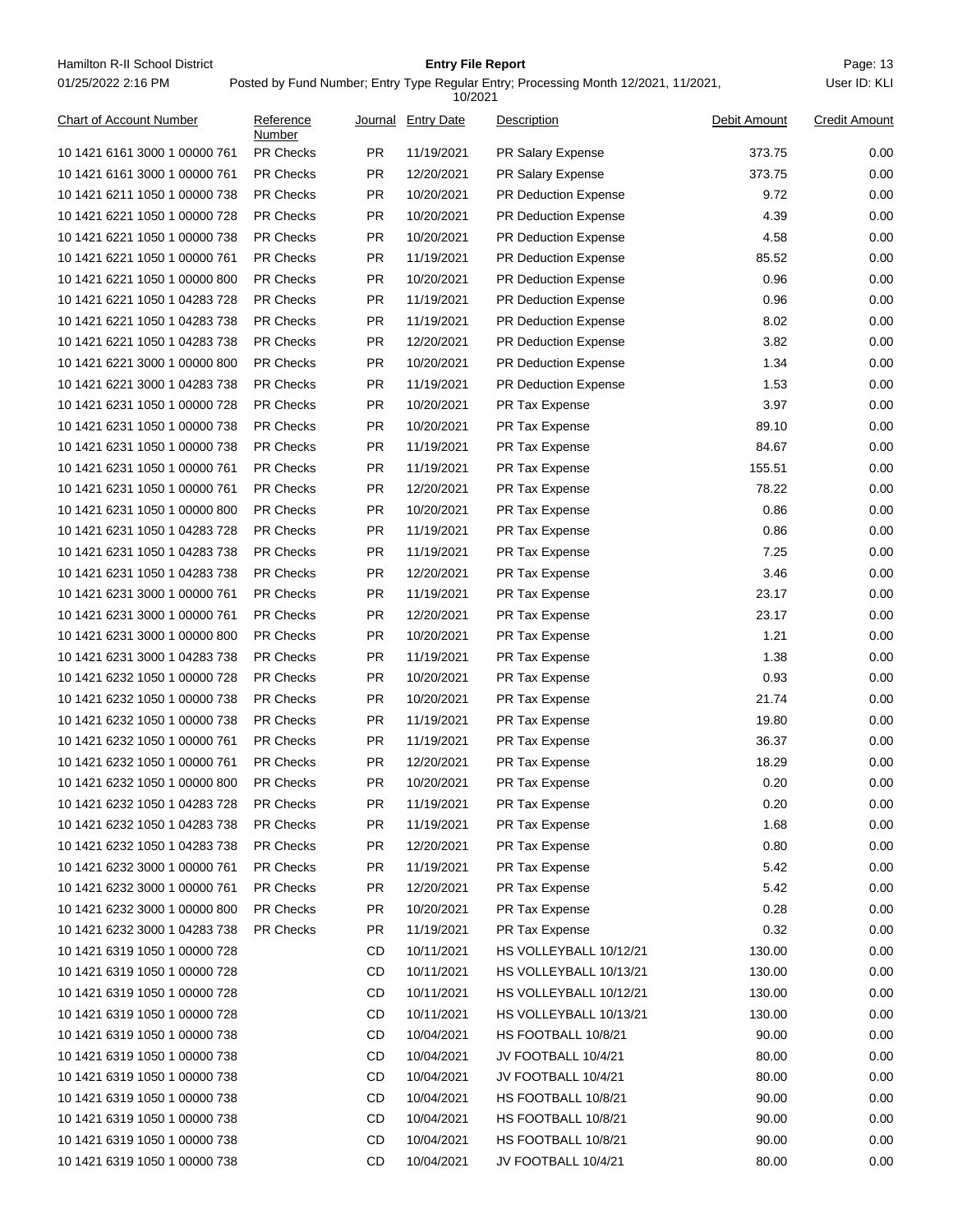| Chart of Account Number | Reference Number | Journal | Entry Date | Description | Debit Amount | Credit Amount |
|---|---|---|---|---|---|---|
| 10 1421 6161 3000 1 00000 761 | PR Checks | PR | 11/19/2021 | PR Salary Expense | 373.75 | 0.00 |
| 10 1421 6161 3000 1 00000 761 | PR Checks | PR | 12/20/2021 | PR Salary Expense | 373.75 | 0.00 |
| 10 1421 6211 1050 1 00000 738 | PR Checks | PR | 10/20/2021 | PR Deduction Expense | 9.72 | 0.00 |
| 10 1421 6221 1050 1 00000 728 | PR Checks | PR | 10/20/2021 | PR Deduction Expense | 4.39 | 0.00 |
| 10 1421 6221 1050 1 00000 738 | PR Checks | PR | 10/20/2021 | PR Deduction Expense | 4.58 | 0.00 |
| 10 1421 6221 1050 1 00000 761 | PR Checks | PR | 11/19/2021 | PR Deduction Expense | 85.52 | 0.00 |
| 10 1421 6221 1050 1 00000 800 | PR Checks | PR | 10/20/2021 | PR Deduction Expense | 0.96 | 0.00 |
| 10 1421 6221 1050 1 04283 728 | PR Checks | PR | 11/19/2021 | PR Deduction Expense | 0.96 | 0.00 |
| 10 1421 6221 1050 1 04283 738 | PR Checks | PR | 11/19/2021 | PR Deduction Expense | 8.02 | 0.00 |
| 10 1421 6221 1050 1 04283 738 | PR Checks | PR | 12/20/2021 | PR Deduction Expense | 3.82 | 0.00 |
| 10 1421 6221 3000 1 00000 800 | PR Checks | PR | 10/20/2021 | PR Deduction Expense | 1.34 | 0.00 |
| 10 1421 6221 3000 1 04283 738 | PR Checks | PR | 11/19/2021 | PR Deduction Expense | 1.53 | 0.00 |
| 10 1421 6231 1050 1 00000 728 | PR Checks | PR | 10/20/2021 | PR Tax Expense | 3.97 | 0.00 |
| 10 1421 6231 1050 1 00000 738 | PR Checks | PR | 10/20/2021 | PR Tax Expense | 89.10 | 0.00 |
| 10 1421 6231 1050 1 00000 738 | PR Checks | PR | 11/19/2021 | PR Tax Expense | 84.67 | 0.00 |
| 10 1421 6231 1050 1 00000 761 | PR Checks | PR | 11/19/2021 | PR Tax Expense | 155.51 | 0.00 |
| 10 1421 6231 1050 1 00000 761 | PR Checks | PR | 12/20/2021 | PR Tax Expense | 78.22 | 0.00 |
| 10 1421 6231 1050 1 00000 800 | PR Checks | PR | 10/20/2021 | PR Tax Expense | 0.86 | 0.00 |
| 10 1421 6231 1050 1 04283 728 | PR Checks | PR | 11/19/2021 | PR Tax Expense | 0.86 | 0.00 |
| 10 1421 6231 1050 1 04283 738 | PR Checks | PR | 11/19/2021 | PR Tax Expense | 7.25 | 0.00 |
| 10 1421 6231 1050 1 04283 738 | PR Checks | PR | 12/20/2021 | PR Tax Expense | 3.46 | 0.00 |
| 10 1421 6231 3000 1 00000 761 | PR Checks | PR | 11/19/2021 | PR Tax Expense | 23.17 | 0.00 |
| 10 1421 6231 3000 1 00000 761 | PR Checks | PR | 12/20/2021 | PR Tax Expense | 23.17 | 0.00 |
| 10 1421 6231 3000 1 00000 800 | PR Checks | PR | 10/20/2021 | PR Tax Expense | 1.21 | 0.00 |
| 10 1421 6231 3000 1 04283 738 | PR Checks | PR | 11/19/2021 | PR Tax Expense | 1.38 | 0.00 |
| 10 1421 6232 1050 1 00000 728 | PR Checks | PR | 10/20/2021 | PR Tax Expense | 0.93 | 0.00 |
| 10 1421 6232 1050 1 00000 738 | PR Checks | PR | 10/20/2021 | PR Tax Expense | 21.74 | 0.00 |
| 10 1421 6232 1050 1 00000 738 | PR Checks | PR | 11/19/2021 | PR Tax Expense | 19.80 | 0.00 |
| 10 1421 6232 1050 1 00000 761 | PR Checks | PR | 11/19/2021 | PR Tax Expense | 36.37 | 0.00 |
| 10 1421 6232 1050 1 00000 761 | PR Checks | PR | 12/20/2021 | PR Tax Expense | 18.29 | 0.00 |
| 10 1421 6232 1050 1 00000 800 | PR Checks | PR | 10/20/2021 | PR Tax Expense | 0.20 | 0.00 |
| 10 1421 6232 1050 1 04283 728 | PR Checks | PR | 11/19/2021 | PR Tax Expense | 0.20 | 0.00 |
| 10 1421 6232 1050 1 04283 738 | PR Checks | PR | 11/19/2021 | PR Tax Expense | 1.68 | 0.00 |
| 10 1421 6232 1050 1 04283 738 | PR Checks | PR | 12/20/2021 | PR Tax Expense | 0.80 | 0.00 |
| 10 1421 6232 3000 1 00000 761 | PR Checks | PR | 11/19/2021 | PR Tax Expense | 5.42 | 0.00 |
| 10 1421 6232 3000 1 00000 761 | PR Checks | PR | 12/20/2021 | PR Tax Expense | 5.42 | 0.00 |
| 10 1421 6232 3000 1 00000 800 | PR Checks | PR | 10/20/2021 | PR Tax Expense | 0.28 | 0.00 |
| 10 1421 6232 3000 1 04283 738 | PR Checks | PR | 11/19/2021 | PR Tax Expense | 0.32 | 0.00 |
| 10 1421 6319 1050 1 00000 728 | | CD | 10/11/2021 | HS VOLLEYBALL 10/12/21 | 130.00 | 0.00 |
| 10 1421 6319 1050 1 00000 728 | | CD | 10/11/2021 | HS VOLLEYBALL 10/13/21 | 130.00 | 0.00 |
| 10 1421 6319 1050 1 00000 728 | | CD | 10/11/2021 | HS VOLLEYBALL 10/12/21 | 130.00 | 0.00 |
| 10 1421 6319 1050 1 00000 728 | | CD | 10/11/2021 | HS VOLLEYBALL 10/13/21 | 130.00 | 0.00 |
| 10 1421 6319 1050 1 00000 738 | | CD | 10/04/2021 | HS FOOTBALL 10/8/21 | 90.00 | 0.00 |
| 10 1421 6319 1050 1 00000 738 | | CD | 10/04/2021 | JV FOOTBALL 10/4/21 | 80.00 | 0.00 |
| 10 1421 6319 1050 1 00000 738 | | CD | 10/04/2021 | JV FOOTBALL 10/4/21 | 80.00 | 0.00 |
| 10 1421 6319 1050 1 00000 738 | | CD | 10/04/2021 | HS FOOTBALL 10/8/21 | 90.00 | 0.00 |
| 10 1421 6319 1050 1 00000 738 | | CD | 10/04/2021 | HS FOOTBALL 10/8/21 | 90.00 | 0.00 |
| 10 1421 6319 1050 1 00000 738 | | CD | 10/04/2021 | HS FOOTBALL 10/8/21 | 90.00 | 0.00 |
| 10 1421 6319 1050 1 00000 738 | | CD | 10/04/2021 | JV FOOTBALL 10/4/21 | 80.00 | 0.00 |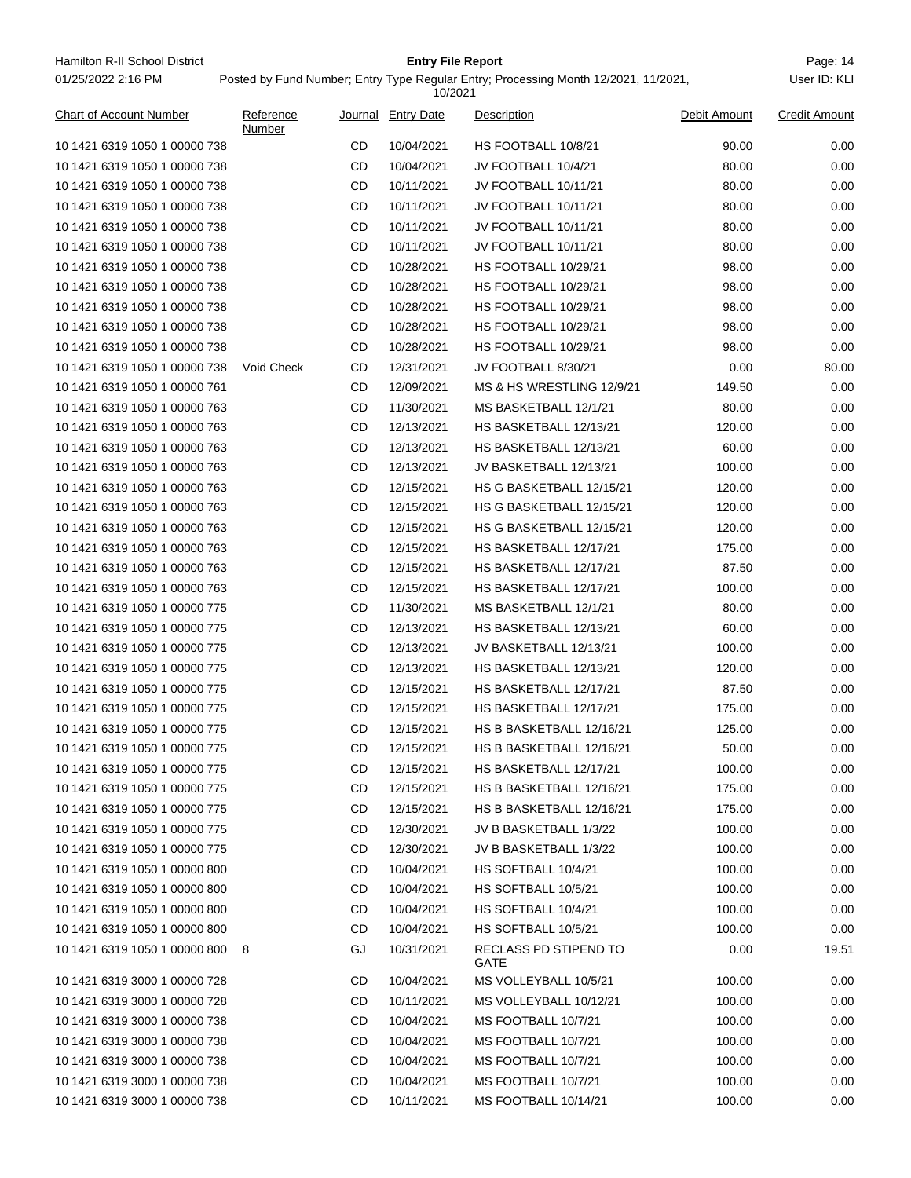| Chart of Account Number | Reference Number | Journal | Entry Date | Description | Debit Amount | Credit Amount |
|---|---|---|---|---|---|---|
| 10 1421 6319 1050 1 00000 738 | | CD | 10/04/2021 | HS FOOTBALL 10/8/21 | 90.00 | 0.00 |
| 10 1421 6319 1050 1 00000 738 | | CD | 10/04/2021 | JV FOOTBALL 10/4/21 | 80.00 | 0.00 |
| 10 1421 6319 1050 1 00000 738 | | CD | 10/11/2021 | JV FOOTBALL 10/11/21 | 80.00 | 0.00 |
| 10 1421 6319 1050 1 00000 738 | | CD | 10/11/2021 | JV FOOTBALL 10/11/21 | 80.00 | 0.00 |
| 10 1421 6319 1050 1 00000 738 | | CD | 10/11/2021 | JV FOOTBALL 10/11/21 | 80.00 | 0.00 |
| 10 1421 6319 1050 1 00000 738 | | CD | 10/11/2021 | JV FOOTBALL 10/11/21 | 80.00 | 0.00 |
| 10 1421 6319 1050 1 00000 738 | | CD | 10/28/2021 | HS FOOTBALL 10/29/21 | 98.00 | 0.00 |
| 10 1421 6319 1050 1 00000 738 | | CD | 10/28/2021 | HS FOOTBALL 10/29/21 | 98.00 | 0.00 |
| 10 1421 6319 1050 1 00000 738 | | CD | 10/28/2021 | HS FOOTBALL 10/29/21 | 98.00 | 0.00 |
| 10 1421 6319 1050 1 00000 738 | | CD | 10/28/2021 | HS FOOTBALL 10/29/21 | 98.00 | 0.00 |
| 10 1421 6319 1050 1 00000 738 | | CD | 10/28/2021 | HS FOOTBALL 10/29/21 | 98.00 | 0.00 |
| 10 1421 6319 1050 1 00000 738 | Void Check | CD | 12/31/2021 | JV FOOTBALL 8/30/21 | 0.00 | 80.00 |
| 10 1421 6319 1050 1 00000 761 | | CD | 12/09/2021 | MS & HS WRESTLING 12/9/21 | 149.50 | 0.00 |
| 10 1421 6319 1050 1 00000 763 | | CD | 11/30/2021 | MS BASKETBALL 12/1/21 | 80.00 | 0.00 |
| 10 1421 6319 1050 1 00000 763 | | CD | 12/13/2021 | HS BASKETBALL 12/13/21 | 120.00 | 0.00 |
| 10 1421 6319 1050 1 00000 763 | | CD | 12/13/2021 | HS BASKETBALL 12/13/21 | 60.00 | 0.00 |
| 10 1421 6319 1050 1 00000 763 | | CD | 12/13/2021 | JV BASKETBALL 12/13/21 | 100.00 | 0.00 |
| 10 1421 6319 1050 1 00000 763 | | CD | 12/15/2021 | HS G BASKETBALL 12/15/21 | 120.00 | 0.00 |
| 10 1421 6319 1050 1 00000 763 | | CD | 12/15/2021 | HS G BASKETBALL 12/15/21 | 120.00 | 0.00 |
| 10 1421 6319 1050 1 00000 763 | | CD | 12/15/2021 | HS G BASKETBALL 12/15/21 | 120.00 | 0.00 |
| 10 1421 6319 1050 1 00000 763 | | CD | 12/15/2021 | HS BASKETBALL 12/17/21 | 175.00 | 0.00 |
| 10 1421 6319 1050 1 00000 763 | | CD | 12/15/2021 | HS BASKETBALL 12/17/21 | 87.50 | 0.00 |
| 10 1421 6319 1050 1 00000 763 | | CD | 12/15/2021 | HS BASKETBALL 12/17/21 | 100.00 | 0.00 |
| 10 1421 6319 1050 1 00000 775 | | CD | 11/30/2021 | MS BASKETBALL 12/1/21 | 80.00 | 0.00 |
| 10 1421 6319 1050 1 00000 775 | | CD | 12/13/2021 | HS BASKETBALL 12/13/21 | 60.00 | 0.00 |
| 10 1421 6319 1050 1 00000 775 | | CD | 12/13/2021 | JV BASKETBALL 12/13/21 | 100.00 | 0.00 |
| 10 1421 6319 1050 1 00000 775 | | CD | 12/13/2021 | HS BASKETBALL 12/13/21 | 120.00 | 0.00 |
| 10 1421 6319 1050 1 00000 775 | | CD | 12/15/2021 | HS BASKETBALL 12/17/21 | 87.50 | 0.00 |
| 10 1421 6319 1050 1 00000 775 | | CD | 12/15/2021 | HS BASKETBALL 12/17/21 | 175.00 | 0.00 |
| 10 1421 6319 1050 1 00000 775 | | CD | 12/15/2021 | HS B BASKETBALL 12/16/21 | 125.00 | 0.00 |
| 10 1421 6319 1050 1 00000 775 | | CD | 12/15/2021 | HS B BASKETBALL 12/16/21 | 50.00 | 0.00 |
| 10 1421 6319 1050 1 00000 775 | | CD | 12/15/2021 | HS BASKETBALL 12/17/21 | 100.00 | 0.00 |
| 10 1421 6319 1050 1 00000 775 | | CD | 12/15/2021 | HS B BASKETBALL 12/16/21 | 175.00 | 0.00 |
| 10 1421 6319 1050 1 00000 775 | | CD | 12/15/2021 | HS B BASKETBALL 12/16/21 | 175.00 | 0.00 |
| 10 1421 6319 1050 1 00000 775 | | CD | 12/30/2021 | JV B BASKETBALL 1/3/22 | 100.00 | 0.00 |
| 10 1421 6319 1050 1 00000 775 | | CD | 12/30/2021 | JV B BASKETBALL 1/3/22 | 100.00 | 0.00 |
| 10 1421 6319 1050 1 00000 800 | | CD | 10/04/2021 | HS SOFTBALL 10/4/21 | 100.00 | 0.00 |
| 10 1421 6319 1050 1 00000 800 | | CD | 10/04/2021 | HS SOFTBALL 10/5/21 | 100.00 | 0.00 |
| 10 1421 6319 1050 1 00000 800 | | CD | 10/04/2021 | HS SOFTBALL 10/4/21 | 100.00 | 0.00 |
| 10 1421 6319 1050 1 00000 800 | | CD | 10/04/2021 | HS SOFTBALL 10/5/21 | 100.00 | 0.00 |
| 10 1421 6319 1050 1 00000 800 | 8 | GJ | 10/31/2021 | RECLASS PD STIPEND TO GATE | 0.00 | 19.51 |
| 10 1421 6319 3000 1 00000 728 | | CD | 10/04/2021 | MS VOLLEYBALL 10/5/21 | 100.00 | 0.00 |
| 10 1421 6319 3000 1 00000 728 | | CD | 10/11/2021 | MS VOLLEYBALL 10/12/21 | 100.00 | 0.00 |
| 10 1421 6319 3000 1 00000 738 | | CD | 10/04/2021 | MS FOOTBALL 10/7/21 | 100.00 | 0.00 |
| 10 1421 6319 3000 1 00000 738 | | CD | 10/04/2021 | MS FOOTBALL 10/7/21 | 100.00 | 0.00 |
| 10 1421 6319 3000 1 00000 738 | | CD | 10/04/2021 | MS FOOTBALL 10/7/21 | 100.00 | 0.00 |
| 10 1421 6319 3000 1 00000 738 | | CD | 10/04/2021 | MS FOOTBALL 10/7/21 | 100.00 | 0.00 |
| 10 1421 6319 3000 1 00000 738 | | CD | 10/11/2021 | MS FOOTBALL 10/14/21 | 100.00 | 0.00 |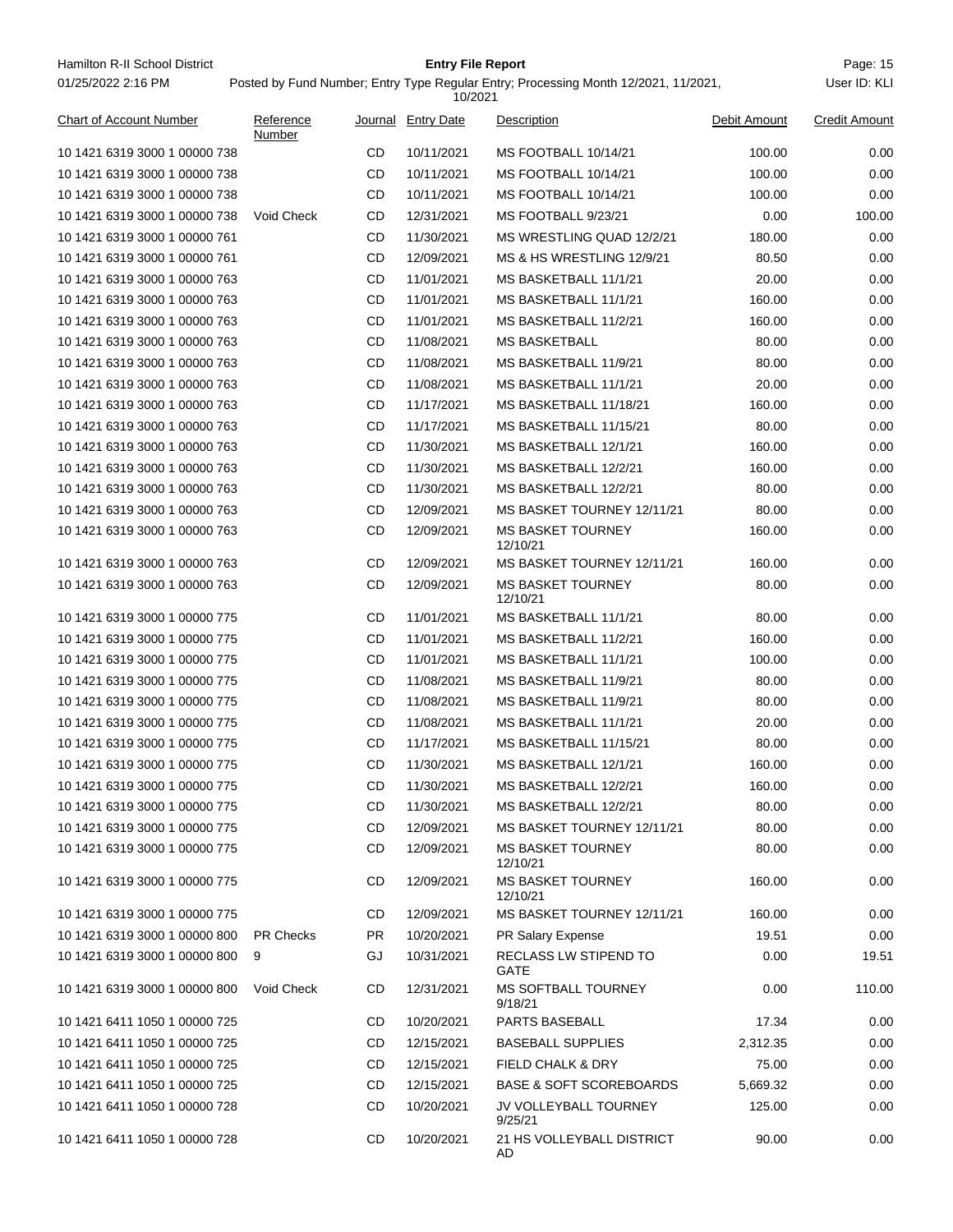| Chart of Account Number | Reference Number | Journal | Entry Date | Description | Debit Amount | Credit Amount |
|---|---|---|---|---|---|---|
| 10 1421 6319 3000 1 00000 738 | | CD | 10/11/2021 | MS FOOTBALL 10/14/21 | 100.00 | 0.00 |
| 10 1421 6319 3000 1 00000 738 | | CD | 10/11/2021 | MS FOOTBALL 10/14/21 | 100.00 | 0.00 |
| 10 1421 6319 3000 1 00000 738 | | CD | 10/11/2021 | MS FOOTBALL 10/14/21 | 100.00 | 0.00 |
| 10 1421 6319 3000 1 00000 738 | Void Check | CD | 12/31/2021 | MS FOOTBALL 9/23/21 | 0.00 | 100.00 |
| 10 1421 6319 3000 1 00000 761 | | CD | 11/30/2021 | MS WRESTLING QUAD 12/2/21 | 180.00 | 0.00 |
| 10 1421 6319 3000 1 00000 761 | | CD | 12/09/2021 | MS & HS WRESTLING 12/9/21 | 80.50 | 0.00 |
| 10 1421 6319 3000 1 00000 763 | | CD | 11/01/2021 | MS BASKETBALL 11/1/21 | 20.00 | 0.00 |
| 10 1421 6319 3000 1 00000 763 | | CD | 11/01/2021 | MS BASKETBALL 11/1/21 | 160.00 | 0.00 |
| 10 1421 6319 3000 1 00000 763 | | CD | 11/01/2021 | MS BASKETBALL 11/2/21 | 160.00 | 0.00 |
| 10 1421 6319 3000 1 00000 763 | | CD | 11/08/2021 | MS BASKETBALL | 80.00 | 0.00 |
| 10 1421 6319 3000 1 00000 763 | | CD | 11/08/2021 | MS BASKETBALL 11/9/21 | 80.00 | 0.00 |
| 10 1421 6319 3000 1 00000 763 | | CD | 11/08/2021 | MS BASKETBALL 11/1/21 | 20.00 | 0.00 |
| 10 1421 6319 3000 1 00000 763 | | CD | 11/17/2021 | MS BASKETBALL 11/18/21 | 160.00 | 0.00 |
| 10 1421 6319 3000 1 00000 763 | | CD | 11/17/2021 | MS BASKETBALL 11/15/21 | 80.00 | 0.00 |
| 10 1421 6319 3000 1 00000 763 | | CD | 11/30/2021 | MS BASKETBALL 12/1/21 | 160.00 | 0.00 |
| 10 1421 6319 3000 1 00000 763 | | CD | 11/30/2021 | MS BASKETBALL 12/2/21 | 160.00 | 0.00 |
| 10 1421 6319 3000 1 00000 763 | | CD | 11/30/2021 | MS BASKETBALL 12/2/21 | 80.00 | 0.00 |
| 10 1421 6319 3000 1 00000 763 | | CD | 12/09/2021 | MS BASKET TOURNEY 12/11/21 | 80.00 | 0.00 |
| 10 1421 6319 3000 1 00000 763 | | CD | 12/09/2021 | MS BASKET TOURNEY 12/10/21 | 160.00 | 0.00 |
| 10 1421 6319 3000 1 00000 763 | | CD | 12/09/2021 | MS BASKET TOURNEY 12/11/21 | 160.00 | 0.00 |
| 10 1421 6319 3000 1 00000 763 | | CD | 12/09/2021 | MS BASKET TOURNEY 12/10/21 | 80.00 | 0.00 |
| 10 1421 6319 3000 1 00000 775 | | CD | 11/01/2021 | MS BASKETBALL 11/1/21 | 80.00 | 0.00 |
| 10 1421 6319 3000 1 00000 775 | | CD | 11/01/2021 | MS BASKETBALL 11/2/21 | 160.00 | 0.00 |
| 10 1421 6319 3000 1 00000 775 | | CD | 11/01/2021 | MS BASKETBALL 11/1/21 | 100.00 | 0.00 |
| 10 1421 6319 3000 1 00000 775 | | CD | 11/08/2021 | MS BASKETBALL 11/9/21 | 80.00 | 0.00 |
| 10 1421 6319 3000 1 00000 775 | | CD | 11/08/2021 | MS BASKETBALL 11/9/21 | 80.00 | 0.00 |
| 10 1421 6319 3000 1 00000 775 | | CD | 11/08/2021 | MS BASKETBALL 11/1/21 | 20.00 | 0.00 |
| 10 1421 6319 3000 1 00000 775 | | CD | 11/17/2021 | MS BASKETBALL 11/15/21 | 80.00 | 0.00 |
| 10 1421 6319 3000 1 00000 775 | | CD | 11/30/2021 | MS BASKETBALL 12/1/21 | 160.00 | 0.00 |
| 10 1421 6319 3000 1 00000 775 | | CD | 11/30/2021 | MS BASKETBALL 12/2/21 | 160.00 | 0.00 |
| 10 1421 6319 3000 1 00000 775 | | CD | 11/30/2021 | MS BASKETBALL 12/2/21 | 80.00 | 0.00 |
| 10 1421 6319 3000 1 00000 775 | | CD | 12/09/2021 | MS BASKET TOURNEY 12/11/21 | 80.00 | 0.00 |
| 10 1421 6319 3000 1 00000 775 | | CD | 12/09/2021 | MS BASKET TOURNEY 12/10/21 | 80.00 | 0.00 |
| 10 1421 6319 3000 1 00000 775 | | CD | 12/09/2021 | MS BASKET TOURNEY 12/10/21 | 160.00 | 0.00 |
| 10 1421 6319 3000 1 00000 775 | | CD | 12/09/2021 | MS BASKET TOURNEY 12/11/21 | 160.00 | 0.00 |
| 10 1421 6319 3000 1 00000 800 | PR Checks | PR | 10/20/2021 | PR Salary Expense | 19.51 | 0.00 |
| 10 1421 6319 3000 1 00000 800 | 9 | GJ | 10/31/2021 | RECLASS LW STIPEND TO GATE | 0.00 | 19.51 |
| 10 1421 6319 3000 1 00000 800 | Void Check | CD | 12/31/2021 | MS SOFTBALL TOURNEY 9/18/21 | 0.00 | 110.00 |
| 10 1421 6411 1050 1 00000 725 | | CD | 10/20/2021 | PARTS BASEBALL | 17.34 | 0.00 |
| 10 1421 6411 1050 1 00000 725 | | CD | 12/15/2021 | BASEBALL SUPPLIES | 2,312.35 | 0.00 |
| 10 1421 6411 1050 1 00000 725 | | CD | 12/15/2021 | FIELD CHALK & DRY | 75.00 | 0.00 |
| 10 1421 6411 1050 1 00000 725 | | CD | 12/15/2021 | BASE & SOFT SCOREBOARDS | 5,669.32 | 0.00 |
| 10 1421 6411 1050 1 00000 728 | | CD | 10/20/2021 | JV VOLLEYBALL TOURNEY 9/25/21 | 125.00 | 0.00 |
| 10 1421 6411 1050 1 00000 728 | | CD | 10/20/2021 | 21 HS VOLLEYBALL DISTRICT AD | 90.00 | 0.00 |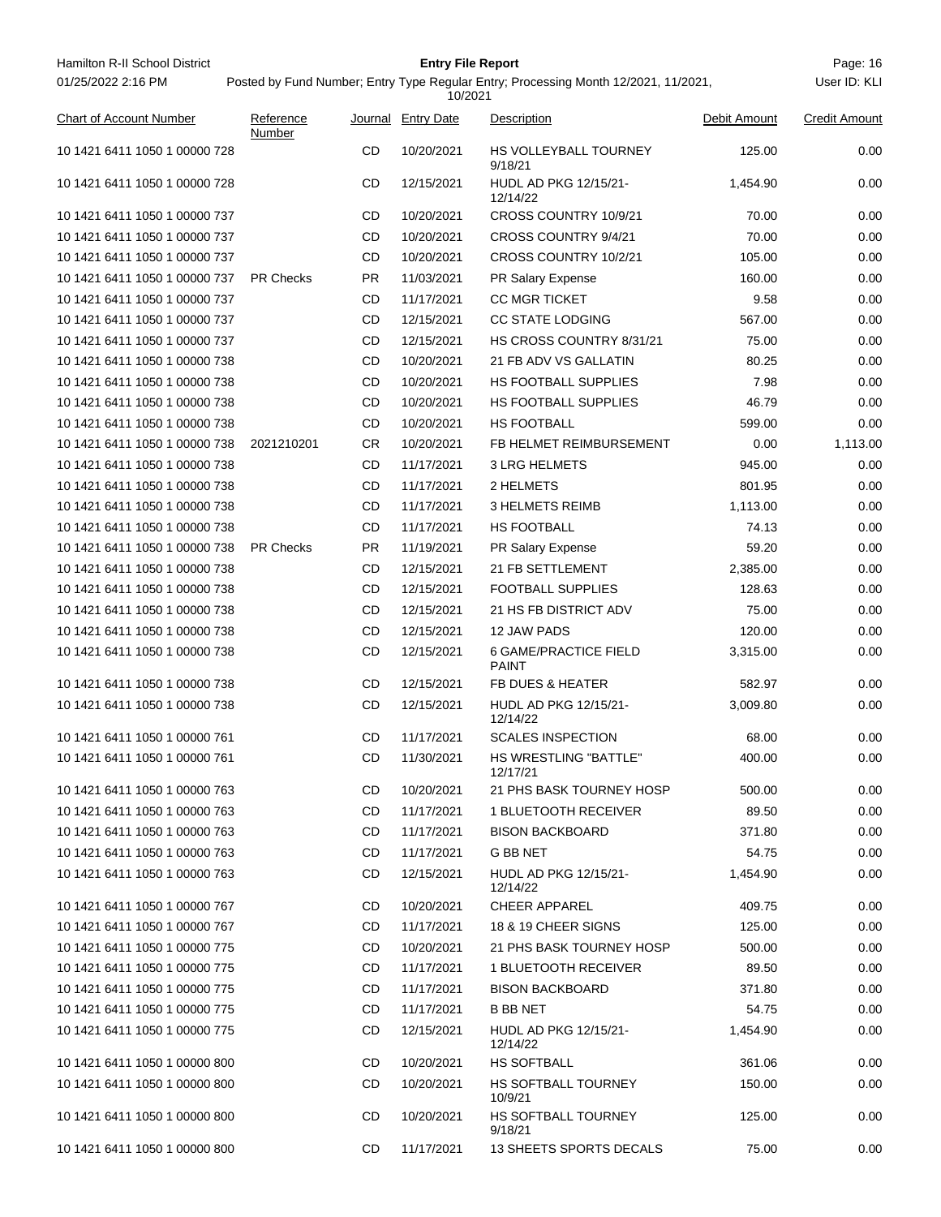| Chart of Account Number | Reference Number | Journal | Entry Date | Description | Debit Amount | Credit Amount |
|---|---|---|---|---|---|---|
| 10 1421 6411 1050 1 00000 728 | | CD | 10/20/2021 | HS VOLLEYBALL TOURNEY 9/18/21 | 125.00 | 0.00 |
| 10 1421 6411 1050 1 00000 728 | | CD | 12/15/2021 | HUDL AD PKG 12/15/21-12/14/22 | 1,454.90 | 0.00 |
| 10 1421 6411 1050 1 00000 737 | | CD | 10/20/2021 | CROSS COUNTRY 10/9/21 | 70.00 | 0.00 |
| 10 1421 6411 1050 1 00000 737 | | CD | 10/20/2021 | CROSS COUNTRY 9/4/21 | 70.00 | 0.00 |
| 10 1421 6411 1050 1 00000 737 | | CD | 10/20/2021 | CROSS COUNTRY 10/2/21 | 105.00 | 0.00 |
| 10 1421 6411 1050 1 00000 737 | PR Checks | PR | 11/03/2021 | PR Salary Expense | 160.00 | 0.00 |
| 10 1421 6411 1050 1 00000 737 | | CD | 11/17/2021 | CC MGR TICKET | 9.58 | 0.00 |
| 10 1421 6411 1050 1 00000 737 | | CD | 12/15/2021 | CC STATE LODGING | 567.00 | 0.00 |
| 10 1421 6411 1050 1 00000 737 | | CD | 12/15/2021 | HS CROSS COUNTRY 8/31/21 | 75.00 | 0.00 |
| 10 1421 6411 1050 1 00000 738 | | CD | 10/20/2021 | 21 FB ADV VS GALLATIN | 80.25 | 0.00 |
| 10 1421 6411 1050 1 00000 738 | | CD | 10/20/2021 | HS FOOTBALL SUPPLIES | 7.98 | 0.00 |
| 10 1421 6411 1050 1 00000 738 | | CD | 10/20/2021 | HS FOOTBALL SUPPLIES | 46.79 | 0.00 |
| 10 1421 6411 1050 1 00000 738 | | CD | 10/20/2021 | HS FOOTBALL | 599.00 | 0.00 |
| 10 1421 6411 1050 1 00000 738 | 2021210201 | CR | 10/20/2021 | FB HELMET REIMBURSEMENT | 0.00 | 1,113.00 |
| 10 1421 6411 1050 1 00000 738 | | CD | 11/17/2021 | 3 LRG HELMETS | 945.00 | 0.00 |
| 10 1421 6411 1050 1 00000 738 | | CD | 11/17/2021 | 2 HELMETS | 801.95 | 0.00 |
| 10 1421 6411 1050 1 00000 738 | | CD | 11/17/2021 | 3 HELMETS REIMB | 1,113.00 | 0.00 |
| 10 1421 6411 1050 1 00000 738 | | CD | 11/17/2021 | HS FOOTBALL | 74.13 | 0.00 |
| 10 1421 6411 1050 1 00000 738 | PR Checks | PR | 11/19/2021 | PR Salary Expense | 59.20 | 0.00 |
| 10 1421 6411 1050 1 00000 738 | | CD | 12/15/2021 | 21 FB SETTLEMENT | 2,385.00 | 0.00 |
| 10 1421 6411 1050 1 00000 738 | | CD | 12/15/2021 | FOOTBALL SUPPLIES | 128.63 | 0.00 |
| 10 1421 6411 1050 1 00000 738 | | CD | 12/15/2021 | 21 HS FB DISTRICT ADV | 75.00 | 0.00 |
| 10 1421 6411 1050 1 00000 738 | | CD | 12/15/2021 | 12 JAW PADS | 120.00 | 0.00 |
| 10 1421 6411 1050 1 00000 738 | | CD | 12/15/2021 | 6 GAME/PRACTICE FIELD PAINT | 3,315.00 | 0.00 |
| 10 1421 6411 1050 1 00000 738 | | CD | 12/15/2021 | FB DUES & HEATER | 582.97 | 0.00 |
| 10 1421 6411 1050 1 00000 738 | | CD | 12/15/2021 | HUDL AD PKG 12/15/21-12/14/22 | 3,009.80 | 0.00 |
| 10 1421 6411 1050 1 00000 761 | | CD | 11/17/2021 | SCALES INSPECTION | 68.00 | 0.00 |
| 10 1421 6411 1050 1 00000 761 | | CD | 11/30/2021 | HS WRESTLING "BATTLE" 12/17/21 | 400.00 | 0.00 |
| 10 1421 6411 1050 1 00000 763 | | CD | 10/20/2021 | 21 PHS BASK TOURNEY HOSP | 500.00 | 0.00 |
| 10 1421 6411 1050 1 00000 763 | | CD | 11/17/2021 | 1 BLUETOOTH RECEIVER | 89.50 | 0.00 |
| 10 1421 6411 1050 1 00000 763 | | CD | 11/17/2021 | BISON BACKBOARD | 371.80 | 0.00 |
| 10 1421 6411 1050 1 00000 763 | | CD | 11/17/2021 | G BB NET | 54.75 | 0.00 |
| 10 1421 6411 1050 1 00000 763 | | CD | 12/15/2021 | HUDL AD PKG 12/15/21-12/14/22 | 1,454.90 | 0.00 |
| 10 1421 6411 1050 1 00000 767 | | CD | 10/20/2021 | CHEER APPAREL | 409.75 | 0.00 |
| 10 1421 6411 1050 1 00000 767 | | CD | 11/17/2021 | 18 & 19 CHEER SIGNS | 125.00 | 0.00 |
| 10 1421 6411 1050 1 00000 775 | | CD | 10/20/2021 | 21 PHS BASK TOURNEY HOSP | 500.00 | 0.00 |
| 10 1421 6411 1050 1 00000 775 | | CD | 11/17/2021 | 1 BLUETOOTH RECEIVER | 89.50 | 0.00 |
| 10 1421 6411 1050 1 00000 775 | | CD | 11/17/2021 | BISON BACKBOARD | 371.80 | 0.00 |
| 10 1421 6411 1050 1 00000 775 | | CD | 11/17/2021 | B BB NET | 54.75 | 0.00 |
| 10 1421 6411 1050 1 00000 775 | | CD | 12/15/2021 | HUDL AD PKG 12/15/21-12/14/22 | 1,454.90 | 0.00 |
| 10 1421 6411 1050 1 00000 800 | | CD | 10/20/2021 | HS SOFTBALL | 361.06 | 0.00 |
| 10 1421 6411 1050 1 00000 800 | | CD | 10/20/2021 | HS SOFTBALL TOURNEY 10/9/21 | 150.00 | 0.00 |
| 10 1421 6411 1050 1 00000 800 | | CD | 10/20/2021 | HS SOFTBALL TOURNEY 9/18/21 | 125.00 | 0.00 |
| 10 1421 6411 1050 1 00000 800 | | CD | 11/17/2021 | 13 SHEETS SPORTS DECALS | 75.00 | 0.00 |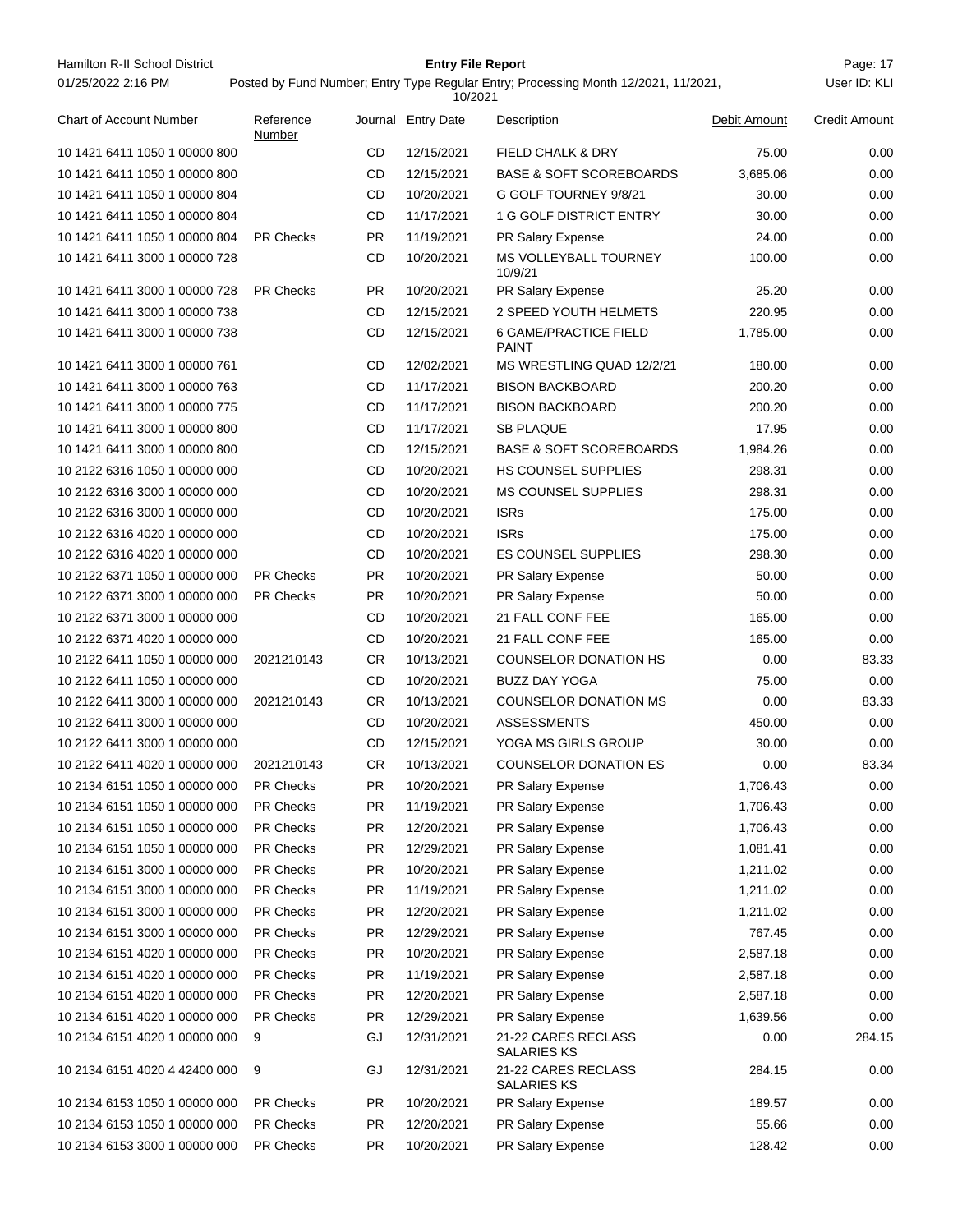| Chart of Account Number | Reference Number | Journal | Entry Date | Description | Debit Amount | Credit Amount |
|---|---|---|---|---|---|---|
| 10 1421 6411 1050 1 00000 800 | | CD | 12/15/2021 | FIELD CHALK & DRY | 75.00 | 0.00 |
| 10 1421 6411 1050 1 00000 800 | | CD | 12/15/2021 | BASE & SOFT SCOREBOARDS | 3,685.06 | 0.00 |
| 10 1421 6411 1050 1 00000 804 | | CD | 10/20/2021 | G GOLF TOURNEY 9/8/21 | 30.00 | 0.00 |
| 10 1421 6411 1050 1 00000 804 | | CD | 11/17/2021 | 1 G GOLF DISTRICT ENTRY | 30.00 | 0.00 |
| 10 1421 6411 1050 1 00000 804 | PR Checks | PR | 11/19/2021 | PR Salary Expense | 24.00 | 0.00 |
| 10 1421 6411 3000 1 00000 728 | | CD | 10/20/2021 | MS VOLLEYBALL TOURNEY 10/9/21 | 100.00 | 0.00 |
| 10 1421 6411 3000 1 00000 728 | PR Checks | PR | 10/20/2021 | PR Salary Expense | 25.20 | 0.00 |
| 10 1421 6411 3000 1 00000 738 | | CD | 12/15/2021 | 2 SPEED YOUTH HELMETS | 220.95 | 0.00 |
| 10 1421 6411 3000 1 00000 738 | | CD | 12/15/2021 | 6 GAME/PRACTICE FIELD PAINT | 1,785.00 | 0.00 |
| 10 1421 6411 3000 1 00000 761 | | CD | 12/02/2021 | MS WRESTLING QUAD 12/2/21 | 180.00 | 0.00 |
| 10 1421 6411 3000 1 00000 763 | | CD | 11/17/2021 | BISON BACKBOARD | 200.20 | 0.00 |
| 10 1421 6411 3000 1 00000 775 | | CD | 11/17/2021 | BISON BACKBOARD | 200.20 | 0.00 |
| 10 1421 6411 3000 1 00000 800 | | CD | 11/17/2021 | SB PLAQUE | 17.95 | 0.00 |
| 10 1421 6411 3000 1 00000 800 | | CD | 12/15/2021 | BASE & SOFT SCOREBOARDS | 1,984.26 | 0.00 |
| 10 2122 6316 1050 1 00000 000 | | CD | 10/20/2021 | HS COUNSEL SUPPLIES | 298.31 | 0.00 |
| 10 2122 6316 3000 1 00000 000 | | CD | 10/20/2021 | MS COUNSEL SUPPLIES | 298.31 | 0.00 |
| 10 2122 6316 3000 1 00000 000 | | CD | 10/20/2021 | ISRs | 175.00 | 0.00 |
| 10 2122 6316 4020 1 00000 000 | | CD | 10/20/2021 | ISRs | 175.00 | 0.00 |
| 10 2122 6316 4020 1 00000 000 | | CD | 10/20/2021 | ES COUNSEL SUPPLIES | 298.30 | 0.00 |
| 10 2122 6371 1050 1 00000 000 | PR Checks | PR | 10/20/2021 | PR Salary Expense | 50.00 | 0.00 |
| 10 2122 6371 3000 1 00000 000 | PR Checks | PR | 10/20/2021 | PR Salary Expense | 50.00 | 0.00 |
| 10 2122 6371 3000 1 00000 000 | | CD | 10/20/2021 | 21 FALL CONF FEE | 165.00 | 0.00 |
| 10 2122 6371 4020 1 00000 000 | | CD | 10/20/2021 | 21 FALL CONF FEE | 165.00 | 0.00 |
| 10 2122 6411 1050 1 00000 000 | 2021210143 | CR | 10/13/2021 | COUNSELOR DONATION HS | 0.00 | 83.33 |
| 10 2122 6411 1050 1 00000 000 | | CD | 10/20/2021 | BUZZ DAY YOGA | 75.00 | 0.00 |
| 10 2122 6411 3000 1 00000 000 | 2021210143 | CR | 10/13/2021 | COUNSELOR DONATION MS | 0.00 | 83.33 |
| 10 2122 6411 3000 1 00000 000 | | CD | 10/20/2021 | ASSESSMENTS | 450.00 | 0.00 |
| 10 2122 6411 3000 1 00000 000 | | CD | 12/15/2021 | YOGA MS GIRLS GROUP | 30.00 | 0.00 |
| 10 2122 6411 4020 1 00000 000 | 2021210143 | CR | 10/13/2021 | COUNSELOR DONATION ES | 0.00 | 83.34 |
| 10 2134 6151 1050 1 00000 000 | PR Checks | PR | 10/20/2021 | PR Salary Expense | 1,706.43 | 0.00 |
| 10 2134 6151 1050 1 00000 000 | PR Checks | PR | 11/19/2021 | PR Salary Expense | 1,706.43 | 0.00 |
| 10 2134 6151 1050 1 00000 000 | PR Checks | PR | 12/20/2021 | PR Salary Expense | 1,706.43 | 0.00 |
| 10 2134 6151 1050 1 00000 000 | PR Checks | PR | 12/29/2021 | PR Salary Expense | 1,081.41 | 0.00 |
| 10 2134 6151 3000 1 00000 000 | PR Checks | PR | 10/20/2021 | PR Salary Expense | 1,211.02 | 0.00 |
| 10 2134 6151 3000 1 00000 000 | PR Checks | PR | 11/19/2021 | PR Salary Expense | 1,211.02 | 0.00 |
| 10 2134 6151 3000 1 00000 000 | PR Checks | PR | 12/20/2021 | PR Salary Expense | 1,211.02 | 0.00 |
| 10 2134 6151 3000 1 00000 000 | PR Checks | PR | 12/29/2021 | PR Salary Expense | 767.45 | 0.00 |
| 10 2134 6151 4020 1 00000 000 | PR Checks | PR | 10/20/2021 | PR Salary Expense | 2,587.18 | 0.00 |
| 10 2134 6151 4020 1 00000 000 | PR Checks | PR | 11/19/2021 | PR Salary Expense | 2,587.18 | 0.00 |
| 10 2134 6151 4020 1 00000 000 | PR Checks | PR | 12/20/2021 | PR Salary Expense | 2,587.18 | 0.00 |
| 10 2134 6151 4020 1 00000 000 | PR Checks | PR | 12/29/2021 | PR Salary Expense | 1,639.56 | 0.00 |
| 10 2134 6151 4020 1 00000 000 | 9 | GJ | 12/31/2021 | 21-22 CARES RECLASS SALARIES KS | 0.00 | 284.15 |
| 10 2134 6151 4020 4 42400 000 | 9 | GJ | 12/31/2021 | 21-22 CARES RECLASS SALARIES KS | 284.15 | 0.00 |
| 10 2134 6153 1050 1 00000 000 | PR Checks | PR | 10/20/2021 | PR Salary Expense | 189.57 | 0.00 |
| 10 2134 6153 1050 1 00000 000 | PR Checks | PR | 12/20/2021 | PR Salary Expense | 55.66 | 0.00 |
| 10 2134 6153 3000 1 00000 000 | PR Checks | PR | 10/20/2021 | PR Salary Expense | 128.42 | 0.00 |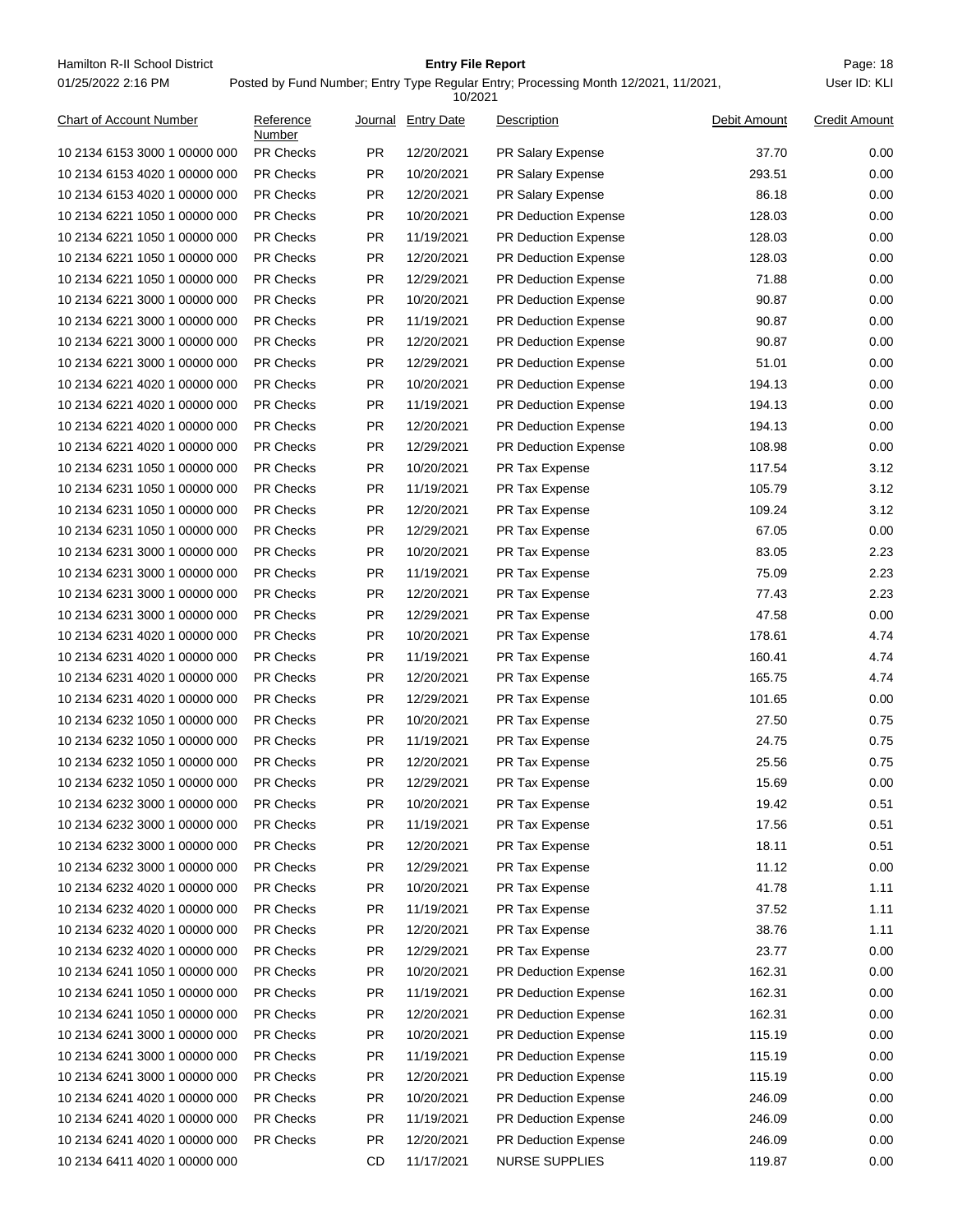Hamilton R-II School District

01/25/2022 2:16 PM

**Entry File Report**

Posted by Fund Number; Entry Type Regular Entry; Processing Month 12/2021, 11/2021, 10/2021

User ID: KLI

| Chart of Account Number | Reference Number | Journal | Entry Date | Description | Debit Amount | Credit Amount |
|---|---|---|---|---|---|---|
| 10 2134 6153 3000 1 00000 000 | PR Checks | PR | 12/20/2021 | PR Salary Expense | 37.70 | 0.00 |
| 10 2134 6153 4020 1 00000 000 | PR Checks | PR | 10/20/2021 | PR Salary Expense | 293.51 | 0.00 |
| 10 2134 6153 4020 1 00000 000 | PR Checks | PR | 12/20/2021 | PR Salary Expense | 86.18 | 0.00 |
| 10 2134 6221 1050 1 00000 000 | PR Checks | PR | 10/20/2021 | PR Deduction Expense | 128.03 | 0.00 |
| 10 2134 6221 1050 1 00000 000 | PR Checks | PR | 11/19/2021 | PR Deduction Expense | 128.03 | 0.00 |
| 10 2134 6221 1050 1 00000 000 | PR Checks | PR | 12/20/2021 | PR Deduction Expense | 128.03 | 0.00 |
| 10 2134 6221 1050 1 00000 000 | PR Checks | PR | 12/29/2021 | PR Deduction Expense | 71.88 | 0.00 |
| 10 2134 6221 3000 1 00000 000 | PR Checks | PR | 10/20/2021 | PR Deduction Expense | 90.87 | 0.00 |
| 10 2134 6221 3000 1 00000 000 | PR Checks | PR | 11/19/2021 | PR Deduction Expense | 90.87 | 0.00 |
| 10 2134 6221 3000 1 00000 000 | PR Checks | PR | 12/20/2021 | PR Deduction Expense | 90.87 | 0.00 |
| 10 2134 6221 3000 1 00000 000 | PR Checks | PR | 12/29/2021 | PR Deduction Expense | 51.01 | 0.00 |
| 10 2134 6221 4020 1 00000 000 | PR Checks | PR | 10/20/2021 | PR Deduction Expense | 194.13 | 0.00 |
| 10 2134 6221 4020 1 00000 000 | PR Checks | PR | 11/19/2021 | PR Deduction Expense | 194.13 | 0.00 |
| 10 2134 6221 4020 1 00000 000 | PR Checks | PR | 12/20/2021 | PR Deduction Expense | 194.13 | 0.00 |
| 10 2134 6221 4020 1 00000 000 | PR Checks | PR | 12/29/2021 | PR Deduction Expense | 108.98 | 0.00 |
| 10 2134 6231 1050 1 00000 000 | PR Checks | PR | 10/20/2021 | PR Tax Expense | 117.54 | 3.12 |
| 10 2134 6231 1050 1 00000 000 | PR Checks | PR | 11/19/2021 | PR Tax Expense | 105.79 | 3.12 |
| 10 2134 6231 1050 1 00000 000 | PR Checks | PR | 12/20/2021 | PR Tax Expense | 109.24 | 3.12 |
| 10 2134 6231 1050 1 00000 000 | PR Checks | PR | 12/29/2021 | PR Tax Expense | 67.05 | 0.00 |
| 10 2134 6231 3000 1 00000 000 | PR Checks | PR | 10/20/2021 | PR Tax Expense | 83.05 | 2.23 |
| 10 2134 6231 3000 1 00000 000 | PR Checks | PR | 11/19/2021 | PR Tax Expense | 75.09 | 2.23 |
| 10 2134 6231 3000 1 00000 000 | PR Checks | PR | 12/20/2021 | PR Tax Expense | 77.43 | 2.23 |
| 10 2134 6231 3000 1 00000 000 | PR Checks | PR | 12/29/2021 | PR Tax Expense | 47.58 | 0.00 |
| 10 2134 6231 4020 1 00000 000 | PR Checks | PR | 10/20/2021 | PR Tax Expense | 178.61 | 4.74 |
| 10 2134 6231 4020 1 00000 000 | PR Checks | PR | 11/19/2021 | PR Tax Expense | 160.41 | 4.74 |
| 10 2134 6231 4020 1 00000 000 | PR Checks | PR | 12/20/2021 | PR Tax Expense | 165.75 | 4.74 |
| 10 2134 6231 4020 1 00000 000 | PR Checks | PR | 12/29/2021 | PR Tax Expense | 101.65 | 0.00 |
| 10 2134 6232 1050 1 00000 000 | PR Checks | PR | 10/20/2021 | PR Tax Expense | 27.50 | 0.75 |
| 10 2134 6232 1050 1 00000 000 | PR Checks | PR | 11/19/2021 | PR Tax Expense | 24.75 | 0.75 |
| 10 2134 6232 1050 1 00000 000 | PR Checks | PR | 12/20/2021 | PR Tax Expense | 25.56 | 0.75 |
| 10 2134 6232 1050 1 00000 000 | PR Checks | PR | 12/29/2021 | PR Tax Expense | 15.69 | 0.00 |
| 10 2134 6232 3000 1 00000 000 | PR Checks | PR | 10/20/2021 | PR Tax Expense | 19.42 | 0.51 |
| 10 2134 6232 3000 1 00000 000 | PR Checks | PR | 11/19/2021 | PR Tax Expense | 17.56 | 0.51 |
| 10 2134 6232 3000 1 00000 000 | PR Checks | PR | 12/20/2021 | PR Tax Expense | 18.11 | 0.51 |
| 10 2134 6232 3000 1 00000 000 | PR Checks | PR | 12/29/2021 | PR Tax Expense | 11.12 | 0.00 |
| 10 2134 6232 4020 1 00000 000 | PR Checks | PR | 10/20/2021 | PR Tax Expense | 41.78 | 1.11 |
| 10 2134 6232 4020 1 00000 000 | PR Checks | PR | 11/19/2021 | PR Tax Expense | 37.52 | 1.11 |
| 10 2134 6232 4020 1 00000 000 | PR Checks | PR | 12/20/2021 | PR Tax Expense | 38.76 | 1.11 |
| 10 2134 6232 4020 1 00000 000 | PR Checks | PR | 12/29/2021 | PR Tax Expense | 23.77 | 0.00 |
| 10 2134 6241 1050 1 00000 000 | PR Checks | PR | 10/20/2021 | PR Deduction Expense | 162.31 | 0.00 |
| 10 2134 6241 1050 1 00000 000 | PR Checks | PR | 11/19/2021 | PR Deduction Expense | 162.31 | 0.00 |
| 10 2134 6241 1050 1 00000 000 | PR Checks | PR | 12/20/2021 | PR Deduction Expense | 162.31 | 0.00 |
| 10 2134 6241 3000 1 00000 000 | PR Checks | PR | 10/20/2021 | PR Deduction Expense | 115.19 | 0.00 |
| 10 2134 6241 3000 1 00000 000 | PR Checks | PR | 11/19/2021 | PR Deduction Expense | 115.19 | 0.00 |
| 10 2134 6241 3000 1 00000 000 | PR Checks | PR | 12/20/2021 | PR Deduction Expense | 115.19 | 0.00 |
| 10 2134 6241 4020 1 00000 000 | PR Checks | PR | 10/20/2021 | PR Deduction Expense | 246.09 | 0.00 |
| 10 2134 6241 4020 1 00000 000 | PR Checks | PR | 11/19/2021 | PR Deduction Expense | 246.09 | 0.00 |
| 10 2134 6241 4020 1 00000 000 | PR Checks | PR | 12/20/2021 | PR Deduction Expense | 246.09 | 0.00 |
| 10 2134 6411 4020 1 00000 000 | | CD | 11/17/2021 | NURSE SUPPLIES | 119.87 | 0.00 |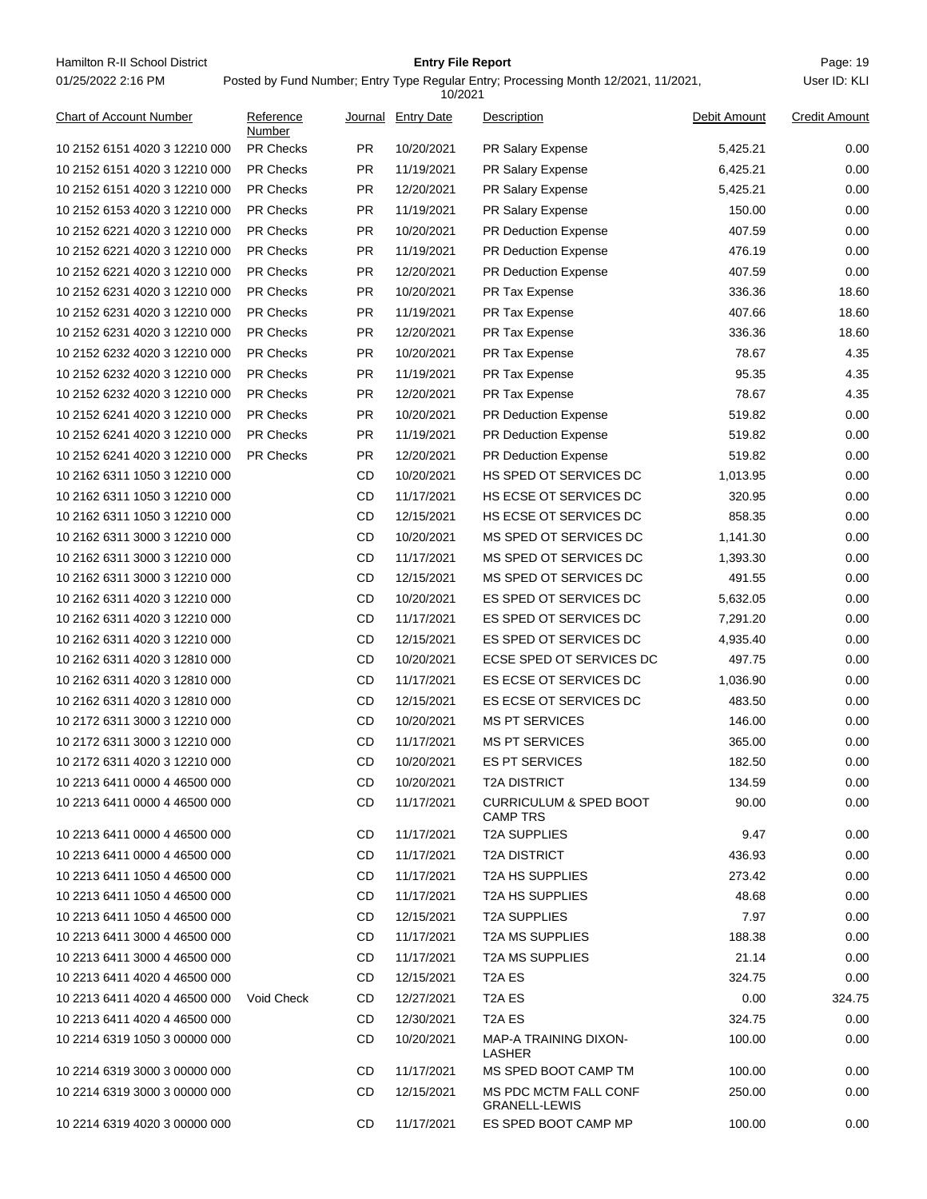| Chart of Account Number | Reference Number | Journal | Entry Date | Description | Debit Amount | Credit Amount |
|---|---|---|---|---|---|---|
| 10 2152 6151 4020 3 12210 000 | PR Checks | PR | 10/20/2021 | PR Salary Expense | 5,425.21 | 0.00 |
| 10 2152 6151 4020 3 12210 000 | PR Checks | PR | 11/19/2021 | PR Salary Expense | 6,425.21 | 0.00 |
| 10 2152 6151 4020 3 12210 000 | PR Checks | PR | 12/20/2021 | PR Salary Expense | 5,425.21 | 0.00 |
| 10 2152 6153 4020 3 12210 000 | PR Checks | PR | 11/19/2021 | PR Salary Expense | 150.00 | 0.00 |
| 10 2152 6221 4020 3 12210 000 | PR Checks | PR | 10/20/2021 | PR Deduction Expense | 407.59 | 0.00 |
| 10 2152 6221 4020 3 12210 000 | PR Checks | PR | 11/19/2021 | PR Deduction Expense | 476.19 | 0.00 |
| 10 2152 6221 4020 3 12210 000 | PR Checks | PR | 12/20/2021 | PR Deduction Expense | 407.59 | 0.00 |
| 10 2152 6231 4020 3 12210 000 | PR Checks | PR | 10/20/2021 | PR Tax Expense | 336.36 | 18.60 |
| 10 2152 6231 4020 3 12210 000 | PR Checks | PR | 11/19/2021 | PR Tax Expense | 407.66 | 18.60 |
| 10 2152 6231 4020 3 12210 000 | PR Checks | PR | 12/20/2021 | PR Tax Expense | 336.36 | 18.60 |
| 10 2152 6232 4020 3 12210 000 | PR Checks | PR | 10/20/2021 | PR Tax Expense | 78.67 | 4.35 |
| 10 2152 6232 4020 3 12210 000 | PR Checks | PR | 11/19/2021 | PR Tax Expense | 95.35 | 4.35 |
| 10 2152 6232 4020 3 12210 000 | PR Checks | PR | 12/20/2021 | PR Tax Expense | 78.67 | 4.35 |
| 10 2152 6241 4020 3 12210 000 | PR Checks | PR | 10/20/2021 | PR Deduction Expense | 519.82 | 0.00 |
| 10 2152 6241 4020 3 12210 000 | PR Checks | PR | 11/19/2021 | PR Deduction Expense | 519.82 | 0.00 |
| 10 2152 6241 4020 3 12210 000 | PR Checks | PR | 12/20/2021 | PR Deduction Expense | 519.82 | 0.00 |
| 10 2162 6311 1050 3 12210 000 | | CD | 10/20/2021 | HS SPED OT SERVICES DC | 1,013.95 | 0.00 |
| 10 2162 6311 1050 3 12210 000 | | CD | 11/17/2021 | HS ECSE OT SERVICES DC | 320.95 | 0.00 |
| 10 2162 6311 1050 3 12210 000 | | CD | 12/15/2021 | HS ECSE OT SERVICES DC | 858.35 | 0.00 |
| 10 2162 6311 3000 3 12210 000 | | CD | 10/20/2021 | MS SPED OT SERVICES DC | 1,141.30 | 0.00 |
| 10 2162 6311 3000 3 12210 000 | | CD | 11/17/2021 | MS SPED OT SERVICES DC | 1,393.30 | 0.00 |
| 10 2162 6311 3000 3 12210 000 | | CD | 12/15/2021 | MS SPED OT SERVICES DC | 491.55 | 0.00 |
| 10 2162 6311 4020 3 12210 000 | | CD | 10/20/2021 | ES SPED OT SERVICES DC | 5,632.05 | 0.00 |
| 10 2162 6311 4020 3 12210 000 | | CD | 11/17/2021 | ES SPED OT SERVICES DC | 7,291.20 | 0.00 |
| 10 2162 6311 4020 3 12210 000 | | CD | 12/15/2021 | ES SPED OT SERVICES DC | 4,935.40 | 0.00 |
| 10 2162 6311 4020 3 12810 000 | | CD | 10/20/2021 | ECSE SPED OT SERVICES DC | 497.75 | 0.00 |
| 10 2162 6311 4020 3 12810 000 | | CD | 11/17/2021 | ES ECSE OT SERVICES DC | 1,036.90 | 0.00 |
| 10 2162 6311 4020 3 12810 000 | | CD | 12/15/2021 | ES ECSE OT SERVICES DC | 483.50 | 0.00 |
| 10 2172 6311 3000 3 12210 000 | | CD | 10/20/2021 | MS PT SERVICES | 146.00 | 0.00 |
| 10 2172 6311 3000 3 12210 000 | | CD | 11/17/2021 | MS PT SERVICES | 365.00 | 0.00 |
| 10 2172 6311 4020 3 12210 000 | | CD | 10/20/2021 | ES PT SERVICES | 182.50 | 0.00 |
| 10 2213 6411 0000 4 46500 000 | | CD | 10/20/2021 | T2A DISTRICT | 134.59 | 0.00 |
| 10 2213 6411 0000 4 46500 000 | | CD | 11/17/2021 | CURRICULUM & SPED BOOT CAMP TRS | 90.00 | 0.00 |
| 10 2213 6411 0000 4 46500 000 | | CD | 11/17/2021 | T2A SUPPLIES | 9.47 | 0.00 |
| 10 2213 6411 0000 4 46500 000 | | CD | 11/17/2021 | T2A DISTRICT | 436.93 | 0.00 |
| 10 2213 6411 1050 4 46500 000 | | CD | 11/17/2021 | T2A HS SUPPLIES | 273.42 | 0.00 |
| 10 2213 6411 1050 4 46500 000 | | CD | 11/17/2021 | T2A HS SUPPLIES | 48.68 | 0.00 |
| 10 2213 6411 1050 4 46500 000 | | CD | 12/15/2021 | T2A SUPPLIES | 7.97 | 0.00 |
| 10 2213 6411 3000 4 46500 000 | | CD | 11/17/2021 | T2A MS SUPPLIES | 188.38 | 0.00 |
| 10 2213 6411 3000 4 46500 000 | | CD | 11/17/2021 | T2A MS SUPPLIES | 21.14 | 0.00 |
| 10 2213 6411 4020 4 46500 000 | | CD | 12/15/2021 | T2A ES | 324.75 | 0.00 |
| 10 2213 6411 4020 4 46500 000 | Void Check | CD | 12/27/2021 | T2A ES | 0.00 | 324.75 |
| 10 2213 6411 4020 4 46500 000 | | CD | 12/30/2021 | T2A ES | 324.75 | 0.00 |
| 10 2214 6319 1050 3 00000 000 | | CD | 10/20/2021 | MAP-A TRAINING DIXON-LASHER | 100.00 | 0.00 |
| 10 2214 6319 3000 3 00000 000 | | CD | 11/17/2021 | MS SPED BOOT CAMP TM | 100.00 | 0.00 |
| 10 2214 6319 3000 3 00000 000 | | CD | 12/15/2021 | MS PDC MCTM FALL CONF GRANELL-LEWIS | 250.00 | 0.00 |
| 10 2214 6319 4020 3 00000 000 | | CD | 11/17/2021 | ES SPED BOOT CAMP MP | 100.00 | 0.00 |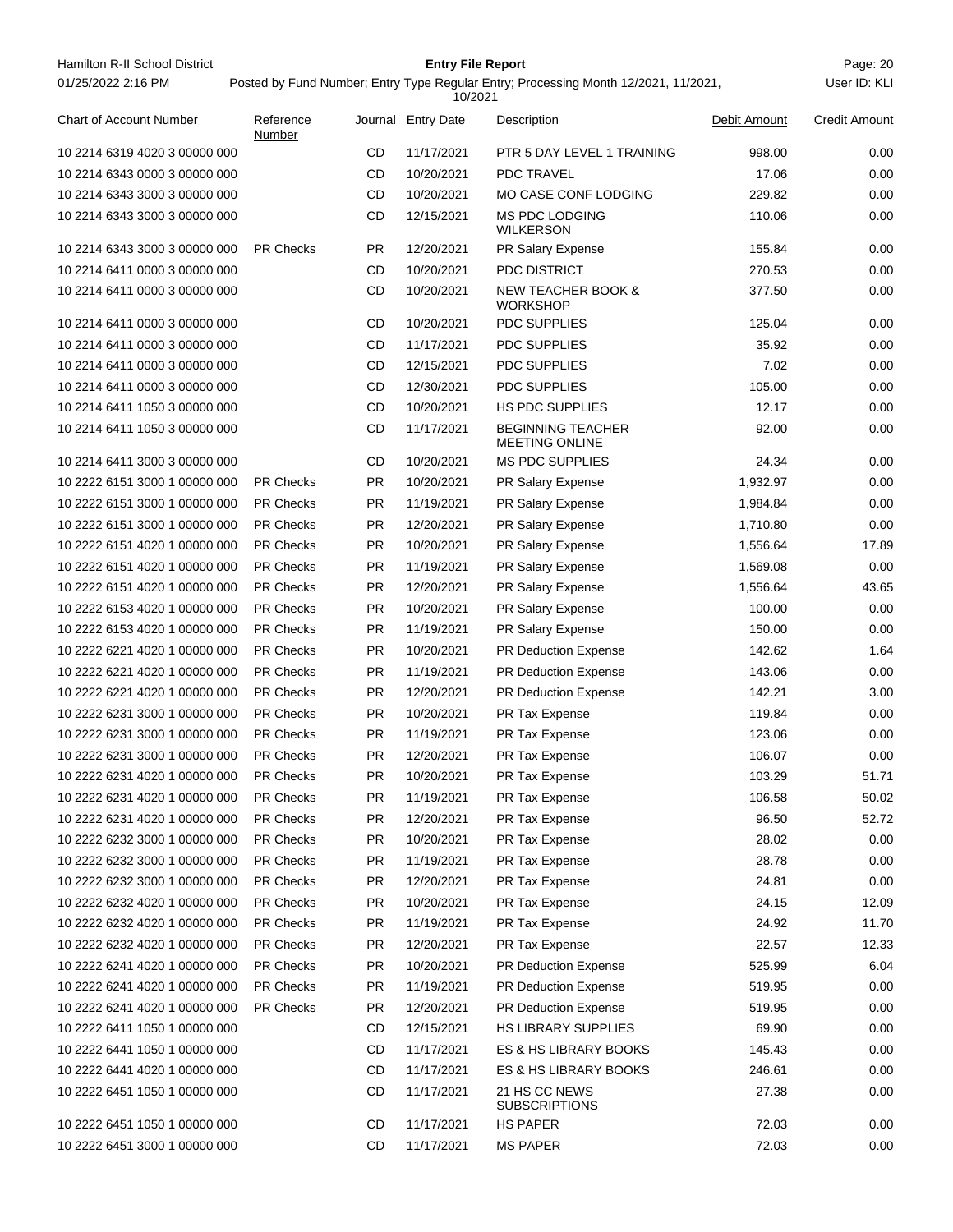Hamilton R-II School District

**Entry File Report**

01/25/2022 2:16 PM

Posted by Fund Number; Entry Type Regular Entry; Processing Month 12/2021, 11/2021, 10/2021

User ID: KLI

| Chart of Account Number | Reference Number | Journal | Entry Date | Description | Debit Amount | Credit Amount |
|---|---|---|---|---|---|---|
| 10 2214 6319 4020 3 00000 000 | | CD | 11/17/2021 | PTR 5 DAY LEVEL 1 TRAINING | 998.00 | 0.00 |
| 10 2214 6343 0000 3 00000 000 | | CD | 10/20/2021 | PDC TRAVEL | 17.06 | 0.00 |
| 10 2214 6343 3000 3 00000 000 | | CD | 10/20/2021 | MO CASE CONF LODGING | 229.82 | 0.00 |
| 10 2214 6343 3000 3 00000 000 | | CD | 12/15/2021 | MS PDC LODGING WILKERSON | 110.06 | 0.00 |
| 10 2214 6343 3000 3 00000 000 | PR Checks | PR | 12/20/2021 | PR Salary Expense | 155.84 | 0.00 |
| 10 2214 6411 0000 3 00000 000 | | CD | 10/20/2021 | PDC DISTRICT | 270.53 | 0.00 |
| 10 2214 6411 0000 3 00000 000 | | CD | 10/20/2021 | NEW TEACHER BOOK & WORKSHOP | 377.50 | 0.00 |
| 10 2214 6411 0000 3 00000 000 | | CD | 10/20/2021 | PDC SUPPLIES | 125.04 | 0.00 |
| 10 2214 6411 0000 3 00000 000 | | CD | 11/17/2021 | PDC SUPPLIES | 35.92 | 0.00 |
| 10 2214 6411 0000 3 00000 000 | | CD | 12/15/2021 | PDC SUPPLIES | 7.02 | 0.00 |
| 10 2214 6411 0000 3 00000 000 | | CD | 12/30/2021 | PDC SUPPLIES | 105.00 | 0.00 |
| 10 2214 6411 1050 3 00000 000 | | CD | 10/20/2021 | HS PDC SUPPLIES | 12.17 | 0.00 |
| 10 2214 6411 1050 3 00000 000 | | CD | 11/17/2021 | BEGINNING TEACHER MEETING ONLINE | 92.00 | 0.00 |
| 10 2214 6411 3000 3 00000 000 | | CD | 10/20/2021 | MS PDC SUPPLIES | 24.34 | 0.00 |
| 10 2222 6151 3000 1 00000 000 | PR Checks | PR | 10/20/2021 | PR Salary Expense | 1,932.97 | 0.00 |
| 10 2222 6151 3000 1 00000 000 | PR Checks | PR | 11/19/2021 | PR Salary Expense | 1,984.84 | 0.00 |
| 10 2222 6151 3000 1 00000 000 | PR Checks | PR | 12/20/2021 | PR Salary Expense | 1,710.80 | 0.00 |
| 10 2222 6151 4020 1 00000 000 | PR Checks | PR | 10/20/2021 | PR Salary Expense | 1,556.64 | 17.89 |
| 10 2222 6151 4020 1 00000 000 | PR Checks | PR | 11/19/2021 | PR Salary Expense | 1,569.08 | 0.00 |
| 10 2222 6151 4020 1 00000 000 | PR Checks | PR | 12/20/2021 | PR Salary Expense | 1,556.64 | 43.65 |
| 10 2222 6153 4020 1 00000 000 | PR Checks | PR | 10/20/2021 | PR Salary Expense | 100.00 | 0.00 |
| 10 2222 6153 4020 1 00000 000 | PR Checks | PR | 11/19/2021 | PR Salary Expense | 150.00 | 0.00 |
| 10 2222 6221 4020 1 00000 000 | PR Checks | PR | 10/20/2021 | PR Deduction Expense | 142.62 | 1.64 |
| 10 2222 6221 4020 1 00000 000 | PR Checks | PR | 11/19/2021 | PR Deduction Expense | 143.06 | 0.00 |
| 10 2222 6221 4020 1 00000 000 | PR Checks | PR | 12/20/2021 | PR Deduction Expense | 142.21 | 3.00 |
| 10 2222 6231 3000 1 00000 000 | PR Checks | PR | 10/20/2021 | PR Tax Expense | 119.84 | 0.00 |
| 10 2222 6231 3000 1 00000 000 | PR Checks | PR | 11/19/2021 | PR Tax Expense | 123.06 | 0.00 |
| 10 2222 6231 3000 1 00000 000 | PR Checks | PR | 12/20/2021 | PR Tax Expense | 106.07 | 0.00 |
| 10 2222 6231 4020 1 00000 000 | PR Checks | PR | 10/20/2021 | PR Tax Expense | 103.29 | 51.71 |
| 10 2222 6231 4020 1 00000 000 | PR Checks | PR | 11/19/2021 | PR Tax Expense | 106.58 | 50.02 |
| 10 2222 6231 4020 1 00000 000 | PR Checks | PR | 12/20/2021 | PR Tax Expense | 96.50 | 52.72 |
| 10 2222 6232 3000 1 00000 000 | PR Checks | PR | 10/20/2021 | PR Tax Expense | 28.02 | 0.00 |
| 10 2222 6232 3000 1 00000 000 | PR Checks | PR | 11/19/2021 | PR Tax Expense | 28.78 | 0.00 |
| 10 2222 6232 3000 1 00000 000 | PR Checks | PR | 12/20/2021 | PR Tax Expense | 24.81 | 0.00 |
| 10 2222 6232 4020 1 00000 000 | PR Checks | PR | 10/20/2021 | PR Tax Expense | 24.15 | 12.09 |
| 10 2222 6232 4020 1 00000 000 | PR Checks | PR | 11/19/2021 | PR Tax Expense | 24.92 | 11.70 |
| 10 2222 6232 4020 1 00000 000 | PR Checks | PR | 12/20/2021 | PR Tax Expense | 22.57 | 12.33 |
| 10 2222 6241 4020 1 00000 000 | PR Checks | PR | 10/20/2021 | PR Deduction Expense | 525.99 | 6.04 |
| 10 2222 6241 4020 1 00000 000 | PR Checks | PR | 11/19/2021 | PR Deduction Expense | 519.95 | 0.00 |
| 10 2222 6241 4020 1 00000 000 | PR Checks | PR | 12/20/2021 | PR Deduction Expense | 519.95 | 0.00 |
| 10 2222 6411 1050 1 00000 000 | | CD | 12/15/2021 | HS LIBRARY SUPPLIES | 69.90 | 0.00 |
| 10 2222 6441 1050 1 00000 000 | | CD | 11/17/2021 | ES & HS LIBRARY BOOKS | 145.43 | 0.00 |
| 10 2222 6441 4020 1 00000 000 | | CD | 11/17/2021 | ES & HS LIBRARY BOOKS | 246.61 | 0.00 |
| 10 2222 6451 1050 1 00000 000 | | CD | 11/17/2021 | 21 HS CC NEWS SUBSCRIPTIONS | 27.38 | 0.00 |
| 10 2222 6451 1050 1 00000 000 | | CD | 11/17/2021 | HS PAPER | 72.03 | 0.00 |
| 10 2222 6451 3000 1 00000 000 | | CD | 11/17/2021 | MS PAPER | 72.03 | 0.00 |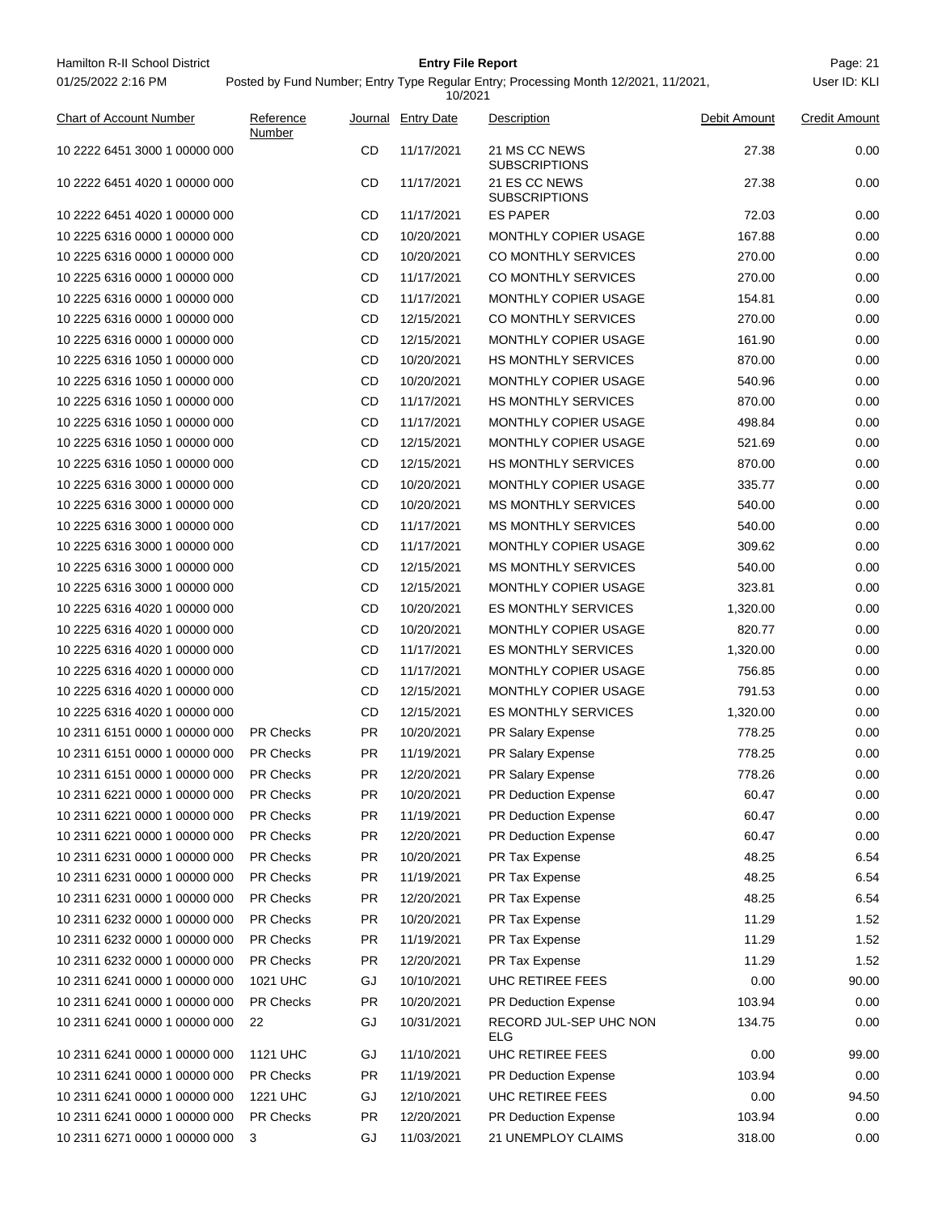| Chart of Account Number | Reference Number | Journal | Entry Date | Description | Debit Amount | Credit Amount |
|---|---|---|---|---|---|---|
| 10 2222 6451 3000 1 00000 000 | | CD | 11/17/2021 | 21 MS CC NEWS SUBSCRIPTIONS | 27.38 | 0.00 |
| 10 2222 6451 4020 1 00000 000 | | CD | 11/17/2021 | 21 ES CC NEWS SUBSCRIPTIONS | 27.38 | 0.00 |
| 10 2222 6451 4020 1 00000 000 | | CD | 11/17/2021 | ES PAPER | 72.03 | 0.00 |
| 10 2225 6316 0000 1 00000 000 | | CD | 10/20/2021 | MONTHLY COPIER USAGE | 167.88 | 0.00 |
| 10 2225 6316 0000 1 00000 000 | | CD | 10/20/2021 | CO MONTHLY SERVICES | 270.00 | 0.00 |
| 10 2225 6316 0000 1 00000 000 | | CD | 11/17/2021 | CO MONTHLY SERVICES | 270.00 | 0.00 |
| 10 2225 6316 0000 1 00000 000 | | CD | 11/17/2021 | MONTHLY COPIER USAGE | 154.81 | 0.00 |
| 10 2225 6316 0000 1 00000 000 | | CD | 12/15/2021 | CO MONTHLY SERVICES | 270.00 | 0.00 |
| 10 2225 6316 0000 1 00000 000 | | CD | 12/15/2021 | MONTHLY COPIER USAGE | 161.90 | 0.00 |
| 10 2225 6316 1050 1 00000 000 | | CD | 10/20/2021 | HS MONTHLY SERVICES | 870.00 | 0.00 |
| 10 2225 6316 1050 1 00000 000 | | CD | 10/20/2021 | MONTHLY COPIER USAGE | 540.96 | 0.00 |
| 10 2225 6316 1050 1 00000 000 | | CD | 11/17/2021 | HS MONTHLY SERVICES | 870.00 | 0.00 |
| 10 2225 6316 1050 1 00000 000 | | CD | 11/17/2021 | MONTHLY COPIER USAGE | 498.84 | 0.00 |
| 10 2225 6316 1050 1 00000 000 | | CD | 12/15/2021 | MONTHLY COPIER USAGE | 521.69 | 0.00 |
| 10 2225 6316 1050 1 00000 000 | | CD | 12/15/2021 | HS MONTHLY SERVICES | 870.00 | 0.00 |
| 10 2225 6316 3000 1 00000 000 | | CD | 10/20/2021 | MONTHLY COPIER USAGE | 335.77 | 0.00 |
| 10 2225 6316 3000 1 00000 000 | | CD | 10/20/2021 | MS MONTHLY SERVICES | 540.00 | 0.00 |
| 10 2225 6316 3000 1 00000 000 | | CD | 11/17/2021 | MS MONTHLY SERVICES | 540.00 | 0.00 |
| 10 2225 6316 3000 1 00000 000 | | CD | 11/17/2021 | MONTHLY COPIER USAGE | 309.62 | 0.00 |
| 10 2225 6316 3000 1 00000 000 | | CD | 12/15/2021 | MS MONTHLY SERVICES | 540.00 | 0.00 |
| 10 2225 6316 3000 1 00000 000 | | CD | 12/15/2021 | MONTHLY COPIER USAGE | 323.81 | 0.00 |
| 10 2225 6316 4020 1 00000 000 | | CD | 10/20/2021 | ES MONTHLY SERVICES | 1,320.00 | 0.00 |
| 10 2225 6316 4020 1 00000 000 | | CD | 10/20/2021 | MONTHLY COPIER USAGE | 820.77 | 0.00 |
| 10 2225 6316 4020 1 00000 000 | | CD | 11/17/2021 | ES MONTHLY SERVICES | 1,320.00 | 0.00 |
| 10 2225 6316 4020 1 00000 000 | | CD | 11/17/2021 | MONTHLY COPIER USAGE | 756.85 | 0.00 |
| 10 2225 6316 4020 1 00000 000 | | CD | 12/15/2021 | MONTHLY COPIER USAGE | 791.53 | 0.00 |
| 10 2225 6316 4020 1 00000 000 | | CD | 12/15/2021 | ES MONTHLY SERVICES | 1,320.00 | 0.00 |
| 10 2311 6151 0000 1 00000 000 | PR Checks | PR | 10/20/2021 | PR Salary Expense | 778.25 | 0.00 |
| 10 2311 6151 0000 1 00000 000 | PR Checks | PR | 11/19/2021 | PR Salary Expense | 778.25 | 0.00 |
| 10 2311 6151 0000 1 00000 000 | PR Checks | PR | 12/20/2021 | PR Salary Expense | 778.26 | 0.00 |
| 10 2311 6221 0000 1 00000 000 | PR Checks | PR | 10/20/2021 | PR Deduction Expense | 60.47 | 0.00 |
| 10 2311 6221 0000 1 00000 000 | PR Checks | PR | 11/19/2021 | PR Deduction Expense | 60.47 | 0.00 |
| 10 2311 6221 0000 1 00000 000 | PR Checks | PR | 12/20/2021 | PR Deduction Expense | 60.47 | 0.00 |
| 10 2311 6231 0000 1 00000 000 | PR Checks | PR | 10/20/2021 | PR Tax Expense | 48.25 | 6.54 |
| 10 2311 6231 0000 1 00000 000 | PR Checks | PR | 11/19/2021 | PR Tax Expense | 48.25 | 6.54 |
| 10 2311 6231 0000 1 00000 000 | PR Checks | PR | 12/20/2021 | PR Tax Expense | 48.25 | 6.54 |
| 10 2311 6232 0000 1 00000 000 | PR Checks | PR | 10/20/2021 | PR Tax Expense | 11.29 | 1.52 |
| 10 2311 6232 0000 1 00000 000 | PR Checks | PR | 11/19/2021 | PR Tax Expense | 11.29 | 1.52 |
| 10 2311 6232 0000 1 00000 000 | PR Checks | PR | 12/20/2021 | PR Tax Expense | 11.29 | 1.52 |
| 10 2311 6241 0000 1 00000 000 | 1021 UHC | GJ | 10/10/2021 | UHC RETIREE FEES | 0.00 | 90.00 |
| 10 2311 6241 0000 1 00000 000 | PR Checks | PR | 10/20/2021 | PR Deduction Expense | 103.94 | 0.00 |
| 10 2311 6241 0000 1 00000 000 | 22 | GJ | 10/31/2021 | RECORD JUL-SEP UHC NON ELG | 134.75 | 0.00 |
| 10 2311 6241 0000 1 00000 000 | 1121 UHC | GJ | 11/10/2021 | UHC RETIREE FEES | 0.00 | 99.00 |
| 10 2311 6241 0000 1 00000 000 | PR Checks | PR | 11/19/2021 | PR Deduction Expense | 103.94 | 0.00 |
| 10 2311 6241 0000 1 00000 000 | 1221 UHC | GJ | 12/10/2021 | UHC RETIREE FEES | 0.00 | 94.50 |
| 10 2311 6241 0000 1 00000 000 | PR Checks | PR | 12/20/2021 | PR Deduction Expense | 103.94 | 0.00 |
| 10 2311 6271 0000 1 00000 000 | 3 | GJ | 11/03/2021 | 21 UNEMPLOY CLAIMS | 318.00 | 0.00 |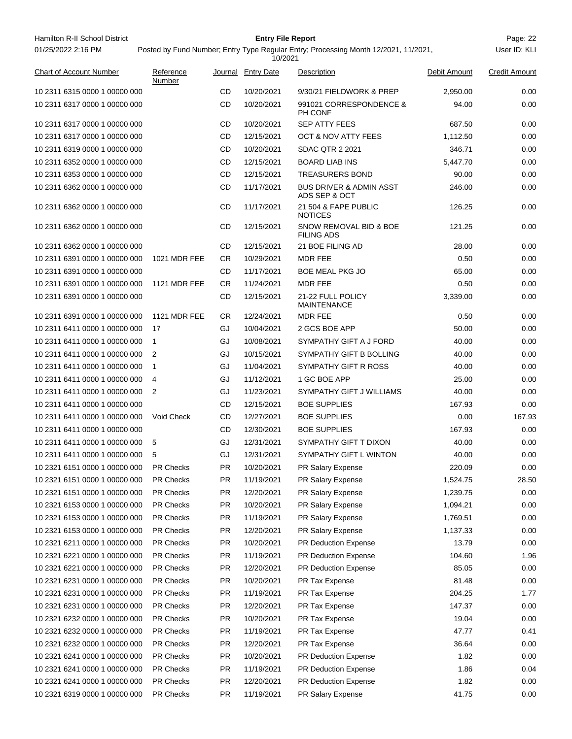Hamilton R-II School District

01/25/2022 2:16 PM

**Entry File Report**

Posted by Fund Number; Entry Type Regular Entry; Processing Month 12/2021, 11/2021, 10/2021

User ID: KLI

| Chart of Account Number | Reference Number | Journal | Entry Date | Description | Debit Amount | Credit Amount |
|---|---|---|---|---|---|---|
| 10 2311 6315 0000 1 00000 000 | | CD | 10/20/2021 | 9/30/21 FIELDWORK & PREP | 2,950.00 | 0.00 |
| 10 2311 6317 0000 1 00000 000 | | CD | 10/20/2021 | 991021 CORRESPONDENCE & PH CONF | 94.00 | 0.00 |
| 10 2311 6317 0000 1 00000 000 | | CD | 10/20/2021 | SEP ATTY FEES | 687.50 | 0.00 |
| 10 2311 6317 0000 1 00000 000 | | CD | 12/15/2021 | OCT & NOV ATTY FEES | 1,112.50 | 0.00 |
| 10 2311 6319 0000 1 00000 000 | | CD | 10/20/2021 | SDAC QTR 2 2021 | 346.71 | 0.00 |
| 10 2311 6352 0000 1 00000 000 | | CD | 12/15/2021 | BOARD LIAB INS | 5,447.70 | 0.00 |
| 10 2311 6353 0000 1 00000 000 | | CD | 12/15/2021 | TREASURERS BOND | 90.00 | 0.00 |
| 10 2311 6362 0000 1 00000 000 | | CD | 11/17/2021 | BUS DRIVER & ADMIN ASST ADS SEP & OCT | 246.00 | 0.00 |
| 10 2311 6362 0000 1 00000 000 | | CD | 11/17/2021 | 21 504 & FAPE PUBLIC NOTICES | 126.25 | 0.00 |
| 10 2311 6362 0000 1 00000 000 | | CD | 12/15/2021 | SNOW REMOVAL BID & BOE FILING ADS | 121.25 | 0.00 |
| 10 2311 6362 0000 1 00000 000 | | CD | 12/15/2021 | 21 BOE FILING AD | 28.00 | 0.00 |
| 10 2311 6391 0000 1 00000 000 | 1021 MDR FEE | CR | 10/29/2021 | MDR FEE | 0.50 | 0.00 |
| 10 2311 6391 0000 1 00000 000 | | CD | 11/17/2021 | BOE MEAL PKG JO | 65.00 | 0.00 |
| 10 2311 6391 0000 1 00000 000 | 1121 MDR FEE | CR | 11/24/2021 | MDR FEE | 0.50 | 0.00 |
| 10 2311 6391 0000 1 00000 000 | | CD | 12/15/2021 | 21-22 FULL POLICY MAINTENANCE | 3,339.00 | 0.00 |
| 10 2311 6391 0000 1 00000 000 | 1121 MDR FEE | CR | 12/24/2021 | MDR FEE | 0.50 | 0.00 |
| 10 2311 6411 0000 1 00000 000 | 17 | GJ | 10/04/2021 | 2 GCS BOE APP | 50.00 | 0.00 |
| 10 2311 6411 0000 1 00000 000 | 1 | GJ | 10/08/2021 | SYMPATHY GIFT A J FORD | 40.00 | 0.00 |
| 10 2311 6411 0000 1 00000 000 | 2 | GJ | 10/15/2021 | SYMPATHY GIFT B BOLLING | 40.00 | 0.00 |
| 10 2311 6411 0000 1 00000 000 | 1 | GJ | 11/04/2021 | SYMPATHY GIFT R ROSS | 40.00 | 0.00 |
| 10 2311 6411 0000 1 00000 000 | 4 | GJ | 11/12/2021 | 1 GC BOE APP | 25.00 | 0.00 |
| 10 2311 6411 0000 1 00000 000 | 2 | GJ | 11/23/2021 | SYMPATHY GIFT J WILLIAMS | 40.00 | 0.00 |
| 10 2311 6411 0000 1 00000 000 | | CD | 12/15/2021 | BOE SUPPLIES | 167.93 | 0.00 |
| 10 2311 6411 0000 1 00000 000 | Void Check | CD | 12/27/2021 | BOE SUPPLIES | 0.00 | 167.93 |
| 10 2311 6411 0000 1 00000 000 | | CD | 12/30/2021 | BOE SUPPLIES | 167.93 | 0.00 |
| 10 2311 6411 0000 1 00000 000 | 5 | GJ | 12/31/2021 | SYMPATHY GIFT T DIXON | 40.00 | 0.00 |
| 10 2311 6411 0000 1 00000 000 | 5 | GJ | 12/31/2021 | SYMPATHY GIFT L WINTON | 40.00 | 0.00 |
| 10 2321 6151 0000 1 00000 000 | PR Checks | PR | 10/20/2021 | PR Salary Expense | 220.09 | 0.00 |
| 10 2321 6151 0000 1 00000 000 | PR Checks | PR | 11/19/2021 | PR Salary Expense | 1,524.75 | 28.50 |
| 10 2321 6151 0000 1 00000 000 | PR Checks | PR | 12/20/2021 | PR Salary Expense | 1,239.75 | 0.00 |
| 10 2321 6153 0000 1 00000 000 | PR Checks | PR | 10/20/2021 | PR Salary Expense | 1,094.21 | 0.00 |
| 10 2321 6153 0000 1 00000 000 | PR Checks | PR | 11/19/2021 | PR Salary Expense | 1,769.51 | 0.00 |
| 10 2321 6153 0000 1 00000 000 | PR Checks | PR | 12/20/2021 | PR Salary Expense | 1,137.33 | 0.00 |
| 10 2321 6211 0000 1 00000 000 | PR Checks | PR | 10/20/2021 | PR Deduction Expense | 13.79 | 0.00 |
| 10 2321 6221 0000 1 00000 000 | PR Checks | PR | 11/19/2021 | PR Deduction Expense | 104.60 | 1.96 |
| 10 2321 6221 0000 1 00000 000 | PR Checks | PR | 12/20/2021 | PR Deduction Expense | 85.05 | 0.00 |
| 10 2321 6231 0000 1 00000 000 | PR Checks | PR | 10/20/2021 | PR Tax Expense | 81.48 | 0.00 |
| 10 2321 6231 0000 1 00000 000 | PR Checks | PR | 11/19/2021 | PR Tax Expense | 204.25 | 1.77 |
| 10 2321 6231 0000 1 00000 000 | PR Checks | PR | 12/20/2021 | PR Tax Expense | 147.37 | 0.00 |
| 10 2321 6232 0000 1 00000 000 | PR Checks | PR | 10/20/2021 | PR Tax Expense | 19.04 | 0.00 |
| 10 2321 6232 0000 1 00000 000 | PR Checks | PR | 11/19/2021 | PR Tax Expense | 47.77 | 0.41 |
| 10 2321 6232 0000 1 00000 000 | PR Checks | PR | 12/20/2021 | PR Tax Expense | 36.64 | 0.00 |
| 10 2321 6241 0000 1 00000 000 | PR Checks | PR | 10/20/2021 | PR Deduction Expense | 1.82 | 0.00 |
| 10 2321 6241 0000 1 00000 000 | PR Checks | PR | 11/19/2021 | PR Deduction Expense | 1.86 | 0.04 |
| 10 2321 6241 0000 1 00000 000 | PR Checks | PR | 12/20/2021 | PR Deduction Expense | 1.82 | 0.00 |
| 10 2321 6319 0000 1 00000 000 | PR Checks | PR | 11/19/2021 | PR Salary Expense | 41.75 | 0.00 |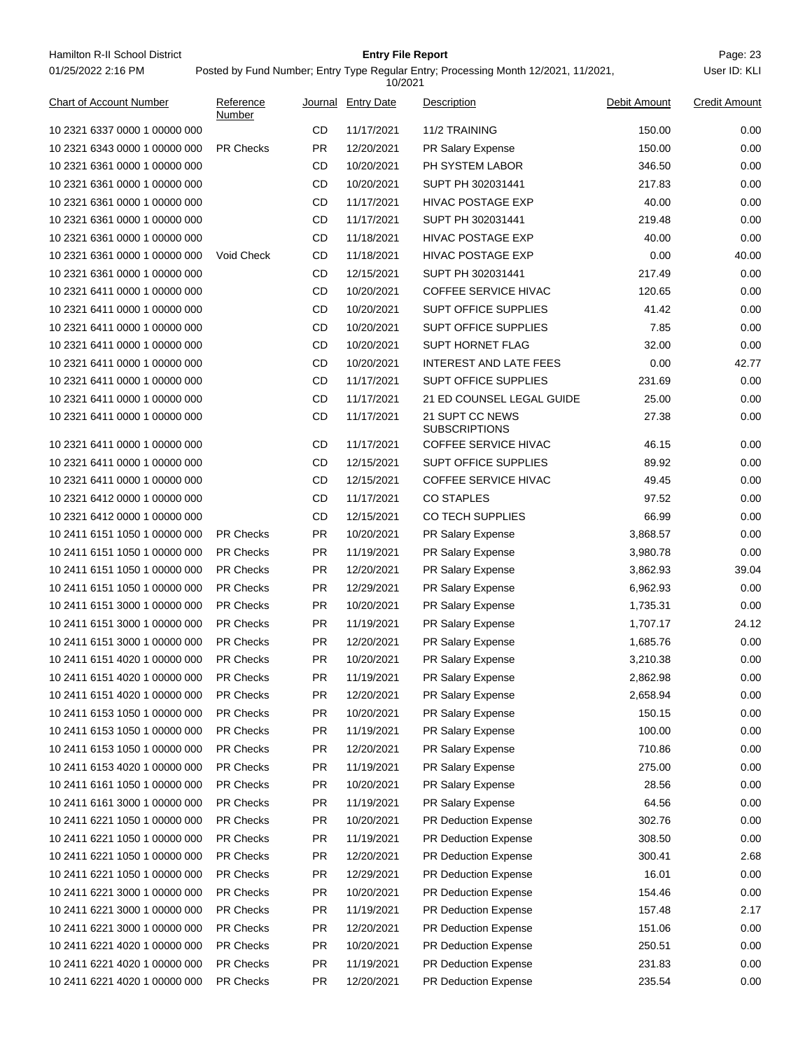| Chart of Account Number | Reference Number | Journal | Entry Date | Description | Debit Amount | Credit Amount |
|---|---|---|---|---|---|---|
| 10 2321 6337 0000 1 00000 000 | | CD | 11/17/2021 | 11/2 TRAINING | 150.00 | 0.00 |
| 10 2321 6343 0000 1 00000 000 | PR Checks | PR | 12/20/2021 | PR Salary Expense | 150.00 | 0.00 |
| 10 2321 6361 0000 1 00000 000 | | CD | 10/20/2021 | PH SYSTEM LABOR | 346.50 | 0.00 |
| 10 2321 6361 0000 1 00000 000 | | CD | 10/20/2021 | SUPT PH 302031441 | 217.83 | 0.00 |
| 10 2321 6361 0000 1 00000 000 | | CD | 11/17/2021 | HIVAC POSTAGE EXP | 40.00 | 0.00 |
| 10 2321 6361 0000 1 00000 000 | | CD | 11/17/2021 | SUPT PH 302031441 | 219.48 | 0.00 |
| 10 2321 6361 0000 1 00000 000 | | CD | 11/18/2021 | HIVAC POSTAGE EXP | 40.00 | 0.00 |
| 10 2321 6361 0000 1 00000 000 | Void Check | CD | 11/18/2021 | HIVAC POSTAGE EXP | 0.00 | 40.00 |
| 10 2321 6361 0000 1 00000 000 | | CD | 12/15/2021 | SUPT PH 302031441 | 217.49 | 0.00 |
| 10 2321 6411 0000 1 00000 000 | | CD | 10/20/2021 | COFFEE SERVICE HIVAC | 120.65 | 0.00 |
| 10 2321 6411 0000 1 00000 000 | | CD | 10/20/2021 | SUPT OFFICE SUPPLIES | 41.42 | 0.00 |
| 10 2321 6411 0000 1 00000 000 | | CD | 10/20/2021 | SUPT OFFICE SUPPLIES | 7.85 | 0.00 |
| 10 2321 6411 0000 1 00000 000 | | CD | 10/20/2021 | SUPT HORNET FLAG | 32.00 | 0.00 |
| 10 2321 6411 0000 1 00000 000 | | CD | 10/20/2021 | INTEREST AND LATE FEES | 0.00 | 42.77 |
| 10 2321 6411 0000 1 00000 000 | | CD | 11/17/2021 | SUPT OFFICE SUPPLIES | 231.69 | 0.00 |
| 10 2321 6411 0000 1 00000 000 | | CD | 11/17/2021 | 21 ED COUNSEL LEGAL GUIDE | 25.00 | 0.00 |
| 10 2321 6411 0000 1 00000 000 | | CD | 11/17/2021 | 21 SUPT CC NEWS SUBSCRIPTIONS | 27.38 | 0.00 |
| 10 2321 6411 0000 1 00000 000 | | CD | 11/17/2021 | COFFEE SERVICE HIVAC | 46.15 | 0.00 |
| 10 2321 6411 0000 1 00000 000 | | CD | 12/15/2021 | SUPT OFFICE SUPPLIES | 89.92 | 0.00 |
| 10 2321 6411 0000 1 00000 000 | | CD | 12/15/2021 | COFFEE SERVICE HIVAC | 49.45 | 0.00 |
| 10 2321 6412 0000 1 00000 000 | | CD | 11/17/2021 | CO STAPLES | 97.52 | 0.00 |
| 10 2321 6412 0000 1 00000 000 | | CD | 12/15/2021 | CO TECH SUPPLIES | 66.99 | 0.00 |
| 10 2411 6151 1050 1 00000 000 | PR Checks | PR | 10/20/2021 | PR Salary Expense | 3,868.57 | 0.00 |
| 10 2411 6151 1050 1 00000 000 | PR Checks | PR | 11/19/2021 | PR Salary Expense | 3,980.78 | 0.00 |
| 10 2411 6151 1050 1 00000 000 | PR Checks | PR | 12/20/2021 | PR Salary Expense | 3,862.93 | 39.04 |
| 10 2411 6151 1050 1 00000 000 | PR Checks | PR | 12/29/2021 | PR Salary Expense | 6,962.93 | 0.00 |
| 10 2411 6151 3000 1 00000 000 | PR Checks | PR | 10/20/2021 | PR Salary Expense | 1,735.31 | 0.00 |
| 10 2411 6151 3000 1 00000 000 | PR Checks | PR | 11/19/2021 | PR Salary Expense | 1,707.17 | 24.12 |
| 10 2411 6151 3000 1 00000 000 | PR Checks | PR | 12/20/2021 | PR Salary Expense | 1,685.76 | 0.00 |
| 10 2411 6151 4020 1 00000 000 | PR Checks | PR | 10/20/2021 | PR Salary Expense | 3,210.38 | 0.00 |
| 10 2411 6151 4020 1 00000 000 | PR Checks | PR | 11/19/2021 | PR Salary Expense | 2,862.98 | 0.00 |
| 10 2411 6151 4020 1 00000 000 | PR Checks | PR | 12/20/2021 | PR Salary Expense | 2,658.94 | 0.00 |
| 10 2411 6153 1050 1 00000 000 | PR Checks | PR | 10/20/2021 | PR Salary Expense | 150.15 | 0.00 |
| 10 2411 6153 1050 1 00000 000 | PR Checks | PR | 11/19/2021 | PR Salary Expense | 100.00 | 0.00 |
| 10 2411 6153 1050 1 00000 000 | PR Checks | PR | 12/20/2021 | PR Salary Expense | 710.86 | 0.00 |
| 10 2411 6153 4020 1 00000 000 | PR Checks | PR | 11/19/2021 | PR Salary Expense | 275.00 | 0.00 |
| 10 2411 6161 1050 1 00000 000 | PR Checks | PR | 10/20/2021 | PR Salary Expense | 28.56 | 0.00 |
| 10 2411 6161 3000 1 00000 000 | PR Checks | PR | 11/19/2021 | PR Salary Expense | 64.56 | 0.00 |
| 10 2411 6221 1050 1 00000 000 | PR Checks | PR | 10/20/2021 | PR Deduction Expense | 302.76 | 0.00 |
| 10 2411 6221 1050 1 00000 000 | PR Checks | PR | 11/19/2021 | PR Deduction Expense | 308.50 | 0.00 |
| 10 2411 6221 1050 1 00000 000 | PR Checks | PR | 12/20/2021 | PR Deduction Expense | 300.41 | 2.68 |
| 10 2411 6221 1050 1 00000 000 | PR Checks | PR | 12/29/2021 | PR Deduction Expense | 16.01 | 0.00 |
| 10 2411 6221 3000 1 00000 000 | PR Checks | PR | 10/20/2021 | PR Deduction Expense | 154.46 | 0.00 |
| 10 2411 6221 3000 1 00000 000 | PR Checks | PR | 11/19/2021 | PR Deduction Expense | 157.48 | 2.17 |
| 10 2411 6221 3000 1 00000 000 | PR Checks | PR | 12/20/2021 | PR Deduction Expense | 151.06 | 0.00 |
| 10 2411 6221 4020 1 00000 000 | PR Checks | PR | 10/20/2021 | PR Deduction Expense | 250.51 | 0.00 |
| 10 2411 6221 4020 1 00000 000 | PR Checks | PR | 11/19/2021 | PR Deduction Expense | 231.83 | 0.00 |
| 10 2411 6221 4020 1 00000 000 | PR Checks | PR | 12/20/2021 | PR Deduction Expense | 235.54 | 0.00 |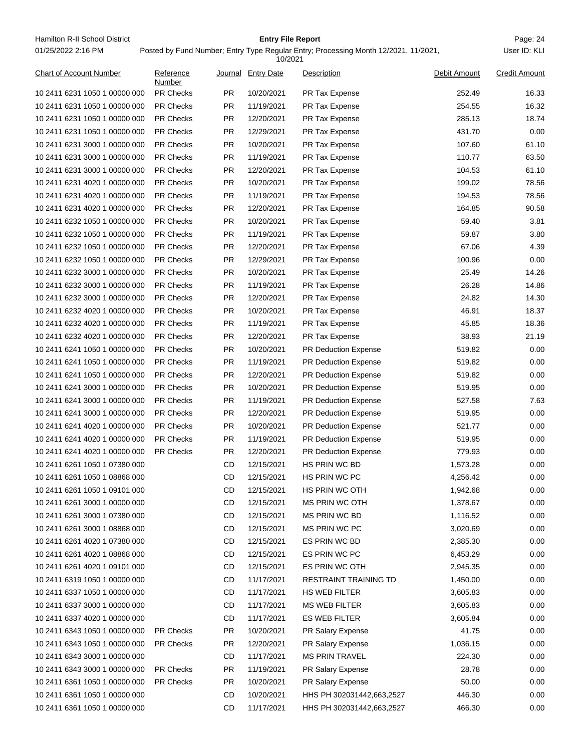Hamilton R-II School District

01/25/2022 2:16 PM

# Entry File Report

Posted by Fund Number; Entry Type Regular Entry; Processing Month 12/2021, 11/2021, 10/2021

User ID: KLI

| Chart of Account Number | Reference Number | Journal | Entry Date | Description | Debit Amount | Credit Amount |
|---|---|---|---|---|---|---|
| 10 2411 6231 1050 1 00000 000 | PR Checks | PR | 10/20/2021 | PR Tax Expense | 252.49 | 16.33 |
| 10 2411 6231 1050 1 00000 000 | PR Checks | PR | 11/19/2021 | PR Tax Expense | 254.55 | 16.32 |
| 10 2411 6231 1050 1 00000 000 | PR Checks | PR | 12/20/2021 | PR Tax Expense | 285.13 | 18.74 |
| 10 2411 6231 1050 1 00000 000 | PR Checks | PR | 12/29/2021 | PR Tax Expense | 431.70 | 0.00 |
| 10 2411 6231 3000 1 00000 000 | PR Checks | PR | 10/20/2021 | PR Tax Expense | 107.60 | 61.10 |
| 10 2411 6231 3000 1 00000 000 | PR Checks | PR | 11/19/2021 | PR Tax Expense | 110.77 | 63.50 |
| 10 2411 6231 3000 1 00000 000 | PR Checks | PR | 12/20/2021 | PR Tax Expense | 104.53 | 61.10 |
| 10 2411 6231 4020 1 00000 000 | PR Checks | PR | 10/20/2021 | PR Tax Expense | 199.02 | 78.56 |
| 10 2411 6231 4020 1 00000 000 | PR Checks | PR | 11/19/2021 | PR Tax Expense | 194.53 | 78.56 |
| 10 2411 6231 4020 1 00000 000 | PR Checks | PR | 12/20/2021 | PR Tax Expense | 164.85 | 90.58 |
| 10 2411 6232 1050 1 00000 000 | PR Checks | PR | 10/20/2021 | PR Tax Expense | 59.40 | 3.81 |
| 10 2411 6232 1050 1 00000 000 | PR Checks | PR | 11/19/2021 | PR Tax Expense | 59.87 | 3.80 |
| 10 2411 6232 1050 1 00000 000 | PR Checks | PR | 12/20/2021 | PR Tax Expense | 67.06 | 4.39 |
| 10 2411 6232 1050 1 00000 000 | PR Checks | PR | 12/29/2021 | PR Tax Expense | 100.96 | 0.00 |
| 10 2411 6232 3000 1 00000 000 | PR Checks | PR | 10/20/2021 | PR Tax Expense | 25.49 | 14.26 |
| 10 2411 6232 3000 1 00000 000 | PR Checks | PR | 11/19/2021 | PR Tax Expense | 26.28 | 14.86 |
| 10 2411 6232 3000 1 00000 000 | PR Checks | PR | 12/20/2021 | PR Tax Expense | 24.82 | 14.30 |
| 10 2411 6232 4020 1 00000 000 | PR Checks | PR | 10/20/2021 | PR Tax Expense | 46.91 | 18.37 |
| 10 2411 6232 4020 1 00000 000 | PR Checks | PR | 11/19/2021 | PR Tax Expense | 45.85 | 18.36 |
| 10 2411 6232 4020 1 00000 000 | PR Checks | PR | 12/20/2021 | PR Tax Expense | 38.93 | 21.19 |
| 10 2411 6241 1050 1 00000 000 | PR Checks | PR | 10/20/2021 | PR Deduction Expense | 519.82 | 0.00 |
| 10 2411 6241 1050 1 00000 000 | PR Checks | PR | 11/19/2021 | PR Deduction Expense | 519.82 | 0.00 |
| 10 2411 6241 1050 1 00000 000 | PR Checks | PR | 12/20/2021 | PR Deduction Expense | 519.82 | 0.00 |
| 10 2411 6241 3000 1 00000 000 | PR Checks | PR | 10/20/2021 | PR Deduction Expense | 519.95 | 0.00 |
| 10 2411 6241 3000 1 00000 000 | PR Checks | PR | 11/19/2021 | PR Deduction Expense | 527.58 | 7.63 |
| 10 2411 6241 3000 1 00000 000 | PR Checks | PR | 12/20/2021 | PR Deduction Expense | 519.95 | 0.00 |
| 10 2411 6241 4020 1 00000 000 | PR Checks | PR | 10/20/2021 | PR Deduction Expense | 521.77 | 0.00 |
| 10 2411 6241 4020 1 00000 000 | PR Checks | PR | 11/19/2021 | PR Deduction Expense | 519.95 | 0.00 |
| 10 2411 6241 4020 1 00000 000 | PR Checks | PR | 12/20/2021 | PR Deduction Expense | 779.93 | 0.00 |
| 10 2411 6261 1050 1 07380 000 | | CD | 12/15/2021 | HS PRIN WC BD | 1,573.28 | 0.00 |
| 10 2411 6261 1050 1 08868 000 | | CD | 12/15/2021 | HS PRIN WC PC | 4,256.42 | 0.00 |
| 10 2411 6261 1050 1 09101 000 | | CD | 12/15/2021 | HS PRIN WC OTH | 1,942.68 | 0.00 |
| 10 2411 6261 3000 1 00000 000 | | CD | 12/15/2021 | MS PRIN WC OTH | 1,378.67 | 0.00 |
| 10 2411 6261 3000 1 07380 000 | | CD | 12/15/2021 | MS PRIN WC BD | 1,116.52 | 0.00 |
| 10 2411 6261 3000 1 08868 000 | | CD | 12/15/2021 | MS PRIN WC PC | 3,020.69 | 0.00 |
| 10 2411 6261 4020 1 07380 000 | | CD | 12/15/2021 | ES PRIN WC BD | 2,385.30 | 0.00 |
| 10 2411 6261 4020 1 08868 000 | | CD | 12/15/2021 | ES PRIN WC PC | 6,453.29 | 0.00 |
| 10 2411 6261 4020 1 09101 000 | | CD | 12/15/2021 | ES PRIN WC OTH | 2,945.35 | 0.00 |
| 10 2411 6319 1050 1 00000 000 | | CD | 11/17/2021 | RESTRAINT TRAINING TD | 1,450.00 | 0.00 |
| 10 2411 6337 1050 1 00000 000 | | CD | 11/17/2021 | HS WEB FILTER | 3,605.83 | 0.00 |
| 10 2411 6337 3000 1 00000 000 | | CD | 11/17/2021 | MS WEB FILTER | 3,605.83 | 0.00 |
| 10 2411 6337 4020 1 00000 000 | | CD | 11/17/2021 | ES WEB FILTER | 3,605.84 | 0.00 |
| 10 2411 6343 1050 1 00000 000 | PR Checks | PR | 10/20/2021 | PR Salary Expense | 41.75 | 0.00 |
| 10 2411 6343 1050 1 00000 000 | PR Checks | PR | 12/20/2021 | PR Salary Expense | 1,036.15 | 0.00 |
| 10 2411 6343 3000 1 00000 000 | | CD | 11/17/2021 | MS PRIN TRAVEL | 224.30 | 0.00 |
| 10 2411 6343 3000 1 00000 000 | PR Checks | PR | 11/19/2021 | PR Salary Expense | 28.78 | 0.00 |
| 10 2411 6361 1050 1 00000 000 | PR Checks | PR | 10/20/2021 | PR Salary Expense | 50.00 | 0.00 |
| 10 2411 6361 1050 1 00000 000 | | CD | 10/20/2021 | HHS PH 302031442,663,2527 | 446.30 | 0.00 |
| 10 2411 6361 1050 1 00000 000 | | CD | 11/17/2021 | HHS PH 302031442,663,2527 | 466.30 | 0.00 |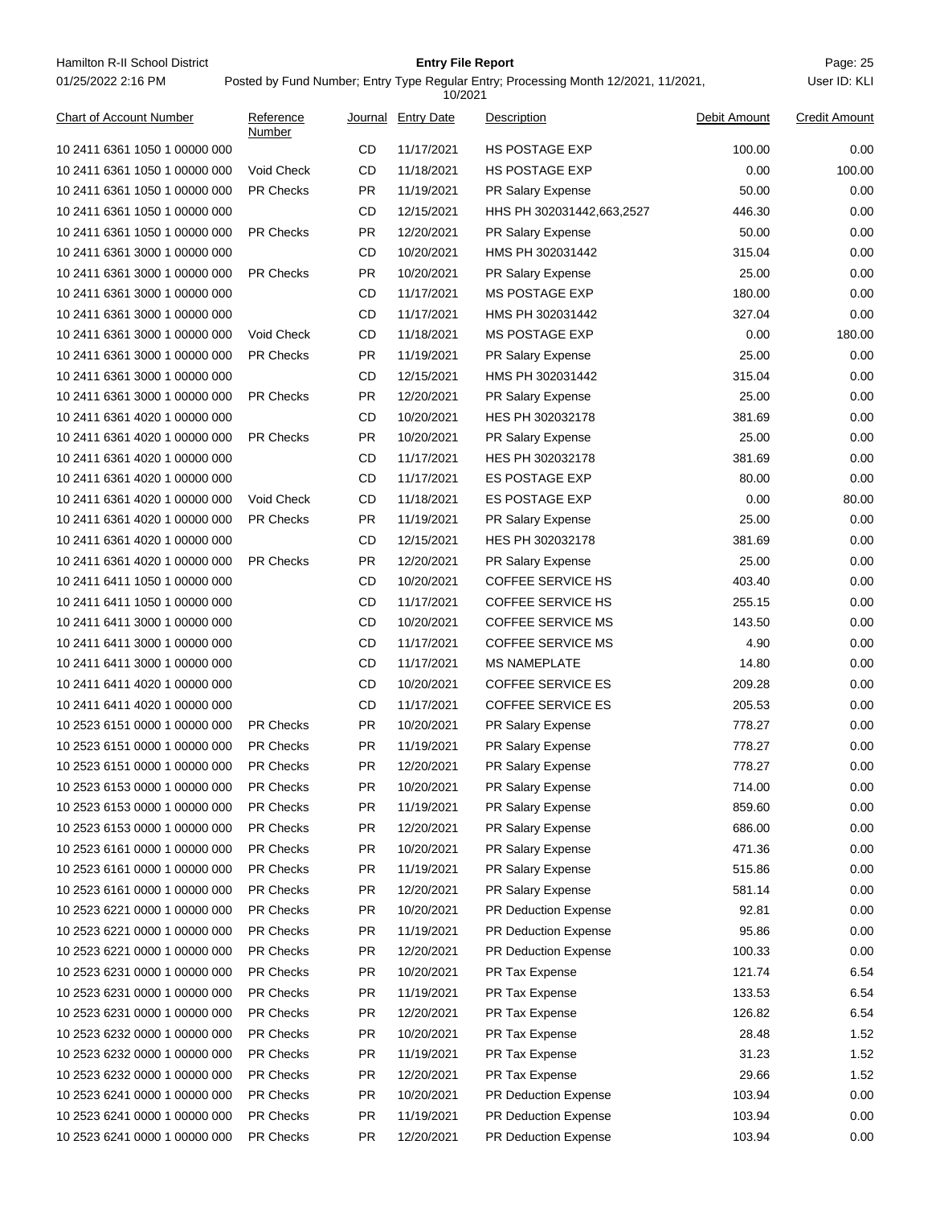| Chart of Account Number | Reference Number | Journal | Entry Date | Description | Debit Amount | Credit Amount |
|---|---|---|---|---|---|---|
| 10 2411 6361 1050 1 00000 000 | | CD | 11/17/2021 | HS POSTAGE EXP | 100.00 | 0.00 |
| 10 2411 6361 1050 1 00000 000 | Void Check | CD | 11/18/2021 | HS POSTAGE EXP | 0.00 | 100.00 |
| 10 2411 6361 1050 1 00000 000 | PR Checks | PR | 11/19/2021 | PR Salary Expense | 50.00 | 0.00 |
| 10 2411 6361 1050 1 00000 000 | | CD | 12/15/2021 | HHS PH 302031442,663,2527 | 446.30 | 0.00 |
| 10 2411 6361 1050 1 00000 000 | PR Checks | PR | 12/20/2021 | PR Salary Expense | 50.00 | 0.00 |
| 10 2411 6361 3000 1 00000 000 | | CD | 10/20/2021 | HMS PH 302031442 | 315.04 | 0.00 |
| 10 2411 6361 3000 1 00000 000 | PR Checks | PR | 10/20/2021 | PR Salary Expense | 25.00 | 0.00 |
| 10 2411 6361 3000 1 00000 000 | | CD | 11/17/2021 | MS POSTAGE EXP | 180.00 | 0.00 |
| 10 2411 6361 3000 1 00000 000 | | CD | 11/17/2021 | HMS PH 302031442 | 327.04 | 0.00 |
| 10 2411 6361 3000 1 00000 000 | Void Check | CD | 11/18/2021 | MS POSTAGE EXP | 0.00 | 180.00 |
| 10 2411 6361 3000 1 00000 000 | PR Checks | PR | 11/19/2021 | PR Salary Expense | 25.00 | 0.00 |
| 10 2411 6361 3000 1 00000 000 | | CD | 12/15/2021 | HMS PH 302031442 | 315.04 | 0.00 |
| 10 2411 6361 3000 1 00000 000 | PR Checks | PR | 12/20/2021 | PR Salary Expense | 25.00 | 0.00 |
| 10 2411 6361 4020 1 00000 000 | | CD | 10/20/2021 | HES PH 302032178 | 381.69 | 0.00 |
| 10 2411 6361 4020 1 00000 000 | PR Checks | PR | 10/20/2021 | PR Salary Expense | 25.00 | 0.00 |
| 10 2411 6361 4020 1 00000 000 | | CD | 11/17/2021 | HES PH 302032178 | 381.69 | 0.00 |
| 10 2411 6361 4020 1 00000 000 | | CD | 11/17/2021 | ES POSTAGE EXP | 80.00 | 0.00 |
| 10 2411 6361 4020 1 00000 000 | Void Check | CD | 11/18/2021 | ES POSTAGE EXP | 0.00 | 80.00 |
| 10 2411 6361 4020 1 00000 000 | PR Checks | PR | 11/19/2021 | PR Salary Expense | 25.00 | 0.00 |
| 10 2411 6361 4020 1 00000 000 | | CD | 12/15/2021 | HES PH 302032178 | 381.69 | 0.00 |
| 10 2411 6361 4020 1 00000 000 | PR Checks | PR | 12/20/2021 | PR Salary Expense | 25.00 | 0.00 |
| 10 2411 6411 1050 1 00000 000 | | CD | 10/20/2021 | COFFEE SERVICE HS | 403.40 | 0.00 |
| 10 2411 6411 1050 1 00000 000 | | CD | 11/17/2021 | COFFEE SERVICE HS | 255.15 | 0.00 |
| 10 2411 6411 3000 1 00000 000 | | CD | 10/20/2021 | COFFEE SERVICE MS | 143.50 | 0.00 |
| 10 2411 6411 3000 1 00000 000 | | CD | 11/17/2021 | COFFEE SERVICE MS | 4.90 | 0.00 |
| 10 2411 6411 3000 1 00000 000 | | CD | 11/17/2021 | MS NAMEPLATE | 14.80 | 0.00 |
| 10 2411 6411 4020 1 00000 000 | | CD | 10/20/2021 | COFFEE SERVICE ES | 209.28 | 0.00 |
| 10 2411 6411 4020 1 00000 000 | | CD | 11/17/2021 | COFFEE SERVICE ES | 205.53 | 0.00 |
| 10 2523 6151 0000 1 00000 000 | PR Checks | PR | 10/20/2021 | PR Salary Expense | 778.27 | 0.00 |
| 10 2523 6151 0000 1 00000 000 | PR Checks | PR | 11/19/2021 | PR Salary Expense | 778.27 | 0.00 |
| 10 2523 6151 0000 1 00000 000 | PR Checks | PR | 12/20/2021 | PR Salary Expense | 778.27 | 0.00 |
| 10 2523 6153 0000 1 00000 000 | PR Checks | PR | 10/20/2021 | PR Salary Expense | 714.00 | 0.00 |
| 10 2523 6153 0000 1 00000 000 | PR Checks | PR | 11/19/2021 | PR Salary Expense | 859.60 | 0.00 |
| 10 2523 6153 0000 1 00000 000 | PR Checks | PR | 12/20/2021 | PR Salary Expense | 686.00 | 0.00 |
| 10 2523 6161 0000 1 00000 000 | PR Checks | PR | 10/20/2021 | PR Salary Expense | 471.36 | 0.00 |
| 10 2523 6161 0000 1 00000 000 | PR Checks | PR | 11/19/2021 | PR Salary Expense | 515.86 | 0.00 |
| 10 2523 6161 0000 1 00000 000 | PR Checks | PR | 12/20/2021 | PR Salary Expense | 581.14 | 0.00 |
| 10 2523 6221 0000 1 00000 000 | PR Checks | PR | 10/20/2021 | PR Deduction Expense | 92.81 | 0.00 |
| 10 2523 6221 0000 1 00000 000 | PR Checks | PR | 11/19/2021 | PR Deduction Expense | 95.86 | 0.00 |
| 10 2523 6221 0000 1 00000 000 | PR Checks | PR | 12/20/2021 | PR Deduction Expense | 100.33 | 0.00 |
| 10 2523 6231 0000 1 00000 000 | PR Checks | PR | 10/20/2021 | PR Tax Expense | 121.74 | 6.54 |
| 10 2523 6231 0000 1 00000 000 | PR Checks | PR | 11/19/2021 | PR Tax Expense | 133.53 | 6.54 |
| 10 2523 6231 0000 1 00000 000 | PR Checks | PR | 12/20/2021 | PR Tax Expense | 126.82 | 6.54 |
| 10 2523 6232 0000 1 00000 000 | PR Checks | PR | 10/20/2021 | PR Tax Expense | 28.48 | 1.52 |
| 10 2523 6232 0000 1 00000 000 | PR Checks | PR | 11/19/2021 | PR Tax Expense | 31.23 | 1.52 |
| 10 2523 6232 0000 1 00000 000 | PR Checks | PR | 12/20/2021 | PR Tax Expense | 29.66 | 1.52 |
| 10 2523 6241 0000 1 00000 000 | PR Checks | PR | 10/20/2021 | PR Deduction Expense | 103.94 | 0.00 |
| 10 2523 6241 0000 1 00000 000 | PR Checks | PR | 11/19/2021 | PR Deduction Expense | 103.94 | 0.00 |
| 10 2523 6241 0000 1 00000 000 | PR Checks | PR | 12/20/2021 | PR Deduction Expense | 103.94 | 0.00 |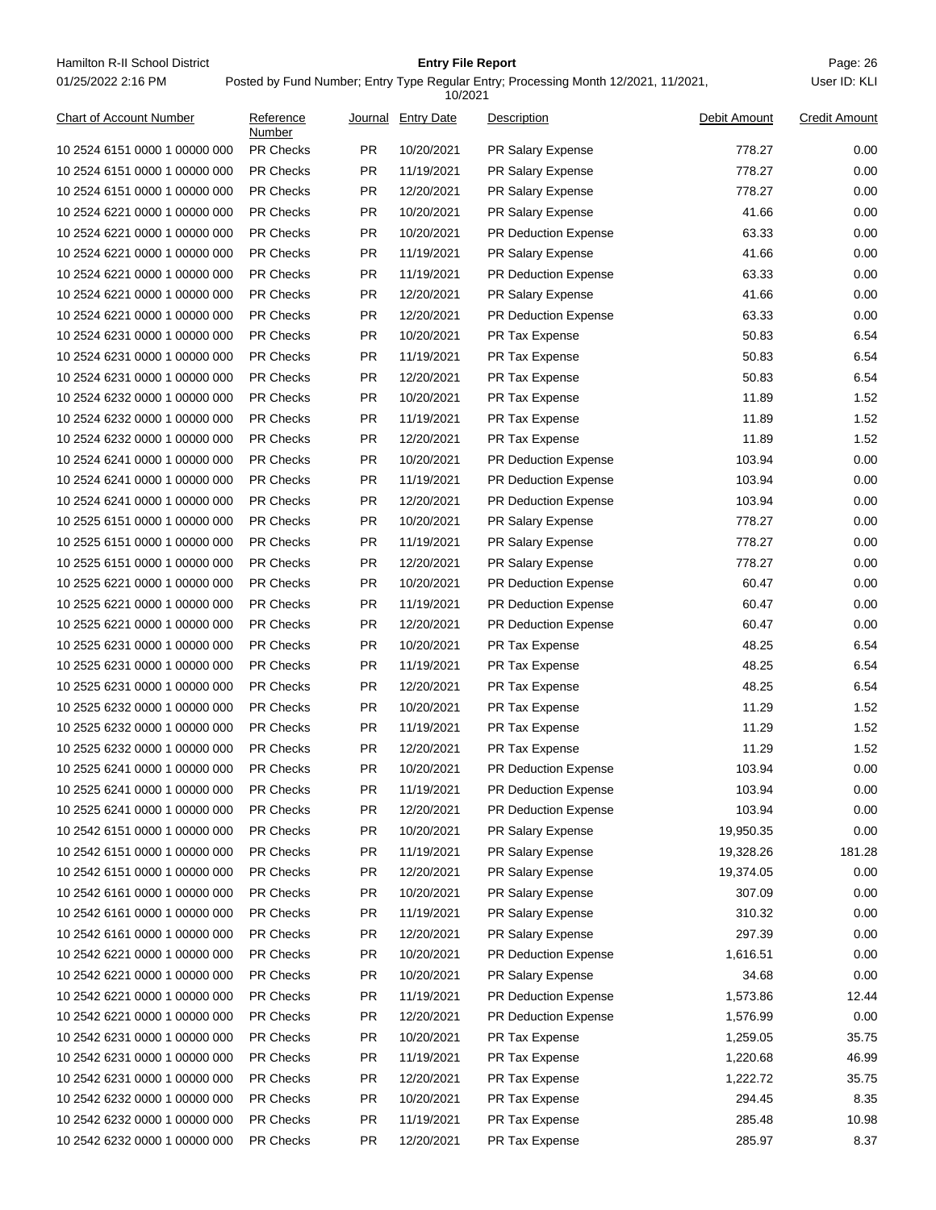| Chart of Account Number | Reference Number | Journal | Entry Date | Description | Debit Amount | Credit Amount |
|---|---|---|---|---|---|---|
| 10 2524 6151 0000 1 00000 000 | PR Checks | PR | 10/20/2021 | PR Salary Expense | 778.27 | 0.00 |
| 10 2524 6151 0000 1 00000 000 | PR Checks | PR | 11/19/2021 | PR Salary Expense | 778.27 | 0.00 |
| 10 2524 6151 0000 1 00000 000 | PR Checks | PR | 12/20/2021 | PR Salary Expense | 778.27 | 0.00 |
| 10 2524 6221 0000 1 00000 000 | PR Checks | PR | 10/20/2021 | PR Salary Expense | 41.66 | 0.00 |
| 10 2524 6221 0000 1 00000 000 | PR Checks | PR | 10/20/2021 | PR Deduction Expense | 63.33 | 0.00 |
| 10 2524 6221 0000 1 00000 000 | PR Checks | PR | 11/19/2021 | PR Salary Expense | 41.66 | 0.00 |
| 10 2524 6221 0000 1 00000 000 | PR Checks | PR | 11/19/2021 | PR Deduction Expense | 63.33 | 0.00 |
| 10 2524 6221 0000 1 00000 000 | PR Checks | PR | 12/20/2021 | PR Salary Expense | 41.66 | 0.00 |
| 10 2524 6221 0000 1 00000 000 | PR Checks | PR | 12/20/2021 | PR Deduction Expense | 63.33 | 0.00 |
| 10 2524 6231 0000 1 00000 000 | PR Checks | PR | 10/20/2021 | PR Tax Expense | 50.83 | 6.54 |
| 10 2524 6231 0000 1 00000 000 | PR Checks | PR | 11/19/2021 | PR Tax Expense | 50.83 | 6.54 |
| 10 2524 6231 0000 1 00000 000 | PR Checks | PR | 12/20/2021 | PR Tax Expense | 50.83 | 6.54 |
| 10 2524 6232 0000 1 00000 000 | PR Checks | PR | 10/20/2021 | PR Tax Expense | 11.89 | 1.52 |
| 10 2524 6232 0000 1 00000 000 | PR Checks | PR | 11/19/2021 | PR Tax Expense | 11.89 | 1.52 |
| 10 2524 6232 0000 1 00000 000 | PR Checks | PR | 12/20/2021 | PR Tax Expense | 11.89 | 1.52 |
| 10 2524 6241 0000 1 00000 000 | PR Checks | PR | 10/20/2021 | PR Deduction Expense | 103.94 | 0.00 |
| 10 2524 6241 0000 1 00000 000 | PR Checks | PR | 11/19/2021 | PR Deduction Expense | 103.94 | 0.00 |
| 10 2524 6241 0000 1 00000 000 | PR Checks | PR | 12/20/2021 | PR Deduction Expense | 103.94 | 0.00 |
| 10 2525 6151 0000 1 00000 000 | PR Checks | PR | 10/20/2021 | PR Salary Expense | 778.27 | 0.00 |
| 10 2525 6151 0000 1 00000 000 | PR Checks | PR | 11/19/2021 | PR Salary Expense | 778.27 | 0.00 |
| 10 2525 6151 0000 1 00000 000 | PR Checks | PR | 12/20/2021 | PR Salary Expense | 778.27 | 0.00 |
| 10 2525 6221 0000 1 00000 000 | PR Checks | PR | 10/20/2021 | PR Deduction Expense | 60.47 | 0.00 |
| 10 2525 6221 0000 1 00000 000 | PR Checks | PR | 11/19/2021 | PR Deduction Expense | 60.47 | 0.00 |
| 10 2525 6221 0000 1 00000 000 | PR Checks | PR | 12/20/2021 | PR Deduction Expense | 60.47 | 0.00 |
| 10 2525 6231 0000 1 00000 000 | PR Checks | PR | 10/20/2021 | PR Tax Expense | 48.25 | 6.54 |
| 10 2525 6231 0000 1 00000 000 | PR Checks | PR | 11/19/2021 | PR Tax Expense | 48.25 | 6.54 |
| 10 2525 6231 0000 1 00000 000 | PR Checks | PR | 12/20/2021 | PR Tax Expense | 48.25 | 6.54 |
| 10 2525 6232 0000 1 00000 000 | PR Checks | PR | 10/20/2021 | PR Tax Expense | 11.29 | 1.52 |
| 10 2525 6232 0000 1 00000 000 | PR Checks | PR | 11/19/2021 | PR Tax Expense | 11.29 | 1.52 |
| 10 2525 6232 0000 1 00000 000 | PR Checks | PR | 12/20/2021 | PR Tax Expense | 11.29 | 1.52 |
| 10 2525 6241 0000 1 00000 000 | PR Checks | PR | 10/20/2021 | PR Deduction Expense | 103.94 | 0.00 |
| 10 2525 6241 0000 1 00000 000 | PR Checks | PR | 11/19/2021 | PR Deduction Expense | 103.94 | 0.00 |
| 10 2525 6241 0000 1 00000 000 | PR Checks | PR | 12/20/2021 | PR Deduction Expense | 103.94 | 0.00 |
| 10 2542 6151 0000 1 00000 000 | PR Checks | PR | 10/20/2021 | PR Salary Expense | 19,950.35 | 0.00 |
| 10 2542 6151 0000 1 00000 000 | PR Checks | PR | 11/19/2021 | PR Salary Expense | 19,328.26 | 181.28 |
| 10 2542 6151 0000 1 00000 000 | PR Checks | PR | 12/20/2021 | PR Salary Expense | 19,374.05 | 0.00 |
| 10 2542 6161 0000 1 00000 000 | PR Checks | PR | 10/20/2021 | PR Salary Expense | 307.09 | 0.00 |
| 10 2542 6161 0000 1 00000 000 | PR Checks | PR | 11/19/2021 | PR Salary Expense | 310.32 | 0.00 |
| 10 2542 6161 0000 1 00000 000 | PR Checks | PR | 12/20/2021 | PR Salary Expense | 297.39 | 0.00 |
| 10 2542 6221 0000 1 00000 000 | PR Checks | PR | 10/20/2021 | PR Deduction Expense | 1,616.51 | 0.00 |
| 10 2542 6221 0000 1 00000 000 | PR Checks | PR | 10/20/2021 | PR Salary Expense | 34.68 | 0.00 |
| 10 2542 6221 0000 1 00000 000 | PR Checks | PR | 11/19/2021 | PR Deduction Expense | 1,573.86 | 12.44 |
| 10 2542 6221 0000 1 00000 000 | PR Checks | PR | 12/20/2021 | PR Deduction Expense | 1,576.99 | 0.00 |
| 10 2542 6231 0000 1 00000 000 | PR Checks | PR | 10/20/2021 | PR Tax Expense | 1,259.05 | 35.75 |
| 10 2542 6231 0000 1 00000 000 | PR Checks | PR | 11/19/2021 | PR Tax Expense | 1,220.68 | 46.99 |
| 10 2542 6231 0000 1 00000 000 | PR Checks | PR | 12/20/2021 | PR Tax Expense | 1,222.72 | 35.75 |
| 10 2542 6232 0000 1 00000 000 | PR Checks | PR | 10/20/2021 | PR Tax Expense | 294.45 | 8.35 |
| 10 2542 6232 0000 1 00000 000 | PR Checks | PR | 11/19/2021 | PR Tax Expense | 285.48 | 10.98 |
| 10 2542 6232 0000 1 00000 000 | PR Checks | PR | 12/20/2021 | PR Tax Expense | 285.97 | 8.37 |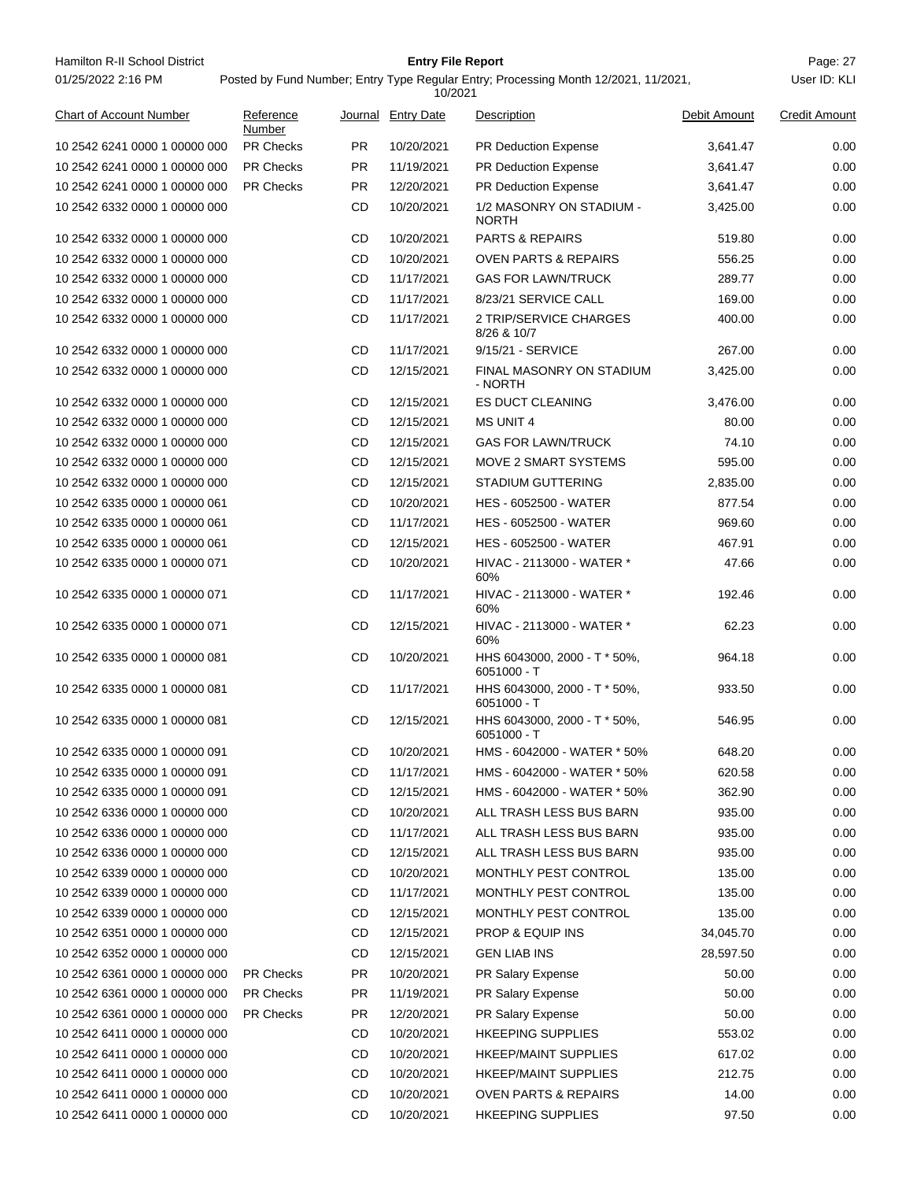Hamilton R-II School District

01/25/2022 2:16 PM

**Entry File Report**

Posted by Fund Number; Entry Type Regular Entry; Processing Month 12/2021, 11/2021, 10/2021

User ID: KLI

| Chart of Account Number | Reference Number | Journal | Entry Date | Description | Debit Amount | Credit Amount |
|---|---|---|---|---|---|---|
| 10 2542 6241 0000 1 00000 000 | PR Checks | PR | 10/20/2021 | PR Deduction Expense | 3,641.47 | 0.00 |
| 10 2542 6241 0000 1 00000 000 | PR Checks | PR | 11/19/2021 | PR Deduction Expense | 3,641.47 | 0.00 |
| 10 2542 6241 0000 1 00000 000 | PR Checks | PR | 12/20/2021 | PR Deduction Expense | 3,641.47 | 0.00 |
| 10 2542 6332 0000 1 00000 000 | | CD | 10/20/2021 | 1/2 MASONRY ON STADIUM - NORTH | 3,425.00 | 0.00 |
| 10 2542 6332 0000 1 00000 000 | | CD | 10/20/2021 | PARTS & REPAIRS | 519.80 | 0.00 |
| 10 2542 6332 0000 1 00000 000 | | CD | 10/20/2021 | OVEN PARTS & REPAIRS | 556.25 | 0.00 |
| 10 2542 6332 0000 1 00000 000 | | CD | 11/17/2021 | GAS FOR LAWN/TRUCK | 289.77 | 0.00 |
| 10 2542 6332 0000 1 00000 000 | | CD | 11/17/2021 | 8/23/21 SERVICE CALL | 169.00 | 0.00 |
| 10 2542 6332 0000 1 00000 000 | | CD | 11/17/2021 | 2 TRIP/SERVICE CHARGES 8/26 & 10/7 | 400.00 | 0.00 |
| 10 2542 6332 0000 1 00000 000 | | CD | 11/17/2021 | 9/15/21 - SERVICE | 267.00 | 0.00 |
| 10 2542 6332 0000 1 00000 000 | | CD | 12/15/2021 | FINAL MASONRY ON STADIUM - NORTH | 3,425.00 | 0.00 |
| 10 2542 6332 0000 1 00000 000 | | CD | 12/15/2021 | ES DUCT CLEANING | 3,476.00 | 0.00 |
| 10 2542 6332 0000 1 00000 000 | | CD | 12/15/2021 | MS UNIT 4 | 80.00 | 0.00 |
| 10 2542 6332 0000 1 00000 000 | | CD | 12/15/2021 | GAS FOR LAWN/TRUCK | 74.10 | 0.00 |
| 10 2542 6332 0000 1 00000 000 | | CD | 12/15/2021 | MOVE 2 SMART SYSTEMS | 595.00 | 0.00 |
| 10 2542 6332 0000 1 00000 000 | | CD | 12/15/2021 | STADIUM GUTTERING | 2,835.00 | 0.00 |
| 10 2542 6335 0000 1 00000 061 | | CD | 10/20/2021 | HES - 6052500 - WATER | 877.54 | 0.00 |
| 10 2542 6335 0000 1 00000 061 | | CD | 11/17/2021 | HES - 6052500 - WATER | 969.60 | 0.00 |
| 10 2542 6335 0000 1 00000 061 | | CD | 12/15/2021 | HES - 6052500 - WATER | 467.91 | 0.00 |
| 10 2542 6335 0000 1 00000 071 | | CD | 10/20/2021 | HIVAC - 2113000 - WATER * 60% | 47.66 | 0.00 |
| 10 2542 6335 0000 1 00000 071 | | CD | 11/17/2021 | HIVAC - 2113000 - WATER * 60% | 192.46 | 0.00 |
| 10 2542 6335 0000 1 00000 071 | | CD | 12/15/2021 | HIVAC - 2113000 - WATER * 60% | 62.23 | 0.00 |
| 10 2542 6335 0000 1 00000 081 | | CD | 10/20/2021 | HHS 6043000, 2000 - T * 50%, 6051000 - T | 964.18 | 0.00 |
| 10 2542 6335 0000 1 00000 081 | | CD | 11/17/2021 | HHS 6043000, 2000 - T * 50%, 6051000 - T | 933.50 | 0.00 |
| 10 2542 6335 0000 1 00000 081 | | CD | 12/15/2021 | HHS 6043000, 2000 - T * 50%, 6051000 - T | 546.95 | 0.00 |
| 10 2542 6335 0000 1 00000 091 | | CD | 10/20/2021 | HMS - 6042000 - WATER * 50% | 648.20 | 0.00 |
| 10 2542 6335 0000 1 00000 091 | | CD | 11/17/2021 | HMS - 6042000 - WATER * 50% | 620.58 | 0.00 |
| 10 2542 6335 0000 1 00000 091 | | CD | 12/15/2021 | HMS - 6042000 - WATER * 50% | 362.90 | 0.00 |
| 10 2542 6336 0000 1 00000 000 | | CD | 10/20/2021 | ALL TRASH LESS BUS BARN | 935.00 | 0.00 |
| 10 2542 6336 0000 1 00000 000 | | CD | 11/17/2021 | ALL TRASH LESS BUS BARN | 935.00 | 0.00 |
| 10 2542 6336 0000 1 00000 000 | | CD | 12/15/2021 | ALL TRASH LESS BUS BARN | 935.00 | 0.00 |
| 10 2542 6339 0000 1 00000 000 | | CD | 10/20/2021 | MONTHLY PEST CONTROL | 135.00 | 0.00 |
| 10 2542 6339 0000 1 00000 000 | | CD | 11/17/2021 | MONTHLY PEST CONTROL | 135.00 | 0.00 |
| 10 2542 6339 0000 1 00000 000 | | CD | 12/15/2021 | MONTHLY PEST CONTROL | 135.00 | 0.00 |
| 10 2542 6351 0000 1 00000 000 | | CD | 12/15/2021 | PROP & EQUIP INS | 34,045.70 | 0.00 |
| 10 2542 6352 0000 1 00000 000 | | CD | 12/15/2021 | GEN LIAB INS | 28,597.50 | 0.00 |
| 10 2542 6361 0000 1 00000 000 | PR Checks | PR | 10/20/2021 | PR Salary Expense | 50.00 | 0.00 |
| 10 2542 6361 0000 1 00000 000 | PR Checks | PR | 11/19/2021 | PR Salary Expense | 50.00 | 0.00 |
| 10 2542 6361 0000 1 00000 000 | PR Checks | PR | 12/20/2021 | PR Salary Expense | 50.00 | 0.00 |
| 10 2542 6411 0000 1 00000 000 | | CD | 10/20/2021 | HKEEPING SUPPLIES | 553.02 | 0.00 |
| 10 2542 6411 0000 1 00000 000 | | CD | 10/20/2021 | HKEEP/MAINT SUPPLIES | 617.02 | 0.00 |
| 10 2542 6411 0000 1 00000 000 | | CD | 10/20/2021 | HKEEP/MAINT SUPPLIES | 212.75 | 0.00 |
| 10 2542 6411 0000 1 00000 000 | | CD | 10/20/2021 | OVEN PARTS & REPAIRS | 14.00 | 0.00 |
| 10 2542 6411 0000 1 00000 000 | | CD | 10/20/2021 | HKEEPING SUPPLIES | 97.50 | 0.00 |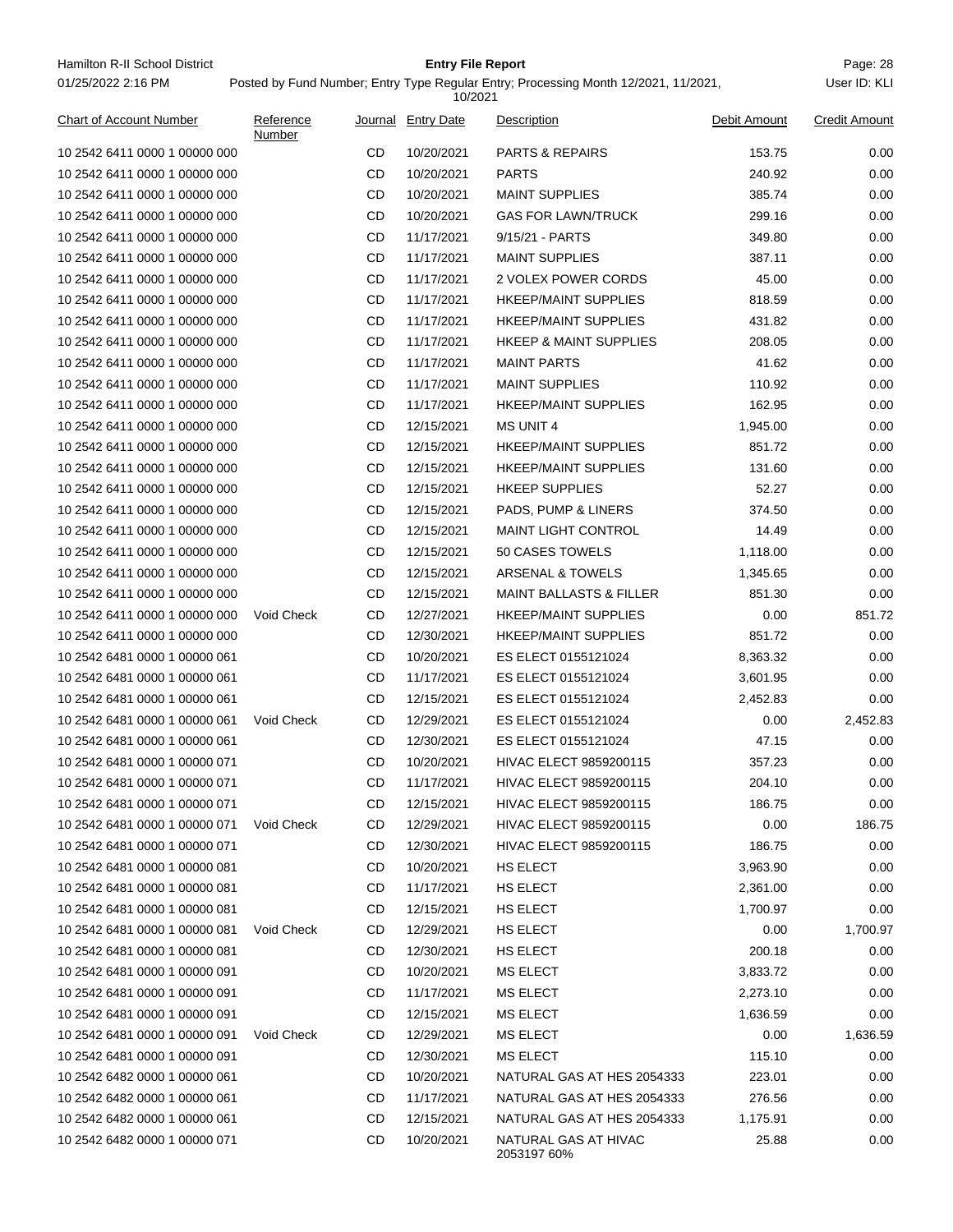| Chart of Account Number | Reference Number | Journal | Entry Date | Description | Debit Amount | Credit Amount |
|---|---|---|---|---|---|---|
| 10 2542 6411 0000 1 00000 000 | | CD | 10/20/2021 | PARTS & REPAIRS | 153.75 | 0.00 |
| 10 2542 6411 0000 1 00000 000 | | CD | 10/20/2021 | PARTS | 240.92 | 0.00 |
| 10 2542 6411 0000 1 00000 000 | | CD | 10/20/2021 | MAINT SUPPLIES | 385.74 | 0.00 |
| 10 2542 6411 0000 1 00000 000 | | CD | 10/20/2021 | GAS FOR LAWN/TRUCK | 299.16 | 0.00 |
| 10 2542 6411 0000 1 00000 000 | | CD | 11/17/2021 | 9/15/21 - PARTS | 349.80 | 0.00 |
| 10 2542 6411 0000 1 00000 000 | | CD | 11/17/2021 | MAINT SUPPLIES | 387.11 | 0.00 |
| 10 2542 6411 0000 1 00000 000 | | CD | 11/17/2021 | 2 VOLEX POWER CORDS | 45.00 | 0.00 |
| 10 2542 6411 0000 1 00000 000 | | CD | 11/17/2021 | HKEEP/MAINT SUPPLIES | 818.59 | 0.00 |
| 10 2542 6411 0000 1 00000 000 | | CD | 11/17/2021 | HKEEP/MAINT SUPPLIES | 431.82 | 0.00 |
| 10 2542 6411 0000 1 00000 000 | | CD | 11/17/2021 | HKEEP & MAINT SUPPLIES | 208.05 | 0.00 |
| 10 2542 6411 0000 1 00000 000 | | CD | 11/17/2021 | MAINT PARTS | 41.62 | 0.00 |
| 10 2542 6411 0000 1 00000 000 | | CD | 11/17/2021 | MAINT SUPPLIES | 110.92 | 0.00 |
| 10 2542 6411 0000 1 00000 000 | | CD | 11/17/2021 | HKEEP/MAINT SUPPLIES | 162.95 | 0.00 |
| 10 2542 6411 0000 1 00000 000 | | CD | 12/15/2021 | MS UNIT 4 | 1,945.00 | 0.00 |
| 10 2542 6411 0000 1 00000 000 | | CD | 12/15/2021 | HKEEP/MAINT SUPPLIES | 851.72 | 0.00 |
| 10 2542 6411 0000 1 00000 000 | | CD | 12/15/2021 | HKEEP/MAINT SUPPLIES | 131.60 | 0.00 |
| 10 2542 6411 0000 1 00000 000 | | CD | 12/15/2021 | HKEEP SUPPLIES | 52.27 | 0.00 |
| 10 2542 6411 0000 1 00000 000 | | CD | 12/15/2021 | PADS, PUMP & LINERS | 374.50 | 0.00 |
| 10 2542 6411 0000 1 00000 000 | | CD | 12/15/2021 | MAINT LIGHT CONTROL | 14.49 | 0.00 |
| 10 2542 6411 0000 1 00000 000 | | CD | 12/15/2021 | 50 CASES TOWELS | 1,118.00 | 0.00 |
| 10 2542 6411 0000 1 00000 000 | | CD | 12/15/2021 | ARSENAL & TOWELS | 1,345.65 | 0.00 |
| 10 2542 6411 0000 1 00000 000 | | CD | 12/15/2021 | MAINT BALLASTS & FILLER | 851.30 | 0.00 |
| 10 2542 6411 0000 1 00000 000 | Void Check | CD | 12/27/2021 | HKEEP/MAINT SUPPLIES | 0.00 | 851.72 |
| 10 2542 6411 0000 1 00000 000 | | CD | 12/30/2021 | HKEEP/MAINT SUPPLIES | 851.72 | 0.00 |
| 10 2542 6481 0000 1 00000 061 | | CD | 10/20/2021 | ES ELECT 0155121024 | 8,363.32 | 0.00 |
| 10 2542 6481 0000 1 00000 061 | | CD | 11/17/2021 | ES ELECT 0155121024 | 3,601.95 | 0.00 |
| 10 2542 6481 0000 1 00000 061 | | CD | 12/15/2021 | ES ELECT 0155121024 | 2,452.83 | 0.00 |
| 10 2542 6481 0000 1 00000 061 | Void Check | CD | 12/29/2021 | ES ELECT 0155121024 | 0.00 | 2,452.83 |
| 10 2542 6481 0000 1 00000 061 | | CD | 12/30/2021 | ES ELECT 0155121024 | 47.15 | 0.00 |
| 10 2542 6481 0000 1 00000 071 | | CD | 10/20/2021 | HIVAC ELECT 9859200115 | 357.23 | 0.00 |
| 10 2542 6481 0000 1 00000 071 | | CD | 11/17/2021 | HIVAC ELECT 9859200115 | 204.10 | 0.00 |
| 10 2542 6481 0000 1 00000 071 | | CD | 12/15/2021 | HIVAC ELECT 9859200115 | 186.75 | 0.00 |
| 10 2542 6481 0000 1 00000 071 | Void Check | CD | 12/29/2021 | HIVAC ELECT 9859200115 | 0.00 | 186.75 |
| 10 2542 6481 0000 1 00000 071 | | CD | 12/30/2021 | HIVAC ELECT 9859200115 | 186.75 | 0.00 |
| 10 2542 6481 0000 1 00000 081 | | CD | 10/20/2021 | HS ELECT | 3,963.90 | 0.00 |
| 10 2542 6481 0000 1 00000 081 | | CD | 11/17/2021 | HS ELECT | 2,361.00 | 0.00 |
| 10 2542 6481 0000 1 00000 081 | | CD | 12/15/2021 | HS ELECT | 1,700.97 | 0.00 |
| 10 2542 6481 0000 1 00000 081 | Void Check | CD | 12/29/2021 | HS ELECT | 0.00 | 1,700.97 |
| 10 2542 6481 0000 1 00000 081 | | CD | 12/30/2021 | HS ELECT | 200.18 | 0.00 |
| 10 2542 6481 0000 1 00000 091 | | CD | 10/20/2021 | MS ELECT | 3,833.72 | 0.00 |
| 10 2542 6481 0000 1 00000 091 | | CD | 11/17/2021 | MS ELECT | 2,273.10 | 0.00 |
| 10 2542 6481 0000 1 00000 091 | | CD | 12/15/2021 | MS ELECT | 1,636.59 | 0.00 |
| 10 2542 6481 0000 1 00000 091 | Void Check | CD | 12/29/2021 | MS ELECT | 0.00 | 1,636.59 |
| 10 2542 6481 0000 1 00000 091 | | CD | 12/30/2021 | MS ELECT | 115.10 | 0.00 |
| 10 2542 6482 0000 1 00000 061 | | CD | 10/20/2021 | NATURAL GAS AT HES 2054333 | 223.01 | 0.00 |
| 10 2542 6482 0000 1 00000 061 | | CD | 11/17/2021 | NATURAL GAS AT HES 2054333 | 276.56 | 0.00 |
| 10 2542 6482 0000 1 00000 061 | | CD | 12/15/2021 | NATURAL GAS AT HES 2054333 | 1,175.91 | 0.00 |
| 10 2542 6482 0000 1 00000 071 | | CD | 10/20/2021 | NATURAL GAS AT HIVAC 2053197 60% | 25.88 | 0.00 |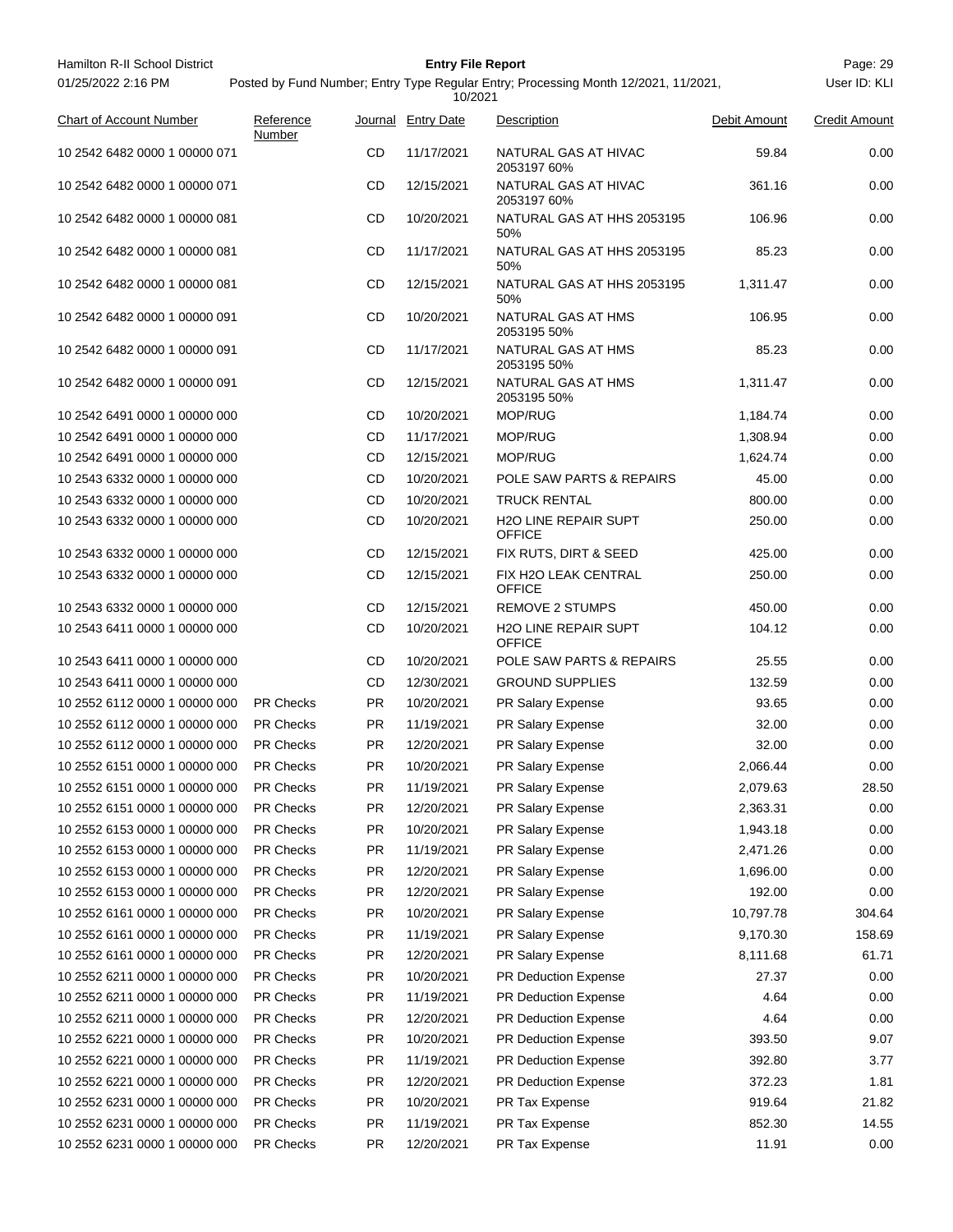| Chart of Account Number | Reference Number | Journal | Entry Date | Description | Debit Amount | Credit Amount |
|---|---|---|---|---|---|---|
| 10 2542 6482 0000 1 00000 071 | | CD | 11/17/2021 | NATURAL GAS AT HIVAC 2053197 60% | 59.84 | 0.00 |
| 10 2542 6482 0000 1 00000 071 | | CD | 12/15/2021 | NATURAL GAS AT HIVAC 2053197 60% | 361.16 | 0.00 |
| 10 2542 6482 0000 1 00000 081 | | CD | 10/20/2021 | NATURAL GAS AT HHS 2053195 50% | 106.96 | 0.00 |
| 10 2542 6482 0000 1 00000 081 | | CD | 11/17/2021 | NATURAL GAS AT HHS 2053195 50% | 85.23 | 0.00 |
| 10 2542 6482 0000 1 00000 081 | | CD | 12/15/2021 | NATURAL GAS AT HHS 2053195 50% | 1,311.47 | 0.00 |
| 10 2542 6482 0000 1 00000 091 | | CD | 10/20/2021 | NATURAL GAS AT HMS 2053195 50% | 106.95 | 0.00 |
| 10 2542 6482 0000 1 00000 091 | | CD | 11/17/2021 | NATURAL GAS AT HMS 2053195 50% | 85.23 | 0.00 |
| 10 2542 6482 0000 1 00000 091 | | CD | 12/15/2021 | NATURAL GAS AT HMS 2053195 50% | 1,311.47 | 0.00 |
| 10 2542 6491 0000 1 00000 000 | | CD | 10/20/2021 | MOP/RUG | 1,184.74 | 0.00 |
| 10 2542 6491 0000 1 00000 000 | | CD | 11/17/2021 | MOP/RUG | 1,308.94 | 0.00 |
| 10 2542 6491 0000 1 00000 000 | | CD | 12/15/2021 | MOP/RUG | 1,624.74 | 0.00 |
| 10 2543 6332 0000 1 00000 000 | | CD | 10/20/2021 | POLE SAW PARTS & REPAIRS | 45.00 | 0.00 |
| 10 2543 6332 0000 1 00000 000 | | CD | 10/20/2021 | TRUCK RENTAL | 800.00 | 0.00 |
| 10 2543 6332 0000 1 00000 000 | | CD | 10/20/2021 | H2O LINE REPAIR SUPT OFFICE | 250.00 | 0.00 |
| 10 2543 6332 0000 1 00000 000 | | CD | 12/15/2021 | FIX RUTS, DIRT & SEED | 425.00 | 0.00 |
| 10 2543 6332 0000 1 00000 000 | | CD | 12/15/2021 | FIX H2O LEAK CENTRAL OFFICE | 250.00 | 0.00 |
| 10 2543 6332 0000 1 00000 000 | | CD | 12/15/2021 | REMOVE 2 STUMPS | 450.00 | 0.00 |
| 10 2543 6411 0000 1 00000 000 | | CD | 10/20/2021 | H2O LINE REPAIR SUPT OFFICE | 104.12 | 0.00 |
| 10 2543 6411 0000 1 00000 000 | | CD | 10/20/2021 | POLE SAW PARTS & REPAIRS | 25.55 | 0.00 |
| 10 2543 6411 0000 1 00000 000 | | CD | 12/30/2021 | GROUND SUPPLIES | 132.59 | 0.00 |
| 10 2552 6112 0000 1 00000 000 | PR Checks | PR | 10/20/2021 | PR Salary Expense | 93.65 | 0.00 |
| 10 2552 6112 0000 1 00000 000 | PR Checks | PR | 11/19/2021 | PR Salary Expense | 32.00 | 0.00 |
| 10 2552 6112 0000 1 00000 000 | PR Checks | PR | 12/20/2021 | PR Salary Expense | 32.00 | 0.00 |
| 10 2552 6151 0000 1 00000 000 | PR Checks | PR | 10/20/2021 | PR Salary Expense | 2,066.44 | 0.00 |
| 10 2552 6151 0000 1 00000 000 | PR Checks | PR | 11/19/2021 | PR Salary Expense | 2,079.63 | 28.50 |
| 10 2552 6151 0000 1 00000 000 | PR Checks | PR | 12/20/2021 | PR Salary Expense | 2,363.31 | 0.00 |
| 10 2552 6153 0000 1 00000 000 | PR Checks | PR | 10/20/2021 | PR Salary Expense | 1,943.18 | 0.00 |
| 10 2552 6153 0000 1 00000 000 | PR Checks | PR | 11/19/2021 | PR Salary Expense | 2,471.26 | 0.00 |
| 10 2552 6153 0000 1 00000 000 | PR Checks | PR | 12/20/2021 | PR Salary Expense | 1,696.00 | 0.00 |
| 10 2552 6153 0000 1 00000 000 | PR Checks | PR | 12/20/2021 | PR Salary Expense | 192.00 | 0.00 |
| 10 2552 6161 0000 1 00000 000 | PR Checks | PR | 10/20/2021 | PR Salary Expense | 10,797.78 | 304.64 |
| 10 2552 6161 0000 1 00000 000 | PR Checks | PR | 11/19/2021 | PR Salary Expense | 9,170.30 | 158.69 |
| 10 2552 6161 0000 1 00000 000 | PR Checks | PR | 12/20/2021 | PR Salary Expense | 8,111.68 | 61.71 |
| 10 2552 6211 0000 1 00000 000 | PR Checks | PR | 10/20/2021 | PR Deduction Expense | 27.37 | 0.00 |
| 10 2552 6211 0000 1 00000 000 | PR Checks | PR | 11/19/2021 | PR Deduction Expense | 4.64 | 0.00 |
| 10 2552 6211 0000 1 00000 000 | PR Checks | PR | 12/20/2021 | PR Deduction Expense | 4.64 | 0.00 |
| 10 2552 6221 0000 1 00000 000 | PR Checks | PR | 10/20/2021 | PR Deduction Expense | 393.50 | 9.07 |
| 10 2552 6221 0000 1 00000 000 | PR Checks | PR | 11/19/2021 | PR Deduction Expense | 392.80 | 3.77 |
| 10 2552 6221 0000 1 00000 000 | PR Checks | PR | 12/20/2021 | PR Deduction Expense | 372.23 | 1.81 |
| 10 2552 6231 0000 1 00000 000 | PR Checks | PR | 10/20/2021 | PR Tax Expense | 919.64 | 21.82 |
| 10 2552 6231 0000 1 00000 000 | PR Checks | PR | 11/19/2021 | PR Tax Expense | 852.30 | 14.55 |
| 10 2552 6231 0000 1 00000 000 | PR Checks | PR | 12/20/2021 | PR Tax Expense | 11.91 | 0.00 |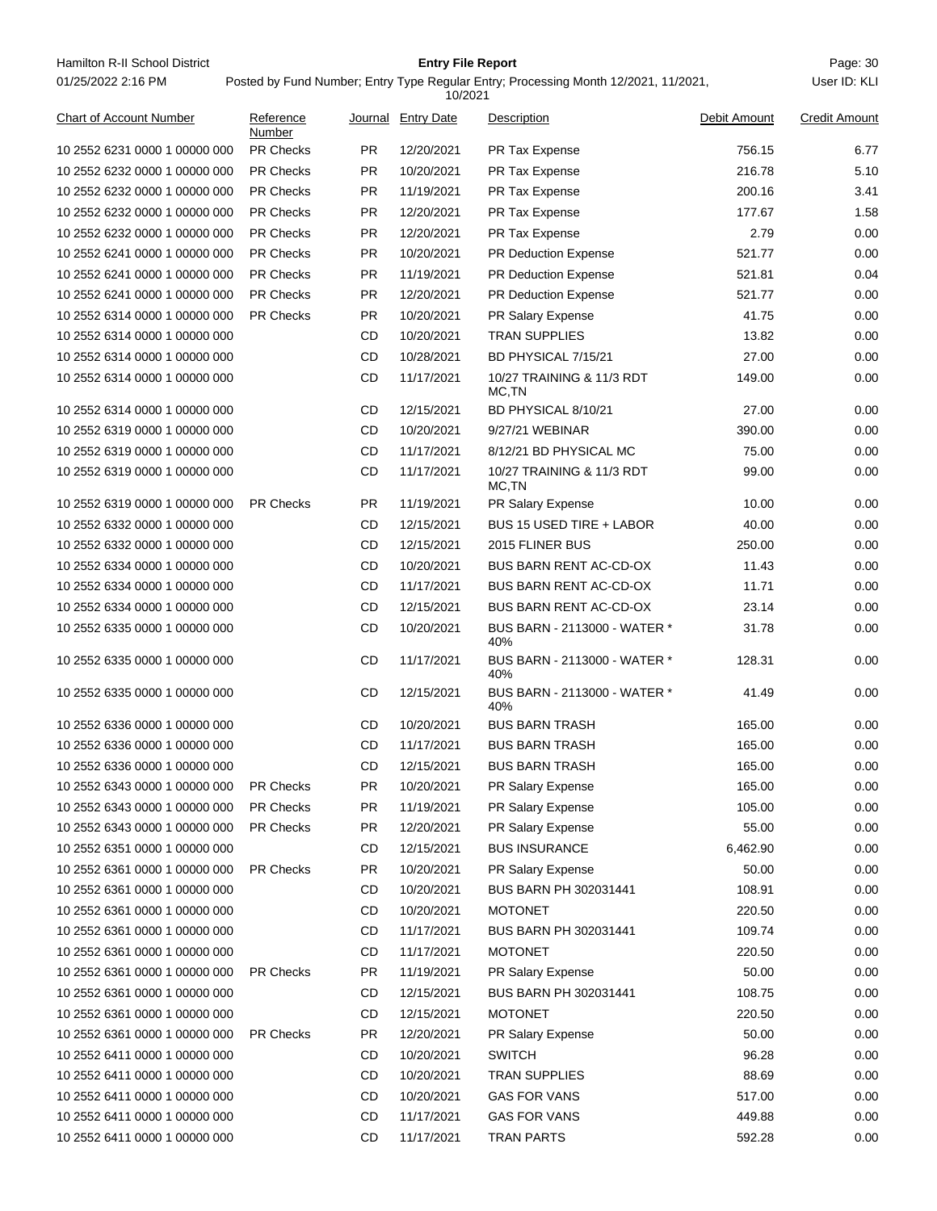| Chart of Account Number | Reference Number | Journal | Entry Date | Description | Debit Amount | Credit Amount |
|---|---|---|---|---|---|---|
| 10 2552 6231 0000 1 00000 000 | PR Checks | PR | 12/20/2021 | PR Tax Expense | 756.15 | 6.77 |
| 10 2552 6232 0000 1 00000 000 | PR Checks | PR | 10/20/2021 | PR Tax Expense | 216.78 | 5.10 |
| 10 2552 6232 0000 1 00000 000 | PR Checks | PR | 11/19/2021 | PR Tax Expense | 200.16 | 3.41 |
| 10 2552 6232 0000 1 00000 000 | PR Checks | PR | 12/20/2021 | PR Tax Expense | 177.67 | 1.58 |
| 10 2552 6232 0000 1 00000 000 | PR Checks | PR | 12/20/2021 | PR Tax Expense | 2.79 | 0.00 |
| 10 2552 6241 0000 1 00000 000 | PR Checks | PR | 10/20/2021 | PR Deduction Expense | 521.77 | 0.00 |
| 10 2552 6241 0000 1 00000 000 | PR Checks | PR | 11/19/2021 | PR Deduction Expense | 521.81 | 0.04 |
| 10 2552 6241 0000 1 00000 000 | PR Checks | PR | 12/20/2021 | PR Deduction Expense | 521.77 | 0.00 |
| 10 2552 6314 0000 1 00000 000 | PR Checks | PR | 10/20/2021 | PR Salary Expense | 41.75 | 0.00 |
| 10 2552 6314 0000 1 00000 000 | | CD | 10/20/2021 | TRAN SUPPLIES | 13.82 | 0.00 |
| 10 2552 6314 0000 1 00000 000 | | CD | 10/28/2021 | BD PHYSICAL 7/15/21 | 27.00 | 0.00 |
| 10 2552 6314 0000 1 00000 000 | | CD | 11/17/2021 | 10/27 TRAINING & 11/3 RDT MC,TN | 149.00 | 0.00 |
| 10 2552 6314 0000 1 00000 000 | | CD | 12/15/2021 | BD PHYSICAL 8/10/21 | 27.00 | 0.00 |
| 10 2552 6319 0000 1 00000 000 | | CD | 10/20/2021 | 9/27/21 WEBINAR | 390.00 | 0.00 |
| 10 2552 6319 0000 1 00000 000 | | CD | 11/17/2021 | 8/12/21 BD PHYSICAL MC | 75.00 | 0.00 |
| 10 2552 6319 0000 1 00000 000 | | CD | 11/17/2021 | 10/27 TRAINING & 11/3 RDT MC,TN | 99.00 | 0.00 |
| 10 2552 6319 0000 1 00000 000 | PR Checks | PR | 11/19/2021 | PR Salary Expense | 10.00 | 0.00 |
| 10 2552 6332 0000 1 00000 000 | | CD | 12/15/2021 | BUS 15 USED TIRE + LABOR | 40.00 | 0.00 |
| 10 2552 6332 0000 1 00000 000 | | CD | 12/15/2021 | 2015 FLINER BUS | 250.00 | 0.00 |
| 10 2552 6334 0000 1 00000 000 | | CD | 10/20/2021 | BUS BARN RENT AC-CD-OX | 11.43 | 0.00 |
| 10 2552 6334 0000 1 00000 000 | | CD | 11/17/2021 | BUS BARN RENT AC-CD-OX | 11.71 | 0.00 |
| 10 2552 6334 0000 1 00000 000 | | CD | 12/15/2021 | BUS BARN RENT AC-CD-OX | 23.14 | 0.00 |
| 10 2552 6335 0000 1 00000 000 | | CD | 10/20/2021 | BUS BARN - 2113000 - WATER * 40% | 31.78 | 0.00 |
| 10 2552 6335 0000 1 00000 000 | | CD | 11/17/2021 | BUS BARN - 2113000 - WATER * 40% | 128.31 | 0.00 |
| 10 2552 6335 0000 1 00000 000 | | CD | 12/15/2021 | BUS BARN - 2113000 - WATER * 40% | 41.49 | 0.00 |
| 10 2552 6336 0000 1 00000 000 | | CD | 10/20/2021 | BUS BARN TRASH | 165.00 | 0.00 |
| 10 2552 6336 0000 1 00000 000 | | CD | 11/17/2021 | BUS BARN TRASH | 165.00 | 0.00 |
| 10 2552 6336 0000 1 00000 000 | | CD | 12/15/2021 | BUS BARN TRASH | 165.00 | 0.00 |
| 10 2552 6343 0000 1 00000 000 | PR Checks | PR | 10/20/2021 | PR Salary Expense | 165.00 | 0.00 |
| 10 2552 6343 0000 1 00000 000 | PR Checks | PR | 11/19/2021 | PR Salary Expense | 105.00 | 0.00 |
| 10 2552 6343 0000 1 00000 000 | PR Checks | PR | 12/20/2021 | PR Salary Expense | 55.00 | 0.00 |
| 10 2552 6351 0000 1 00000 000 | | CD | 12/15/2021 | BUS INSURANCE | 6,462.90 | 0.00 |
| 10 2552 6361 0000 1 00000 000 | PR Checks | PR | 10/20/2021 | PR Salary Expense | 50.00 | 0.00 |
| 10 2552 6361 0000 1 00000 000 | | CD | 10/20/2021 | BUS BARN PH 302031441 | 108.91 | 0.00 |
| 10 2552 6361 0000 1 00000 000 | | CD | 10/20/2021 | MOTONET | 220.50 | 0.00 |
| 10 2552 6361 0000 1 00000 000 | | CD | 11/17/2021 | BUS BARN PH 302031441 | 109.74 | 0.00 |
| 10 2552 6361 0000 1 00000 000 | | CD | 11/17/2021 | MOTONET | 220.50 | 0.00 |
| 10 2552 6361 0000 1 00000 000 | PR Checks | PR | 11/19/2021 | PR Salary Expense | 50.00 | 0.00 |
| 10 2552 6361 0000 1 00000 000 | | CD | 12/15/2021 | BUS BARN PH 302031441 | 108.75 | 0.00 |
| 10 2552 6361 0000 1 00000 000 | | CD | 12/15/2021 | MOTONET | 220.50 | 0.00 |
| 10 2552 6361 0000 1 00000 000 | PR Checks | PR | 12/20/2021 | PR Salary Expense | 50.00 | 0.00 |
| 10 2552 6411 0000 1 00000 000 | | CD | 10/20/2021 | SWITCH | 96.28 | 0.00 |
| 10 2552 6411 0000 1 00000 000 | | CD | 10/20/2021 | TRAN SUPPLIES | 88.69 | 0.00 |
| 10 2552 6411 0000 1 00000 000 | | CD | 10/20/2021 | GAS FOR VANS | 517.00 | 0.00 |
| 10 2552 6411 0000 1 00000 000 | | CD | 11/17/2021 | GAS FOR VANS | 449.88 | 0.00 |
| 10 2552 6411 0000 1 00000 000 | | CD | 11/17/2021 | TRAN PARTS | 592.28 | 0.00 |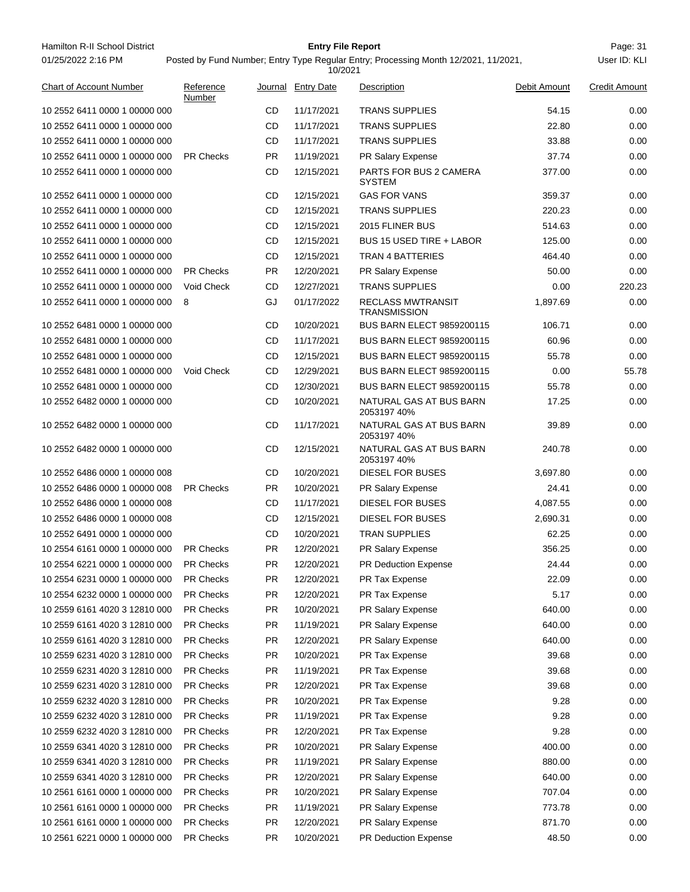| Chart of Account Number | Reference Number | Journal | Entry Date | Description | Debit Amount | Credit Amount |
|---|---|---|---|---|---|---|
| 10 2552 6411 0000 1 00000 000 | | CD | 11/17/2021 | TRANS SUPPLIES | 54.15 | 0.00 |
| 10 2552 6411 0000 1 00000 000 | | CD | 11/17/2021 | TRANS SUPPLIES | 22.80 | 0.00 |
| 10 2552 6411 0000 1 00000 000 | | CD | 11/17/2021 | TRANS SUPPLIES | 33.88 | 0.00 |
| 10 2552 6411 0000 1 00000 000 | PR Checks | PR | 11/19/2021 | PR Salary Expense | 37.74 | 0.00 |
| 10 2552 6411 0000 1 00000 000 | | CD | 12/15/2021 | PARTS FOR BUS 2 CAMERA SYSTEM | 377.00 | 0.00 |
| 10 2552 6411 0000 1 00000 000 | | CD | 12/15/2021 | GAS FOR VANS | 359.37 | 0.00 |
| 10 2552 6411 0000 1 00000 000 | | CD | 12/15/2021 | TRANS SUPPLIES | 220.23 | 0.00 |
| 10 2552 6411 0000 1 00000 000 | | CD | 12/15/2021 | 2015 FLINER BUS | 514.63 | 0.00 |
| 10 2552 6411 0000 1 00000 000 | | CD | 12/15/2021 | BUS 15 USED TIRE + LABOR | 125.00 | 0.00 |
| 10 2552 6411 0000 1 00000 000 | | CD | 12/15/2021 | TRAN 4 BATTERIES | 464.40 | 0.00 |
| 10 2552 6411 0000 1 00000 000 | PR Checks | PR | 12/20/2021 | PR Salary Expense | 50.00 | 0.00 |
| 10 2552 6411 0000 1 00000 000 | Void Check | CD | 12/27/2021 | TRANS SUPPLIES | 0.00 | 220.23 |
| 10 2552 6411 0000 1 00000 000 | 8 | GJ | 01/17/2022 | RECLASS MWTRANSIT TRANSMISSION | 1,897.69 | 0.00 |
| 10 2552 6481 0000 1 00000 000 | | CD | 10/20/2021 | BUS BARN ELECT 9859200115 | 106.71 | 0.00 |
| 10 2552 6481 0000 1 00000 000 | | CD | 11/17/2021 | BUS BARN ELECT 9859200115 | 60.96 | 0.00 |
| 10 2552 6481 0000 1 00000 000 | | CD | 12/15/2021 | BUS BARN ELECT 9859200115 | 55.78 | 0.00 |
| 10 2552 6481 0000 1 00000 000 | Void Check | CD | 12/29/2021 | BUS BARN ELECT 9859200115 | 0.00 | 55.78 |
| 10 2552 6481 0000 1 00000 000 | | CD | 12/30/2021 | BUS BARN ELECT 9859200115 | 55.78 | 0.00 |
| 10 2552 6482 0000 1 00000 000 | | CD | 10/20/2021 | NATURAL GAS AT BUS BARN 2053197 40% | 17.25 | 0.00 |
| 10 2552 6482 0000 1 00000 000 | | CD | 11/17/2021 | NATURAL GAS AT BUS BARN 2053197 40% | 39.89 | 0.00 |
| 10 2552 6482 0000 1 00000 000 | | CD | 12/15/2021 | NATURAL GAS AT BUS BARN 2053197 40% | 240.78 | 0.00 |
| 10 2552 6486 0000 1 00000 008 | | CD | 10/20/2021 | DIESEL FOR BUSES | 3,697.80 | 0.00 |
| 10 2552 6486 0000 1 00000 008 | PR Checks | PR | 10/20/2021 | PR Salary Expense | 24.41 | 0.00 |
| 10 2552 6486 0000 1 00000 008 | | CD | 11/17/2021 | DIESEL FOR BUSES | 4,087.55 | 0.00 |
| 10 2552 6486 0000 1 00000 008 | | CD | 12/15/2021 | DIESEL FOR BUSES | 2,690.31 | 0.00 |
| 10 2552 6491 0000 1 00000 000 | | CD | 10/20/2021 | TRAN SUPPLIES | 62.25 | 0.00 |
| 10 2554 6161 0000 1 00000 000 | PR Checks | PR | 12/20/2021 | PR Salary Expense | 356.25 | 0.00 |
| 10 2554 6221 0000 1 00000 000 | PR Checks | PR | 12/20/2021 | PR Deduction Expense | 24.44 | 0.00 |
| 10 2554 6231 0000 1 00000 000 | PR Checks | PR | 12/20/2021 | PR Tax Expense | 22.09 | 0.00 |
| 10 2554 6232 0000 1 00000 000 | PR Checks | PR | 12/20/2021 | PR Tax Expense | 5.17 | 0.00 |
| 10 2559 6161 4020 3 12810 000 | PR Checks | PR | 10/20/2021 | PR Salary Expense | 640.00 | 0.00 |
| 10 2559 6161 4020 3 12810 000 | PR Checks | PR | 11/19/2021 | PR Salary Expense | 640.00 | 0.00 |
| 10 2559 6161 4020 3 12810 000 | PR Checks | PR | 12/20/2021 | PR Salary Expense | 640.00 | 0.00 |
| 10 2559 6231 4020 3 12810 000 | PR Checks | PR | 10/20/2021 | PR Tax Expense | 39.68 | 0.00 |
| 10 2559 6231 4020 3 12810 000 | PR Checks | PR | 11/19/2021 | PR Tax Expense | 39.68 | 0.00 |
| 10 2559 6231 4020 3 12810 000 | PR Checks | PR | 12/20/2021 | PR Tax Expense | 39.68 | 0.00 |
| 10 2559 6232 4020 3 12810 000 | PR Checks | PR | 10/20/2021 | PR Tax Expense | 9.28 | 0.00 |
| 10 2559 6232 4020 3 12810 000 | PR Checks | PR | 11/19/2021 | PR Tax Expense | 9.28 | 0.00 |
| 10 2559 6232 4020 3 12810 000 | PR Checks | PR | 12/20/2021 | PR Tax Expense | 9.28 | 0.00 |
| 10 2559 6341 4020 3 12810 000 | PR Checks | PR | 10/20/2021 | PR Salary Expense | 400.00 | 0.00 |
| 10 2559 6341 4020 3 12810 000 | PR Checks | PR | 11/19/2021 | PR Salary Expense | 880.00 | 0.00 |
| 10 2559 6341 4020 3 12810 000 | PR Checks | PR | 12/20/2021 | PR Salary Expense | 640.00 | 0.00 |
| 10 2561 6161 0000 1 00000 000 | PR Checks | PR | 10/20/2021 | PR Salary Expense | 707.04 | 0.00 |
| 10 2561 6161 0000 1 00000 000 | PR Checks | PR | 11/19/2021 | PR Salary Expense | 773.78 | 0.00 |
| 10 2561 6161 0000 1 00000 000 | PR Checks | PR | 12/20/2021 | PR Salary Expense | 871.70 | 0.00 |
| 10 2561 6221 0000 1 00000 000 | PR Checks | PR | 10/20/2021 | PR Deduction Expense | 48.50 | 0.00 |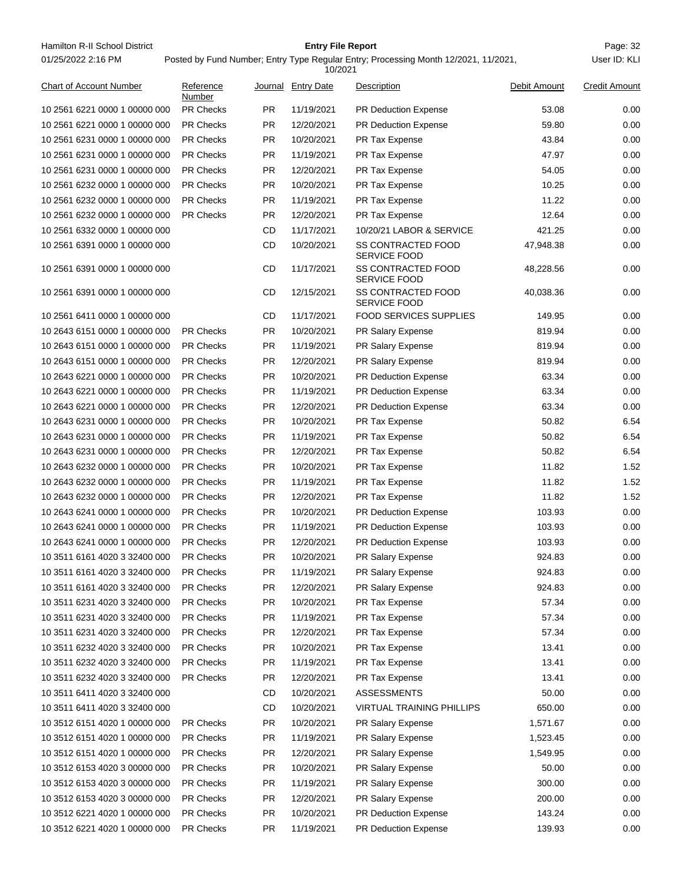| Chart of Account Number | Reference Number | Journal | Entry Date | Description | Debit Amount | Credit Amount |
|---|---|---|---|---|---|---|
| 10 2561 6221 0000 1 00000 000 | PR Checks | PR | 11/19/2021 | PR Deduction Expense | 53.08 | 0.00 |
| 10 2561 6221 0000 1 00000 000 | PR Checks | PR | 12/20/2021 | PR Deduction Expense | 59.80 | 0.00 |
| 10 2561 6231 0000 1 00000 000 | PR Checks | PR | 10/20/2021 | PR Tax Expense | 43.84 | 0.00 |
| 10 2561 6231 0000 1 00000 000 | PR Checks | PR | 11/19/2021 | PR Tax Expense | 47.97 | 0.00 |
| 10 2561 6231 0000 1 00000 000 | PR Checks | PR | 12/20/2021 | PR Tax Expense | 54.05 | 0.00 |
| 10 2561 6232 0000 1 00000 000 | PR Checks | PR | 10/20/2021 | PR Tax Expense | 10.25 | 0.00 |
| 10 2561 6232 0000 1 00000 000 | PR Checks | PR | 11/19/2021 | PR Tax Expense | 11.22 | 0.00 |
| 10 2561 6232 0000 1 00000 000 | PR Checks | PR | 12/20/2021 | PR Tax Expense | 12.64 | 0.00 |
| 10 2561 6332 0000 1 00000 000 | | CD | 11/17/2021 | 10/20/21 LABOR & SERVICE | 421.25 | 0.00 |
| 10 2561 6391 0000 1 00000 000 | | CD | 10/20/2021 | SS CONTRACTED FOOD SERVICE FOOD | 47,948.38 | 0.00 |
| 10 2561 6391 0000 1 00000 000 | | CD | 11/17/2021 | SS CONTRACTED FOOD SERVICE FOOD | 48,228.56 | 0.00 |
| 10 2561 6391 0000 1 00000 000 | | CD | 12/15/2021 | SS CONTRACTED FOOD SERVICE FOOD | 40,038.36 | 0.00 |
| 10 2561 6411 0000 1 00000 000 | | CD | 11/17/2021 | FOOD SERVICES SUPPLIES | 149.95 | 0.00 |
| 10 2643 6151 0000 1 00000 000 | PR Checks | PR | 10/20/2021 | PR Salary Expense | 819.94 | 0.00 |
| 10 2643 6151 0000 1 00000 000 | PR Checks | PR | 11/19/2021 | PR Salary Expense | 819.94 | 0.00 |
| 10 2643 6151 0000 1 00000 000 | PR Checks | PR | 12/20/2021 | PR Salary Expense | 819.94 | 0.00 |
| 10 2643 6221 0000 1 00000 000 | PR Checks | PR | 10/20/2021 | PR Deduction Expense | 63.34 | 0.00 |
| 10 2643 6221 0000 1 00000 000 | PR Checks | PR | 11/19/2021 | PR Deduction Expense | 63.34 | 0.00 |
| 10 2643 6221 0000 1 00000 000 | PR Checks | PR | 12/20/2021 | PR Deduction Expense | 63.34 | 0.00 |
| 10 2643 6231 0000 1 00000 000 | PR Checks | PR | 10/20/2021 | PR Tax Expense | 50.82 | 6.54 |
| 10 2643 6231 0000 1 00000 000 | PR Checks | PR | 11/19/2021 | PR Tax Expense | 50.82 | 6.54 |
| 10 2643 6231 0000 1 00000 000 | PR Checks | PR | 12/20/2021 | PR Tax Expense | 50.82 | 6.54 |
| 10 2643 6232 0000 1 00000 000 | PR Checks | PR | 10/20/2021 | PR Tax Expense | 11.82 | 1.52 |
| 10 2643 6232 0000 1 00000 000 | PR Checks | PR | 11/19/2021 | PR Tax Expense | 11.82 | 1.52 |
| 10 2643 6232 0000 1 00000 000 | PR Checks | PR | 12/20/2021 | PR Tax Expense | 11.82 | 1.52 |
| 10 2643 6241 0000 1 00000 000 | PR Checks | PR | 10/20/2021 | PR Deduction Expense | 103.93 | 0.00 |
| 10 2643 6241 0000 1 00000 000 | PR Checks | PR | 11/19/2021 | PR Deduction Expense | 103.93 | 0.00 |
| 10 2643 6241 0000 1 00000 000 | PR Checks | PR | 12/20/2021 | PR Deduction Expense | 103.93 | 0.00 |
| 10 3511 6161 4020 3 32400 000 | PR Checks | PR | 10/20/2021 | PR Salary Expense | 924.83 | 0.00 |
| 10 3511 6161 4020 3 32400 000 | PR Checks | PR | 11/19/2021 | PR Salary Expense | 924.83 | 0.00 |
| 10 3511 6161 4020 3 32400 000 | PR Checks | PR | 12/20/2021 | PR Salary Expense | 924.83 | 0.00 |
| 10 3511 6231 4020 3 32400 000 | PR Checks | PR | 10/20/2021 | PR Tax Expense | 57.34 | 0.00 |
| 10 3511 6231 4020 3 32400 000 | PR Checks | PR | 11/19/2021 | PR Tax Expense | 57.34 | 0.00 |
| 10 3511 6231 4020 3 32400 000 | PR Checks | PR | 12/20/2021 | PR Tax Expense | 57.34 | 0.00 |
| 10 3511 6232 4020 3 32400 000 | PR Checks | PR | 10/20/2021 | PR Tax Expense | 13.41 | 0.00 |
| 10 3511 6232 4020 3 32400 000 | PR Checks | PR | 11/19/2021 | PR Tax Expense | 13.41 | 0.00 |
| 10 3511 6232 4020 3 32400 000 | PR Checks | PR | 12/20/2021 | PR Tax Expense | 13.41 | 0.00 |
| 10 3511 6411 4020 3 32400 000 | | CD | 10/20/2021 | ASSESSMENTS | 50.00 | 0.00 |
| 10 3511 6411 4020 3 32400 000 | | CD | 10/20/2021 | VIRTUAL TRAINING PHILLIPS | 650.00 | 0.00 |
| 10 3512 6151 4020 1 00000 000 | PR Checks | PR | 10/20/2021 | PR Salary Expense | 1,571.67 | 0.00 |
| 10 3512 6151 4020 1 00000 000 | PR Checks | PR | 11/19/2021 | PR Salary Expense | 1,523.45 | 0.00 |
| 10 3512 6151 4020 1 00000 000 | PR Checks | PR | 12/20/2021 | PR Salary Expense | 1,549.95 | 0.00 |
| 10 3512 6153 4020 3 00000 000 | PR Checks | PR | 10/20/2021 | PR Salary Expense | 50.00 | 0.00 |
| 10 3512 6153 4020 3 00000 000 | PR Checks | PR | 11/19/2021 | PR Salary Expense | 300.00 | 0.00 |
| 10 3512 6153 4020 3 00000 000 | PR Checks | PR | 12/20/2021 | PR Salary Expense | 200.00 | 0.00 |
| 10 3512 6221 4020 1 00000 000 | PR Checks | PR | 10/20/2021 | PR Deduction Expense | 143.24 | 0.00 |
| 10 3512 6221 4020 1 00000 000 | PR Checks | PR | 11/19/2021 | PR Deduction Expense | 139.93 | 0.00 |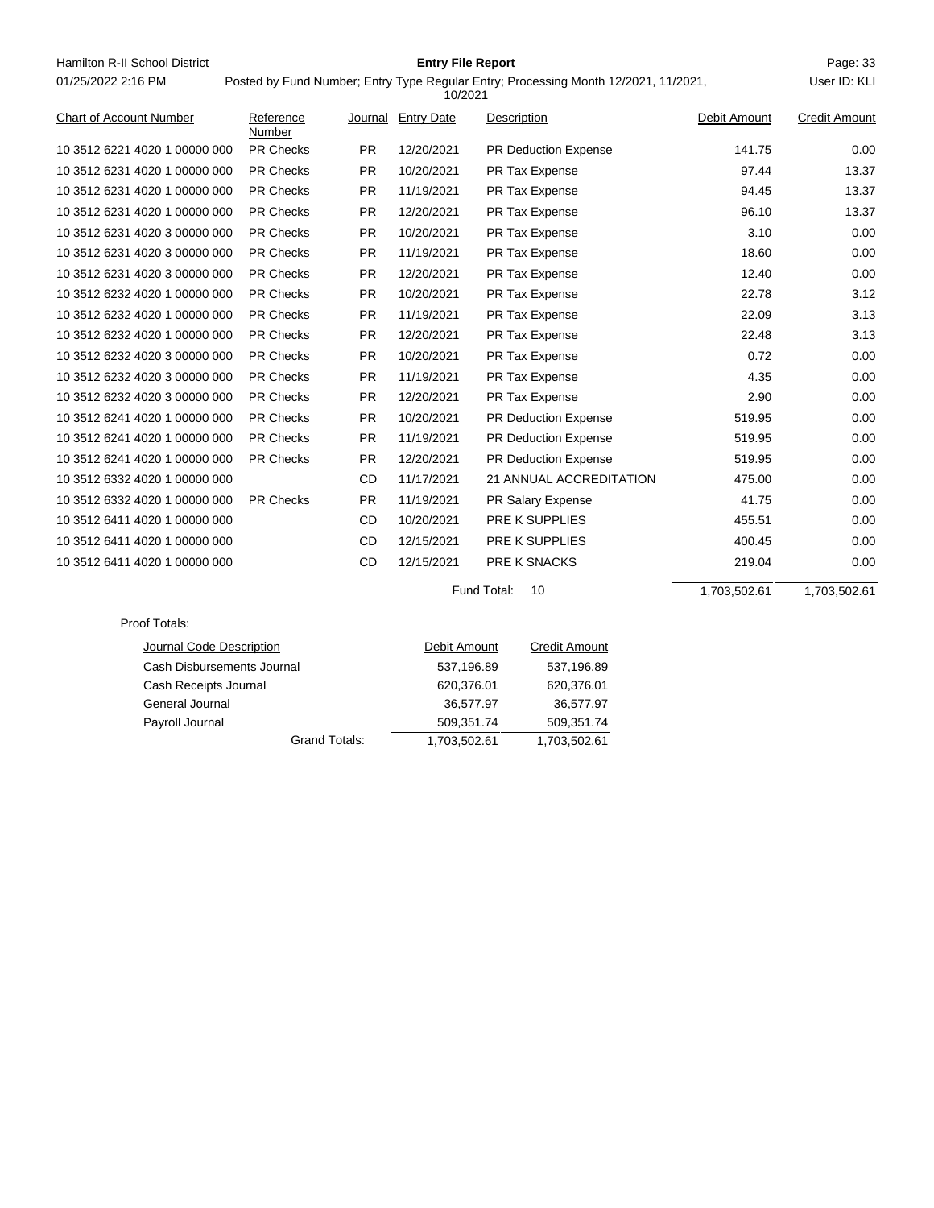| Chart of Account Number | Reference Number | Journal | Entry Date | Description | Debit Amount | Credit Amount |
|---|---|---|---|---|---|---|
| 10 3512 6221 4020 1 00000 000 | PR Checks | PR | 12/20/2021 | PR Deduction Expense | 141.75 | 0.00 |
| 10 3512 6231 4020 1 00000 000 | PR Checks | PR | 10/20/2021 | PR Tax Expense | 97.44 | 13.37 |
| 10 3512 6231 4020 1 00000 000 | PR Checks | PR | 11/19/2021 | PR Tax Expense | 94.45 | 13.37 |
| 10 3512 6231 4020 1 00000 000 | PR Checks | PR | 12/20/2021 | PR Tax Expense | 96.10 | 13.37 |
| 10 3512 6231 4020 3 00000 000 | PR Checks | PR | 10/20/2021 | PR Tax Expense | 3.10 | 0.00 |
| 10 3512 6231 4020 3 00000 000 | PR Checks | PR | 11/19/2021 | PR Tax Expense | 18.60 | 0.00 |
| 10 3512 6231 4020 3 00000 000 | PR Checks | PR | 12/20/2021 | PR Tax Expense | 12.40 | 0.00 |
| 10 3512 6232 4020 1 00000 000 | PR Checks | PR | 10/20/2021 | PR Tax Expense | 22.78 | 3.12 |
| 10 3512 6232 4020 1 00000 000 | PR Checks | PR | 11/19/2021 | PR Tax Expense | 22.09 | 3.13 |
| 10 3512 6232 4020 1 00000 000 | PR Checks | PR | 12/20/2021 | PR Tax Expense | 22.48 | 3.13 |
| 10 3512 6232 4020 3 00000 000 | PR Checks | PR | 10/20/2021 | PR Tax Expense | 0.72 | 0.00 |
| 10 3512 6232 4020 3 00000 000 | PR Checks | PR | 11/19/2021 | PR Tax Expense | 4.35 | 0.00 |
| 10 3512 6232 4020 3 00000 000 | PR Checks | PR | 12/20/2021 | PR Tax Expense | 2.90 | 0.00 |
| 10 3512 6241 4020 1 00000 000 | PR Checks | PR | 10/20/2021 | PR Deduction Expense | 519.95 | 0.00 |
| 10 3512 6241 4020 1 00000 000 | PR Checks | PR | 11/19/2021 | PR Deduction Expense | 519.95 | 0.00 |
| 10 3512 6241 4020 1 00000 000 | PR Checks | PR | 12/20/2021 | PR Deduction Expense | 519.95 | 0.00 |
| 10 3512 6332 4020 1 00000 000 | | CD | 11/17/2021 | 21 ANNUAL ACCREDITATION | 475.00 | 0.00 |
| 10 3512 6332 4020 1 00000 000 | PR Checks | PR | 11/19/2021 | PR Salary Expense | 41.75 | 0.00 |
| 10 3512 6411 4020 1 00000 000 | | CD | 10/20/2021 | PRE K SUPPLIES | 455.51 | 0.00 |
| 10 3512 6411 4020 1 00000 000 | | CD | 12/15/2021 | PRE K SUPPLIES | 400.45 | 0.00 |
| 10 3512 6411 4020 1 00000 000 | | CD | 12/15/2021 | PRE K SNACKS | 219.04 | 0.00 |
| | | | | Fund Total: 10 | 1,703,502.61 | 1,703,502.61 |

Proof Totals:

| Journal Code Description | Debit Amount | Credit Amount |
|---|---|---|
| Cash Disbursements Journal | 537,196.89 | 537,196.89 |
| Cash Receipts Journal | 620,376.01 | 620,376.01 |
| General Journal | 36,577.97 | 36,577.97 |
| Payroll Journal | 509,351.74 | 509,351.74 |
| Grand Totals: | 1,703,502.61 | 1,703,502.61 |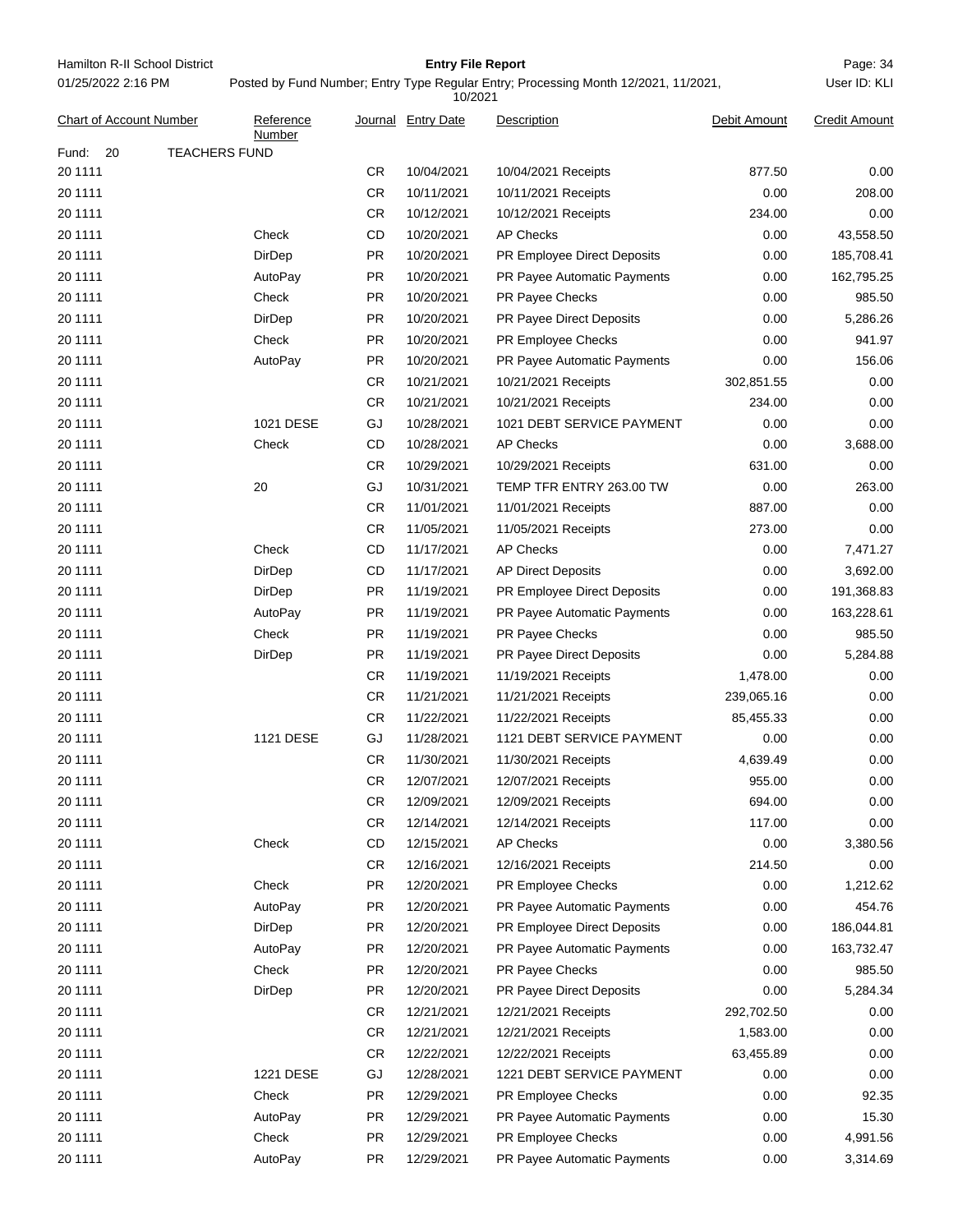Hamilton R-II School District

01/25/2022 2:16 PM

**Entry File Report**

Posted by Fund Number; Entry Type Regular Entry; Processing Month 12/2021, 11/2021, 10/2021

User ID: KLI

| Chart of Account Number | Reference Number | Journal | Entry Date | Description | Debit Amount | Credit Amount |
|---|---|---|---|---|---|---|
| Fund: 20 TEACHERS FUND | | | | | | |
| 20 1111 | | CR | 10/04/2021 | 10/04/2021 Receipts | 877.50 | 0.00 |
| 20 1111 | | CR | 10/11/2021 | 10/11/2021 Receipts | 0.00 | 208.00 |
| 20 1111 | | CR | 10/12/2021 | 10/12/2021 Receipts | 234.00 | 0.00 |
| 20 1111 | Check | CD | 10/20/2021 | AP Checks | 0.00 | 43,558.50 |
| 20 1111 | DirDep | PR | 10/20/2021 | PR Employee Direct Deposits | 0.00 | 185,708.41 |
| 20 1111 | AutoPay | PR | 10/20/2021 | PR Payee Automatic Payments | 0.00 | 162,795.25 |
| 20 1111 | Check | PR | 10/20/2021 | PR Payee Checks | 0.00 | 985.50 |
| 20 1111 | DirDep | PR | 10/20/2021 | PR Payee Direct Deposits | 0.00 | 5,286.26 |
| 20 1111 | Check | PR | 10/20/2021 | PR Employee Checks | 0.00 | 941.97 |
| 20 1111 | AutoPay | PR | 10/20/2021 | PR Payee Automatic Payments | 0.00 | 156.06 |
| 20 1111 | | CR | 10/21/2021 | 10/21/2021 Receipts | 302,851.55 | 0.00 |
| 20 1111 | | CR | 10/21/2021 | 10/21/2021 Receipts | 234.00 | 0.00 |
| 20 1111 | 1021 DESE | GJ | 10/28/2021 | 1021 DEBT SERVICE PAYMENT | 0.00 | 0.00 |
| 20 1111 | Check | CD | 10/28/2021 | AP Checks | 0.00 | 3,688.00 |
| 20 1111 | | CR | 10/29/2021 | 10/29/2021 Receipts | 631.00 | 0.00 |
| 20 1111 | 20 | GJ | 10/31/2021 | TEMP TFR ENTRY 263.00 TW | 0.00 | 263.00 |
| 20 1111 | | CR | 11/01/2021 | 11/01/2021 Receipts | 887.00 | 0.00 |
| 20 1111 | | CR | 11/05/2021 | 11/05/2021 Receipts | 273.00 | 0.00 |
| 20 1111 | Check | CD | 11/17/2021 | AP Checks | 0.00 | 7,471.27 |
| 20 1111 | DirDep | CD | 11/17/2021 | AP Direct Deposits | 0.00 | 3,692.00 |
| 20 1111 | DirDep | PR | 11/19/2021 | PR Employee Direct Deposits | 0.00 | 191,368.83 |
| 20 1111 | AutoPay | PR | 11/19/2021 | PR Payee Automatic Payments | 0.00 | 163,228.61 |
| 20 1111 | Check | PR | 11/19/2021 | PR Payee Checks | 0.00 | 985.50 |
| 20 1111 | DirDep | PR | 11/19/2021 | PR Payee Direct Deposits | 0.00 | 5,284.88 |
| 20 1111 | | CR | 11/19/2021 | 11/19/2021 Receipts | 1,478.00 | 0.00 |
| 20 1111 | | CR | 11/21/2021 | 11/21/2021 Receipts | 239,065.16 | 0.00 |
| 20 1111 | | CR | 11/22/2021 | 11/22/2021 Receipts | 85,455.33 | 0.00 |
| 20 1111 | 1121 DESE | GJ | 11/28/2021 | 1121 DEBT SERVICE PAYMENT | 0.00 | 0.00 |
| 20 1111 | | CR | 11/30/2021 | 11/30/2021 Receipts | 4,639.49 | 0.00 |
| 20 1111 | | CR | 12/07/2021 | 12/07/2021 Receipts | 955.00 | 0.00 |
| 20 1111 | | CR | 12/09/2021 | 12/09/2021 Receipts | 694.00 | 0.00 |
| 20 1111 | | CR | 12/14/2021 | 12/14/2021 Receipts | 117.00 | 0.00 |
| 20 1111 | Check | CD | 12/15/2021 | AP Checks | 0.00 | 3,380.56 |
| 20 1111 | | CR | 12/16/2021 | 12/16/2021 Receipts | 214.50 | 0.00 |
| 20 1111 | Check | PR | 12/20/2021 | PR Employee Checks | 0.00 | 1,212.62 |
| 20 1111 | AutoPay | PR | 12/20/2021 | PR Payee Automatic Payments | 0.00 | 454.76 |
| 20 1111 | DirDep | PR | 12/20/2021 | PR Employee Direct Deposits | 0.00 | 186,044.81 |
| 20 1111 | AutoPay | PR | 12/20/2021 | PR Payee Automatic Payments | 0.00 | 163,732.47 |
| 20 1111 | Check | PR | 12/20/2021 | PR Payee Checks | 0.00 | 985.50 |
| 20 1111 | DirDep | PR | 12/20/2021 | PR Payee Direct Deposits | 0.00 | 5,284.34 |
| 20 1111 | | CR | 12/21/2021 | 12/21/2021 Receipts | 292,702.50 | 0.00 |
| 20 1111 | | CR | 12/21/2021 | 12/21/2021 Receipts | 1,583.00 | 0.00 |
| 20 1111 | | CR | 12/22/2021 | 12/22/2021 Receipts | 63,455.89 | 0.00 |
| 20 1111 | 1221 DESE | GJ | 12/28/2021 | 1221 DEBT SERVICE PAYMENT | 0.00 | 0.00 |
| 20 1111 | Check | PR | 12/29/2021 | PR Employee Checks | 0.00 | 92.35 |
| 20 1111 | AutoPay | PR | 12/29/2021 | PR Payee Automatic Payments | 0.00 | 15.30 |
| 20 1111 | Check | PR | 12/29/2021 | PR Employee Checks | 0.00 | 4,991.56 |
| 20 1111 | AutoPay | PR | 12/29/2021 | PR Payee Automatic Payments | 0.00 | 3,314.69 |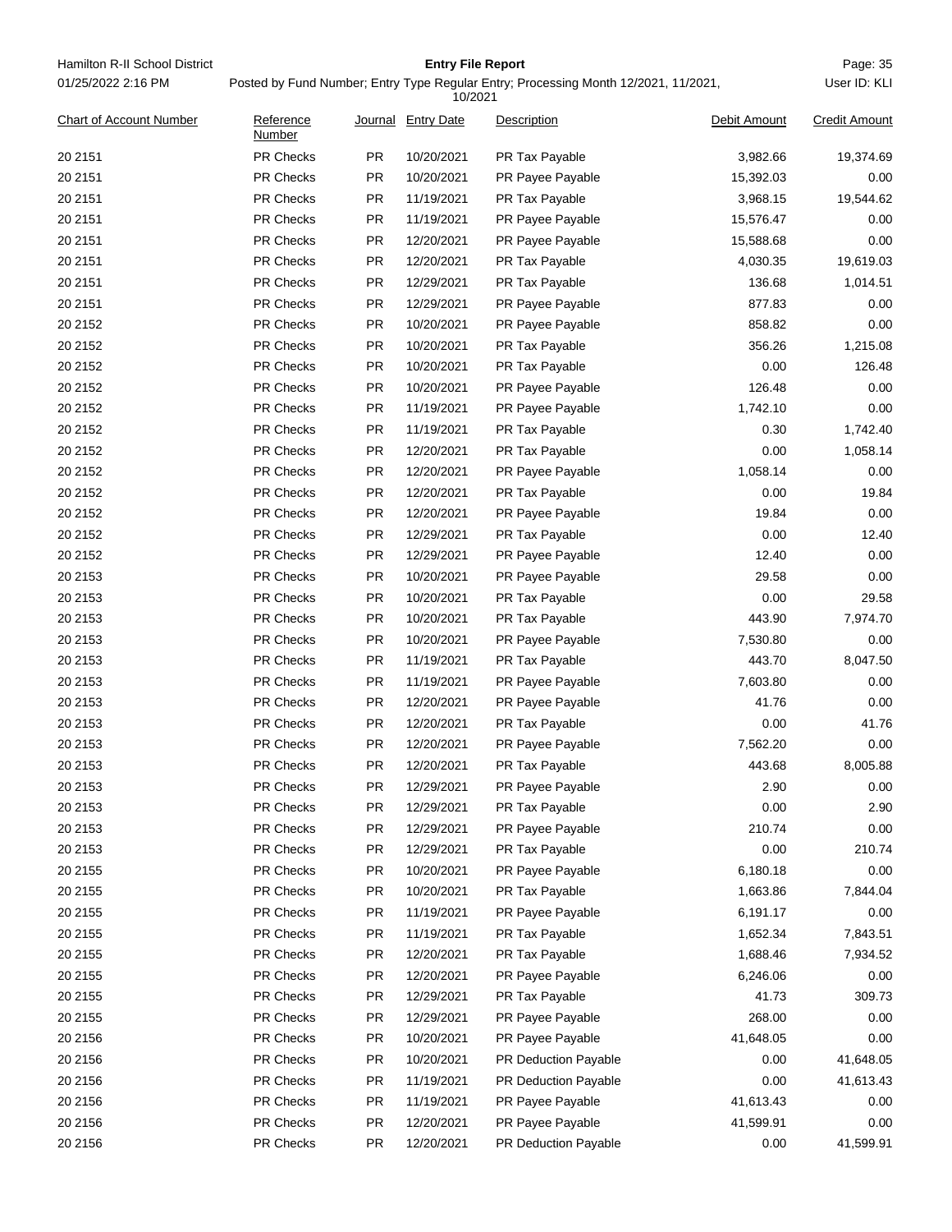Hamilton R-II School District

01/25/2022 2:16 PM

# Entry File Report

Posted by Fund Number; Entry Type Regular Entry; Processing Month 12/2021, 11/2021, 10/2021

User ID: KLI

| Chart of Account Number | Reference Number | Journal | Entry Date | Description | Debit Amount | Credit Amount |
|---|---|---|---|---|---|---|
| 20 2151 | PR Checks | PR | 10/20/2021 | PR Tax Payable | 3,982.66 | 19,374.69 |
| 20 2151 | PR Checks | PR | 10/20/2021 | PR Payee Payable | 15,392.03 | 0.00 |
| 20 2151 | PR Checks | PR | 11/19/2021 | PR Tax Payable | 3,968.15 | 19,544.62 |
| 20 2151 | PR Checks | PR | 11/19/2021 | PR Payee Payable | 15,576.47 | 0.00 |
| 20 2151 | PR Checks | PR | 12/20/2021 | PR Payee Payable | 15,588.68 | 0.00 |
| 20 2151 | PR Checks | PR | 12/20/2021 | PR Tax Payable | 4,030.35 | 19,619.03 |
| 20 2151 | PR Checks | PR | 12/29/2021 | PR Tax Payable | 136.68 | 1,014.51 |
| 20 2151 | PR Checks | PR | 12/29/2021 | PR Payee Payable | 877.83 | 0.00 |
| 20 2152 | PR Checks | PR | 10/20/2021 | PR Payee Payable | 858.82 | 0.00 |
| 20 2152 | PR Checks | PR | 10/20/2021 | PR Tax Payable | 356.26 | 1,215.08 |
| 20 2152 | PR Checks | PR | 10/20/2021 | PR Tax Payable | 0.00 | 126.48 |
| 20 2152 | PR Checks | PR | 10/20/2021 | PR Payee Payable | 126.48 | 0.00 |
| 20 2152 | PR Checks | PR | 11/19/2021 | PR Payee Payable | 1,742.10 | 0.00 |
| 20 2152 | PR Checks | PR | 11/19/2021 | PR Tax Payable | 0.30 | 1,742.40 |
| 20 2152 | PR Checks | PR | 12/20/2021 | PR Tax Payable | 0.00 | 1,058.14 |
| 20 2152 | PR Checks | PR | 12/20/2021 | PR Payee Payable | 1,058.14 | 0.00 |
| 20 2152 | PR Checks | PR | 12/20/2021 | PR Tax Payable | 0.00 | 19.84 |
| 20 2152 | PR Checks | PR | 12/20/2021 | PR Payee Payable | 19.84 | 0.00 |
| 20 2152 | PR Checks | PR | 12/29/2021 | PR Tax Payable | 0.00 | 12.40 |
| 20 2152 | PR Checks | PR | 12/29/2021 | PR Payee Payable | 12.40 | 0.00 |
| 20 2153 | PR Checks | PR | 10/20/2021 | PR Payee Payable | 29.58 | 0.00 |
| 20 2153 | PR Checks | PR | 10/20/2021 | PR Tax Payable | 0.00 | 29.58 |
| 20 2153 | PR Checks | PR | 10/20/2021 | PR Tax Payable | 443.90 | 7,974.70 |
| 20 2153 | PR Checks | PR | 10/20/2021 | PR Payee Payable | 7,530.80 | 0.00 |
| 20 2153 | PR Checks | PR | 11/19/2021 | PR Tax Payable | 443.70 | 8,047.50 |
| 20 2153 | PR Checks | PR | 11/19/2021 | PR Payee Payable | 7,603.80 | 0.00 |
| 20 2153 | PR Checks | PR | 12/20/2021 | PR Payee Payable | 41.76 | 0.00 |
| 20 2153 | PR Checks | PR | 12/20/2021 | PR Tax Payable | 0.00 | 41.76 |
| 20 2153 | PR Checks | PR | 12/20/2021 | PR Payee Payable | 7,562.20 | 0.00 |
| 20 2153 | PR Checks | PR | 12/20/2021 | PR Tax Payable | 443.68 | 8,005.88 |
| 20 2153 | PR Checks | PR | 12/29/2021 | PR Payee Payable | 2.90 | 0.00 |
| 20 2153 | PR Checks | PR | 12/29/2021 | PR Tax Payable | 0.00 | 2.90 |
| 20 2153 | PR Checks | PR | 12/29/2021 | PR Payee Payable | 210.74 | 0.00 |
| 20 2153 | PR Checks | PR | 12/29/2021 | PR Tax Payable | 0.00 | 210.74 |
| 20 2155 | PR Checks | PR | 10/20/2021 | PR Payee Payable | 6,180.18 | 0.00 |
| 20 2155 | PR Checks | PR | 10/20/2021 | PR Tax Payable | 1,663.86 | 7,844.04 |
| 20 2155 | PR Checks | PR | 11/19/2021 | PR Payee Payable | 6,191.17 | 0.00 |
| 20 2155 | PR Checks | PR | 11/19/2021 | PR Tax Payable | 1,652.34 | 7,843.51 |
| 20 2155 | PR Checks | PR | 12/20/2021 | PR Tax Payable | 1,688.46 | 7,934.52 |
| 20 2155 | PR Checks | PR | 12/20/2021 | PR Payee Payable | 6,246.06 | 0.00 |
| 20 2155 | PR Checks | PR | 12/29/2021 | PR Tax Payable | 41.73 | 309.73 |
| 20 2155 | PR Checks | PR | 12/29/2021 | PR Payee Payable | 268.00 | 0.00 |
| 20 2156 | PR Checks | PR | 10/20/2021 | PR Payee Payable | 41,648.05 | 0.00 |
| 20 2156 | PR Checks | PR | 10/20/2021 | PR Deduction Payable | 0.00 | 41,648.05 |
| 20 2156 | PR Checks | PR | 11/19/2021 | PR Deduction Payable | 0.00 | 41,613.43 |
| 20 2156 | PR Checks | PR | 11/19/2021 | PR Payee Payable | 41,613.43 | 0.00 |
| 20 2156 | PR Checks | PR | 12/20/2021 | PR Payee Payable | 41,599.91 | 0.00 |
| 20 2156 | PR Checks | PR | 12/20/2021 | PR Deduction Payable | 0.00 | 41,599.91 |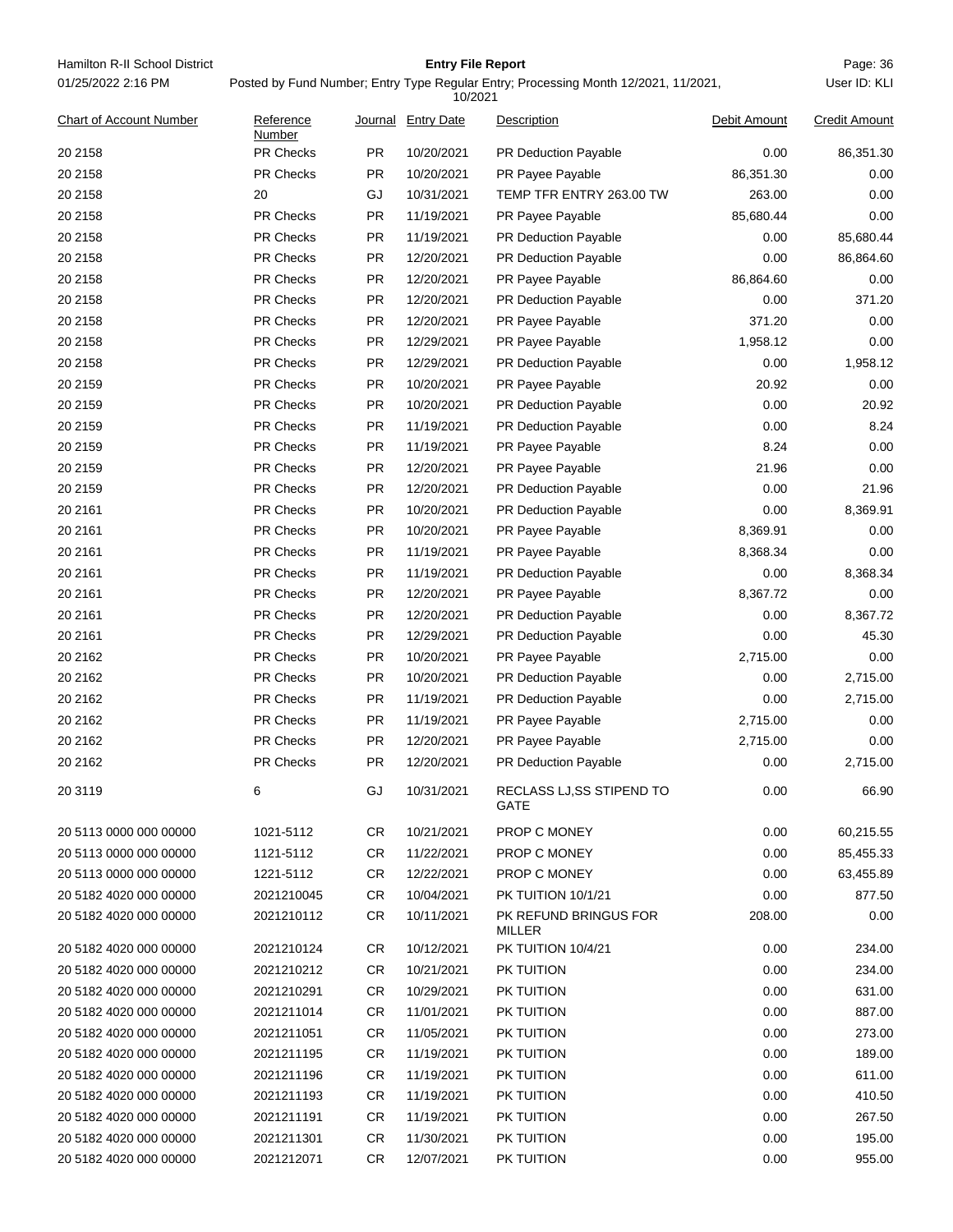Hamilton R-II School District
01/25/2022 2:16 PM

# Entry File Report

Posted by Fund Number; Entry Type Regular Entry; Processing Month 12/2021, 11/2021, 10/2021

User ID: KLI

| Chart of Account Number | Reference Number | Journal | Entry Date | Description | Debit Amount | Credit Amount |
|---|---|---|---|---|---|---|
| 20 2158 | PR Checks | PR | 10/20/2021 | PR Deduction Payable | 0.00 | 86,351.30 |
| 20 2158 | PR Checks | PR | 10/20/2021 | PR Payee Payable | 86,351.30 | 0.00 |
| 20 2158 | 20 | GJ | 10/31/2021 | TEMP TFR ENTRY 263.00 TW | 263.00 | 0.00 |
| 20 2158 | PR Checks | PR | 11/19/2021 | PR Payee Payable | 85,680.44 | 0.00 |
| 20 2158 | PR Checks | PR | 11/19/2021 | PR Deduction Payable | 0.00 | 85,680.44 |
| 20 2158 | PR Checks | PR | 12/20/2021 | PR Deduction Payable | 0.00 | 86,864.60 |
| 20 2158 | PR Checks | PR | 12/20/2021 | PR Payee Payable | 86,864.60 | 0.00 |
| 20 2158 | PR Checks | PR | 12/20/2021 | PR Deduction Payable | 0.00 | 371.20 |
| 20 2158 | PR Checks | PR | 12/20/2021 | PR Payee Payable | 371.20 | 0.00 |
| 20 2158 | PR Checks | PR | 12/29/2021 | PR Payee Payable | 1,958.12 | 0.00 |
| 20 2158 | PR Checks | PR | 12/29/2021 | PR Deduction Payable | 0.00 | 1,958.12 |
| 20 2159 | PR Checks | PR | 10/20/2021 | PR Payee Payable | 20.92 | 0.00 |
| 20 2159 | PR Checks | PR | 10/20/2021 | PR Deduction Payable | 0.00 | 20.92 |
| 20 2159 | PR Checks | PR | 11/19/2021 | PR Deduction Payable | 0.00 | 8.24 |
| 20 2159 | PR Checks | PR | 11/19/2021 | PR Payee Payable | 8.24 | 0.00 |
| 20 2159 | PR Checks | PR | 12/20/2021 | PR Payee Payable | 21.96 | 0.00 |
| 20 2159 | PR Checks | PR | 12/20/2021 | PR Deduction Payable | 0.00 | 21.96 |
| 20 2161 | PR Checks | PR | 10/20/2021 | PR Deduction Payable | 0.00 | 8,369.91 |
| 20 2161 | PR Checks | PR | 10/20/2021 | PR Payee Payable | 8,369.91 | 0.00 |
| 20 2161 | PR Checks | PR | 11/19/2021 | PR Payee Payable | 8,368.34 | 0.00 |
| 20 2161 | PR Checks | PR | 11/19/2021 | PR Deduction Payable | 0.00 | 8,368.34 |
| 20 2161 | PR Checks | PR | 12/20/2021 | PR Payee Payable | 8,367.72 | 0.00 |
| 20 2161 | PR Checks | PR | 12/20/2021 | PR Deduction Payable | 0.00 | 8,367.72 |
| 20 2161 | PR Checks | PR | 12/29/2021 | PR Deduction Payable | 0.00 | 45.30 |
| 20 2162 | PR Checks | PR | 10/20/2021 | PR Payee Payable | 2,715.00 | 0.00 |
| 20 2162 | PR Checks | PR | 10/20/2021 | PR Deduction Payable | 0.00 | 2,715.00 |
| 20 2162 | PR Checks | PR | 11/19/2021 | PR Deduction Payable | 0.00 | 2,715.00 |
| 20 2162 | PR Checks | PR | 11/19/2021 | PR Payee Payable | 2,715.00 | 0.00 |
| 20 2162 | PR Checks | PR | 12/20/2021 | PR Payee Payable | 2,715.00 | 0.00 |
| 20 2162 | PR Checks | PR | 12/20/2021 | PR Deduction Payable | 0.00 | 2,715.00 |
| 20 3119 | 6 | GJ | 10/31/2021 | RECLASS LJ,SS STIPEND TO GATE | 0.00 | 66.90 |
| 20 5113 0000 000 00000 | 1021-5112 | CR | 10/21/2021 | PROP C MONEY | 0.00 | 60,215.55 |
| 20 5113 0000 000 00000 | 1121-5112 | CR | 11/22/2021 | PROP C MONEY | 0.00 | 85,455.33 |
| 20 5113 0000 000 00000 | 1221-5112 | CR | 12/22/2021 | PROP C MONEY | 0.00 | 63,455.89 |
| 20 5182 4020 000 00000 | 2021210045 | CR | 10/04/2021 | PK TUITION 10/1/21 | 0.00 | 877.50 |
| 20 5182 4020 000 00000 | 2021210112 | CR | 10/11/2021 | PK REFUND BRINGUS FOR MILLER | 208.00 | 0.00 |
| 20 5182 4020 000 00000 | 2021210124 | CR | 10/12/2021 | PK TUITION 10/4/21 | 0.00 | 234.00 |
| 20 5182 4020 000 00000 | 2021210212 | CR | 10/21/2021 | PK TUITION | 0.00 | 234.00 |
| 20 5182 4020 000 00000 | 2021210291 | CR | 10/29/2021 | PK TUITION | 0.00 | 631.00 |
| 20 5182 4020 000 00000 | 2021211014 | CR | 11/01/2021 | PK TUITION | 0.00 | 887.00 |
| 20 5182 4020 000 00000 | 2021211051 | CR | 11/05/2021 | PK TUITION | 0.00 | 273.00 |
| 20 5182 4020 000 00000 | 2021211195 | CR | 11/19/2021 | PK TUITION | 0.00 | 189.00 |
| 20 5182 4020 000 00000 | 2021211196 | CR | 11/19/2021 | PK TUITION | 0.00 | 611.00 |
| 20 5182 4020 000 00000 | 2021211193 | CR | 11/19/2021 | PK TUITION | 0.00 | 410.50 |
| 20 5182 4020 000 00000 | 2021211191 | CR | 11/19/2021 | PK TUITION | 0.00 | 267.50 |
| 20 5182 4020 000 00000 | 2021211301 | CR | 11/30/2021 | PK TUITION | 0.00 | 195.00 |
| 20 5182 4020 000 00000 | 2021212071 | CR | 12/07/2021 | PK TUITION | 0.00 | 955.00 |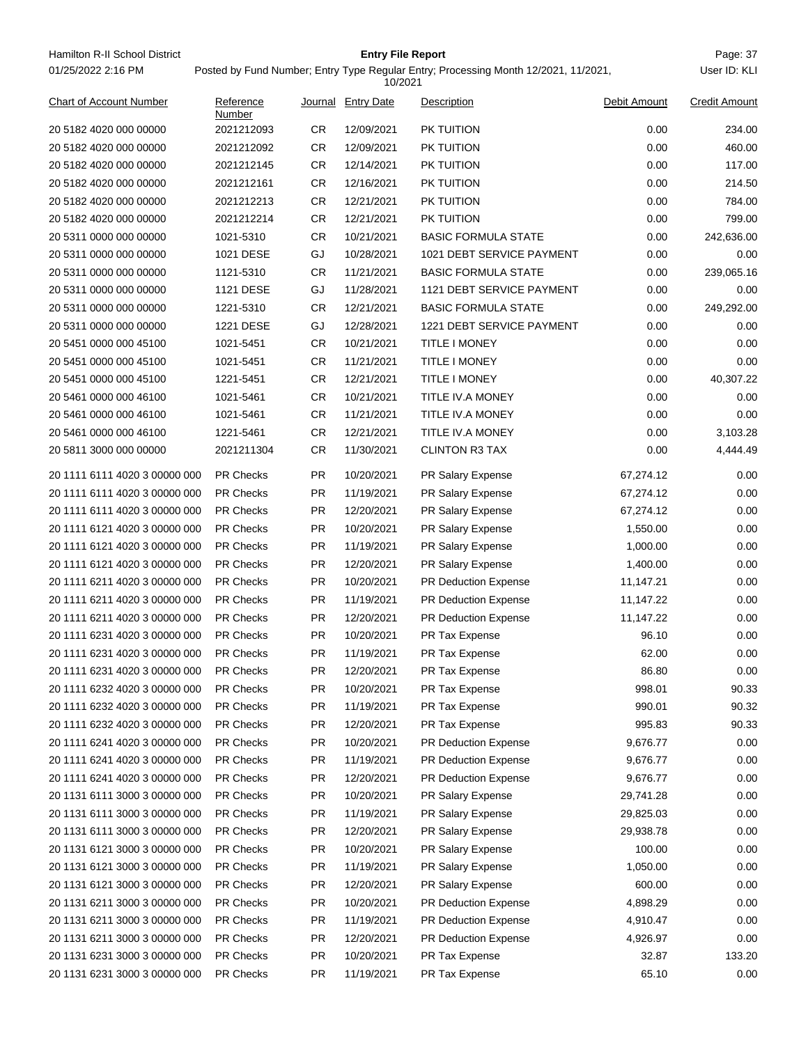Hamilton R-II School District

01/25/2022 2:16 PM

**Entry File Report**

Posted by Fund Number; Entry Type Regular Entry; Processing Month 12/2021, 11/2021, 10/2021

User ID: KLI

| Chart of Account Number | Reference Number | Journal | Entry Date | Description | Debit Amount | Credit Amount |
|---|---|---|---|---|---|---|
| 20 5182 4020 000 00000 | 2021212093 | CR | 12/09/2021 | PK TUITION | 0.00 | 234.00 |
| 20 5182 4020 000 00000 | 2021212092 | CR | 12/09/2021 | PK TUITION | 0.00 | 460.00 |
| 20 5182 4020 000 00000 | 2021212145 | CR | 12/14/2021 | PK TUITION | 0.00 | 117.00 |
| 20 5182 4020 000 00000 | 2021212161 | CR | 12/16/2021 | PK TUITION | 0.00 | 214.50 |
| 20 5182 4020 000 00000 | 2021212213 | CR | 12/21/2021 | PK TUITION | 0.00 | 784.00 |
| 20 5182 4020 000 00000 | 2021212214 | CR | 12/21/2021 | PK TUITION | 0.00 | 799.00 |
| 20 5311 0000 000 00000 | 1021-5310 | CR | 10/21/2021 | BASIC FORMULA STATE | 0.00 | 242,636.00 |
| 20 5311 0000 000 00000 | 1021 DESE | GJ | 10/28/2021 | 1021 DEBT SERVICE PAYMENT | 0.00 | 0.00 |
| 20 5311 0000 000 00000 | 1121-5310 | CR | 11/21/2021 | BASIC FORMULA STATE | 0.00 | 239,065.16 |
| 20 5311 0000 000 00000 | 1121 DESE | GJ | 11/28/2021 | 1121 DEBT SERVICE PAYMENT | 0.00 | 0.00 |
| 20 5311 0000 000 00000 | 1221-5310 | CR | 12/21/2021 | BASIC FORMULA STATE | 0.00 | 249,292.00 |
| 20 5311 0000 000 00000 | 1221 DESE | GJ | 12/28/2021 | 1221 DEBT SERVICE PAYMENT | 0.00 | 0.00 |
| 20 5451 0000 000 45100 | 1021-5451 | CR | 10/21/2021 | TITLE I MONEY | 0.00 | 0.00 |
| 20 5451 0000 000 45100 | 1021-5451 | CR | 11/21/2021 | TITLE I MONEY | 0.00 | 0.00 |
| 20 5451 0000 000 45100 | 1221-5451 | CR | 12/21/2021 | TITLE I MONEY | 0.00 | 40,307.22 |
| 20 5461 0000 000 46100 | 1021-5461 | CR | 10/21/2021 | TITLE IV.A MONEY | 0.00 | 0.00 |
| 20 5461 0000 000 46100 | 1021-5461 | CR | 11/21/2021 | TITLE IV.A MONEY | 0.00 | 0.00 |
| 20 5461 0000 000 46100 | 1221-5461 | CR | 12/21/2021 | TITLE IV.A MONEY | 0.00 | 3,103.28 |
| 20 5811 3000 000 00000 | 2021211304 | CR | 11/30/2021 | CLINTON R3 TAX | 0.00 | 4,444.49 |
| 20 1111 6111 4020 3 00000 000 | PR Checks | PR | 10/20/2021 | PR Salary Expense | 67,274.12 | 0.00 |
| 20 1111 6111 4020 3 00000 000 | PR Checks | PR | 11/19/2021 | PR Salary Expense | 67,274.12 | 0.00 |
| 20 1111 6111 4020 3 00000 000 | PR Checks | PR | 12/20/2021 | PR Salary Expense | 67,274.12 | 0.00 |
| 20 1111 6121 4020 3 00000 000 | PR Checks | PR | 10/20/2021 | PR Salary Expense | 1,550.00 | 0.00 |
| 20 1111 6121 4020 3 00000 000 | PR Checks | PR | 11/19/2021 | PR Salary Expense | 1,000.00 | 0.00 |
| 20 1111 6121 4020 3 00000 000 | PR Checks | PR | 12/20/2021 | PR Salary Expense | 1,400.00 | 0.00 |
| 20 1111 6211 4020 3 00000 000 | PR Checks | PR | 10/20/2021 | PR Deduction Expense | 11,147.21 | 0.00 |
| 20 1111 6211 4020 3 00000 000 | PR Checks | PR | 11/19/2021 | PR Deduction Expense | 11,147.22 | 0.00 |
| 20 1111 6211 4020 3 00000 000 | PR Checks | PR | 12/20/2021 | PR Deduction Expense | 11,147.22 | 0.00 |
| 20 1111 6231 4020 3 00000 000 | PR Checks | PR | 10/20/2021 | PR Tax Expense | 96.10 | 0.00 |
| 20 1111 6231 4020 3 00000 000 | PR Checks | PR | 11/19/2021 | PR Tax Expense | 62.00 | 0.00 |
| 20 1111 6231 4020 3 00000 000 | PR Checks | PR | 12/20/2021 | PR Tax Expense | 86.80 | 0.00 |
| 20 1111 6232 4020 3 00000 000 | PR Checks | PR | 10/20/2021 | PR Tax Expense | 998.01 | 90.33 |
| 20 1111 6232 4020 3 00000 000 | PR Checks | PR | 11/19/2021 | PR Tax Expense | 990.01 | 90.32 |
| 20 1111 6232 4020 3 00000 000 | PR Checks | PR | 12/20/2021 | PR Tax Expense | 995.83 | 90.33 |
| 20 1111 6241 4020 3 00000 000 | PR Checks | PR | 10/20/2021 | PR Deduction Expense | 9,676.77 | 0.00 |
| 20 1111 6241 4020 3 00000 000 | PR Checks | PR | 11/19/2021 | PR Deduction Expense | 9,676.77 | 0.00 |
| 20 1111 6241 4020 3 00000 000 | PR Checks | PR | 12/20/2021 | PR Deduction Expense | 9,676.77 | 0.00 |
| 20 1131 6111 3000 3 00000 000 | PR Checks | PR | 10/20/2021 | PR Salary Expense | 29,741.28 | 0.00 |
| 20 1131 6111 3000 3 00000 000 | PR Checks | PR | 11/19/2021 | PR Salary Expense | 29,825.03 | 0.00 |
| 20 1131 6111 3000 3 00000 000 | PR Checks | PR | 12/20/2021 | PR Salary Expense | 29,938.78 | 0.00 |
| 20 1131 6121 3000 3 00000 000 | PR Checks | PR | 10/20/2021 | PR Salary Expense | 100.00 | 0.00 |
| 20 1131 6121 3000 3 00000 000 | PR Checks | PR | 11/19/2021 | PR Salary Expense | 1,050.00 | 0.00 |
| 20 1131 6121 3000 3 00000 000 | PR Checks | PR | 12/20/2021 | PR Salary Expense | 600.00 | 0.00 |
| 20 1131 6211 3000 3 00000 000 | PR Checks | PR | 10/20/2021 | PR Deduction Expense | 4,898.29 | 0.00 |
| 20 1131 6211 3000 3 00000 000 | PR Checks | PR | 11/19/2021 | PR Deduction Expense | 4,910.47 | 0.00 |
| 20 1131 6211 3000 3 00000 000 | PR Checks | PR | 12/20/2021 | PR Deduction Expense | 4,926.97 | 0.00 |
| 20 1131 6231 3000 3 00000 000 | PR Checks | PR | 10/20/2021 | PR Tax Expense | 32.87 | 133.20 |
| 20 1131 6231 3000 3 00000 000 | PR Checks | PR | 11/19/2021 | PR Tax Expense | 65.10 | 0.00 |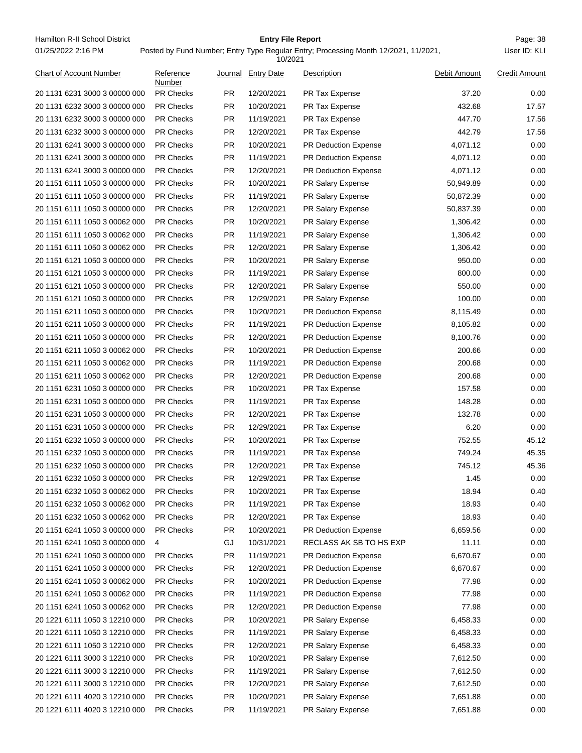| Chart of Account Number | Reference Number | Journal | Entry Date | Description | Debit Amount | Credit Amount |
|---|---|---|---|---|---|---|
| 20 1131 6231 3000 3 00000 000 | PR Checks | PR | 12/20/2021 | PR Tax Expense | 37.20 | 0.00 |
| 20 1131 6232 3000 3 00000 000 | PR Checks | PR | 10/20/2021 | PR Tax Expense | 432.68 | 17.57 |
| 20 1131 6232 3000 3 00000 000 | PR Checks | PR | 11/19/2021 | PR Tax Expense | 447.70 | 17.56 |
| 20 1131 6232 3000 3 00000 000 | PR Checks | PR | 12/20/2021 | PR Tax Expense | 442.79 | 17.56 |
| 20 1131 6241 3000 3 00000 000 | PR Checks | PR | 10/20/2021 | PR Deduction Expense | 4,071.12 | 0.00 |
| 20 1131 6241 3000 3 00000 000 | PR Checks | PR | 11/19/2021 | PR Deduction Expense | 4,071.12 | 0.00 |
| 20 1131 6241 3000 3 00000 000 | PR Checks | PR | 12/20/2021 | PR Deduction Expense | 4,071.12 | 0.00 |
| 20 1151 6111 1050 3 00000 000 | PR Checks | PR | 10/20/2021 | PR Salary Expense | 50,949.89 | 0.00 |
| 20 1151 6111 1050 3 00000 000 | PR Checks | PR | 11/19/2021 | PR Salary Expense | 50,872.39 | 0.00 |
| 20 1151 6111 1050 3 00000 000 | PR Checks | PR | 12/20/2021 | PR Salary Expense | 50,837.39 | 0.00 |
| 20 1151 6111 1050 3 00062 000 | PR Checks | PR | 10/20/2021 | PR Salary Expense | 1,306.42 | 0.00 |
| 20 1151 6111 1050 3 00062 000 | PR Checks | PR | 11/19/2021 | PR Salary Expense | 1,306.42 | 0.00 |
| 20 1151 6111 1050 3 00062 000 | PR Checks | PR | 12/20/2021 | PR Salary Expense | 1,306.42 | 0.00 |
| 20 1151 6121 1050 3 00000 000 | PR Checks | PR | 10/20/2021 | PR Salary Expense | 950.00 | 0.00 |
| 20 1151 6121 1050 3 00000 000 | PR Checks | PR | 11/19/2021 | PR Salary Expense | 800.00 | 0.00 |
| 20 1151 6121 1050 3 00000 000 | PR Checks | PR | 12/20/2021 | PR Salary Expense | 550.00 | 0.00 |
| 20 1151 6121 1050 3 00000 000 | PR Checks | PR | 12/29/2021 | PR Salary Expense | 100.00 | 0.00 |
| 20 1151 6211 1050 3 00000 000 | PR Checks | PR | 10/20/2021 | PR Deduction Expense | 8,115.49 | 0.00 |
| 20 1151 6211 1050 3 00000 000 | PR Checks | PR | 11/19/2021 | PR Deduction Expense | 8,105.82 | 0.00 |
| 20 1151 6211 1050 3 00000 000 | PR Checks | PR | 12/20/2021 | PR Deduction Expense | 8,100.76 | 0.00 |
| 20 1151 6211 1050 3 00062 000 | PR Checks | PR | 10/20/2021 | PR Deduction Expense | 200.66 | 0.00 |
| 20 1151 6211 1050 3 00062 000 | PR Checks | PR | 11/19/2021 | PR Deduction Expense | 200.68 | 0.00 |
| 20 1151 6211 1050 3 00062 000 | PR Checks | PR | 12/20/2021 | PR Deduction Expense | 200.68 | 0.00 |
| 20 1151 6231 1050 3 00000 000 | PR Checks | PR | 10/20/2021 | PR Tax Expense | 157.58 | 0.00 |
| 20 1151 6231 1050 3 00000 000 | PR Checks | PR | 11/19/2021 | PR Tax Expense | 148.28 | 0.00 |
| 20 1151 6231 1050 3 00000 000 | PR Checks | PR | 12/20/2021 | PR Tax Expense | 132.78 | 0.00 |
| 20 1151 6231 1050 3 00000 000 | PR Checks | PR | 12/29/2021 | PR Tax Expense | 6.20 | 0.00 |
| 20 1151 6232 1050 3 00000 000 | PR Checks | PR | 10/20/2021 | PR Tax Expense | 752.55 | 45.12 |
| 20 1151 6232 1050 3 00000 000 | PR Checks | PR | 11/19/2021 | PR Tax Expense | 749.24 | 45.35 |
| 20 1151 6232 1050 3 00000 000 | PR Checks | PR | 12/20/2021 | PR Tax Expense | 745.12 | 45.36 |
| 20 1151 6232 1050 3 00000 000 | PR Checks | PR | 12/29/2021 | PR Tax Expense | 1.45 | 0.00 |
| 20 1151 6232 1050 3 00062 000 | PR Checks | PR | 10/20/2021 | PR Tax Expense | 18.94 | 0.40 |
| 20 1151 6232 1050 3 00062 000 | PR Checks | PR | 11/19/2021 | PR Tax Expense | 18.93 | 0.40 |
| 20 1151 6232 1050 3 00062 000 | PR Checks | PR | 12/20/2021 | PR Tax Expense | 18.93 | 0.40 |
| 20 1151 6241 1050 3 00000 000 | PR Checks | PR | 10/20/2021 | PR Deduction Expense | 6,659.56 | 0.00 |
| 20 1151 6241 1050 3 00000 000 | 4 | GJ | 10/31/2021 | RECLASS AK SB TO HS EXP | 11.11 | 0.00 |
| 20 1151 6241 1050 3 00000 000 | PR Checks | PR | 11/19/2021 | PR Deduction Expense | 6,670.67 | 0.00 |
| 20 1151 6241 1050 3 00000 000 | PR Checks | PR | 12/20/2021 | PR Deduction Expense | 6,670.67 | 0.00 |
| 20 1151 6241 1050 3 00062 000 | PR Checks | PR | 10/20/2021 | PR Deduction Expense | 77.98 | 0.00 |
| 20 1151 6241 1050 3 00062 000 | PR Checks | PR | 11/19/2021 | PR Deduction Expense | 77.98 | 0.00 |
| 20 1151 6241 1050 3 00062 000 | PR Checks | PR | 12/20/2021 | PR Deduction Expense | 77.98 | 0.00 |
| 20 1221 6111 1050 3 12210 000 | PR Checks | PR | 10/20/2021 | PR Salary Expense | 6,458.33 | 0.00 |
| 20 1221 6111 1050 3 12210 000 | PR Checks | PR | 11/19/2021 | PR Salary Expense | 6,458.33 | 0.00 |
| 20 1221 6111 1050 3 12210 000 | PR Checks | PR | 12/20/2021 | PR Salary Expense | 6,458.33 | 0.00 |
| 20 1221 6111 3000 3 12210 000 | PR Checks | PR | 10/20/2021 | PR Salary Expense | 7,612.50 | 0.00 |
| 20 1221 6111 3000 3 12210 000 | PR Checks | PR | 11/19/2021 | PR Salary Expense | 7,612.50 | 0.00 |
| 20 1221 6111 3000 3 12210 000 | PR Checks | PR | 12/20/2021 | PR Salary Expense | 7,612.50 | 0.00 |
| 20 1221 6111 4020 3 12210 000 | PR Checks | PR | 10/20/2021 | PR Salary Expense | 7,651.88 | 0.00 |
| 20 1221 6111 4020 3 12210 000 | PR Checks | PR | 11/19/2021 | PR Salary Expense | 7,651.88 | 0.00 |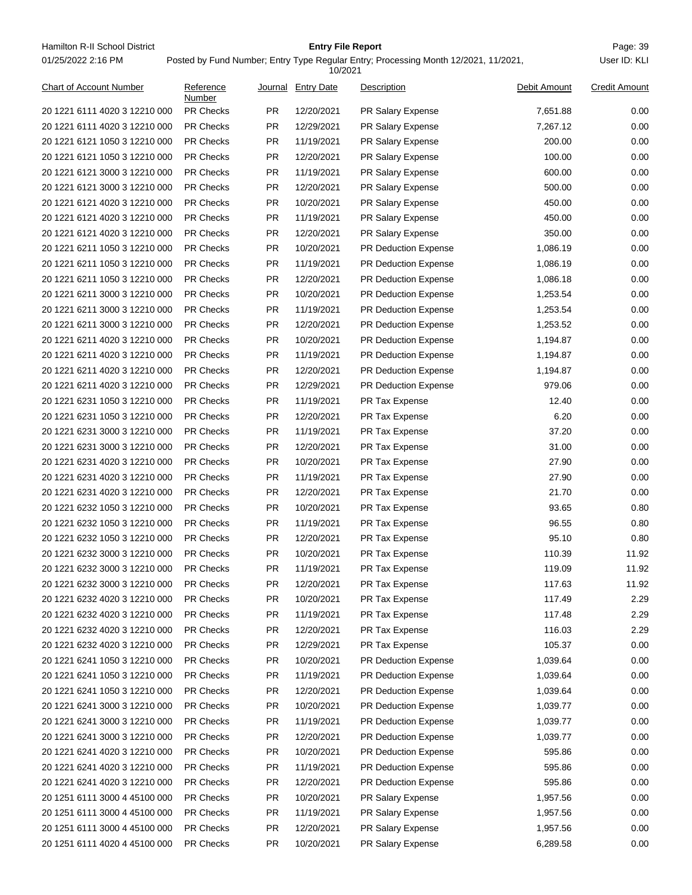| Chart of Account Number | Reference Number | Journal | Entry Date | Description | Debit Amount | Credit Amount |
|---|---|---|---|---|---|---|
| 20 1221 6111 4020 3 12210 000 | PR Checks | PR | 12/20/2021 | PR Salary Expense | 7,651.88 | 0.00 |
| 20 1221 6111 4020 3 12210 000 | PR Checks | PR | 12/29/2021 | PR Salary Expense | 7,267.12 | 0.00 |
| 20 1221 6121 1050 3 12210 000 | PR Checks | PR | 11/19/2021 | PR Salary Expense | 200.00 | 0.00 |
| 20 1221 6121 1050 3 12210 000 | PR Checks | PR | 12/20/2021 | PR Salary Expense | 100.00 | 0.00 |
| 20 1221 6121 3000 3 12210 000 | PR Checks | PR | 11/19/2021 | PR Salary Expense | 600.00 | 0.00 |
| 20 1221 6121 3000 3 12210 000 | PR Checks | PR | 12/20/2021 | PR Salary Expense | 500.00 | 0.00 |
| 20 1221 6121 4020 3 12210 000 | PR Checks | PR | 10/20/2021 | PR Salary Expense | 450.00 | 0.00 |
| 20 1221 6121 4020 3 12210 000 | PR Checks | PR | 11/19/2021 | PR Salary Expense | 450.00 | 0.00 |
| 20 1221 6121 4020 3 12210 000 | PR Checks | PR | 12/20/2021 | PR Salary Expense | 350.00 | 0.00 |
| 20 1221 6211 1050 3 12210 000 | PR Checks | PR | 10/20/2021 | PR Deduction Expense | 1,086.19 | 0.00 |
| 20 1221 6211 1050 3 12210 000 | PR Checks | PR | 11/19/2021 | PR Deduction Expense | 1,086.19 | 0.00 |
| 20 1221 6211 1050 3 12210 000 | PR Checks | PR | 12/20/2021 | PR Deduction Expense | 1,086.18 | 0.00 |
| 20 1221 6211 3000 3 12210 000 | PR Checks | PR | 10/20/2021 | PR Deduction Expense | 1,253.54 | 0.00 |
| 20 1221 6211 3000 3 12210 000 | PR Checks | PR | 11/19/2021 | PR Deduction Expense | 1,253.54 | 0.00 |
| 20 1221 6211 3000 3 12210 000 | PR Checks | PR | 12/20/2021 | PR Deduction Expense | 1,253.52 | 0.00 |
| 20 1221 6211 4020 3 12210 000 | PR Checks | PR | 10/20/2021 | PR Deduction Expense | 1,194.87 | 0.00 |
| 20 1221 6211 4020 3 12210 000 | PR Checks | PR | 11/19/2021 | PR Deduction Expense | 1,194.87 | 0.00 |
| 20 1221 6211 4020 3 12210 000 | PR Checks | PR | 12/20/2021 | PR Deduction Expense | 1,194.87 | 0.00 |
| 20 1221 6211 4020 3 12210 000 | PR Checks | PR | 12/29/2021 | PR Deduction Expense | 979.06 | 0.00 |
| 20 1221 6231 1050 3 12210 000 | PR Checks | PR | 11/19/2021 | PR Tax Expense | 12.40 | 0.00 |
| 20 1221 6231 1050 3 12210 000 | PR Checks | PR | 12/20/2021 | PR Tax Expense | 6.20 | 0.00 |
| 20 1221 6231 3000 3 12210 000 | PR Checks | PR | 11/19/2021 | PR Tax Expense | 37.20 | 0.00 |
| 20 1221 6231 3000 3 12210 000 | PR Checks | PR | 12/20/2021 | PR Tax Expense | 31.00 | 0.00 |
| 20 1221 6231 4020 3 12210 000 | PR Checks | PR | 10/20/2021 | PR Tax Expense | 27.90 | 0.00 |
| 20 1221 6231 4020 3 12210 000 | PR Checks | PR | 11/19/2021 | PR Tax Expense | 27.90 | 0.00 |
| 20 1221 6231 4020 3 12210 000 | PR Checks | PR | 12/20/2021 | PR Tax Expense | 21.70 | 0.00 |
| 20 1221 6232 1050 3 12210 000 | PR Checks | PR | 10/20/2021 | PR Tax Expense | 93.65 | 0.80 |
| 20 1221 6232 1050 3 12210 000 | PR Checks | PR | 11/19/2021 | PR Tax Expense | 96.55 | 0.80 |
| 20 1221 6232 1050 3 12210 000 | PR Checks | PR | 12/20/2021 | PR Tax Expense | 95.10 | 0.80 |
| 20 1221 6232 3000 3 12210 000 | PR Checks | PR | 10/20/2021 | PR Tax Expense | 110.39 | 11.92 |
| 20 1221 6232 3000 3 12210 000 | PR Checks | PR | 11/19/2021 | PR Tax Expense | 119.09 | 11.92 |
| 20 1221 6232 3000 3 12210 000 | PR Checks | PR | 12/20/2021 | PR Tax Expense | 117.63 | 11.92 |
| 20 1221 6232 4020 3 12210 000 | PR Checks | PR | 10/20/2021 | PR Tax Expense | 117.49 | 2.29 |
| 20 1221 6232 4020 3 12210 000 | PR Checks | PR | 11/19/2021 | PR Tax Expense | 117.48 | 2.29 |
| 20 1221 6232 4020 3 12210 000 | PR Checks | PR | 12/20/2021 | PR Tax Expense | 116.03 | 2.29 |
| 20 1221 6232 4020 3 12210 000 | PR Checks | PR | 12/29/2021 | PR Tax Expense | 105.37 | 0.00 |
| 20 1221 6241 1050 3 12210 000 | PR Checks | PR | 10/20/2021 | PR Deduction Expense | 1,039.64 | 0.00 |
| 20 1221 6241 1050 3 12210 000 | PR Checks | PR | 11/19/2021 | PR Deduction Expense | 1,039.64 | 0.00 |
| 20 1221 6241 1050 3 12210 000 | PR Checks | PR | 12/20/2021 | PR Deduction Expense | 1,039.64 | 0.00 |
| 20 1221 6241 3000 3 12210 000 | PR Checks | PR | 10/20/2021 | PR Deduction Expense | 1,039.77 | 0.00 |
| 20 1221 6241 3000 3 12210 000 | PR Checks | PR | 11/19/2021 | PR Deduction Expense | 1,039.77 | 0.00 |
| 20 1221 6241 3000 3 12210 000 | PR Checks | PR | 12/20/2021 | PR Deduction Expense | 1,039.77 | 0.00 |
| 20 1221 6241 4020 3 12210 000 | PR Checks | PR | 10/20/2021 | PR Deduction Expense | 595.86 | 0.00 |
| 20 1221 6241 4020 3 12210 000 | PR Checks | PR | 11/19/2021 | PR Deduction Expense | 595.86 | 0.00 |
| 20 1221 6241 4020 3 12210 000 | PR Checks | PR | 12/20/2021 | PR Deduction Expense | 595.86 | 0.00 |
| 20 1251 6111 3000 4 45100 000 | PR Checks | PR | 10/20/2021 | PR Salary Expense | 1,957.56 | 0.00 |
| 20 1251 6111 3000 4 45100 000 | PR Checks | PR | 11/19/2021 | PR Salary Expense | 1,957.56 | 0.00 |
| 20 1251 6111 3000 4 45100 000 | PR Checks | PR | 12/20/2021 | PR Salary Expense | 1,957.56 | 0.00 |
| 20 1251 6111 4020 4 45100 000 | PR Checks | PR | 10/20/2021 | PR Salary Expense | 6,289.58 | 0.00 |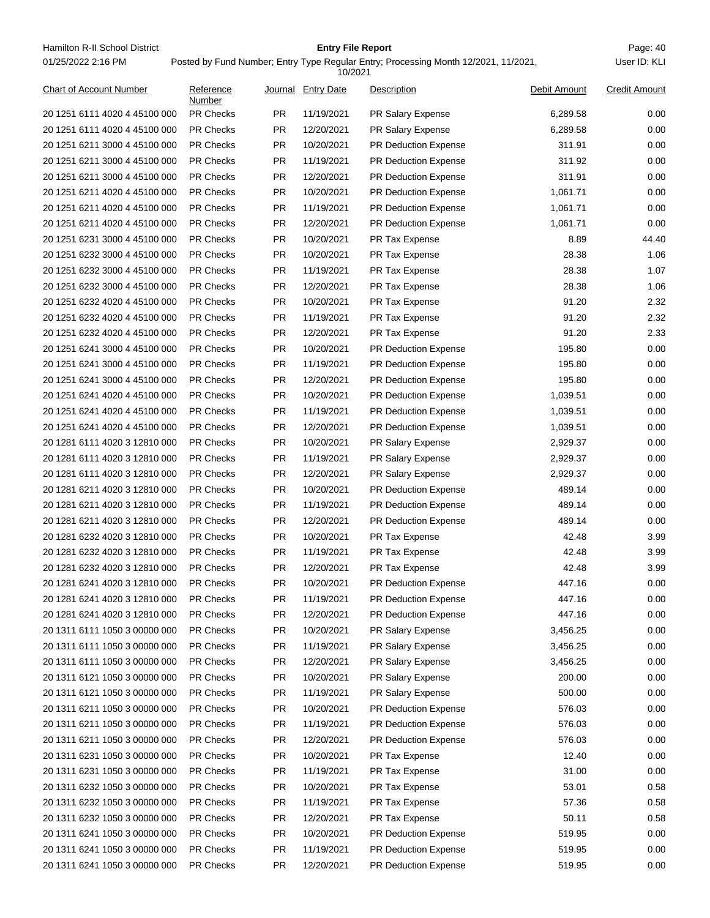| Chart of Account Number | Reference Number | Journal | Entry Date | Description | Debit Amount | Credit Amount |
|---|---|---|---|---|---|---|
| 20 1251 6111 4020 4 45100 000 | PR Checks | PR | 11/19/2021 | PR Salary Expense | 6,289.58 | 0.00 |
| 20 1251 6111 4020 4 45100 000 | PR Checks | PR | 12/20/2021 | PR Salary Expense | 6,289.58 | 0.00 |
| 20 1251 6211 3000 4 45100 000 | PR Checks | PR | 10/20/2021 | PR Deduction Expense | 311.91 | 0.00 |
| 20 1251 6211 3000 4 45100 000 | PR Checks | PR | 11/19/2021 | PR Deduction Expense | 311.92 | 0.00 |
| 20 1251 6211 3000 4 45100 000 | PR Checks | PR | 12/20/2021 | PR Deduction Expense | 311.91 | 0.00 |
| 20 1251 6211 4020 4 45100 000 | PR Checks | PR | 10/20/2021 | PR Deduction Expense | 1,061.71 | 0.00 |
| 20 1251 6211 4020 4 45100 000 | PR Checks | PR | 11/19/2021 | PR Deduction Expense | 1,061.71 | 0.00 |
| 20 1251 6211 4020 4 45100 000 | PR Checks | PR | 12/20/2021 | PR Deduction Expense | 1,061.71 | 0.00 |
| 20 1251 6231 3000 4 45100 000 | PR Checks | PR | 10/20/2021 | PR Tax Expense | 8.89 | 44.40 |
| 20 1251 6232 3000 4 45100 000 | PR Checks | PR | 10/20/2021 | PR Tax Expense | 28.38 | 1.06 |
| 20 1251 6232 3000 4 45100 000 | PR Checks | PR | 11/19/2021 | PR Tax Expense | 28.38 | 1.07 |
| 20 1251 6232 3000 4 45100 000 | PR Checks | PR | 12/20/2021 | PR Tax Expense | 28.38 | 1.06 |
| 20 1251 6232 4020 4 45100 000 | PR Checks | PR | 10/20/2021 | PR Tax Expense | 91.20 | 2.32 |
| 20 1251 6232 4020 4 45100 000 | PR Checks | PR | 11/19/2021 | PR Tax Expense | 91.20 | 2.32 |
| 20 1251 6232 4020 4 45100 000 | PR Checks | PR | 12/20/2021 | PR Tax Expense | 91.20 | 2.33 |
| 20 1251 6241 3000 4 45100 000 | PR Checks | PR | 10/20/2021 | PR Deduction Expense | 195.80 | 0.00 |
| 20 1251 6241 3000 4 45100 000 | PR Checks | PR | 11/19/2021 | PR Deduction Expense | 195.80 | 0.00 |
| 20 1251 6241 3000 4 45100 000 | PR Checks | PR | 12/20/2021 | PR Deduction Expense | 195.80 | 0.00 |
| 20 1251 6241 4020 4 45100 000 | PR Checks | PR | 10/20/2021 | PR Deduction Expense | 1,039.51 | 0.00 |
| 20 1251 6241 4020 4 45100 000 | PR Checks | PR | 11/19/2021 | PR Deduction Expense | 1,039.51 | 0.00 |
| 20 1251 6241 4020 4 45100 000 | PR Checks | PR | 12/20/2021 | PR Deduction Expense | 1,039.51 | 0.00 |
| 20 1281 6111 4020 3 12810 000 | PR Checks | PR | 10/20/2021 | PR Salary Expense | 2,929.37 | 0.00 |
| 20 1281 6111 4020 3 12810 000 | PR Checks | PR | 11/19/2021 | PR Salary Expense | 2,929.37 | 0.00 |
| 20 1281 6111 4020 3 12810 000 | PR Checks | PR | 12/20/2021 | PR Salary Expense | 2,929.37 | 0.00 |
| 20 1281 6211 4020 3 12810 000 | PR Checks | PR | 10/20/2021 | PR Deduction Expense | 489.14 | 0.00 |
| 20 1281 6211 4020 3 12810 000 | PR Checks | PR | 11/19/2021 | PR Deduction Expense | 489.14 | 0.00 |
| 20 1281 6211 4020 3 12810 000 | PR Checks | PR | 12/20/2021 | PR Deduction Expense | 489.14 | 0.00 |
| 20 1281 6232 4020 3 12810 000 | PR Checks | PR | 10/20/2021 | PR Tax Expense | 42.48 | 3.99 |
| 20 1281 6232 4020 3 12810 000 | PR Checks | PR | 11/19/2021 | PR Tax Expense | 42.48 | 3.99 |
| 20 1281 6232 4020 3 12810 000 | PR Checks | PR | 12/20/2021 | PR Tax Expense | 42.48 | 3.99 |
| 20 1281 6241 4020 3 12810 000 | PR Checks | PR | 10/20/2021 | PR Deduction Expense | 447.16 | 0.00 |
| 20 1281 6241 4020 3 12810 000 | PR Checks | PR | 11/19/2021 | PR Deduction Expense | 447.16 | 0.00 |
| 20 1281 6241 4020 3 12810 000 | PR Checks | PR | 12/20/2021 | PR Deduction Expense | 447.16 | 0.00 |
| 20 1311 6111 1050 3 00000 000 | PR Checks | PR | 10/20/2021 | PR Salary Expense | 3,456.25 | 0.00 |
| 20 1311 6111 1050 3 00000 000 | PR Checks | PR | 11/19/2021 | PR Salary Expense | 3,456.25 | 0.00 |
| 20 1311 6111 1050 3 00000 000 | PR Checks | PR | 12/20/2021 | PR Salary Expense | 3,456.25 | 0.00 |
| 20 1311 6121 1050 3 00000 000 | PR Checks | PR | 10/20/2021 | PR Salary Expense | 200.00 | 0.00 |
| 20 1311 6121 1050 3 00000 000 | PR Checks | PR | 11/19/2021 | PR Salary Expense | 500.00 | 0.00 |
| 20 1311 6211 1050 3 00000 000 | PR Checks | PR | 10/20/2021 | PR Deduction Expense | 576.03 | 0.00 |
| 20 1311 6211 1050 3 00000 000 | PR Checks | PR | 11/19/2021 | PR Deduction Expense | 576.03 | 0.00 |
| 20 1311 6211 1050 3 00000 000 | PR Checks | PR | 12/20/2021 | PR Deduction Expense | 576.03 | 0.00 |
| 20 1311 6231 1050 3 00000 000 | PR Checks | PR | 10/20/2021 | PR Tax Expense | 12.40 | 0.00 |
| 20 1311 6231 1050 3 00000 000 | PR Checks | PR | 11/19/2021 | PR Tax Expense | 31.00 | 0.00 |
| 20 1311 6232 1050 3 00000 000 | PR Checks | PR | 10/20/2021 | PR Tax Expense | 53.01 | 0.58 |
| 20 1311 6232 1050 3 00000 000 | PR Checks | PR | 11/19/2021 | PR Tax Expense | 57.36 | 0.58 |
| 20 1311 6232 1050 3 00000 000 | PR Checks | PR | 12/20/2021 | PR Tax Expense | 50.11 | 0.58 |
| 20 1311 6241 1050 3 00000 000 | PR Checks | PR | 10/20/2021 | PR Deduction Expense | 519.95 | 0.00 |
| 20 1311 6241 1050 3 00000 000 | PR Checks | PR | 11/19/2021 | PR Deduction Expense | 519.95 | 0.00 |
| 20 1311 6241 1050 3 00000 000 | PR Checks | PR | 12/20/2021 | PR Deduction Expense | 519.95 | 0.00 |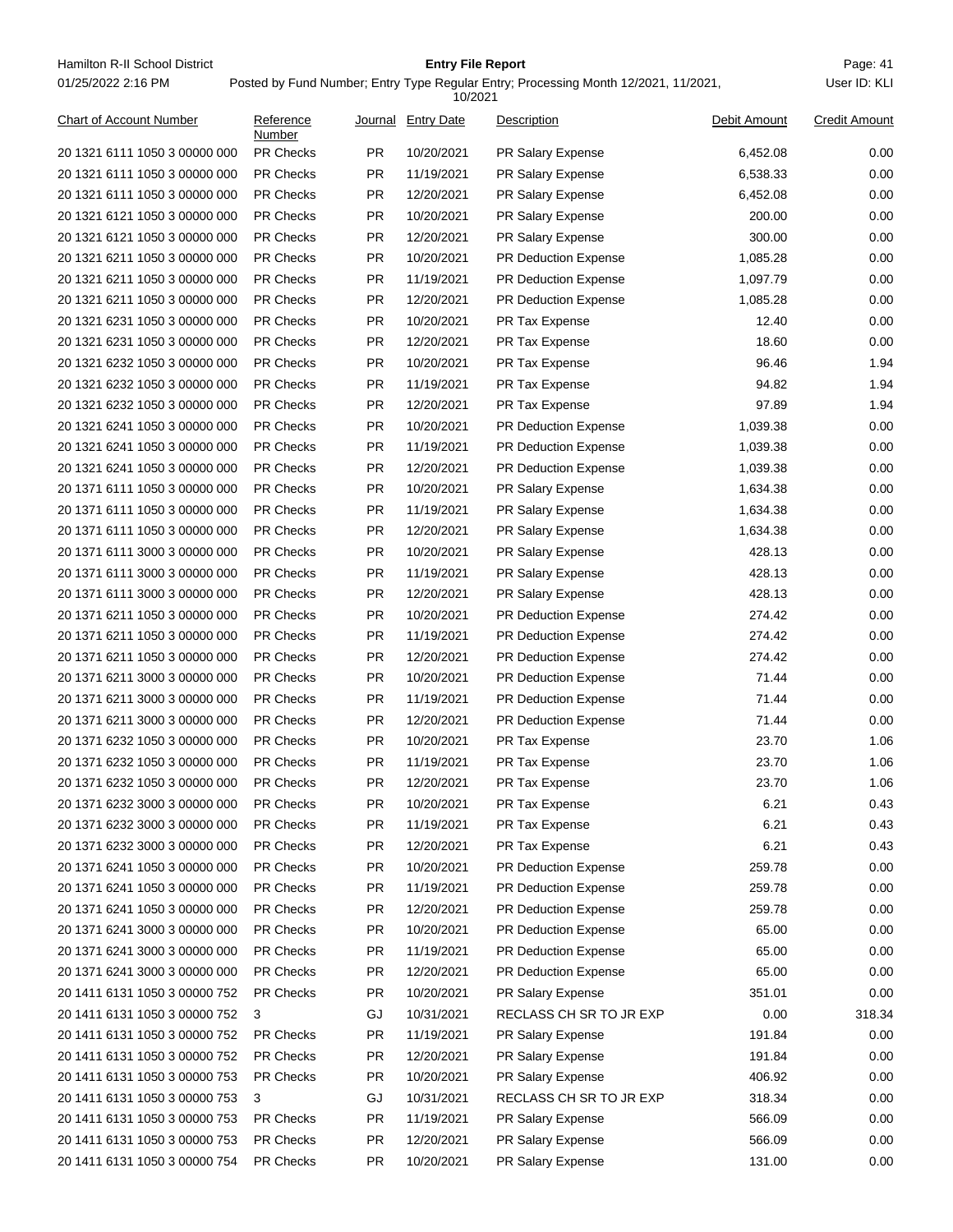| Chart of Account Number | Reference Number | Journal | Entry Date | Description | Debit Amount | Credit Amount |
|---|---|---|---|---|---|---|
| 20 1321 6111 1050 3 00000 000 | PR Checks | PR | 10/20/2021 | PR Salary Expense | 6,452.08 | 0.00 |
| 20 1321 6111 1050 3 00000 000 | PR Checks | PR | 11/19/2021 | PR Salary Expense | 6,538.33 | 0.00 |
| 20 1321 6111 1050 3 00000 000 | PR Checks | PR | 12/20/2021 | PR Salary Expense | 6,452.08 | 0.00 |
| 20 1321 6121 1050 3 00000 000 | PR Checks | PR | 10/20/2021 | PR Salary Expense | 200.00 | 0.00 |
| 20 1321 6121 1050 3 00000 000 | PR Checks | PR | 12/20/2021 | PR Salary Expense | 300.00 | 0.00 |
| 20 1321 6211 1050 3 00000 000 | PR Checks | PR | 10/20/2021 | PR Deduction Expense | 1,085.28 | 0.00 |
| 20 1321 6211 1050 3 00000 000 | PR Checks | PR | 11/19/2021 | PR Deduction Expense | 1,097.79 | 0.00 |
| 20 1321 6211 1050 3 00000 000 | PR Checks | PR | 12/20/2021 | PR Deduction Expense | 1,085.28 | 0.00 |
| 20 1321 6231 1050 3 00000 000 | PR Checks | PR | 10/20/2021 | PR Tax Expense | 12.40 | 0.00 |
| 20 1321 6231 1050 3 00000 000 | PR Checks | PR | 12/20/2021 | PR Tax Expense | 18.60 | 0.00 |
| 20 1321 6232 1050 3 00000 000 | PR Checks | PR | 10/20/2021 | PR Tax Expense | 96.46 | 1.94 |
| 20 1321 6232 1050 3 00000 000 | PR Checks | PR | 11/19/2021 | PR Tax Expense | 94.82 | 1.94 |
| 20 1321 6232 1050 3 00000 000 | PR Checks | PR | 12/20/2021 | PR Tax Expense | 97.89 | 1.94 |
| 20 1321 6241 1050 3 00000 000 | PR Checks | PR | 10/20/2021 | PR Deduction Expense | 1,039.38 | 0.00 |
| 20 1321 6241 1050 3 00000 000 | PR Checks | PR | 11/19/2021 | PR Deduction Expense | 1,039.38 | 0.00 |
| 20 1321 6241 1050 3 00000 000 | PR Checks | PR | 12/20/2021 | PR Deduction Expense | 1,039.38 | 0.00 |
| 20 1371 6111 1050 3 00000 000 | PR Checks | PR | 10/20/2021 | PR Salary Expense | 1,634.38 | 0.00 |
| 20 1371 6111 1050 3 00000 000 | PR Checks | PR | 11/19/2021 | PR Salary Expense | 1,634.38 | 0.00 |
| 20 1371 6111 1050 3 00000 000 | PR Checks | PR | 12/20/2021 | PR Salary Expense | 1,634.38 | 0.00 |
| 20 1371 6111 3000 3 00000 000 | PR Checks | PR | 10/20/2021 | PR Salary Expense | 428.13 | 0.00 |
| 20 1371 6111 3000 3 00000 000 | PR Checks | PR | 11/19/2021 | PR Salary Expense | 428.13 | 0.00 |
| 20 1371 6111 3000 3 00000 000 | PR Checks | PR | 12/20/2021 | PR Salary Expense | 428.13 | 0.00 |
| 20 1371 6211 1050 3 00000 000 | PR Checks | PR | 10/20/2021 | PR Deduction Expense | 274.42 | 0.00 |
| 20 1371 6211 1050 3 00000 000 | PR Checks | PR | 11/19/2021 | PR Deduction Expense | 274.42 | 0.00 |
| 20 1371 6211 1050 3 00000 000 | PR Checks | PR | 12/20/2021 | PR Deduction Expense | 274.42 | 0.00 |
| 20 1371 6211 3000 3 00000 000 | PR Checks | PR | 10/20/2021 | PR Deduction Expense | 71.44 | 0.00 |
| 20 1371 6211 3000 3 00000 000 | PR Checks | PR | 11/19/2021 | PR Deduction Expense | 71.44 | 0.00 |
| 20 1371 6211 3000 3 00000 000 | PR Checks | PR | 12/20/2021 | PR Deduction Expense | 71.44 | 0.00 |
| 20 1371 6232 1050 3 00000 000 | PR Checks | PR | 10/20/2021 | PR Tax Expense | 23.70 | 1.06 |
| 20 1371 6232 1050 3 00000 000 | PR Checks | PR | 11/19/2021 | PR Tax Expense | 23.70 | 1.06 |
| 20 1371 6232 1050 3 00000 000 | PR Checks | PR | 12/20/2021 | PR Tax Expense | 23.70 | 1.06 |
| 20 1371 6232 3000 3 00000 000 | PR Checks | PR | 10/20/2021 | PR Tax Expense | 6.21 | 0.43 |
| 20 1371 6232 3000 3 00000 000 | PR Checks | PR | 11/19/2021 | PR Tax Expense | 6.21 | 0.43 |
| 20 1371 6232 3000 3 00000 000 | PR Checks | PR | 12/20/2021 | PR Tax Expense | 6.21 | 0.43 |
| 20 1371 6241 1050 3 00000 000 | PR Checks | PR | 10/20/2021 | PR Deduction Expense | 259.78 | 0.00 |
| 20 1371 6241 1050 3 00000 000 | PR Checks | PR | 11/19/2021 | PR Deduction Expense | 259.78 | 0.00 |
| 20 1371 6241 1050 3 00000 000 | PR Checks | PR | 12/20/2021 | PR Deduction Expense | 259.78 | 0.00 |
| 20 1371 6241 3000 3 00000 000 | PR Checks | PR | 10/20/2021 | PR Deduction Expense | 65.00 | 0.00 |
| 20 1371 6241 3000 3 00000 000 | PR Checks | PR | 11/19/2021 | PR Deduction Expense | 65.00 | 0.00 |
| 20 1371 6241 3000 3 00000 000 | PR Checks | PR | 12/20/2021 | PR Deduction Expense | 65.00 | 0.00 |
| 20 1411 6131 1050 3 00000 752 | PR Checks | PR | 10/20/2021 | PR Salary Expense | 351.01 | 0.00 |
| 20 1411 6131 1050 3 00000 752 | 3 | GJ | 10/31/2021 | RECLASS CH SR TO JR EXP | 0.00 | 318.34 |
| 20 1411 6131 1050 3 00000 752 | PR Checks | PR | 11/19/2021 | PR Salary Expense | 191.84 | 0.00 |
| 20 1411 6131 1050 3 00000 752 | PR Checks | PR | 12/20/2021 | PR Salary Expense | 191.84 | 0.00 |
| 20 1411 6131 1050 3 00000 753 | PR Checks | PR | 10/20/2021 | PR Salary Expense | 406.92 | 0.00 |
| 20 1411 6131 1050 3 00000 753 | 3 | GJ | 10/31/2021 | RECLASS CH SR TO JR EXP | 318.34 | 0.00 |
| 20 1411 6131 1050 3 00000 753 | PR Checks | PR | 11/19/2021 | PR Salary Expense | 566.09 | 0.00 |
| 20 1411 6131 1050 3 00000 753 | PR Checks | PR | 12/20/2021 | PR Salary Expense | 566.09 | 0.00 |
| 20 1411 6131 1050 3 00000 754 | PR Checks | PR | 10/20/2021 | PR Salary Expense | 131.00 | 0.00 |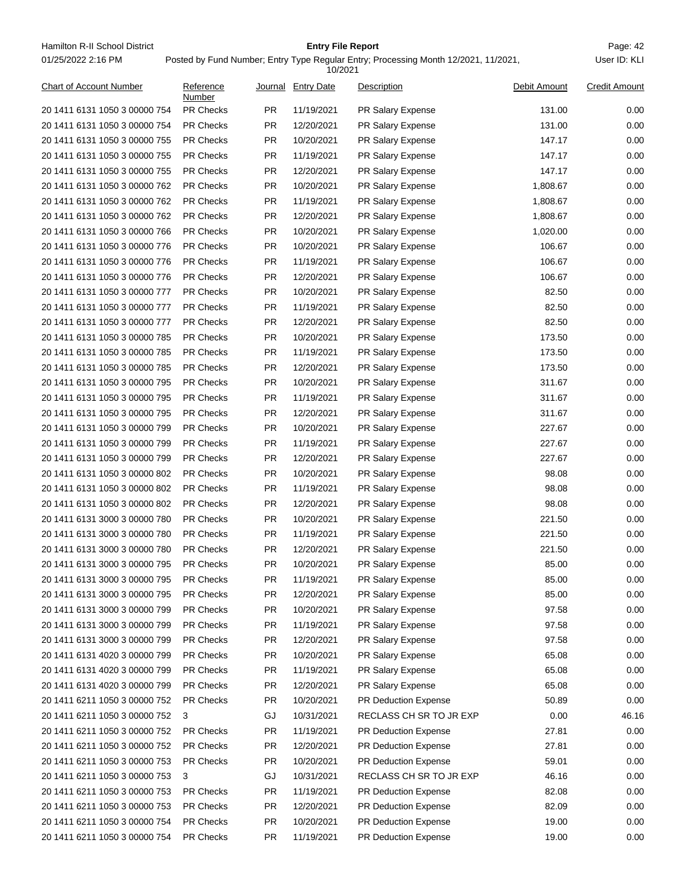| Chart of Account Number | Reference Number | Journal | Entry Date | Description | Debit Amount | Credit Amount |
|---|---|---|---|---|---|---|
| 20 1411 6131 1050 3 00000 754 | PR Checks | PR | 11/19/2021 | PR Salary Expense | 131.00 | 0.00 |
| 20 1411 6131 1050 3 00000 754 | PR Checks | PR | 12/20/2021 | PR Salary Expense | 131.00 | 0.00 |
| 20 1411 6131 1050 3 00000 755 | PR Checks | PR | 10/20/2021 | PR Salary Expense | 147.17 | 0.00 |
| 20 1411 6131 1050 3 00000 755 | PR Checks | PR | 11/19/2021 | PR Salary Expense | 147.17 | 0.00 |
| 20 1411 6131 1050 3 00000 755 | PR Checks | PR | 12/20/2021 | PR Salary Expense | 147.17 | 0.00 |
| 20 1411 6131 1050 3 00000 762 | PR Checks | PR | 10/20/2021 | PR Salary Expense | 1,808.67 | 0.00 |
| 20 1411 6131 1050 3 00000 762 | PR Checks | PR | 11/19/2021 | PR Salary Expense | 1,808.67 | 0.00 |
| 20 1411 6131 1050 3 00000 762 | PR Checks | PR | 12/20/2021 | PR Salary Expense | 1,808.67 | 0.00 |
| 20 1411 6131 1050 3 00000 766 | PR Checks | PR | 10/20/2021 | PR Salary Expense | 1,020.00 | 0.00 |
| 20 1411 6131 1050 3 00000 776 | PR Checks | PR | 10/20/2021 | PR Salary Expense | 106.67 | 0.00 |
| 20 1411 6131 1050 3 00000 776 | PR Checks | PR | 11/19/2021 | PR Salary Expense | 106.67 | 0.00 |
| 20 1411 6131 1050 3 00000 776 | PR Checks | PR | 12/20/2021 | PR Salary Expense | 106.67 | 0.00 |
| 20 1411 6131 1050 3 00000 777 | PR Checks | PR | 10/20/2021 | PR Salary Expense | 82.50 | 0.00 |
| 20 1411 6131 1050 3 00000 777 | PR Checks | PR | 11/19/2021 | PR Salary Expense | 82.50 | 0.00 |
| 20 1411 6131 1050 3 00000 777 | PR Checks | PR | 12/20/2021 | PR Salary Expense | 82.50 | 0.00 |
| 20 1411 6131 1050 3 00000 785 | PR Checks | PR | 10/20/2021 | PR Salary Expense | 173.50 | 0.00 |
| 20 1411 6131 1050 3 00000 785 | PR Checks | PR | 11/19/2021 | PR Salary Expense | 173.50 | 0.00 |
| 20 1411 6131 1050 3 00000 785 | PR Checks | PR | 12/20/2021 | PR Salary Expense | 173.50 | 0.00 |
| 20 1411 6131 1050 3 00000 795 | PR Checks | PR | 10/20/2021 | PR Salary Expense | 311.67 | 0.00 |
| 20 1411 6131 1050 3 00000 795 | PR Checks | PR | 11/19/2021 | PR Salary Expense | 311.67 | 0.00 |
| 20 1411 6131 1050 3 00000 795 | PR Checks | PR | 12/20/2021 | PR Salary Expense | 311.67 | 0.00 |
| 20 1411 6131 1050 3 00000 799 | PR Checks | PR | 10/20/2021 | PR Salary Expense | 227.67 | 0.00 |
| 20 1411 6131 1050 3 00000 799 | PR Checks | PR | 11/19/2021 | PR Salary Expense | 227.67 | 0.00 |
| 20 1411 6131 1050 3 00000 799 | PR Checks | PR | 12/20/2021 | PR Salary Expense | 227.67 | 0.00 |
| 20 1411 6131 1050 3 00000 802 | PR Checks | PR | 10/20/2021 | PR Salary Expense | 98.08 | 0.00 |
| 20 1411 6131 1050 3 00000 802 | PR Checks | PR | 11/19/2021 | PR Salary Expense | 98.08 | 0.00 |
| 20 1411 6131 1050 3 00000 802 | PR Checks | PR | 12/20/2021 | PR Salary Expense | 98.08 | 0.00 |
| 20 1411 6131 3000 3 00000 780 | PR Checks | PR | 10/20/2021 | PR Salary Expense | 221.50 | 0.00 |
| 20 1411 6131 3000 3 00000 780 | PR Checks | PR | 11/19/2021 | PR Salary Expense | 221.50 | 0.00 |
| 20 1411 6131 3000 3 00000 780 | PR Checks | PR | 12/20/2021 | PR Salary Expense | 221.50 | 0.00 |
| 20 1411 6131 3000 3 00000 795 | PR Checks | PR | 10/20/2021 | PR Salary Expense | 85.00 | 0.00 |
| 20 1411 6131 3000 3 00000 795 | PR Checks | PR | 11/19/2021 | PR Salary Expense | 85.00 | 0.00 |
| 20 1411 6131 3000 3 00000 795 | PR Checks | PR | 12/20/2021 | PR Salary Expense | 85.00 | 0.00 |
| 20 1411 6131 3000 3 00000 799 | PR Checks | PR | 10/20/2021 | PR Salary Expense | 97.58 | 0.00 |
| 20 1411 6131 3000 3 00000 799 | PR Checks | PR | 11/19/2021 | PR Salary Expense | 97.58 | 0.00 |
| 20 1411 6131 3000 3 00000 799 | PR Checks | PR | 12/20/2021 | PR Salary Expense | 97.58 | 0.00 |
| 20 1411 6131 4020 3 00000 799 | PR Checks | PR | 10/20/2021 | PR Salary Expense | 65.08 | 0.00 |
| 20 1411 6131 4020 3 00000 799 | PR Checks | PR | 11/19/2021 | PR Salary Expense | 65.08 | 0.00 |
| 20 1411 6131 4020 3 00000 799 | PR Checks | PR | 12/20/2021 | PR Salary Expense | 65.08 | 0.00 |
| 20 1411 6211 1050 3 00000 752 | PR Checks | PR | 10/20/2021 | PR Deduction Expense | 50.89 | 0.00 |
| 20 1411 6211 1050 3 00000 752 | 3 | GJ | 10/31/2021 | RECLASS CH SR TO JR EXP | 0.00 | 46.16 |
| 20 1411 6211 1050 3 00000 752 | PR Checks | PR | 11/19/2021 | PR Deduction Expense | 27.81 | 0.00 |
| 20 1411 6211 1050 3 00000 752 | PR Checks | PR | 12/20/2021 | PR Deduction Expense | 27.81 | 0.00 |
| 20 1411 6211 1050 3 00000 753 | PR Checks | PR | 10/20/2021 | PR Deduction Expense | 59.01 | 0.00 |
| 20 1411 6211 1050 3 00000 753 | 3 | GJ | 10/31/2021 | RECLASS CH SR TO JR EXP | 46.16 | 0.00 |
| 20 1411 6211 1050 3 00000 753 | PR Checks | PR | 11/19/2021 | PR Deduction Expense | 82.08 | 0.00 |
| 20 1411 6211 1050 3 00000 753 | PR Checks | PR | 12/20/2021 | PR Deduction Expense | 82.09 | 0.00 |
| 20 1411 6211 1050 3 00000 754 | PR Checks | PR | 10/20/2021 | PR Deduction Expense | 19.00 | 0.00 |
| 20 1411 6211 1050 3 00000 754 | PR Checks | PR | 11/19/2021 | PR Deduction Expense | 19.00 | 0.00 |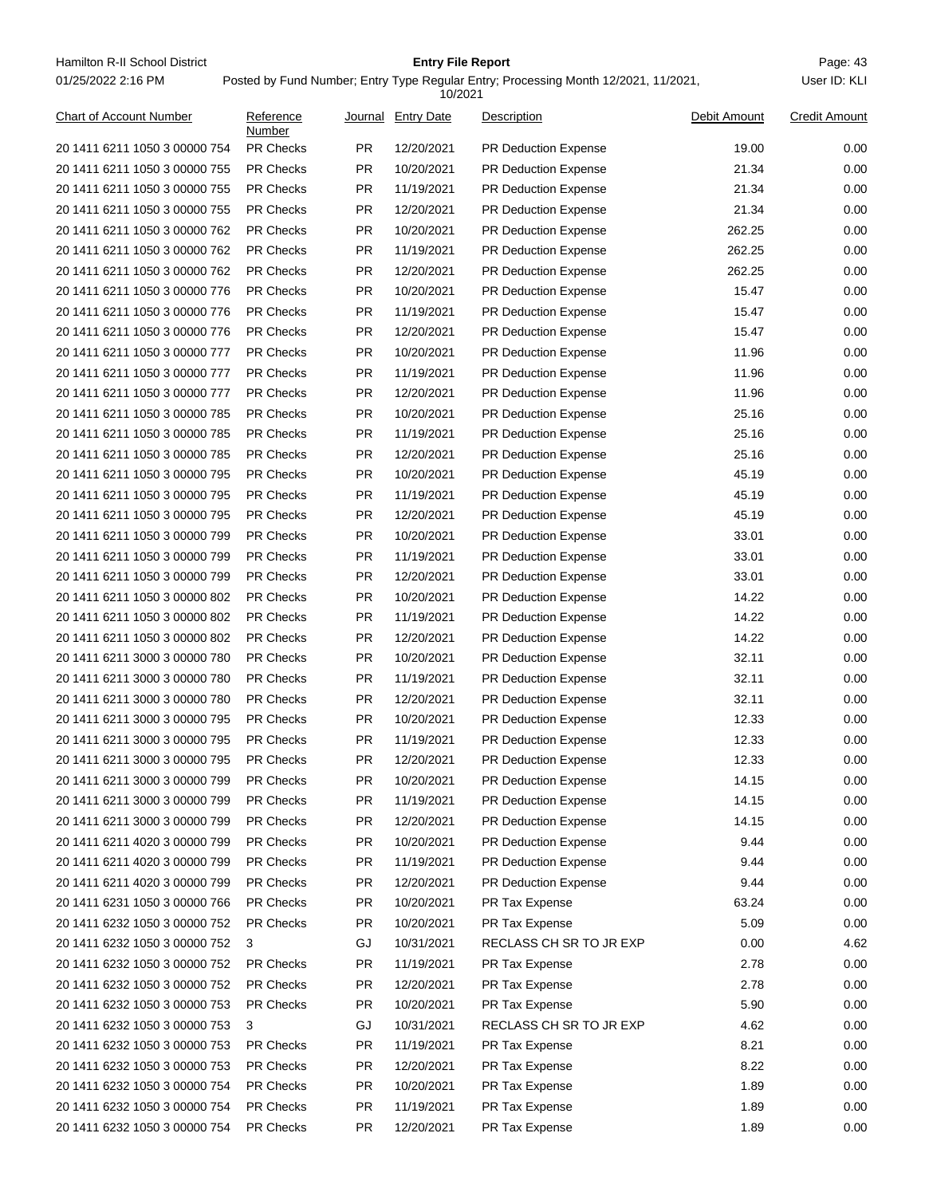| Chart of Account Number | Reference Number | Journal | Entry Date | Description | Debit Amount | Credit Amount |
|---|---|---|---|---|---|---|
| 20 1411 6211 1050 3 00000 754 | PR Checks | PR | 12/20/2021 | PR Deduction Expense | 19.00 | 0.00 |
| 20 1411 6211 1050 3 00000 755 | PR Checks | PR | 10/20/2021 | PR Deduction Expense | 21.34 | 0.00 |
| 20 1411 6211 1050 3 00000 755 | PR Checks | PR | 11/19/2021 | PR Deduction Expense | 21.34 | 0.00 |
| 20 1411 6211 1050 3 00000 755 | PR Checks | PR | 12/20/2021 | PR Deduction Expense | 21.34 | 0.00 |
| 20 1411 6211 1050 3 00000 762 | PR Checks | PR | 10/20/2021 | PR Deduction Expense | 262.25 | 0.00 |
| 20 1411 6211 1050 3 00000 762 | PR Checks | PR | 11/19/2021 | PR Deduction Expense | 262.25 | 0.00 |
| 20 1411 6211 1050 3 00000 762 | PR Checks | PR | 12/20/2021 | PR Deduction Expense | 262.25 | 0.00 |
| 20 1411 6211 1050 3 00000 776 | PR Checks | PR | 10/20/2021 | PR Deduction Expense | 15.47 | 0.00 |
| 20 1411 6211 1050 3 00000 776 | PR Checks | PR | 11/19/2021 | PR Deduction Expense | 15.47 | 0.00 |
| 20 1411 6211 1050 3 00000 776 | PR Checks | PR | 12/20/2021 | PR Deduction Expense | 15.47 | 0.00 |
| 20 1411 6211 1050 3 00000 777 | PR Checks | PR | 10/20/2021 | PR Deduction Expense | 11.96 | 0.00 |
| 20 1411 6211 1050 3 00000 777 | PR Checks | PR | 11/19/2021 | PR Deduction Expense | 11.96 | 0.00 |
| 20 1411 6211 1050 3 00000 777 | PR Checks | PR | 12/20/2021 | PR Deduction Expense | 11.96 | 0.00 |
| 20 1411 6211 1050 3 00000 785 | PR Checks | PR | 10/20/2021 | PR Deduction Expense | 25.16 | 0.00 |
| 20 1411 6211 1050 3 00000 785 | PR Checks | PR | 11/19/2021 | PR Deduction Expense | 25.16 | 0.00 |
| 20 1411 6211 1050 3 00000 785 | PR Checks | PR | 12/20/2021 | PR Deduction Expense | 25.16 | 0.00 |
| 20 1411 6211 1050 3 00000 795 | PR Checks | PR | 10/20/2021 | PR Deduction Expense | 45.19 | 0.00 |
| 20 1411 6211 1050 3 00000 795 | PR Checks | PR | 11/19/2021 | PR Deduction Expense | 45.19 | 0.00 |
| 20 1411 6211 1050 3 00000 795 | PR Checks | PR | 12/20/2021 | PR Deduction Expense | 45.19 | 0.00 |
| 20 1411 6211 1050 3 00000 799 | PR Checks | PR | 10/20/2021 | PR Deduction Expense | 33.01 | 0.00 |
| 20 1411 6211 1050 3 00000 799 | PR Checks | PR | 11/19/2021 | PR Deduction Expense | 33.01 | 0.00 |
| 20 1411 6211 1050 3 00000 799 | PR Checks | PR | 12/20/2021 | PR Deduction Expense | 33.01 | 0.00 |
| 20 1411 6211 1050 3 00000 802 | PR Checks | PR | 10/20/2021 | PR Deduction Expense | 14.22 | 0.00 |
| 20 1411 6211 1050 3 00000 802 | PR Checks | PR | 11/19/2021 | PR Deduction Expense | 14.22 | 0.00 |
| 20 1411 6211 1050 3 00000 802 | PR Checks | PR | 12/20/2021 | PR Deduction Expense | 14.22 | 0.00 |
| 20 1411 6211 3000 3 00000 780 | PR Checks | PR | 10/20/2021 | PR Deduction Expense | 32.11 | 0.00 |
| 20 1411 6211 3000 3 00000 780 | PR Checks | PR | 11/19/2021 | PR Deduction Expense | 32.11 | 0.00 |
| 20 1411 6211 3000 3 00000 780 | PR Checks | PR | 12/20/2021 | PR Deduction Expense | 32.11 | 0.00 |
| 20 1411 6211 3000 3 00000 795 | PR Checks | PR | 10/20/2021 | PR Deduction Expense | 12.33 | 0.00 |
| 20 1411 6211 3000 3 00000 795 | PR Checks | PR | 11/19/2021 | PR Deduction Expense | 12.33 | 0.00 |
| 20 1411 6211 3000 3 00000 795 | PR Checks | PR | 12/20/2021 | PR Deduction Expense | 12.33 | 0.00 |
| 20 1411 6211 3000 3 00000 799 | PR Checks | PR | 10/20/2021 | PR Deduction Expense | 14.15 | 0.00 |
| 20 1411 6211 3000 3 00000 799 | PR Checks | PR | 11/19/2021 | PR Deduction Expense | 14.15 | 0.00 |
| 20 1411 6211 3000 3 00000 799 | PR Checks | PR | 12/20/2021 | PR Deduction Expense | 14.15 | 0.00 |
| 20 1411 6211 4020 3 00000 799 | PR Checks | PR | 10/20/2021 | PR Deduction Expense | 9.44 | 0.00 |
| 20 1411 6211 4020 3 00000 799 | PR Checks | PR | 11/19/2021 | PR Deduction Expense | 9.44 | 0.00 |
| 20 1411 6211 4020 3 00000 799 | PR Checks | PR | 12/20/2021 | PR Deduction Expense | 9.44 | 0.00 |
| 20 1411 6231 1050 3 00000 766 | PR Checks | PR | 10/20/2021 | PR Tax Expense | 63.24 | 0.00 |
| 20 1411 6232 1050 3 00000 752 | PR Checks | PR | 10/20/2021 | PR Tax Expense | 5.09 | 0.00 |
| 20 1411 6232 1050 3 00000 752 | 3 | GJ | 10/31/2021 | RECLASS CH SR TO JR EXP | 0.00 | 4.62 |
| 20 1411 6232 1050 3 00000 752 | PR Checks | PR | 11/19/2021 | PR Tax Expense | 2.78 | 0.00 |
| 20 1411 6232 1050 3 00000 752 | PR Checks | PR | 12/20/2021 | PR Tax Expense | 2.78 | 0.00 |
| 20 1411 6232 1050 3 00000 753 | PR Checks | PR | 10/20/2021 | PR Tax Expense | 5.90 | 0.00 |
| 20 1411 6232 1050 3 00000 753 | 3 | GJ | 10/31/2021 | RECLASS CH SR TO JR EXP | 4.62 | 0.00 |
| 20 1411 6232 1050 3 00000 753 | PR Checks | PR | 11/19/2021 | PR Tax Expense | 8.21 | 0.00 |
| 20 1411 6232 1050 3 00000 753 | PR Checks | PR | 12/20/2021 | PR Tax Expense | 8.22 | 0.00 |
| 20 1411 6232 1050 3 00000 754 | PR Checks | PR | 10/20/2021 | PR Tax Expense | 1.89 | 0.00 |
| 20 1411 6232 1050 3 00000 754 | PR Checks | PR | 11/19/2021 | PR Tax Expense | 1.89 | 0.00 |
| 20 1411 6232 1050 3 00000 754 | PR Checks | PR | 12/20/2021 | PR Tax Expense | 1.89 | 0.00 |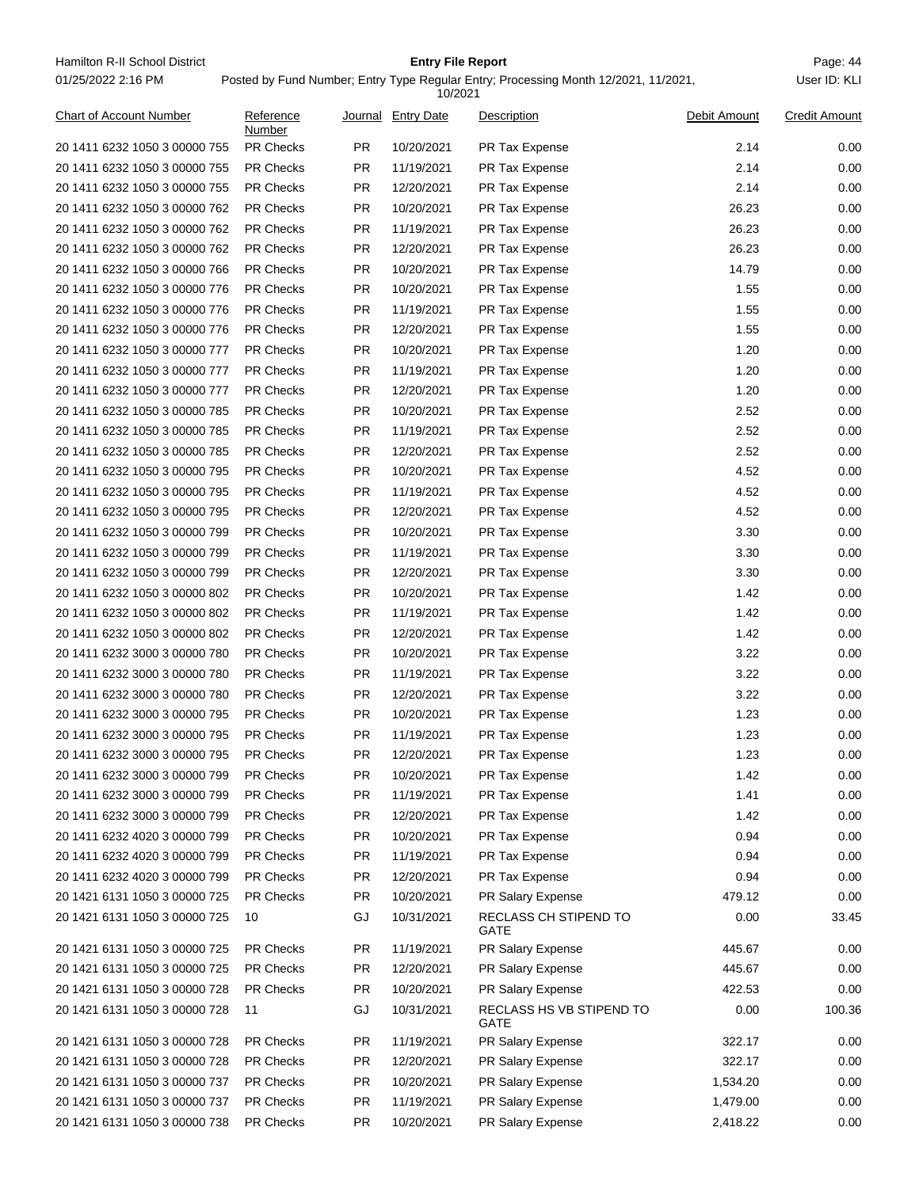| Chart of Account Number | Reference Number | Journal | Entry Date | Description | Debit Amount | Credit Amount |
|---|---|---|---|---|---|---|
| 20 1411 6232 1050 3 00000 755 | PR Checks | PR | 10/20/2021 | PR Tax Expense | 2.14 | 0.00 |
| 20 1411 6232 1050 3 00000 755 | PR Checks | PR | 11/19/2021 | PR Tax Expense | 2.14 | 0.00 |
| 20 1411 6232 1050 3 00000 755 | PR Checks | PR | 12/20/2021 | PR Tax Expense | 2.14 | 0.00 |
| 20 1411 6232 1050 3 00000 762 | PR Checks | PR | 10/20/2021 | PR Tax Expense | 26.23 | 0.00 |
| 20 1411 6232 1050 3 00000 762 | PR Checks | PR | 11/19/2021 | PR Tax Expense | 26.23 | 0.00 |
| 20 1411 6232 1050 3 00000 762 | PR Checks | PR | 12/20/2021 | PR Tax Expense | 26.23 | 0.00 |
| 20 1411 6232 1050 3 00000 766 | PR Checks | PR | 10/20/2021 | PR Tax Expense | 14.79 | 0.00 |
| 20 1411 6232 1050 3 00000 776 | PR Checks | PR | 10/20/2021 | PR Tax Expense | 1.55 | 0.00 |
| 20 1411 6232 1050 3 00000 776 | PR Checks | PR | 11/19/2021 | PR Tax Expense | 1.55 | 0.00 |
| 20 1411 6232 1050 3 00000 776 | PR Checks | PR | 12/20/2021 | PR Tax Expense | 1.55 | 0.00 |
| 20 1411 6232 1050 3 00000 777 | PR Checks | PR | 10/20/2021 | PR Tax Expense | 1.20 | 0.00 |
| 20 1411 6232 1050 3 00000 777 | PR Checks | PR | 11/19/2021 | PR Tax Expense | 1.20 | 0.00 |
| 20 1411 6232 1050 3 00000 777 | PR Checks | PR | 12/20/2021 | PR Tax Expense | 1.20 | 0.00 |
| 20 1411 6232 1050 3 00000 785 | PR Checks | PR | 10/20/2021 | PR Tax Expense | 2.52 | 0.00 |
| 20 1411 6232 1050 3 00000 785 | PR Checks | PR | 11/19/2021 | PR Tax Expense | 2.52 | 0.00 |
| 20 1411 6232 1050 3 00000 785 | PR Checks | PR | 12/20/2021 | PR Tax Expense | 2.52 | 0.00 |
| 20 1411 6232 1050 3 00000 795 | PR Checks | PR | 10/20/2021 | PR Tax Expense | 4.52 | 0.00 |
| 20 1411 6232 1050 3 00000 795 | PR Checks | PR | 11/19/2021 | PR Tax Expense | 4.52 | 0.00 |
| 20 1411 6232 1050 3 00000 795 | PR Checks | PR | 12/20/2021 | PR Tax Expense | 4.52 | 0.00 |
| 20 1411 6232 1050 3 00000 799 | PR Checks | PR | 10/20/2021 | PR Tax Expense | 3.30 | 0.00 |
| 20 1411 6232 1050 3 00000 799 | PR Checks | PR | 11/19/2021 | PR Tax Expense | 3.30 | 0.00 |
| 20 1411 6232 1050 3 00000 799 | PR Checks | PR | 12/20/2021 | PR Tax Expense | 3.30 | 0.00 |
| 20 1411 6232 1050 3 00000 802 | PR Checks | PR | 10/20/2021 | PR Tax Expense | 1.42 | 0.00 |
| 20 1411 6232 1050 3 00000 802 | PR Checks | PR | 11/19/2021 | PR Tax Expense | 1.42 | 0.00 |
| 20 1411 6232 1050 3 00000 802 | PR Checks | PR | 12/20/2021 | PR Tax Expense | 1.42 | 0.00 |
| 20 1411 6232 3000 3 00000 780 | PR Checks | PR | 10/20/2021 | PR Tax Expense | 3.22 | 0.00 |
| 20 1411 6232 3000 3 00000 780 | PR Checks | PR | 11/19/2021 | PR Tax Expense | 3.22 | 0.00 |
| 20 1411 6232 3000 3 00000 780 | PR Checks | PR | 12/20/2021 | PR Tax Expense | 3.22 | 0.00 |
| 20 1411 6232 3000 3 00000 795 | PR Checks | PR | 10/20/2021 | PR Tax Expense | 1.23 | 0.00 |
| 20 1411 6232 3000 3 00000 795 | PR Checks | PR | 11/19/2021 | PR Tax Expense | 1.23 | 0.00 |
| 20 1411 6232 3000 3 00000 795 | PR Checks | PR | 12/20/2021 | PR Tax Expense | 1.23 | 0.00 |
| 20 1411 6232 3000 3 00000 799 | PR Checks | PR | 10/20/2021 | PR Tax Expense | 1.42 | 0.00 |
| 20 1411 6232 3000 3 00000 799 | PR Checks | PR | 11/19/2021 | PR Tax Expense | 1.41 | 0.00 |
| 20 1411 6232 3000 3 00000 799 | PR Checks | PR | 12/20/2021 | PR Tax Expense | 1.42 | 0.00 |
| 20 1411 6232 4020 3 00000 799 | PR Checks | PR | 10/20/2021 | PR Tax Expense | 0.94 | 0.00 |
| 20 1411 6232 4020 3 00000 799 | PR Checks | PR | 11/19/2021 | PR Tax Expense | 0.94 | 0.00 |
| 20 1411 6232 4020 3 00000 799 | PR Checks | PR | 12/20/2021 | PR Tax Expense | 0.94 | 0.00 |
| 20 1421 6131 1050 3 00000 725 | PR Checks | PR | 10/20/2021 | PR Salary Expense | 479.12 | 0.00 |
| 20 1421 6131 1050 3 00000 725 | 10 | GJ | 10/31/2021 | RECLASS CH STIPEND TO GATE | 0.00 | 33.45 |
| 20 1421 6131 1050 3 00000 725 | PR Checks | PR | 11/19/2021 | PR Salary Expense | 445.67 | 0.00 |
| 20 1421 6131 1050 3 00000 725 | PR Checks | PR | 12/20/2021 | PR Salary Expense | 445.67 | 0.00 |
| 20 1421 6131 1050 3 00000 728 | PR Checks | PR | 10/20/2021 | PR Salary Expense | 422.53 | 0.00 |
| 20 1421 6131 1050 3 00000 728 | 11 | GJ | 10/31/2021 | RECLASS HS VB STIPEND TO GATE | 0.00 | 100.36 |
| 20 1421 6131 1050 3 00000 728 | PR Checks | PR | 11/19/2021 | PR Salary Expense | 322.17 | 0.00 |
| 20 1421 6131 1050 3 00000 728 | PR Checks | PR | 12/20/2021 | PR Salary Expense | 322.17 | 0.00 |
| 20 1421 6131 1050 3 00000 737 | PR Checks | PR | 10/20/2021 | PR Salary Expense | 1,534.20 | 0.00 |
| 20 1421 6131 1050 3 00000 737 | PR Checks | PR | 11/19/2021 | PR Salary Expense | 1,479.00 | 0.00 |
| 20 1421 6131 1050 3 00000 738 | PR Checks | PR | 10/20/2021 | PR Salary Expense | 2,418.22 | 0.00 |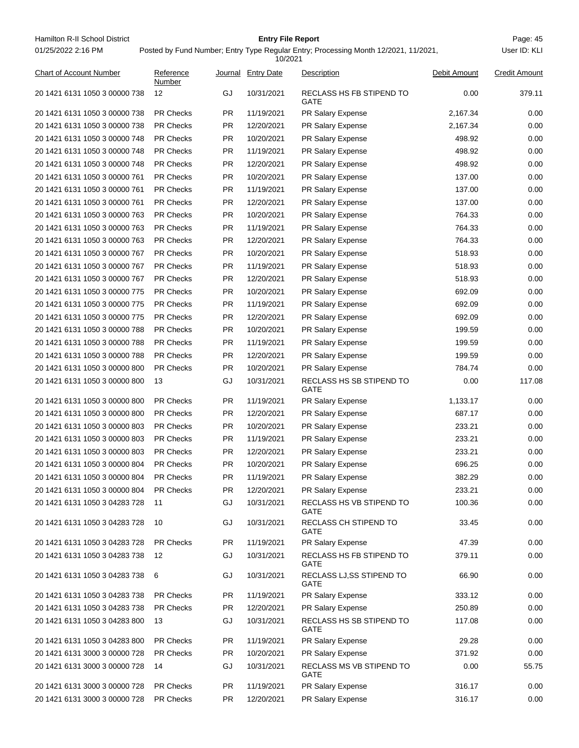| Chart of Account Number | Reference Number | Journal | Entry Date | Description | Debit Amount | Credit Amount |
|---|---|---|---|---|---|---|
| 20 1421 6131 1050 3 00000 738 | 12 | GJ | 10/31/2021 | RECLASS HS FB STIPEND TO GATE | 0.00 | 379.11 |
| 20 1421 6131 1050 3 00000 738 | PR Checks | PR | 11/19/2021 | PR Salary Expense | 2,167.34 | 0.00 |
| 20 1421 6131 1050 3 00000 738 | PR Checks | PR | 12/20/2021 | PR Salary Expense | 2,167.34 | 0.00 |
| 20 1421 6131 1050 3 00000 748 | PR Checks | PR | 10/20/2021 | PR Salary Expense | 498.92 | 0.00 |
| 20 1421 6131 1050 3 00000 748 | PR Checks | PR | 11/19/2021 | PR Salary Expense | 498.92 | 0.00 |
| 20 1421 6131 1050 3 00000 748 | PR Checks | PR | 12/20/2021 | PR Salary Expense | 498.92 | 0.00 |
| 20 1421 6131 1050 3 00000 761 | PR Checks | PR | 10/20/2021 | PR Salary Expense | 137.00 | 0.00 |
| 20 1421 6131 1050 3 00000 761 | PR Checks | PR | 11/19/2021 | PR Salary Expense | 137.00 | 0.00 |
| 20 1421 6131 1050 3 00000 761 | PR Checks | PR | 12/20/2021 | PR Salary Expense | 137.00 | 0.00 |
| 20 1421 6131 1050 3 00000 763 | PR Checks | PR | 10/20/2021 | PR Salary Expense | 764.33 | 0.00 |
| 20 1421 6131 1050 3 00000 763 | PR Checks | PR | 11/19/2021 | PR Salary Expense | 764.33 | 0.00 |
| 20 1421 6131 1050 3 00000 763 | PR Checks | PR | 12/20/2021 | PR Salary Expense | 764.33 | 0.00 |
| 20 1421 6131 1050 3 00000 767 | PR Checks | PR | 10/20/2021 | PR Salary Expense | 518.93 | 0.00 |
| 20 1421 6131 1050 3 00000 767 | PR Checks | PR | 11/19/2021 | PR Salary Expense | 518.93 | 0.00 |
| 20 1421 6131 1050 3 00000 767 | PR Checks | PR | 12/20/2021 | PR Salary Expense | 518.93 | 0.00 |
| 20 1421 6131 1050 3 00000 775 | PR Checks | PR | 10/20/2021 | PR Salary Expense | 692.09 | 0.00 |
| 20 1421 6131 1050 3 00000 775 | PR Checks | PR | 11/19/2021 | PR Salary Expense | 692.09 | 0.00 |
| 20 1421 6131 1050 3 00000 775 | PR Checks | PR | 12/20/2021 | PR Salary Expense | 692.09 | 0.00 |
| 20 1421 6131 1050 3 00000 788 | PR Checks | PR | 10/20/2021 | PR Salary Expense | 199.59 | 0.00 |
| 20 1421 6131 1050 3 00000 788 | PR Checks | PR | 11/19/2021 | PR Salary Expense | 199.59 | 0.00 |
| 20 1421 6131 1050 3 00000 788 | PR Checks | PR | 12/20/2021 | PR Salary Expense | 199.59 | 0.00 |
| 20 1421 6131 1050 3 00000 800 | PR Checks | PR | 10/20/2021 | PR Salary Expense | 784.74 | 0.00 |
| 20 1421 6131 1050 3 00000 800 | 13 | GJ | 10/31/2021 | RECLASS HS SB STIPEND TO GATE | 0.00 | 117.08 |
| 20 1421 6131 1050 3 00000 800 | PR Checks | PR | 11/19/2021 | PR Salary Expense | 1,133.17 | 0.00 |
| 20 1421 6131 1050 3 00000 800 | PR Checks | PR | 12/20/2021 | PR Salary Expense | 687.17 | 0.00 |
| 20 1421 6131 1050 3 00000 803 | PR Checks | PR | 10/20/2021 | PR Salary Expense | 233.21 | 0.00 |
| 20 1421 6131 1050 3 00000 803 | PR Checks | PR | 11/19/2021 | PR Salary Expense | 233.21 | 0.00 |
| 20 1421 6131 1050 3 00000 803 | PR Checks | PR | 12/20/2021 | PR Salary Expense | 233.21 | 0.00 |
| 20 1421 6131 1050 3 00000 804 | PR Checks | PR | 10/20/2021 | PR Salary Expense | 696.25 | 0.00 |
| 20 1421 6131 1050 3 00000 804 | PR Checks | PR | 11/19/2021 | PR Salary Expense | 382.29 | 0.00 |
| 20 1421 6131 1050 3 00000 804 | PR Checks | PR | 12/20/2021 | PR Salary Expense | 233.21 | 0.00 |
| 20 1421 6131 1050 3 04283 728 | 11 | GJ | 10/31/2021 | RECLASS HS VB STIPEND TO GATE | 100.36 | 0.00 |
| 20 1421 6131 1050 3 04283 728 | 10 | GJ | 10/31/2021 | RECLASS CH STIPEND TO GATE | 33.45 | 0.00 |
| 20 1421 6131 1050 3 04283 728 | PR Checks | PR | 11/19/2021 | PR Salary Expense | 47.39 | 0.00 |
| 20 1421 6131 1050 3 04283 738 | 12 | GJ | 10/31/2021 | RECLASS HS FB STIPEND TO GATE | 379.11 | 0.00 |
| 20 1421 6131 1050 3 04283 738 | 6 | GJ | 10/31/2021 | RECLASS LJ,SS STIPEND TO GATE | 66.90 | 0.00 |
| 20 1421 6131 1050 3 04283 738 | PR Checks | PR | 11/19/2021 | PR Salary Expense | 333.12 | 0.00 |
| 20 1421 6131 1050 3 04283 738 | PR Checks | PR | 12/20/2021 | PR Salary Expense | 250.89 | 0.00 |
| 20 1421 6131 1050 3 04283 800 | 13 | GJ | 10/31/2021 | RECLASS HS SB STIPEND TO GATE | 117.08 | 0.00 |
| 20 1421 6131 1050 3 04283 800 | PR Checks | PR | 11/19/2021 | PR Salary Expense | 29.28 | 0.00 |
| 20 1421 6131 3000 3 00000 728 | PR Checks | PR | 10/20/2021 | PR Salary Expense | 371.92 | 0.00 |
| 20 1421 6131 3000 3 00000 728 | 14 | GJ | 10/31/2021 | RECLASS MS VB STIPEND TO GATE | 0.00 | 55.75 |
| 20 1421 6131 3000 3 00000 728 | PR Checks | PR | 11/19/2021 | PR Salary Expense | 316.17 | 0.00 |
| 20 1421 6131 3000 3 00000 728 | PR Checks | PR | 12/20/2021 | PR Salary Expense | 316.17 | 0.00 |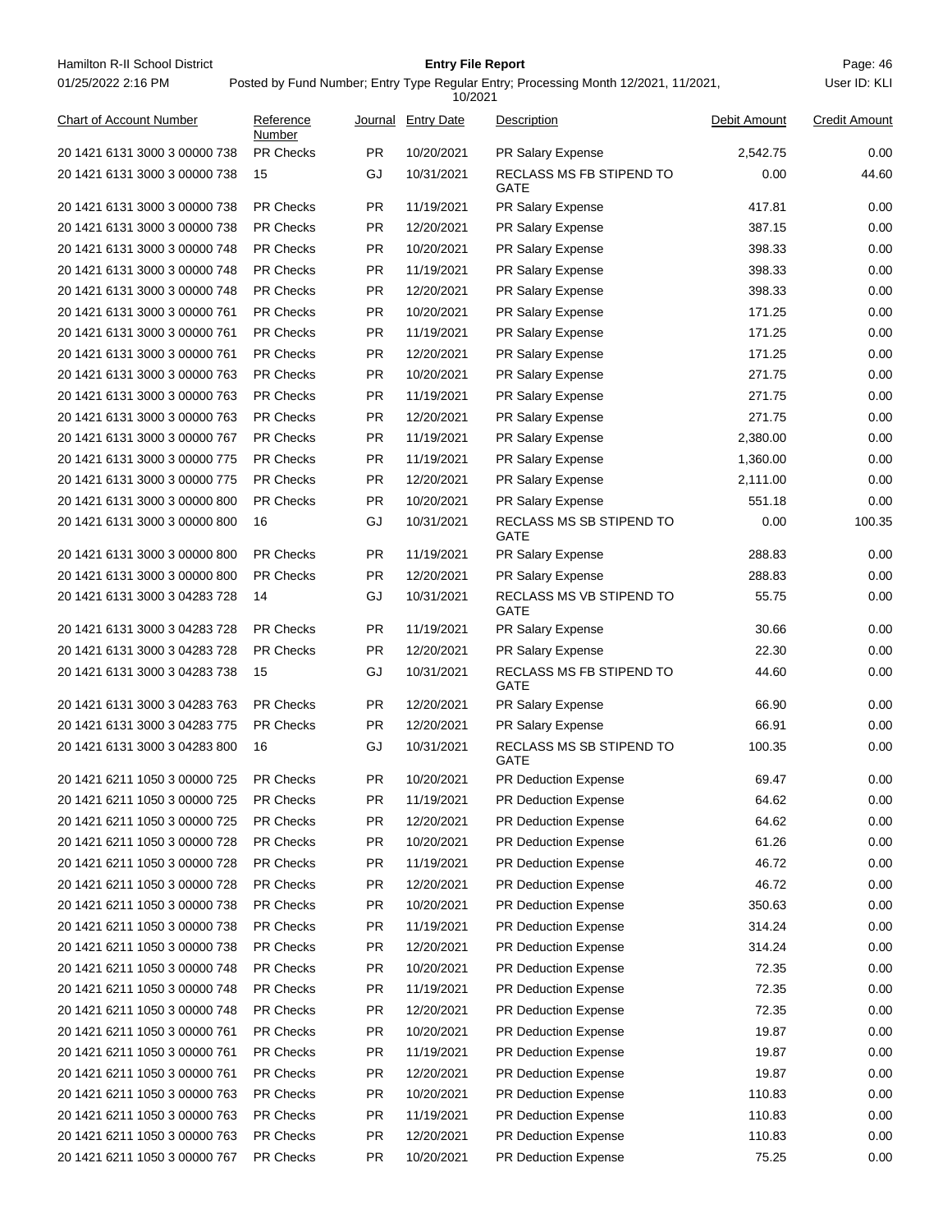| Chart of Account Number | Reference Number | Journal | Entry Date | Description | Debit Amount | Credit Amount |
|---|---|---|---|---|---|---|
| 20 1421 6131 3000 3 00000 738 | PR Checks | PR | 10/20/2021 | PR Salary Expense | 2,542.75 | 0.00 |
| 20 1421 6131 3000 3 00000 738 | 15 | GJ | 10/31/2021 | RECLASS MS FB STIPEND TO GATE | 0.00 | 44.60 |
| 20 1421 6131 3000 3 00000 738 | PR Checks | PR | 11/19/2021 | PR Salary Expense | 417.81 | 0.00 |
| 20 1421 6131 3000 3 00000 738 | PR Checks | PR | 12/20/2021 | PR Salary Expense | 387.15 | 0.00 |
| 20 1421 6131 3000 3 00000 748 | PR Checks | PR | 10/20/2021 | PR Salary Expense | 398.33 | 0.00 |
| 20 1421 6131 3000 3 00000 748 | PR Checks | PR | 11/19/2021 | PR Salary Expense | 398.33 | 0.00 |
| 20 1421 6131 3000 3 00000 748 | PR Checks | PR | 12/20/2021 | PR Salary Expense | 398.33 | 0.00 |
| 20 1421 6131 3000 3 00000 761 | PR Checks | PR | 10/20/2021 | PR Salary Expense | 171.25 | 0.00 |
| 20 1421 6131 3000 3 00000 761 | PR Checks | PR | 11/19/2021 | PR Salary Expense | 171.25 | 0.00 |
| 20 1421 6131 3000 3 00000 761 | PR Checks | PR | 12/20/2021 | PR Salary Expense | 171.25 | 0.00 |
| 20 1421 6131 3000 3 00000 763 | PR Checks | PR | 10/20/2021 | PR Salary Expense | 271.75 | 0.00 |
| 20 1421 6131 3000 3 00000 763 | PR Checks | PR | 11/19/2021 | PR Salary Expense | 271.75 | 0.00 |
| 20 1421 6131 3000 3 00000 763 | PR Checks | PR | 12/20/2021 | PR Salary Expense | 271.75 | 0.00 |
| 20 1421 6131 3000 3 00000 767 | PR Checks | PR | 11/19/2021 | PR Salary Expense | 2,380.00 | 0.00 |
| 20 1421 6131 3000 3 00000 775 | PR Checks | PR | 11/19/2021 | PR Salary Expense | 1,360.00 | 0.00 |
| 20 1421 6131 3000 3 00000 775 | PR Checks | PR | 12/20/2021 | PR Salary Expense | 2,111.00 | 0.00 |
| 20 1421 6131 3000 3 00000 800 | PR Checks | PR | 10/20/2021 | PR Salary Expense | 551.18 | 0.00 |
| 20 1421 6131 3000 3 00000 800 | 16 | GJ | 10/31/2021 | RECLASS MS SB STIPEND TO GATE | 0.00 | 100.35 |
| 20 1421 6131 3000 3 00000 800 | PR Checks | PR | 11/19/2021 | PR Salary Expense | 288.83 | 0.00 |
| 20 1421 6131 3000 3 00000 800 | PR Checks | PR | 12/20/2021 | PR Salary Expense | 288.83 | 0.00 |
| 20 1421 6131 3000 3 04283 728 | 14 | GJ | 10/31/2021 | RECLASS MS VB STIPEND TO GATE | 55.75 | 0.00 |
| 20 1421 6131 3000 3 04283 728 | PR Checks | PR | 11/19/2021 | PR Salary Expense | 30.66 | 0.00 |
| 20 1421 6131 3000 3 04283 728 | PR Checks | PR | 12/20/2021 | PR Salary Expense | 22.30 | 0.00 |
| 20 1421 6131 3000 3 04283 738 | 15 | GJ | 10/31/2021 | RECLASS MS FB STIPEND TO GATE | 44.60 | 0.00 |
| 20 1421 6131 3000 3 04283 763 | PR Checks | PR | 12/20/2021 | PR Salary Expense | 66.90 | 0.00 |
| 20 1421 6131 3000 3 04283 775 | PR Checks | PR | 12/20/2021 | PR Salary Expense | 66.91 | 0.00 |
| 20 1421 6131 3000 3 04283 800 | 16 | GJ | 10/31/2021 | RECLASS MS SB STIPEND TO GATE | 100.35 | 0.00 |
| 20 1421 6211 1050 3 00000 725 | PR Checks | PR | 10/20/2021 | PR Deduction Expense | 69.47 | 0.00 |
| 20 1421 6211 1050 3 00000 725 | PR Checks | PR | 11/19/2021 | PR Deduction Expense | 64.62 | 0.00 |
| 20 1421 6211 1050 3 00000 725 | PR Checks | PR | 12/20/2021 | PR Deduction Expense | 64.62 | 0.00 |
| 20 1421 6211 1050 3 00000 728 | PR Checks | PR | 10/20/2021 | PR Deduction Expense | 61.26 | 0.00 |
| 20 1421 6211 1050 3 00000 728 | PR Checks | PR | 11/19/2021 | PR Deduction Expense | 46.72 | 0.00 |
| 20 1421 6211 1050 3 00000 728 | PR Checks | PR | 12/20/2021 | PR Deduction Expense | 46.72 | 0.00 |
| 20 1421 6211 1050 3 00000 738 | PR Checks | PR | 10/20/2021 | PR Deduction Expense | 350.63 | 0.00 |
| 20 1421 6211 1050 3 00000 738 | PR Checks | PR | 11/19/2021 | PR Deduction Expense | 314.24 | 0.00 |
| 20 1421 6211 1050 3 00000 738 | PR Checks | PR | 12/20/2021 | PR Deduction Expense | 314.24 | 0.00 |
| 20 1421 6211 1050 3 00000 748 | PR Checks | PR | 10/20/2021 | PR Deduction Expense | 72.35 | 0.00 |
| 20 1421 6211 1050 3 00000 748 | PR Checks | PR | 11/19/2021 | PR Deduction Expense | 72.35 | 0.00 |
| 20 1421 6211 1050 3 00000 748 | PR Checks | PR | 12/20/2021 | PR Deduction Expense | 72.35 | 0.00 |
| 20 1421 6211 1050 3 00000 761 | PR Checks | PR | 10/20/2021 | PR Deduction Expense | 19.87 | 0.00 |
| 20 1421 6211 1050 3 00000 761 | PR Checks | PR | 11/19/2021 | PR Deduction Expense | 19.87 | 0.00 |
| 20 1421 6211 1050 3 00000 761 | PR Checks | PR | 12/20/2021 | PR Deduction Expense | 19.87 | 0.00 |
| 20 1421 6211 1050 3 00000 763 | PR Checks | PR | 10/20/2021 | PR Deduction Expense | 110.83 | 0.00 |
| 20 1421 6211 1050 3 00000 763 | PR Checks | PR | 11/19/2021 | PR Deduction Expense | 110.83 | 0.00 |
| 20 1421 6211 1050 3 00000 763 | PR Checks | PR | 12/20/2021 | PR Deduction Expense | 110.83 | 0.00 |
| 20 1421 6211 1050 3 00000 767 | PR Checks | PR | 10/20/2021 | PR Deduction Expense | 75.25 | 0.00 |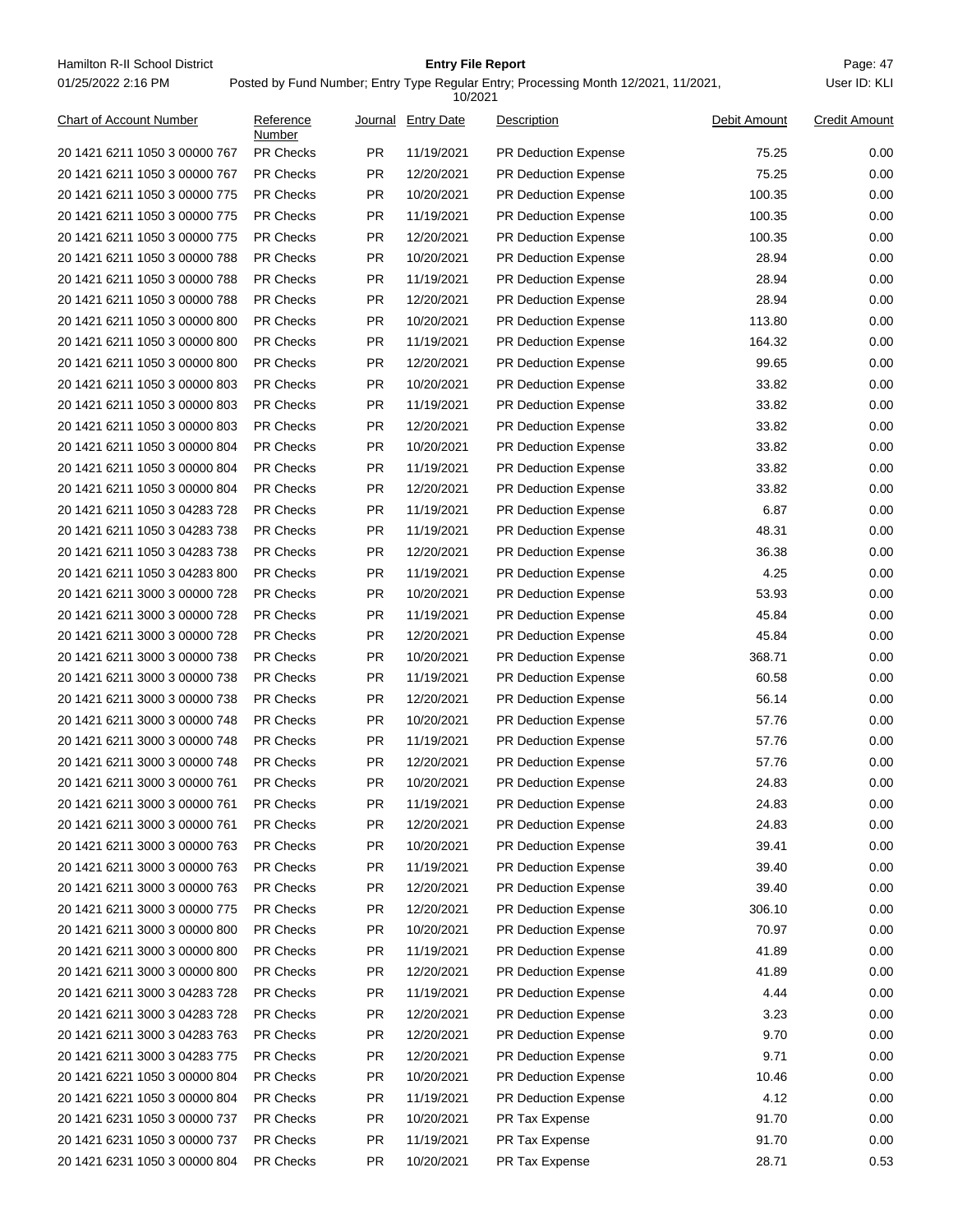Hamilton R-II School District

01/25/2022 2:16 PM

**Entry File Report**

Posted by Fund Number; Entry Type Regular Entry; Processing Month 12/2021, 11/2021, 10/2021

User ID: KLI

| Chart of Account Number | Reference Number | Journal | Entry Date | Description | Debit Amount | Credit Amount |
|---|---|---|---|---|---|---|
| 20 1421 6211 1050 3 00000 767 | PR Checks | PR | 11/19/2021 | PR Deduction Expense | 75.25 | 0.00 |
| 20 1421 6211 1050 3 00000 767 | PR Checks | PR | 12/20/2021 | PR Deduction Expense | 75.25 | 0.00 |
| 20 1421 6211 1050 3 00000 775 | PR Checks | PR | 10/20/2021 | PR Deduction Expense | 100.35 | 0.00 |
| 20 1421 6211 1050 3 00000 775 | PR Checks | PR | 11/19/2021 | PR Deduction Expense | 100.35 | 0.00 |
| 20 1421 6211 1050 3 00000 775 | PR Checks | PR | 12/20/2021 | PR Deduction Expense | 100.35 | 0.00 |
| 20 1421 6211 1050 3 00000 788 | PR Checks | PR | 10/20/2021 | PR Deduction Expense | 28.94 | 0.00 |
| 20 1421 6211 1050 3 00000 788 | PR Checks | PR | 11/19/2021 | PR Deduction Expense | 28.94 | 0.00 |
| 20 1421 6211 1050 3 00000 788 | PR Checks | PR | 12/20/2021 | PR Deduction Expense | 28.94 | 0.00 |
| 20 1421 6211 1050 3 00000 800 | PR Checks | PR | 10/20/2021 | PR Deduction Expense | 113.80 | 0.00 |
| 20 1421 6211 1050 3 00000 800 | PR Checks | PR | 11/19/2021 | PR Deduction Expense | 164.32 | 0.00 |
| 20 1421 6211 1050 3 00000 800 | PR Checks | PR | 12/20/2021 | PR Deduction Expense | 99.65 | 0.00 |
| 20 1421 6211 1050 3 00000 803 | PR Checks | PR | 10/20/2021 | PR Deduction Expense | 33.82 | 0.00 |
| 20 1421 6211 1050 3 00000 803 | PR Checks | PR | 11/19/2021 | PR Deduction Expense | 33.82 | 0.00 |
| 20 1421 6211 1050 3 00000 803 | PR Checks | PR | 12/20/2021 | PR Deduction Expense | 33.82 | 0.00 |
| 20 1421 6211 1050 3 00000 804 | PR Checks | PR | 10/20/2021 | PR Deduction Expense | 33.82 | 0.00 |
| 20 1421 6211 1050 3 00000 804 | PR Checks | PR | 11/19/2021 | PR Deduction Expense | 33.82 | 0.00 |
| 20 1421 6211 1050 3 00000 804 | PR Checks | PR | 12/20/2021 | PR Deduction Expense | 33.82 | 0.00 |
| 20 1421 6211 1050 3 04283 728 | PR Checks | PR | 11/19/2021 | PR Deduction Expense | 6.87 | 0.00 |
| 20 1421 6211 1050 3 04283 738 | PR Checks | PR | 11/19/2021 | PR Deduction Expense | 48.31 | 0.00 |
| 20 1421 6211 1050 3 04283 738 | PR Checks | PR | 12/20/2021 | PR Deduction Expense | 36.38 | 0.00 |
| 20 1421 6211 1050 3 04283 800 | PR Checks | PR | 11/19/2021 | PR Deduction Expense | 4.25 | 0.00 |
| 20 1421 6211 3000 3 00000 728 | PR Checks | PR | 10/20/2021 | PR Deduction Expense | 53.93 | 0.00 |
| 20 1421 6211 3000 3 00000 728 | PR Checks | PR | 11/19/2021 | PR Deduction Expense | 45.84 | 0.00 |
| 20 1421 6211 3000 3 00000 728 | PR Checks | PR | 12/20/2021 | PR Deduction Expense | 45.84 | 0.00 |
| 20 1421 6211 3000 3 00000 738 | PR Checks | PR | 10/20/2021 | PR Deduction Expense | 368.71 | 0.00 |
| 20 1421 6211 3000 3 00000 738 | PR Checks | PR | 11/19/2021 | PR Deduction Expense | 60.58 | 0.00 |
| 20 1421 6211 3000 3 00000 738 | PR Checks | PR | 12/20/2021 | PR Deduction Expense | 56.14 | 0.00 |
| 20 1421 6211 3000 3 00000 748 | PR Checks | PR | 10/20/2021 | PR Deduction Expense | 57.76 | 0.00 |
| 20 1421 6211 3000 3 00000 748 | PR Checks | PR | 11/19/2021 | PR Deduction Expense | 57.76 | 0.00 |
| 20 1421 6211 3000 3 00000 748 | PR Checks | PR | 12/20/2021 | PR Deduction Expense | 57.76 | 0.00 |
| 20 1421 6211 3000 3 00000 761 | PR Checks | PR | 10/20/2021 | PR Deduction Expense | 24.83 | 0.00 |
| 20 1421 6211 3000 3 00000 761 | PR Checks | PR | 11/19/2021 | PR Deduction Expense | 24.83 | 0.00 |
| 20 1421 6211 3000 3 00000 761 | PR Checks | PR | 12/20/2021 | PR Deduction Expense | 24.83 | 0.00 |
| 20 1421 6211 3000 3 00000 763 | PR Checks | PR | 10/20/2021 | PR Deduction Expense | 39.41 | 0.00 |
| 20 1421 6211 3000 3 00000 763 | PR Checks | PR | 11/19/2021 | PR Deduction Expense | 39.40 | 0.00 |
| 20 1421 6211 3000 3 00000 763 | PR Checks | PR | 12/20/2021 | PR Deduction Expense | 39.40 | 0.00 |
| 20 1421 6211 3000 3 00000 775 | PR Checks | PR | 12/20/2021 | PR Deduction Expense | 306.10 | 0.00 |
| 20 1421 6211 3000 3 00000 800 | PR Checks | PR | 10/20/2021 | PR Deduction Expense | 70.97 | 0.00 |
| 20 1421 6211 3000 3 00000 800 | PR Checks | PR | 11/19/2021 | PR Deduction Expense | 41.89 | 0.00 |
| 20 1421 6211 3000 3 00000 800 | PR Checks | PR | 12/20/2021 | PR Deduction Expense | 41.89 | 0.00 |
| 20 1421 6211 3000 3 04283 728 | PR Checks | PR | 11/19/2021 | PR Deduction Expense | 4.44 | 0.00 |
| 20 1421 6211 3000 3 04283 728 | PR Checks | PR | 12/20/2021 | PR Deduction Expense | 3.23 | 0.00 |
| 20 1421 6211 3000 3 04283 763 | PR Checks | PR | 12/20/2021 | PR Deduction Expense | 9.70 | 0.00 |
| 20 1421 6211 3000 3 04283 775 | PR Checks | PR | 12/20/2021 | PR Deduction Expense | 9.71 | 0.00 |
| 20 1421 6221 1050 3 00000 804 | PR Checks | PR | 10/20/2021 | PR Deduction Expense | 10.46 | 0.00 |
| 20 1421 6221 1050 3 00000 804 | PR Checks | PR | 11/19/2021 | PR Deduction Expense | 4.12 | 0.00 |
| 20 1421 6231 1050 3 00000 737 | PR Checks | PR | 10/20/2021 | PR Tax Expense | 91.70 | 0.00 |
| 20 1421 6231 1050 3 00000 737 | PR Checks | PR | 11/19/2021 | PR Tax Expense | 91.70 | 0.00 |
| 20 1421 6231 1050 3 00000 804 | PR Checks | PR | 10/20/2021 | PR Tax Expense | 28.71 | 0.53 |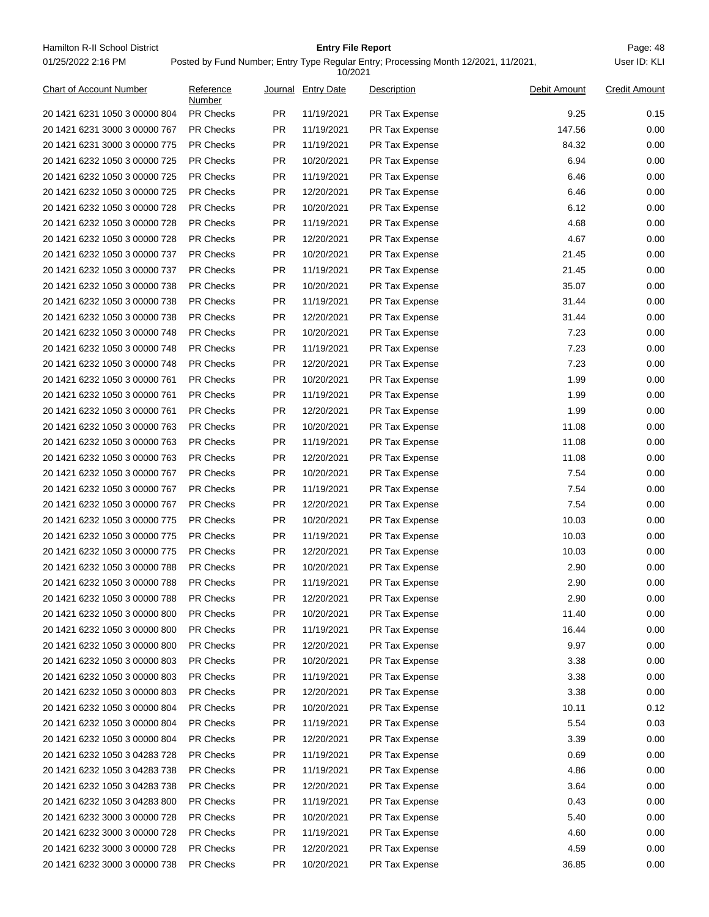| Chart of Account Number | Reference Number | Journal | Entry Date | Description | Debit Amount | Credit Amount |
|---|---|---|---|---|---|---|
| 20 1421 6231 1050 3 00000 804 | PR Checks | PR | 11/19/2021 | PR Tax Expense | 9.25 | 0.15 |
| 20 1421 6231 3000 3 00000 767 | PR Checks | PR | 11/19/2021 | PR Tax Expense | 147.56 | 0.00 |
| 20 1421 6231 3000 3 00000 775 | PR Checks | PR | 11/19/2021 | PR Tax Expense | 84.32 | 0.00 |
| 20 1421 6232 1050 3 00000 725 | PR Checks | PR | 10/20/2021 | PR Tax Expense | 6.94 | 0.00 |
| 20 1421 6232 1050 3 00000 725 | PR Checks | PR | 11/19/2021 | PR Tax Expense | 6.46 | 0.00 |
| 20 1421 6232 1050 3 00000 725 | PR Checks | PR | 12/20/2021 | PR Tax Expense | 6.46 | 0.00 |
| 20 1421 6232 1050 3 00000 728 | PR Checks | PR | 10/20/2021 | PR Tax Expense | 6.12 | 0.00 |
| 20 1421 6232 1050 3 00000 728 | PR Checks | PR | 11/19/2021 | PR Tax Expense | 4.68 | 0.00 |
| 20 1421 6232 1050 3 00000 728 | PR Checks | PR | 12/20/2021 | PR Tax Expense | 4.67 | 0.00 |
| 20 1421 6232 1050 3 00000 737 | PR Checks | PR | 10/20/2021 | PR Tax Expense | 21.45 | 0.00 |
| 20 1421 6232 1050 3 00000 737 | PR Checks | PR | 11/19/2021 | PR Tax Expense | 21.45 | 0.00 |
| 20 1421 6232 1050 3 00000 738 | PR Checks | PR | 10/20/2021 | PR Tax Expense | 35.07 | 0.00 |
| 20 1421 6232 1050 3 00000 738 | PR Checks | PR | 11/19/2021 | PR Tax Expense | 31.44 | 0.00 |
| 20 1421 6232 1050 3 00000 738 | PR Checks | PR | 12/20/2021 | PR Tax Expense | 31.44 | 0.00 |
| 20 1421 6232 1050 3 00000 748 | PR Checks | PR | 10/20/2021 | PR Tax Expense | 7.23 | 0.00 |
| 20 1421 6232 1050 3 00000 748 | PR Checks | PR | 11/19/2021 | PR Tax Expense | 7.23 | 0.00 |
| 20 1421 6232 1050 3 00000 748 | PR Checks | PR | 12/20/2021 | PR Tax Expense | 7.23 | 0.00 |
| 20 1421 6232 1050 3 00000 761 | PR Checks | PR | 10/20/2021 | PR Tax Expense | 1.99 | 0.00 |
| 20 1421 6232 1050 3 00000 761 | PR Checks | PR | 11/19/2021 | PR Tax Expense | 1.99 | 0.00 |
| 20 1421 6232 1050 3 00000 761 | PR Checks | PR | 12/20/2021 | PR Tax Expense | 1.99 | 0.00 |
| 20 1421 6232 1050 3 00000 763 | PR Checks | PR | 10/20/2021 | PR Tax Expense | 11.08 | 0.00 |
| 20 1421 6232 1050 3 00000 763 | PR Checks | PR | 11/19/2021 | PR Tax Expense | 11.08 | 0.00 |
| 20 1421 6232 1050 3 00000 763 | PR Checks | PR | 12/20/2021 | PR Tax Expense | 11.08 | 0.00 |
| 20 1421 6232 1050 3 00000 767 | PR Checks | PR | 10/20/2021 | PR Tax Expense | 7.54 | 0.00 |
| 20 1421 6232 1050 3 00000 767 | PR Checks | PR | 11/19/2021 | PR Tax Expense | 7.54 | 0.00 |
| 20 1421 6232 1050 3 00000 767 | PR Checks | PR | 12/20/2021 | PR Tax Expense | 7.54 | 0.00 |
| 20 1421 6232 1050 3 00000 775 | PR Checks | PR | 10/20/2021 | PR Tax Expense | 10.03 | 0.00 |
| 20 1421 6232 1050 3 00000 775 | PR Checks | PR | 11/19/2021 | PR Tax Expense | 10.03 | 0.00 |
| 20 1421 6232 1050 3 00000 775 | PR Checks | PR | 12/20/2021 | PR Tax Expense | 10.03 | 0.00 |
| 20 1421 6232 1050 3 00000 788 | PR Checks | PR | 10/20/2021 | PR Tax Expense | 2.90 | 0.00 |
| 20 1421 6232 1050 3 00000 788 | PR Checks | PR | 11/19/2021 | PR Tax Expense | 2.90 | 0.00 |
| 20 1421 6232 1050 3 00000 788 | PR Checks | PR | 12/20/2021 | PR Tax Expense | 2.90 | 0.00 |
| 20 1421 6232 1050 3 00000 800 | PR Checks | PR | 10/20/2021 | PR Tax Expense | 11.40 | 0.00 |
| 20 1421 6232 1050 3 00000 800 | PR Checks | PR | 11/19/2021 | PR Tax Expense | 16.44 | 0.00 |
| 20 1421 6232 1050 3 00000 800 | PR Checks | PR | 12/20/2021 | PR Tax Expense | 9.97 | 0.00 |
| 20 1421 6232 1050 3 00000 803 | PR Checks | PR | 10/20/2021 | PR Tax Expense | 3.38 | 0.00 |
| 20 1421 6232 1050 3 00000 803 | PR Checks | PR | 11/19/2021 | PR Tax Expense | 3.38 | 0.00 |
| 20 1421 6232 1050 3 00000 803 | PR Checks | PR | 12/20/2021 | PR Tax Expense | 3.38 | 0.00 |
| 20 1421 6232 1050 3 00000 804 | PR Checks | PR | 10/20/2021 | PR Tax Expense | 10.11 | 0.12 |
| 20 1421 6232 1050 3 00000 804 | PR Checks | PR | 11/19/2021 | PR Tax Expense | 5.54 | 0.03 |
| 20 1421 6232 1050 3 00000 804 | PR Checks | PR | 12/20/2021 | PR Tax Expense | 3.39 | 0.00 |
| 20 1421 6232 1050 3 04283 728 | PR Checks | PR | 11/19/2021 | PR Tax Expense | 0.69 | 0.00 |
| 20 1421 6232 1050 3 04283 738 | PR Checks | PR | 11/19/2021 | PR Tax Expense | 4.86 | 0.00 |
| 20 1421 6232 1050 3 04283 738 | PR Checks | PR | 12/20/2021 | PR Tax Expense | 3.64 | 0.00 |
| 20 1421 6232 1050 3 04283 800 | PR Checks | PR | 11/19/2021 | PR Tax Expense | 0.43 | 0.00 |
| 20 1421 6232 3000 3 00000 728 | PR Checks | PR | 10/20/2021 | PR Tax Expense | 5.40 | 0.00 |
| 20 1421 6232 3000 3 00000 728 | PR Checks | PR | 11/19/2021 | PR Tax Expense | 4.60 | 0.00 |
| 20 1421 6232 3000 3 00000 728 | PR Checks | PR | 12/20/2021 | PR Tax Expense | 4.59 | 0.00 |
| 20 1421 6232 3000 3 00000 738 | PR Checks | PR | 10/20/2021 | PR Tax Expense | 36.85 | 0.00 |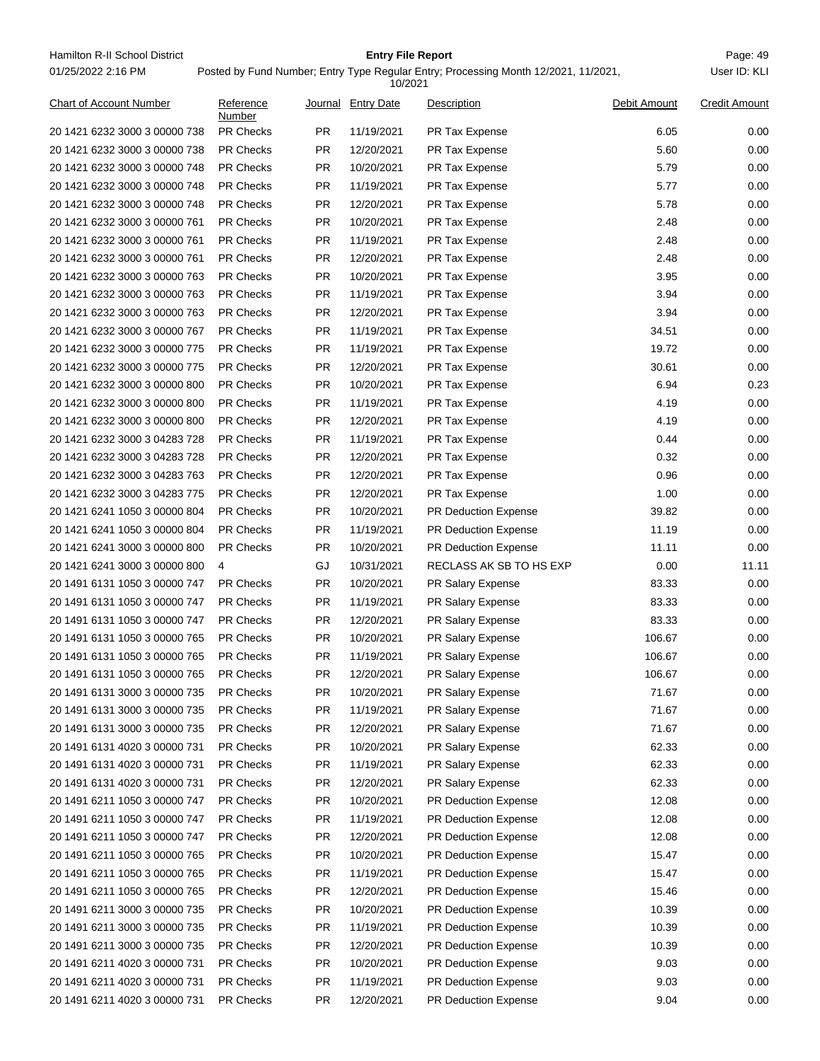| Chart of Account Number | Reference Number | Journal | Entry Date | Description | Debit Amount | Credit Amount |
|---|---|---|---|---|---|---|
| 20 1421 6232 3000 3 00000 738 | PR Checks | PR | 11/19/2021 | PR Tax Expense | 6.05 | 0.00 |
| 20 1421 6232 3000 3 00000 738 | PR Checks | PR | 12/20/2021 | PR Tax Expense | 5.60 | 0.00 |
| 20 1421 6232 3000 3 00000 748 | PR Checks | PR | 10/20/2021 | PR Tax Expense | 5.79 | 0.00 |
| 20 1421 6232 3000 3 00000 748 | PR Checks | PR | 11/19/2021 | PR Tax Expense | 5.77 | 0.00 |
| 20 1421 6232 3000 3 00000 748 | PR Checks | PR | 12/20/2021 | PR Tax Expense | 5.78 | 0.00 |
| 20 1421 6232 3000 3 00000 761 | PR Checks | PR | 10/20/2021 | PR Tax Expense | 2.48 | 0.00 |
| 20 1421 6232 3000 3 00000 761 | PR Checks | PR | 11/19/2021 | PR Tax Expense | 2.48 | 0.00 |
| 20 1421 6232 3000 3 00000 761 | PR Checks | PR | 12/20/2021 | PR Tax Expense | 2.48 | 0.00 |
| 20 1421 6232 3000 3 00000 763 | PR Checks | PR | 10/20/2021 | PR Tax Expense | 3.95 | 0.00 |
| 20 1421 6232 3000 3 00000 763 | PR Checks | PR | 11/19/2021 | PR Tax Expense | 3.94 | 0.00 |
| 20 1421 6232 3000 3 00000 763 | PR Checks | PR | 12/20/2021 | PR Tax Expense | 3.94 | 0.00 |
| 20 1421 6232 3000 3 00000 767 | PR Checks | PR | 11/19/2021 | PR Tax Expense | 34.51 | 0.00 |
| 20 1421 6232 3000 3 00000 775 | PR Checks | PR | 11/19/2021 | PR Tax Expense | 19.72 | 0.00 |
| 20 1421 6232 3000 3 00000 775 | PR Checks | PR | 12/20/2021 | PR Tax Expense | 30.61 | 0.00 |
| 20 1421 6232 3000 3 00000 800 | PR Checks | PR | 10/20/2021 | PR Tax Expense | 6.94 | 0.23 |
| 20 1421 6232 3000 3 00000 800 | PR Checks | PR | 11/19/2021 | PR Tax Expense | 4.19 | 0.00 |
| 20 1421 6232 3000 3 00000 800 | PR Checks | PR | 12/20/2021 | PR Tax Expense | 4.19 | 0.00 |
| 20 1421 6232 3000 3 04283 728 | PR Checks | PR | 11/19/2021 | PR Tax Expense | 0.44 | 0.00 |
| 20 1421 6232 3000 3 04283 728 | PR Checks | PR | 12/20/2021 | PR Tax Expense | 0.32 | 0.00 |
| 20 1421 6232 3000 3 04283 763 | PR Checks | PR | 12/20/2021 | PR Tax Expense | 0.96 | 0.00 |
| 20 1421 6232 3000 3 04283 775 | PR Checks | PR | 12/20/2021 | PR Tax Expense | 1.00 | 0.00 |
| 20 1421 6241 1050 3 00000 804 | PR Checks | PR | 10/20/2021 | PR Deduction Expense | 39.82 | 0.00 |
| 20 1421 6241 1050 3 00000 804 | PR Checks | PR | 11/19/2021 | PR Deduction Expense | 11.19 | 0.00 |
| 20 1421 6241 3000 3 00000 800 | PR Checks | PR | 10/20/2021 | PR Deduction Expense | 11.11 | 0.00 |
| 20 1421 6241 3000 3 00000 800 | 4 | GJ | 10/31/2021 | RECLASS AK SB TO HS EXP | 0.00 | 11.11 |
| 20 1491 6131 1050 3 00000 747 | PR Checks | PR | 10/20/2021 | PR Salary Expense | 83.33 | 0.00 |
| 20 1491 6131 1050 3 00000 747 | PR Checks | PR | 11/19/2021 | PR Salary Expense | 83.33 | 0.00 |
| 20 1491 6131 1050 3 00000 747 | PR Checks | PR | 12/20/2021 | PR Salary Expense | 83.33 | 0.00 |
| 20 1491 6131 1050 3 00000 765 | PR Checks | PR | 10/20/2021 | PR Salary Expense | 106.67 | 0.00 |
| 20 1491 6131 1050 3 00000 765 | PR Checks | PR | 11/19/2021 | PR Salary Expense | 106.67 | 0.00 |
| 20 1491 6131 1050 3 00000 765 | PR Checks | PR | 12/20/2021 | PR Salary Expense | 106.67 | 0.00 |
| 20 1491 6131 3000 3 00000 735 | PR Checks | PR | 10/20/2021 | PR Salary Expense | 71.67 | 0.00 |
| 20 1491 6131 3000 3 00000 735 | PR Checks | PR | 11/19/2021 | PR Salary Expense | 71.67 | 0.00 |
| 20 1491 6131 3000 3 00000 735 | PR Checks | PR | 12/20/2021 | PR Salary Expense | 71.67 | 0.00 |
| 20 1491 6131 4020 3 00000 731 | PR Checks | PR | 10/20/2021 | PR Salary Expense | 62.33 | 0.00 |
| 20 1491 6131 4020 3 00000 731 | PR Checks | PR | 11/19/2021 | PR Salary Expense | 62.33 | 0.00 |
| 20 1491 6131 4020 3 00000 731 | PR Checks | PR | 12/20/2021 | PR Salary Expense | 62.33 | 0.00 |
| 20 1491 6211 1050 3 00000 747 | PR Checks | PR | 10/20/2021 | PR Deduction Expense | 12.08 | 0.00 |
| 20 1491 6211 1050 3 00000 747 | PR Checks | PR | 11/19/2021 | PR Deduction Expense | 12.08 | 0.00 |
| 20 1491 6211 1050 3 00000 747 | PR Checks | PR | 12/20/2021 | PR Deduction Expense | 12.08 | 0.00 |
| 20 1491 6211 1050 3 00000 765 | PR Checks | PR | 10/20/2021 | PR Deduction Expense | 15.47 | 0.00 |
| 20 1491 6211 1050 3 00000 765 | PR Checks | PR | 11/19/2021 | PR Deduction Expense | 15.47 | 0.00 |
| 20 1491 6211 1050 3 00000 765 | PR Checks | PR | 12/20/2021 | PR Deduction Expense | 15.46 | 0.00 |
| 20 1491 6211 3000 3 00000 735 | PR Checks | PR | 10/20/2021 | PR Deduction Expense | 10.39 | 0.00 |
| 20 1491 6211 3000 3 00000 735 | PR Checks | PR | 11/19/2021 | PR Deduction Expense | 10.39 | 0.00 |
| 20 1491 6211 3000 3 00000 735 | PR Checks | PR | 12/20/2021 | PR Deduction Expense | 10.39 | 0.00 |
| 20 1491 6211 4020 3 00000 731 | PR Checks | PR | 10/20/2021 | PR Deduction Expense | 9.03 | 0.00 |
| 20 1491 6211 4020 3 00000 731 | PR Checks | PR | 11/19/2021 | PR Deduction Expense | 9.03 | 0.00 |
| 20 1491 6211 4020 3 00000 731 | PR Checks | PR | 12/20/2021 | PR Deduction Expense | 9.04 | 0.00 |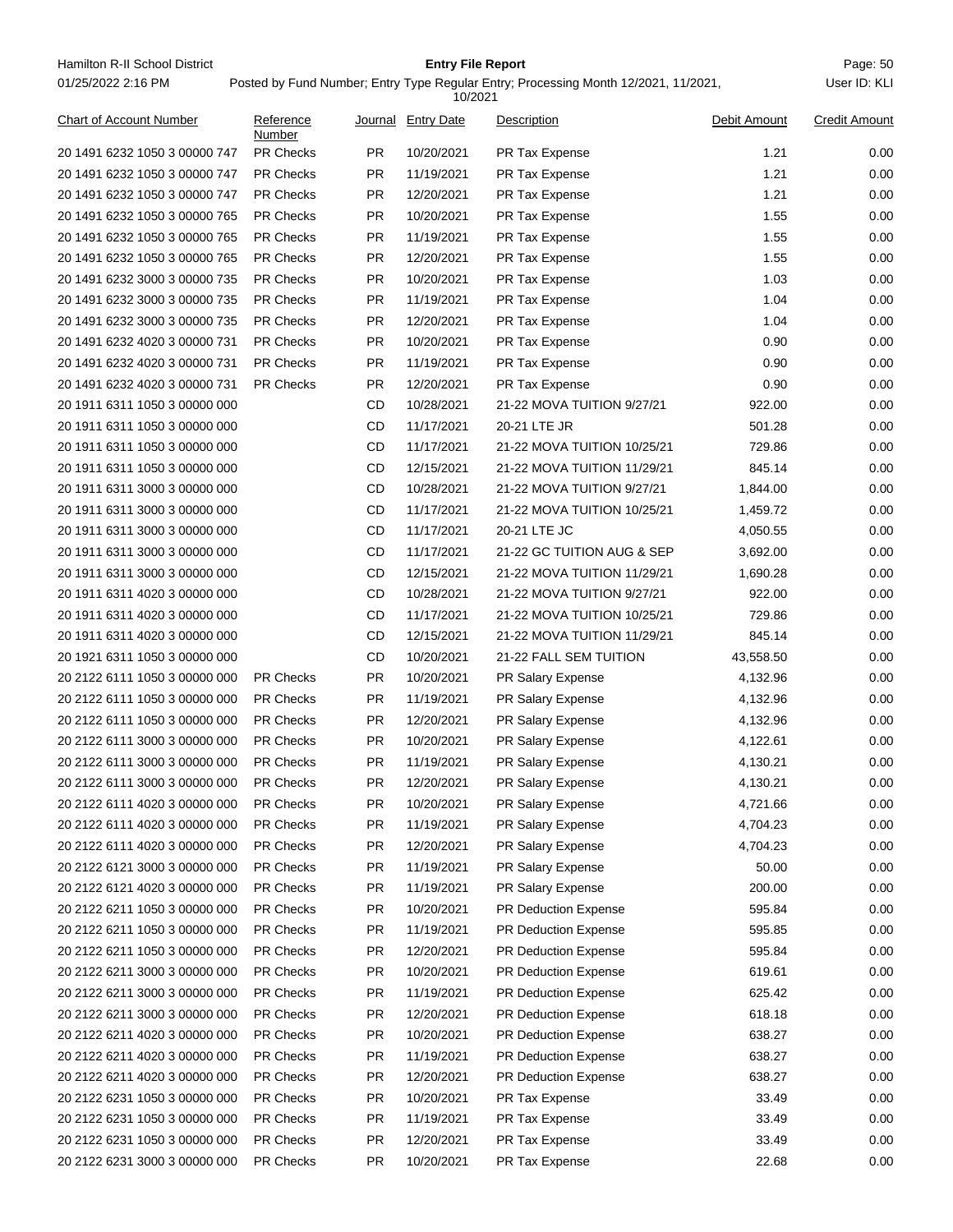| Chart of Account Number | Reference Number | Journal | Entry Date | Description | Debit Amount | Credit Amount |
|---|---|---|---|---|---|---|
| 20 1491 6232 1050 3 00000 747 | PR Checks | PR | 10/20/2021 | PR Tax Expense | 1.21 | 0.00 |
| 20 1491 6232 1050 3 00000 747 | PR Checks | PR | 11/19/2021 | PR Tax Expense | 1.21 | 0.00 |
| 20 1491 6232 1050 3 00000 747 | PR Checks | PR | 12/20/2021 | PR Tax Expense | 1.21 | 0.00 |
| 20 1491 6232 1050 3 00000 765 | PR Checks | PR | 10/20/2021 | PR Tax Expense | 1.55 | 0.00 |
| 20 1491 6232 1050 3 00000 765 | PR Checks | PR | 11/19/2021 | PR Tax Expense | 1.55 | 0.00 |
| 20 1491 6232 1050 3 00000 765 | PR Checks | PR | 12/20/2021 | PR Tax Expense | 1.55 | 0.00 |
| 20 1491 6232 3000 3 00000 735 | PR Checks | PR | 10/20/2021 | PR Tax Expense | 1.03 | 0.00 |
| 20 1491 6232 3000 3 00000 735 | PR Checks | PR | 11/19/2021 | PR Tax Expense | 1.04 | 0.00 |
| 20 1491 6232 3000 3 00000 735 | PR Checks | PR | 12/20/2021 | PR Tax Expense | 1.04 | 0.00 |
| 20 1491 6232 4020 3 00000 731 | PR Checks | PR | 10/20/2021 | PR Tax Expense | 0.90 | 0.00 |
| 20 1491 6232 4020 3 00000 731 | PR Checks | PR | 11/19/2021 | PR Tax Expense | 0.90 | 0.00 |
| 20 1491 6232 4020 3 00000 731 | PR Checks | PR | 12/20/2021 | PR Tax Expense | 0.90 | 0.00 |
| 20 1911 6311 1050 3 00000 000 | | CD | 10/28/2021 | 21-22 MOVA TUITION 9/27/21 | 922.00 | 0.00 |
| 20 1911 6311 1050 3 00000 000 | | CD | 11/17/2021 | 20-21 LTE JR | 501.28 | 0.00 |
| 20 1911 6311 1050 3 00000 000 | | CD | 11/17/2021 | 21-22 MOVA TUITION 10/25/21 | 729.86 | 0.00 |
| 20 1911 6311 1050 3 00000 000 | | CD | 12/15/2021 | 21-22 MOVA TUITION 11/29/21 | 845.14 | 0.00 |
| 20 1911 6311 3000 3 00000 000 | | CD | 10/28/2021 | 21-22 MOVA TUITION 9/27/21 | 1,844.00 | 0.00 |
| 20 1911 6311 3000 3 00000 000 | | CD | 11/17/2021 | 21-22 MOVA TUITION 10/25/21 | 1,459.72 | 0.00 |
| 20 1911 6311 3000 3 00000 000 | | CD | 11/17/2021 | 20-21 LTE JC | 4,050.55 | 0.00 |
| 20 1911 6311 3000 3 00000 000 | | CD | 11/17/2021 | 21-22 GC TUITION AUG & SEP | 3,692.00 | 0.00 |
| 20 1911 6311 3000 3 00000 000 | | CD | 12/15/2021 | 21-22 MOVA TUITION 11/29/21 | 1,690.28 | 0.00 |
| 20 1911 6311 4020 3 00000 000 | | CD | 10/28/2021 | 21-22 MOVA TUITION 9/27/21 | 922.00 | 0.00 |
| 20 1911 6311 4020 3 00000 000 | | CD | 11/17/2021 | 21-22 MOVA TUITION 10/25/21 | 729.86 | 0.00 |
| 20 1911 6311 4020 3 00000 000 | | CD | 12/15/2021 | 21-22 MOVA TUITION 11/29/21 | 845.14 | 0.00 |
| 20 1921 6311 1050 3 00000 000 | | CD | 10/20/2021 | 21-22 FALL SEM TUITION | 43,558.50 | 0.00 |
| 20 2122 6111 1050 3 00000 000 | PR Checks | PR | 10/20/2021 | PR Salary Expense | 4,132.96 | 0.00 |
| 20 2122 6111 1050 3 00000 000 | PR Checks | PR | 11/19/2021 | PR Salary Expense | 4,132.96 | 0.00 |
| 20 2122 6111 1050 3 00000 000 | PR Checks | PR | 12/20/2021 | PR Salary Expense | 4,132.96 | 0.00 |
| 20 2122 6111 3000 3 00000 000 | PR Checks | PR | 10/20/2021 | PR Salary Expense | 4,122.61 | 0.00 |
| 20 2122 6111 3000 3 00000 000 | PR Checks | PR | 11/19/2021 | PR Salary Expense | 4,130.21 | 0.00 |
| 20 2122 6111 3000 3 00000 000 | PR Checks | PR | 12/20/2021 | PR Salary Expense | 4,130.21 | 0.00 |
| 20 2122 6111 4020 3 00000 000 | PR Checks | PR | 10/20/2021 | PR Salary Expense | 4,721.66 | 0.00 |
| 20 2122 6111 4020 3 00000 000 | PR Checks | PR | 11/19/2021 | PR Salary Expense | 4,704.23 | 0.00 |
| 20 2122 6111 4020 3 00000 000 | PR Checks | PR | 12/20/2021 | PR Salary Expense | 4,704.23 | 0.00 |
| 20 2122 6121 3000 3 00000 000 | PR Checks | PR | 11/19/2021 | PR Salary Expense | 50.00 | 0.00 |
| 20 2122 6121 4020 3 00000 000 | PR Checks | PR | 11/19/2021 | PR Salary Expense | 200.00 | 0.00 |
| 20 2122 6211 1050 3 00000 000 | PR Checks | PR | 10/20/2021 | PR Deduction Expense | 595.84 | 0.00 |
| 20 2122 6211 1050 3 00000 000 | PR Checks | PR | 11/19/2021 | PR Deduction Expense | 595.85 | 0.00 |
| 20 2122 6211 1050 3 00000 000 | PR Checks | PR | 12/20/2021 | PR Deduction Expense | 595.84 | 0.00 |
| 20 2122 6211 3000 3 00000 000 | PR Checks | PR | 10/20/2021 | PR Deduction Expense | 619.61 | 0.00 |
| 20 2122 6211 3000 3 00000 000 | PR Checks | PR | 11/19/2021 | PR Deduction Expense | 625.42 | 0.00 |
| 20 2122 6211 3000 3 00000 000 | PR Checks | PR | 12/20/2021 | PR Deduction Expense | 618.18 | 0.00 |
| 20 2122 6211 4020 3 00000 000 | PR Checks | PR | 10/20/2021 | PR Deduction Expense | 638.27 | 0.00 |
| 20 2122 6211 4020 3 00000 000 | PR Checks | PR | 11/19/2021 | PR Deduction Expense | 638.27 | 0.00 |
| 20 2122 6211 4020 3 00000 000 | PR Checks | PR | 12/20/2021 | PR Deduction Expense | 638.27 | 0.00 |
| 20 2122 6231 1050 3 00000 000 | PR Checks | PR | 10/20/2021 | PR Tax Expense | 33.49 | 0.00 |
| 20 2122 6231 1050 3 00000 000 | PR Checks | PR | 11/19/2021 | PR Tax Expense | 33.49 | 0.00 |
| 20 2122 6231 1050 3 00000 000 | PR Checks | PR | 12/20/2021 | PR Tax Expense | 33.49 | 0.00 |
| 20 2122 6231 3000 3 00000 000 | PR Checks | PR | 10/20/2021 | PR Tax Expense | 22.68 | 0.00 |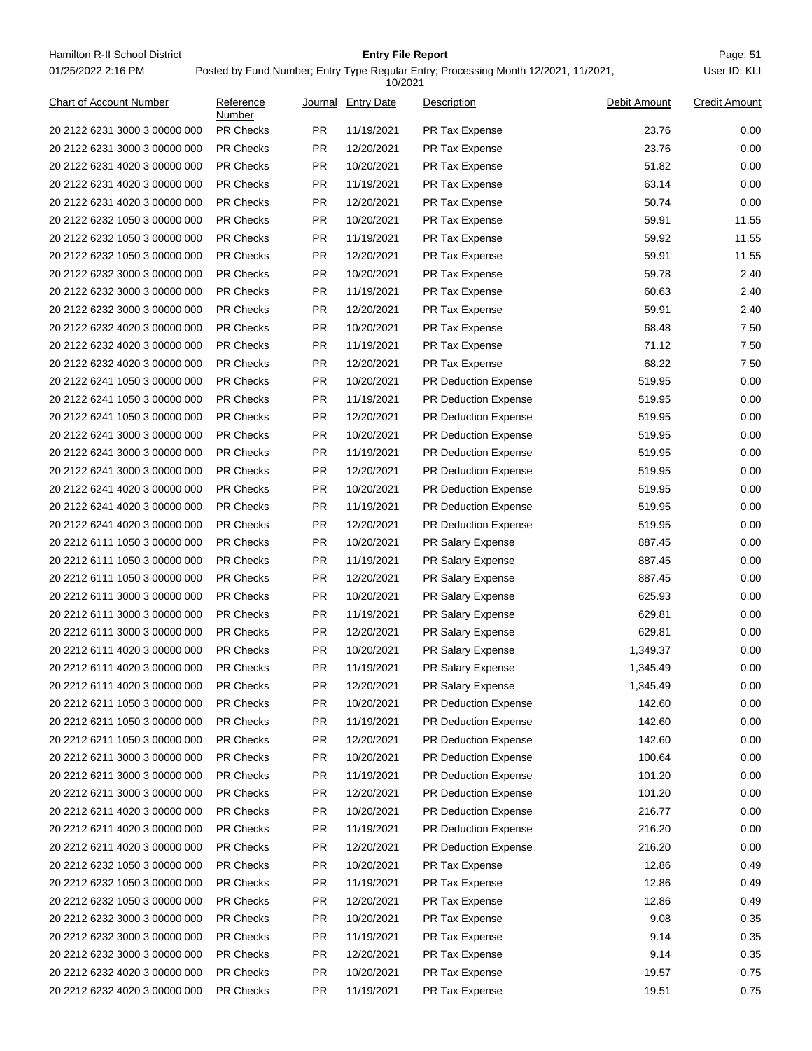| Chart of Account Number | Reference Number | Journal | Entry Date | Description | Debit Amount | Credit Amount |
|---|---|---|---|---|---|---|
| 20 2122 6231 3000 3 00000 000 | PR Checks | PR | 11/19/2021 | PR Tax Expense | 23.76 | 0.00 |
| 20 2122 6231 3000 3 00000 000 | PR Checks | PR | 12/20/2021 | PR Tax Expense | 23.76 | 0.00 |
| 20 2122 6231 4020 3 00000 000 | PR Checks | PR | 10/20/2021 | PR Tax Expense | 51.82 | 0.00 |
| 20 2122 6231 4020 3 00000 000 | PR Checks | PR | 11/19/2021 | PR Tax Expense | 63.14 | 0.00 |
| 20 2122 6231 4020 3 00000 000 | PR Checks | PR | 12/20/2021 | PR Tax Expense | 50.74 | 0.00 |
| 20 2122 6232 1050 3 00000 000 | PR Checks | PR | 10/20/2021 | PR Tax Expense | 59.91 | 11.55 |
| 20 2122 6232 1050 3 00000 000 | PR Checks | PR | 11/19/2021 | PR Tax Expense | 59.92 | 11.55 |
| 20 2122 6232 1050 3 00000 000 | PR Checks | PR | 12/20/2021 | PR Tax Expense | 59.91 | 11.55 |
| 20 2122 6232 3000 3 00000 000 | PR Checks | PR | 10/20/2021 | PR Tax Expense | 59.78 | 2.40 |
| 20 2122 6232 3000 3 00000 000 | PR Checks | PR | 11/19/2021 | PR Tax Expense | 60.63 | 2.40 |
| 20 2122 6232 3000 3 00000 000 | PR Checks | PR | 12/20/2021 | PR Tax Expense | 59.91 | 2.40 |
| 20 2122 6232 4020 3 00000 000 | PR Checks | PR | 10/20/2021 | PR Tax Expense | 68.48 | 7.50 |
| 20 2122 6232 4020 3 00000 000 | PR Checks | PR | 11/19/2021 | PR Tax Expense | 71.12 | 7.50 |
| 20 2122 6232 4020 3 00000 000 | PR Checks | PR | 12/20/2021 | PR Tax Expense | 68.22 | 7.50 |
| 20 2122 6241 1050 3 00000 000 | PR Checks | PR | 10/20/2021 | PR Deduction Expense | 519.95 | 0.00 |
| 20 2122 6241 1050 3 00000 000 | PR Checks | PR | 11/19/2021 | PR Deduction Expense | 519.95 | 0.00 |
| 20 2122 6241 1050 3 00000 000 | PR Checks | PR | 12/20/2021 | PR Deduction Expense | 519.95 | 0.00 |
| 20 2122 6241 3000 3 00000 000 | PR Checks | PR | 10/20/2021 | PR Deduction Expense | 519.95 | 0.00 |
| 20 2122 6241 3000 3 00000 000 | PR Checks | PR | 11/19/2021 | PR Deduction Expense | 519.95 | 0.00 |
| 20 2122 6241 3000 3 00000 000 | PR Checks | PR | 12/20/2021 | PR Deduction Expense | 519.95 | 0.00 |
| 20 2122 6241 4020 3 00000 000 | PR Checks | PR | 10/20/2021 | PR Deduction Expense | 519.95 | 0.00 |
| 20 2122 6241 4020 3 00000 000 | PR Checks | PR | 11/19/2021 | PR Deduction Expense | 519.95 | 0.00 |
| 20 2122 6241 4020 3 00000 000 | PR Checks | PR | 12/20/2021 | PR Deduction Expense | 519.95 | 0.00 |
| 20 2212 6111 1050 3 00000 000 | PR Checks | PR | 10/20/2021 | PR Salary Expense | 887.45 | 0.00 |
| 20 2212 6111 1050 3 00000 000 | PR Checks | PR | 11/19/2021 | PR Salary Expense | 887.45 | 0.00 |
| 20 2212 6111 1050 3 00000 000 | PR Checks | PR | 12/20/2021 | PR Salary Expense | 887.45 | 0.00 |
| 20 2212 6111 3000 3 00000 000 | PR Checks | PR | 10/20/2021 | PR Salary Expense | 625.93 | 0.00 |
| 20 2212 6111 3000 3 00000 000 | PR Checks | PR | 11/19/2021 | PR Salary Expense | 629.81 | 0.00 |
| 20 2212 6111 3000 3 00000 000 | PR Checks | PR | 12/20/2021 | PR Salary Expense | 629.81 | 0.00 |
| 20 2212 6111 4020 3 00000 000 | PR Checks | PR | 10/20/2021 | PR Salary Expense | 1,349.37 | 0.00 |
| 20 2212 6111 4020 3 00000 000 | PR Checks | PR | 11/19/2021 | PR Salary Expense | 1,345.49 | 0.00 |
| 20 2212 6111 4020 3 00000 000 | PR Checks | PR | 12/20/2021 | PR Salary Expense | 1,345.49 | 0.00 |
| 20 2212 6211 1050 3 00000 000 | PR Checks | PR | 10/20/2021 | PR Deduction Expense | 142.60 | 0.00 |
| 20 2212 6211 1050 3 00000 000 | PR Checks | PR | 11/19/2021 | PR Deduction Expense | 142.60 | 0.00 |
| 20 2212 6211 1050 3 00000 000 | PR Checks | PR | 12/20/2021 | PR Deduction Expense | 142.60 | 0.00 |
| 20 2212 6211 3000 3 00000 000 | PR Checks | PR | 10/20/2021 | PR Deduction Expense | 100.64 | 0.00 |
| 20 2212 6211 3000 3 00000 000 | PR Checks | PR | 11/19/2021 | PR Deduction Expense | 101.20 | 0.00 |
| 20 2212 6211 3000 3 00000 000 | PR Checks | PR | 12/20/2021 | PR Deduction Expense | 101.20 | 0.00 |
| 20 2212 6211 4020 3 00000 000 | PR Checks | PR | 10/20/2021 | PR Deduction Expense | 216.77 | 0.00 |
| 20 2212 6211 4020 3 00000 000 | PR Checks | PR | 11/19/2021 | PR Deduction Expense | 216.20 | 0.00 |
| 20 2212 6211 4020 3 00000 000 | PR Checks | PR | 12/20/2021 | PR Deduction Expense | 216.20 | 0.00 |
| 20 2212 6232 1050 3 00000 000 | PR Checks | PR | 10/20/2021 | PR Tax Expense | 12.86 | 0.49 |
| 20 2212 6232 1050 3 00000 000 | PR Checks | PR | 11/19/2021 | PR Tax Expense | 12.86 | 0.49 |
| 20 2212 6232 1050 3 00000 000 | PR Checks | PR | 12/20/2021 | PR Tax Expense | 12.86 | 0.49 |
| 20 2212 6232 3000 3 00000 000 | PR Checks | PR | 10/20/2021 | PR Tax Expense | 9.08 | 0.35 |
| 20 2212 6232 3000 3 00000 000 | PR Checks | PR | 11/19/2021 | PR Tax Expense | 9.14 | 0.35 |
| 20 2212 6232 3000 3 00000 000 | PR Checks | PR | 12/20/2021 | PR Tax Expense | 9.14 | 0.35 |
| 20 2212 6232 4020 3 00000 000 | PR Checks | PR | 10/20/2021 | PR Tax Expense | 19.57 | 0.75 |
| 20 2212 6232 4020 3 00000 000 | PR Checks | PR | 11/19/2021 | PR Tax Expense | 19.51 | 0.75 |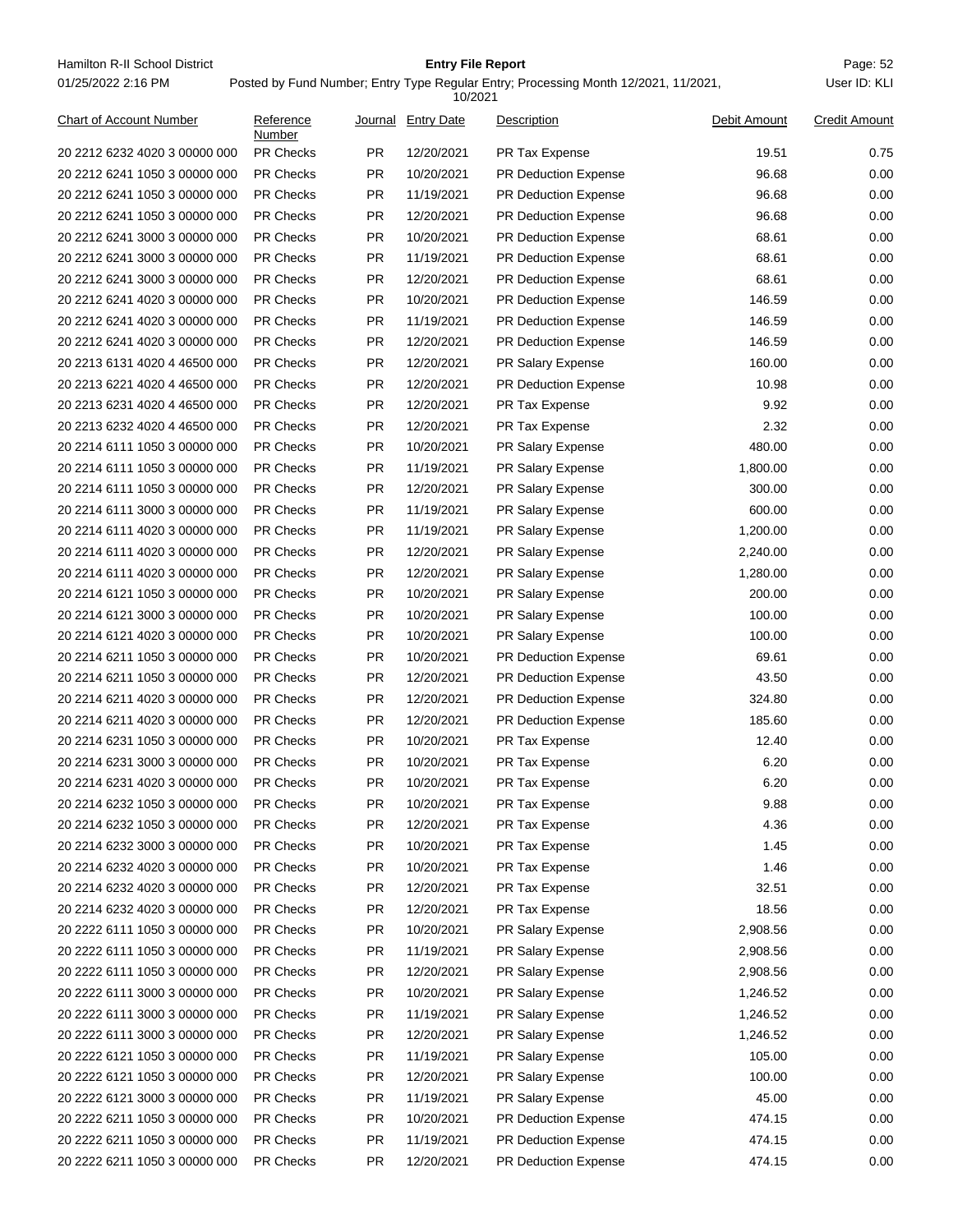| Chart of Account Number | Reference Number | Journal | Entry Date | Description | Debit Amount | Credit Amount |
|---|---|---|---|---|---|---|
| 20 2212 6232 4020 3 00000 000 | PR Checks | PR | 12/20/2021 | PR Tax Expense | 19.51 | 0.75 |
| 20 2212 6241 1050 3 00000 000 | PR Checks | PR | 10/20/2021 | PR Deduction Expense | 96.68 | 0.00 |
| 20 2212 6241 1050 3 00000 000 | PR Checks | PR | 11/19/2021 | PR Deduction Expense | 96.68 | 0.00 |
| 20 2212 6241 1050 3 00000 000 | PR Checks | PR | 12/20/2021 | PR Deduction Expense | 96.68 | 0.00 |
| 20 2212 6241 3000 3 00000 000 | PR Checks | PR | 10/20/2021 | PR Deduction Expense | 68.61 | 0.00 |
| 20 2212 6241 3000 3 00000 000 | PR Checks | PR | 11/19/2021 | PR Deduction Expense | 68.61 | 0.00 |
| 20 2212 6241 3000 3 00000 000 | PR Checks | PR | 12/20/2021 | PR Deduction Expense | 68.61 | 0.00 |
| 20 2212 6241 4020 3 00000 000 | PR Checks | PR | 10/20/2021 | PR Deduction Expense | 146.59 | 0.00 |
| 20 2212 6241 4020 3 00000 000 | PR Checks | PR | 11/19/2021 | PR Deduction Expense | 146.59 | 0.00 |
| 20 2212 6241 4020 3 00000 000 | PR Checks | PR | 12/20/2021 | PR Deduction Expense | 146.59 | 0.00 |
| 20 2213 6131 4020 4 46500 000 | PR Checks | PR | 12/20/2021 | PR Salary Expense | 160.00 | 0.00 |
| 20 2213 6221 4020 4 46500 000 | PR Checks | PR | 12/20/2021 | PR Deduction Expense | 10.98 | 0.00 |
| 20 2213 6231 4020 4 46500 000 | PR Checks | PR | 12/20/2021 | PR Tax Expense | 9.92 | 0.00 |
| 20 2213 6232 4020 4 46500 000 | PR Checks | PR | 12/20/2021 | PR Tax Expense | 2.32 | 0.00 |
| 20 2214 6111 1050 3 00000 000 | PR Checks | PR | 10/20/2021 | PR Salary Expense | 480.00 | 0.00 |
| 20 2214 6111 1050 3 00000 000 | PR Checks | PR | 11/19/2021 | PR Salary Expense | 1,800.00 | 0.00 |
| 20 2214 6111 1050 3 00000 000 | PR Checks | PR | 12/20/2021 | PR Salary Expense | 300.00 | 0.00 |
| 20 2214 6111 3000 3 00000 000 | PR Checks | PR | 11/19/2021 | PR Salary Expense | 600.00 | 0.00 |
| 20 2214 6111 4020 3 00000 000 | PR Checks | PR | 11/19/2021 | PR Salary Expense | 1,200.00 | 0.00 |
| 20 2214 6111 4020 3 00000 000 | PR Checks | PR | 12/20/2021 | PR Salary Expense | 2,240.00 | 0.00 |
| 20 2214 6111 4020 3 00000 000 | PR Checks | PR | 12/20/2021 | PR Salary Expense | 1,280.00 | 0.00 |
| 20 2214 6121 1050 3 00000 000 | PR Checks | PR | 10/20/2021 | PR Salary Expense | 200.00 | 0.00 |
| 20 2214 6121 3000 3 00000 000 | PR Checks | PR | 10/20/2021 | PR Salary Expense | 100.00 | 0.00 |
| 20 2214 6121 4020 3 00000 000 | PR Checks | PR | 10/20/2021 | PR Salary Expense | 100.00 | 0.00 |
| 20 2214 6211 1050 3 00000 000 | PR Checks | PR | 10/20/2021 | PR Deduction Expense | 69.61 | 0.00 |
| 20 2214 6211 1050 3 00000 000 | PR Checks | PR | 12/20/2021 | PR Deduction Expense | 43.50 | 0.00 |
| 20 2214 6211 4020 3 00000 000 | PR Checks | PR | 12/20/2021 | PR Deduction Expense | 324.80 | 0.00 |
| 20 2214 6211 4020 3 00000 000 | PR Checks | PR | 12/20/2021 | PR Deduction Expense | 185.60 | 0.00 |
| 20 2214 6231 1050 3 00000 000 | PR Checks | PR | 10/20/2021 | PR Tax Expense | 12.40 | 0.00 |
| 20 2214 6231 3000 3 00000 000 | PR Checks | PR | 10/20/2021 | PR Tax Expense | 6.20 | 0.00 |
| 20 2214 6231 4020 3 00000 000 | PR Checks | PR | 10/20/2021 | PR Tax Expense | 6.20 | 0.00 |
| 20 2214 6232 1050 3 00000 000 | PR Checks | PR | 10/20/2021 | PR Tax Expense | 9.88 | 0.00 |
| 20 2214 6232 1050 3 00000 000 | PR Checks | PR | 12/20/2021 | PR Tax Expense | 4.36 | 0.00 |
| 20 2214 6232 3000 3 00000 000 | PR Checks | PR | 10/20/2021 | PR Tax Expense | 1.45 | 0.00 |
| 20 2214 6232 4020 3 00000 000 | PR Checks | PR | 10/20/2021 | PR Tax Expense | 1.46 | 0.00 |
| 20 2214 6232 4020 3 00000 000 | PR Checks | PR | 12/20/2021 | PR Tax Expense | 32.51 | 0.00 |
| 20 2214 6232 4020 3 00000 000 | PR Checks | PR | 12/20/2021 | PR Tax Expense | 18.56 | 0.00 |
| 20 2222 6111 1050 3 00000 000 | PR Checks | PR | 10/20/2021 | PR Salary Expense | 2,908.56 | 0.00 |
| 20 2222 6111 1050 3 00000 000 | PR Checks | PR | 11/19/2021 | PR Salary Expense | 2,908.56 | 0.00 |
| 20 2222 6111 1050 3 00000 000 | PR Checks | PR | 12/20/2021 | PR Salary Expense | 2,908.56 | 0.00 |
| 20 2222 6111 3000 3 00000 000 | PR Checks | PR | 10/20/2021 | PR Salary Expense | 1,246.52 | 0.00 |
| 20 2222 6111 3000 3 00000 000 | PR Checks | PR | 11/19/2021 | PR Salary Expense | 1,246.52 | 0.00 |
| 20 2222 6111 3000 3 00000 000 | PR Checks | PR | 12/20/2021 | PR Salary Expense | 1,246.52 | 0.00 |
| 20 2222 6121 1050 3 00000 000 | PR Checks | PR | 11/19/2021 | PR Salary Expense | 105.00 | 0.00 |
| 20 2222 6121 1050 3 00000 000 | PR Checks | PR | 12/20/2021 | PR Salary Expense | 100.00 | 0.00 |
| 20 2222 6121 3000 3 00000 000 | PR Checks | PR | 11/19/2021 | PR Salary Expense | 45.00 | 0.00 |
| 20 2222 6211 1050 3 00000 000 | PR Checks | PR | 10/20/2021 | PR Deduction Expense | 474.15 | 0.00 |
| 20 2222 6211 1050 3 00000 000 | PR Checks | PR | 11/19/2021 | PR Deduction Expense | 474.15 | 0.00 |
| 20 2222 6211 1050 3 00000 000 | PR Checks | PR | 12/20/2021 | PR Deduction Expense | 474.15 | 0.00 |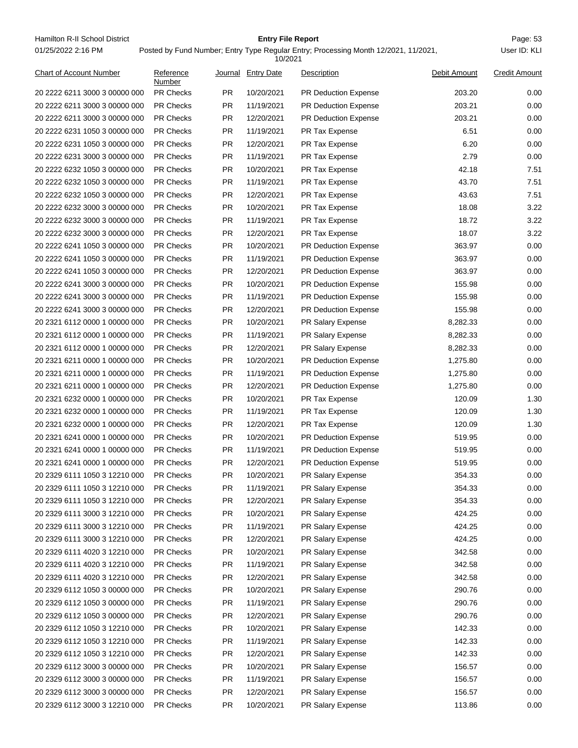| Chart of Account Number | Reference Number | Journal | Entry Date | Description | Debit Amount | Credit Amount |
|---|---|---|---|---|---|---|
| 20 2222 6211 3000 3 00000 000 | PR Checks | PR | 10/20/2021 | PR Deduction Expense | 203.20 | 0.00 |
| 20 2222 6211 3000 3 00000 000 | PR Checks | PR | 11/19/2021 | PR Deduction Expense | 203.21 | 0.00 |
| 20 2222 6211 3000 3 00000 000 | PR Checks | PR | 12/20/2021 | PR Deduction Expense | 203.21 | 0.00 |
| 20 2222 6231 1050 3 00000 000 | PR Checks | PR | 11/19/2021 | PR Tax Expense | 6.51 | 0.00 |
| 20 2222 6231 1050 3 00000 000 | PR Checks | PR | 12/20/2021 | PR Tax Expense | 6.20 | 0.00 |
| 20 2222 6231 3000 3 00000 000 | PR Checks | PR | 11/19/2021 | PR Tax Expense | 2.79 | 0.00 |
| 20 2222 6232 1050 3 00000 000 | PR Checks | PR | 10/20/2021 | PR Tax Expense | 42.18 | 7.51 |
| 20 2222 6232 1050 3 00000 000 | PR Checks | PR | 11/19/2021 | PR Tax Expense | 43.70 | 7.51 |
| 20 2222 6232 1050 3 00000 000 | PR Checks | PR | 12/20/2021 | PR Tax Expense | 43.63 | 7.51 |
| 20 2222 6232 3000 3 00000 000 | PR Checks | PR | 10/20/2021 | PR Tax Expense | 18.08 | 3.22 |
| 20 2222 6232 3000 3 00000 000 | PR Checks | PR | 11/19/2021 | PR Tax Expense | 18.72 | 3.22 |
| 20 2222 6232 3000 3 00000 000 | PR Checks | PR | 12/20/2021 | PR Tax Expense | 18.07 | 3.22 |
| 20 2222 6241 1050 3 00000 000 | PR Checks | PR | 10/20/2021 | PR Deduction Expense | 363.97 | 0.00 |
| 20 2222 6241 1050 3 00000 000 | PR Checks | PR | 11/19/2021 | PR Deduction Expense | 363.97 | 0.00 |
| 20 2222 6241 1050 3 00000 000 | PR Checks | PR | 12/20/2021 | PR Deduction Expense | 363.97 | 0.00 |
| 20 2222 6241 3000 3 00000 000 | PR Checks | PR | 10/20/2021 | PR Deduction Expense | 155.98 | 0.00 |
| 20 2222 6241 3000 3 00000 000 | PR Checks | PR | 11/19/2021 | PR Deduction Expense | 155.98 | 0.00 |
| 20 2222 6241 3000 3 00000 000 | PR Checks | PR | 12/20/2021 | PR Deduction Expense | 155.98 | 0.00 |
| 20 2321 6112 0000 1 00000 000 | PR Checks | PR | 10/20/2021 | PR Salary Expense | 8,282.33 | 0.00 |
| 20 2321 6112 0000 1 00000 000 | PR Checks | PR | 11/19/2021 | PR Salary Expense | 8,282.33 | 0.00 |
| 20 2321 6112 0000 1 00000 000 | PR Checks | PR | 12/20/2021 | PR Salary Expense | 8,282.33 | 0.00 |
| 20 2321 6211 0000 1 00000 000 | PR Checks | PR | 10/20/2021 | PR Deduction Expense | 1,275.80 | 0.00 |
| 20 2321 6211 0000 1 00000 000 | PR Checks | PR | 11/19/2021 | PR Deduction Expense | 1,275.80 | 0.00 |
| 20 2321 6211 0000 1 00000 000 | PR Checks | PR | 12/20/2021 | PR Deduction Expense | 1,275.80 | 0.00 |
| 20 2321 6232 0000 1 00000 000 | PR Checks | PR | 10/20/2021 | PR Tax Expense | 120.09 | 1.30 |
| 20 2321 6232 0000 1 00000 000 | PR Checks | PR | 11/19/2021 | PR Tax Expense | 120.09 | 1.30 |
| 20 2321 6232 0000 1 00000 000 | PR Checks | PR | 12/20/2021 | PR Tax Expense | 120.09 | 1.30 |
| 20 2321 6241 0000 1 00000 000 | PR Checks | PR | 10/20/2021 | PR Deduction Expense | 519.95 | 0.00 |
| 20 2321 6241 0000 1 00000 000 | PR Checks | PR | 11/19/2021 | PR Deduction Expense | 519.95 | 0.00 |
| 20 2321 6241 0000 1 00000 000 | PR Checks | PR | 12/20/2021 | PR Deduction Expense | 519.95 | 0.00 |
| 20 2329 6111 1050 3 12210 000 | PR Checks | PR | 10/20/2021 | PR Salary Expense | 354.33 | 0.00 |
| 20 2329 6111 1050 3 12210 000 | PR Checks | PR | 11/19/2021 | PR Salary Expense | 354.33 | 0.00 |
| 20 2329 6111 1050 3 12210 000 | PR Checks | PR | 12/20/2021 | PR Salary Expense | 354.33 | 0.00 |
| 20 2329 6111 3000 3 12210 000 | PR Checks | PR | 10/20/2021 | PR Salary Expense | 424.25 | 0.00 |
| 20 2329 6111 3000 3 12210 000 | PR Checks | PR | 11/19/2021 | PR Salary Expense | 424.25 | 0.00 |
| 20 2329 6111 3000 3 12210 000 | PR Checks | PR | 12/20/2021 | PR Salary Expense | 424.25 | 0.00 |
| 20 2329 6111 4020 3 12210 000 | PR Checks | PR | 10/20/2021 | PR Salary Expense | 342.58 | 0.00 |
| 20 2329 6111 4020 3 12210 000 | PR Checks | PR | 11/19/2021 | PR Salary Expense | 342.58 | 0.00 |
| 20 2329 6111 4020 3 12210 000 | PR Checks | PR | 12/20/2021 | PR Salary Expense | 342.58 | 0.00 |
| 20 2329 6112 1050 3 00000 000 | PR Checks | PR | 10/20/2021 | PR Salary Expense | 290.76 | 0.00 |
| 20 2329 6112 1050 3 00000 000 | PR Checks | PR | 11/19/2021 | PR Salary Expense | 290.76 | 0.00 |
| 20 2329 6112 1050 3 00000 000 | PR Checks | PR | 12/20/2021 | PR Salary Expense | 290.76 | 0.00 |
| 20 2329 6112 1050 3 12210 000 | PR Checks | PR | 10/20/2021 | PR Salary Expense | 142.33 | 0.00 |
| 20 2329 6112 1050 3 12210 000 | PR Checks | PR | 11/19/2021 | PR Salary Expense | 142.33 | 0.00 |
| 20 2329 6112 1050 3 12210 000 | PR Checks | PR | 12/20/2021 | PR Salary Expense | 142.33 | 0.00 |
| 20 2329 6112 3000 3 00000 000 | PR Checks | PR | 10/20/2021 | PR Salary Expense | 156.57 | 0.00 |
| 20 2329 6112 3000 3 00000 000 | PR Checks | PR | 11/19/2021 | PR Salary Expense | 156.57 | 0.00 |
| 20 2329 6112 3000 3 00000 000 | PR Checks | PR | 12/20/2021 | PR Salary Expense | 156.57 | 0.00 |
| 20 2329 6112 3000 3 12210 000 | PR Checks | PR | 10/20/2021 | PR Salary Expense | 113.86 | 0.00 |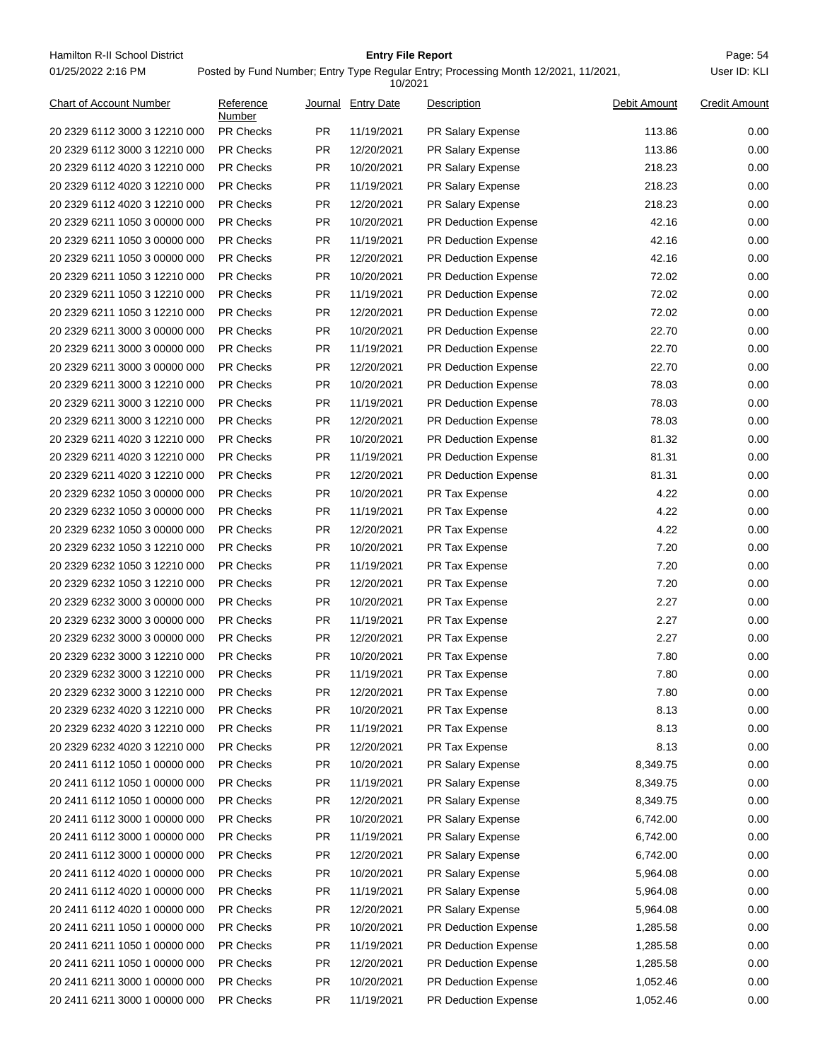| Chart of Account Number | Reference Number | Journal | Entry Date | Description | Debit Amount | Credit Amount |
|---|---|---|---|---|---|---|
| 20 2329 6112 3000 3 12210 000 | PR Checks | PR | 11/19/2021 | PR Salary Expense | 113.86 | 0.00 |
| 20 2329 6112 3000 3 12210 000 | PR Checks | PR | 12/20/2021 | PR Salary Expense | 113.86 | 0.00 |
| 20 2329 6112 4020 3 12210 000 | PR Checks | PR | 10/20/2021 | PR Salary Expense | 218.23 | 0.00 |
| 20 2329 6112 4020 3 12210 000 | PR Checks | PR | 11/19/2021 | PR Salary Expense | 218.23 | 0.00 |
| 20 2329 6112 4020 3 12210 000 | PR Checks | PR | 12/20/2021 | PR Salary Expense | 218.23 | 0.00 |
| 20 2329 6211 1050 3 00000 000 | PR Checks | PR | 10/20/2021 | PR Deduction Expense | 42.16 | 0.00 |
| 20 2329 6211 1050 3 00000 000 | PR Checks | PR | 11/19/2021 | PR Deduction Expense | 42.16 | 0.00 |
| 20 2329 6211 1050 3 00000 000 | PR Checks | PR | 12/20/2021 | PR Deduction Expense | 42.16 | 0.00 |
| 20 2329 6211 1050 3 12210 000 | PR Checks | PR | 10/20/2021 | PR Deduction Expense | 72.02 | 0.00 |
| 20 2329 6211 1050 3 12210 000 | PR Checks | PR | 11/19/2021 | PR Deduction Expense | 72.02 | 0.00 |
| 20 2329 6211 1050 3 12210 000 | PR Checks | PR | 12/20/2021 | PR Deduction Expense | 72.02 | 0.00 |
| 20 2329 6211 3000 3 00000 000 | PR Checks | PR | 10/20/2021 | PR Deduction Expense | 22.70 | 0.00 |
| 20 2329 6211 3000 3 00000 000 | PR Checks | PR | 11/19/2021 | PR Deduction Expense | 22.70 | 0.00 |
| 20 2329 6211 3000 3 00000 000 | PR Checks | PR | 12/20/2021 | PR Deduction Expense | 22.70 | 0.00 |
| 20 2329 6211 3000 3 12210 000 | PR Checks | PR | 10/20/2021 | PR Deduction Expense | 78.03 | 0.00 |
| 20 2329 6211 3000 3 12210 000 | PR Checks | PR | 11/19/2021 | PR Deduction Expense | 78.03 | 0.00 |
| 20 2329 6211 3000 3 12210 000 | PR Checks | PR | 12/20/2021 | PR Deduction Expense | 78.03 | 0.00 |
| 20 2329 6211 4020 3 12210 000 | PR Checks | PR | 10/20/2021 | PR Deduction Expense | 81.32 | 0.00 |
| 20 2329 6211 4020 3 12210 000 | PR Checks | PR | 11/19/2021 | PR Deduction Expense | 81.31 | 0.00 |
| 20 2329 6211 4020 3 12210 000 | PR Checks | PR | 12/20/2021 | PR Deduction Expense | 81.31 | 0.00 |
| 20 2329 6232 1050 3 00000 000 | PR Checks | PR | 10/20/2021 | PR Tax Expense | 4.22 | 0.00 |
| 20 2329 6232 1050 3 00000 000 | PR Checks | PR | 11/19/2021 | PR Tax Expense | 4.22 | 0.00 |
| 20 2329 6232 1050 3 00000 000 | PR Checks | PR | 12/20/2021 | PR Tax Expense | 4.22 | 0.00 |
| 20 2329 6232 1050 3 12210 000 | PR Checks | PR | 10/20/2021 | PR Tax Expense | 7.20 | 0.00 |
| 20 2329 6232 1050 3 12210 000 | PR Checks | PR | 11/19/2021 | PR Tax Expense | 7.20 | 0.00 |
| 20 2329 6232 1050 3 12210 000 | PR Checks | PR | 12/20/2021 | PR Tax Expense | 7.20 | 0.00 |
| 20 2329 6232 3000 3 00000 000 | PR Checks | PR | 10/20/2021 | PR Tax Expense | 2.27 | 0.00 |
| 20 2329 6232 3000 3 00000 000 | PR Checks | PR | 11/19/2021 | PR Tax Expense | 2.27 | 0.00 |
| 20 2329 6232 3000 3 00000 000 | PR Checks | PR | 12/20/2021 | PR Tax Expense | 2.27 | 0.00 |
| 20 2329 6232 3000 3 12210 000 | PR Checks | PR | 10/20/2021 | PR Tax Expense | 7.80 | 0.00 |
| 20 2329 6232 3000 3 12210 000 | PR Checks | PR | 11/19/2021 | PR Tax Expense | 7.80 | 0.00 |
| 20 2329 6232 3000 3 12210 000 | PR Checks | PR | 12/20/2021 | PR Tax Expense | 7.80 | 0.00 |
| 20 2329 6232 4020 3 12210 000 | PR Checks | PR | 10/20/2021 | PR Tax Expense | 8.13 | 0.00 |
| 20 2329 6232 4020 3 12210 000 | PR Checks | PR | 11/19/2021 | PR Tax Expense | 8.13 | 0.00 |
| 20 2329 6232 4020 3 12210 000 | PR Checks | PR | 12/20/2021 | PR Tax Expense | 8.13 | 0.00 |
| 20 2411 6112 1050 1 00000 000 | PR Checks | PR | 10/20/2021 | PR Salary Expense | 8,349.75 | 0.00 |
| 20 2411 6112 1050 1 00000 000 | PR Checks | PR | 11/19/2021 | PR Salary Expense | 8,349.75 | 0.00 |
| 20 2411 6112 1050 1 00000 000 | PR Checks | PR | 12/20/2021 | PR Salary Expense | 8,349.75 | 0.00 |
| 20 2411 6112 3000 1 00000 000 | PR Checks | PR | 10/20/2021 | PR Salary Expense | 6,742.00 | 0.00 |
| 20 2411 6112 3000 1 00000 000 | PR Checks | PR | 11/19/2021 | PR Salary Expense | 6,742.00 | 0.00 |
| 20 2411 6112 3000 1 00000 000 | PR Checks | PR | 12/20/2021 | PR Salary Expense | 6,742.00 | 0.00 |
| 20 2411 6112 4020 1 00000 000 | PR Checks | PR | 10/20/2021 | PR Salary Expense | 5,964.08 | 0.00 |
| 20 2411 6112 4020 1 00000 000 | PR Checks | PR | 11/19/2021 | PR Salary Expense | 5,964.08 | 0.00 |
| 20 2411 6112 4020 1 00000 000 | PR Checks | PR | 12/20/2021 | PR Salary Expense | 5,964.08 | 0.00 |
| 20 2411 6211 1050 1 00000 000 | PR Checks | PR | 10/20/2021 | PR Deduction Expense | 1,285.58 | 0.00 |
| 20 2411 6211 1050 1 00000 000 | PR Checks | PR | 11/19/2021 | PR Deduction Expense | 1,285.58 | 0.00 |
| 20 2411 6211 1050 1 00000 000 | PR Checks | PR | 12/20/2021 | PR Deduction Expense | 1,285.58 | 0.00 |
| 20 2411 6211 3000 1 00000 000 | PR Checks | PR | 10/20/2021 | PR Deduction Expense | 1,052.46 | 0.00 |
| 20 2411 6211 3000 1 00000 000 | PR Checks | PR | 11/19/2021 | PR Deduction Expense | 1,052.46 | 0.00 |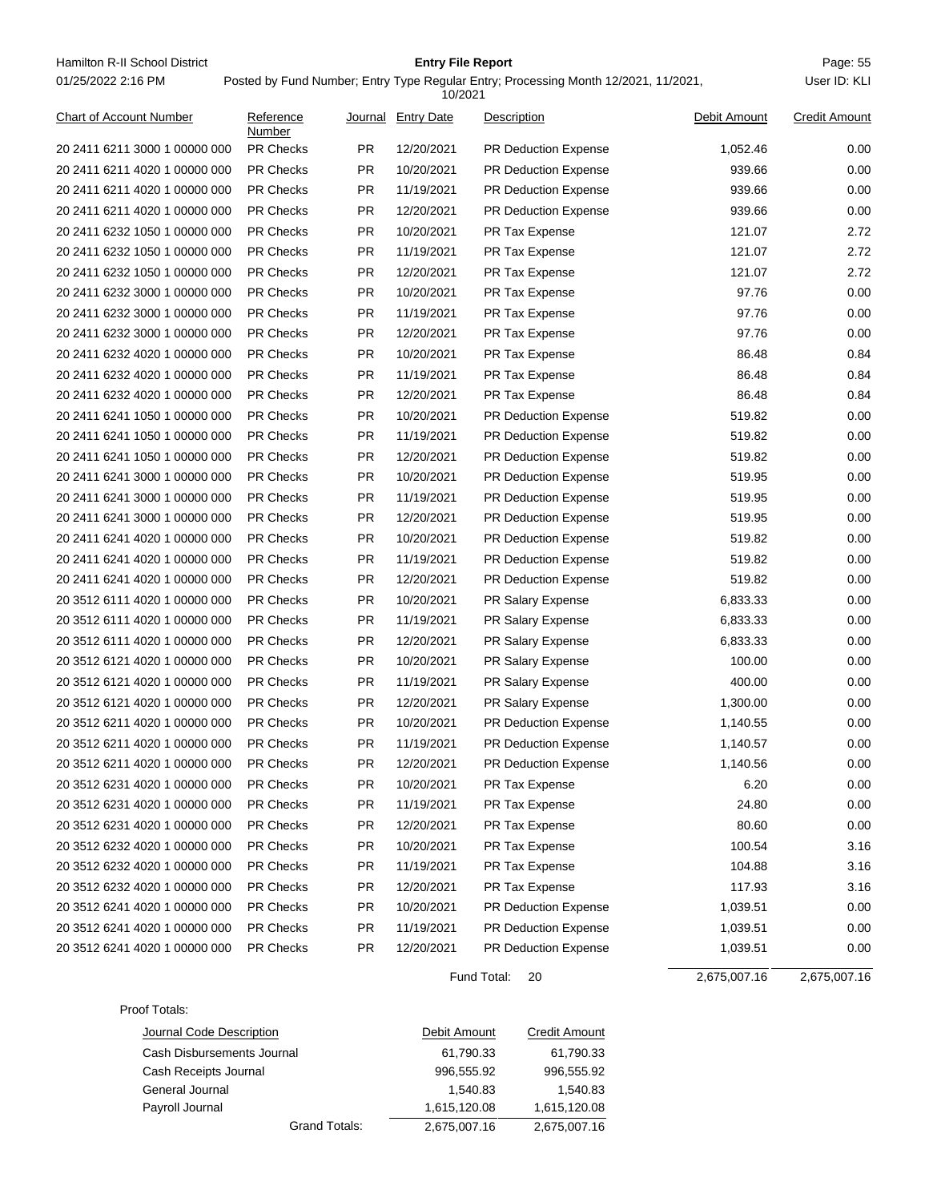Hamilton R-II School District

01/25/2022 2:16 PM

**Entry File Report**

Posted by Fund Number; Entry Type Regular Entry; Processing Month 12/2021, 11/2021, 10/2021

User ID: KLI

| Chart of Account Number | Reference Number | Journal | Entry Date | Description | Debit Amount | Credit Amount |
|---|---|---|---|---|---|---|
| 20 2411 6211 3000 1 00000 000 | PR Checks | PR | 12/20/2021 | PR Deduction Expense | 1,052.46 | 0.00 |
| 20 2411 6211 4020 1 00000 000 | PR Checks | PR | 10/20/2021 | PR Deduction Expense | 939.66 | 0.00 |
| 20 2411 6211 4020 1 00000 000 | PR Checks | PR | 11/19/2021 | PR Deduction Expense | 939.66 | 0.00 |
| 20 2411 6211 4020 1 00000 000 | PR Checks | PR | 12/20/2021 | PR Deduction Expense | 939.66 | 0.00 |
| 20 2411 6232 1050 1 00000 000 | PR Checks | PR | 10/20/2021 | PR Tax Expense | 121.07 | 2.72 |
| 20 2411 6232 1050 1 00000 000 | PR Checks | PR | 11/19/2021 | PR Tax Expense | 121.07 | 2.72 |
| 20 2411 6232 1050 1 00000 000 | PR Checks | PR | 12/20/2021 | PR Tax Expense | 121.07 | 2.72 |
| 20 2411 6232 3000 1 00000 000 | PR Checks | PR | 10/20/2021 | PR Tax Expense | 97.76 | 0.00 |
| 20 2411 6232 3000 1 00000 000 | PR Checks | PR | 11/19/2021 | PR Tax Expense | 97.76 | 0.00 |
| 20 2411 6232 3000 1 00000 000 | PR Checks | PR | 12/20/2021 | PR Tax Expense | 97.76 | 0.00 |
| 20 2411 6232 4020 1 00000 000 | PR Checks | PR | 10/20/2021 | PR Tax Expense | 86.48 | 0.84 |
| 20 2411 6232 4020 1 00000 000 | PR Checks | PR | 11/19/2021 | PR Tax Expense | 86.48 | 0.84 |
| 20 2411 6232 4020 1 00000 000 | PR Checks | PR | 12/20/2021 | PR Tax Expense | 86.48 | 0.84 |
| 20 2411 6241 1050 1 00000 000 | PR Checks | PR | 10/20/2021 | PR Deduction Expense | 519.82 | 0.00 |
| 20 2411 6241 1050 1 00000 000 | PR Checks | PR | 11/19/2021 | PR Deduction Expense | 519.82 | 0.00 |
| 20 2411 6241 1050 1 00000 000 | PR Checks | PR | 12/20/2021 | PR Deduction Expense | 519.82 | 0.00 |
| 20 2411 6241 3000 1 00000 000 | PR Checks | PR | 10/20/2021 | PR Deduction Expense | 519.95 | 0.00 |
| 20 2411 6241 3000 1 00000 000 | PR Checks | PR | 11/19/2021 | PR Deduction Expense | 519.95 | 0.00 |
| 20 2411 6241 3000 1 00000 000 | PR Checks | PR | 12/20/2021 | PR Deduction Expense | 519.95 | 0.00 |
| 20 2411 6241 4020 1 00000 000 | PR Checks | PR | 10/20/2021 | PR Deduction Expense | 519.82 | 0.00 |
| 20 2411 6241 4020 1 00000 000 | PR Checks | PR | 11/19/2021 | PR Deduction Expense | 519.82 | 0.00 |
| 20 2411 6241 4020 1 00000 000 | PR Checks | PR | 12/20/2021 | PR Deduction Expense | 519.82 | 0.00 |
| 20 3512 6111 4020 1 00000 000 | PR Checks | PR | 10/20/2021 | PR Salary Expense | 6,833.33 | 0.00 |
| 20 3512 6111 4020 1 00000 000 | PR Checks | PR | 11/19/2021 | PR Salary Expense | 6,833.33 | 0.00 |
| 20 3512 6111 4020 1 00000 000 | PR Checks | PR | 12/20/2021 | PR Salary Expense | 6,833.33 | 0.00 |
| 20 3512 6121 4020 1 00000 000 | PR Checks | PR | 10/20/2021 | PR Salary Expense | 100.00 | 0.00 |
| 20 3512 6121 4020 1 00000 000 | PR Checks | PR | 11/19/2021 | PR Salary Expense | 400.00 | 0.00 |
| 20 3512 6121 4020 1 00000 000 | PR Checks | PR | 12/20/2021 | PR Salary Expense | 1,300.00 | 0.00 |
| 20 3512 6211 4020 1 00000 000 | PR Checks | PR | 10/20/2021 | PR Deduction Expense | 1,140.55 | 0.00 |
| 20 3512 6211 4020 1 00000 000 | PR Checks | PR | 11/19/2021 | PR Deduction Expense | 1,140.57 | 0.00 |
| 20 3512 6211 4020 1 00000 000 | PR Checks | PR | 12/20/2021 | PR Deduction Expense | 1,140.56 | 0.00 |
| 20 3512 6231 4020 1 00000 000 | PR Checks | PR | 10/20/2021 | PR Tax Expense | 6.20 | 0.00 |
| 20 3512 6231 4020 1 00000 000 | PR Checks | PR | 11/19/2021 | PR Tax Expense | 24.80 | 0.00 |
| 20 3512 6231 4020 1 00000 000 | PR Checks | PR | 12/20/2021 | PR Tax Expense | 80.60 | 0.00 |
| 20 3512 6232 4020 1 00000 000 | PR Checks | PR | 10/20/2021 | PR Tax Expense | 100.54 | 3.16 |
| 20 3512 6232 4020 1 00000 000 | PR Checks | PR | 11/19/2021 | PR Tax Expense | 104.88 | 3.16 |
| 20 3512 6232 4020 1 00000 000 | PR Checks | PR | 12/20/2021 | PR Tax Expense | 117.93 | 3.16 |
| 20 3512 6241 4020 1 00000 000 | PR Checks | PR | 10/20/2021 | PR Deduction Expense | 1,039.51 | 0.00 |
| 20 3512 6241 4020 1 00000 000 | PR Checks | PR | 11/19/2021 | PR Deduction Expense | 1,039.51 | 0.00 |
| 20 3512 6241 4020 1 00000 000 | PR Checks | PR | 12/20/2021 | PR Deduction Expense | 1,039.51 | 0.00 |
| | | | | Fund Total: 20 | 2,675,007.16 | 2,675,007.16 |

Proof Totals:

| Journal Code Description | Debit Amount | Credit Amount |
|---|---|---|
| Cash Disbursements Journal | 61,790.33 | 61,790.33 |
| Cash Receipts Journal | 996,555.92 | 996,555.92 |
| General Journal | 1,540.83 | 1,540.83 |
| Payroll Journal | 1,615,120.08 | 1,615,120.08 |
| Grand Totals: | 2,675,007.16 | 2,675,007.16 |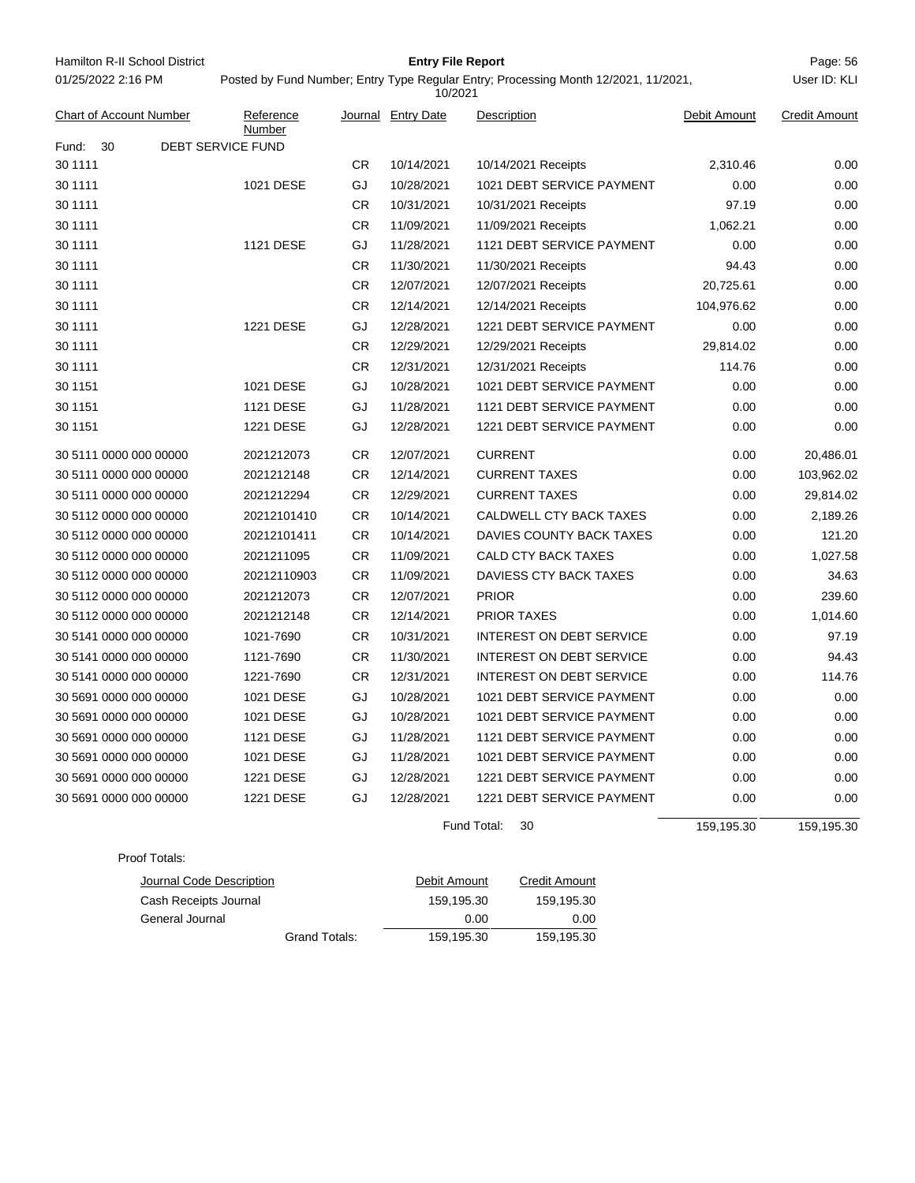Hamilton R-II School District

01/25/2022 2:16 PM

# Entry File Report

Posted by Fund Number; Entry Type Regular Entry; Processing Month 12/2021, 11/2021, 10/2021

User ID: KLI

| Chart of Account Number | Reference Number | Journal | Entry Date | Description | Debit Amount | Credit Amount |
|---|---|---|---|---|---|---|
| Fund: 30 DEBT SERVICE FUND | | | | | | |
| 30 1111 | | CR | 10/14/2021 | 10/14/2021 Receipts | 2,310.46 | 0.00 |
| 30 1111 | 1021 DESE | GJ | 10/28/2021 | 1021 DEBT SERVICE PAYMENT | 0.00 | 0.00 |
| 30 1111 | | CR | 10/31/2021 | 10/31/2021 Receipts | 97.19 | 0.00 |
| 30 1111 | | CR | 11/09/2021 | 11/09/2021 Receipts | 1,062.21 | 0.00 |
| 30 1111 | 1121 DESE | GJ | 11/28/2021 | 1121 DEBT SERVICE PAYMENT | 0.00 | 0.00 |
| 30 1111 | | CR | 11/30/2021 | 11/30/2021 Receipts | 94.43 | 0.00 |
| 30 1111 | | CR | 12/07/2021 | 12/07/2021 Receipts | 20,725.61 | 0.00 |
| 30 1111 | | CR | 12/14/2021 | 12/14/2021 Receipts | 104,976.62 | 0.00 |
| 30 1111 | 1221 DESE | GJ | 12/28/2021 | 1221 DEBT SERVICE PAYMENT | 0.00 | 0.00 |
| 30 1111 | | CR | 12/29/2021 | 12/29/2021 Receipts | 29,814.02 | 0.00 |
| 30 1111 | | CR | 12/31/2021 | 12/31/2021 Receipts | 114.76 | 0.00 |
| 30 1151 | 1021 DESE | GJ | 10/28/2021 | 1021 DEBT SERVICE PAYMENT | 0.00 | 0.00 |
| 30 1151 | 1121 DESE | GJ | 11/28/2021 | 1121 DEBT SERVICE PAYMENT | 0.00 | 0.00 |
| 30 1151 | 1221 DESE | GJ | 12/28/2021 | 1221 DEBT SERVICE PAYMENT | 0.00 | 0.00 |
| 30 5111 0000 000 00000 | 2021212073 | CR | 12/07/2021 | CURRENT | 0.00 | 20,486.01 |
| 30 5111 0000 000 00000 | 2021212148 | CR | 12/14/2021 | CURRENT TAXES | 0.00 | 103,962.02 |
| 30 5111 0000 000 00000 | 2021212294 | CR | 12/29/2021 | CURRENT TAXES | 0.00 | 29,814.02 |
| 30 5112 0000 000 00000 | 20212101410 | CR | 10/14/2021 | CALDWELL CTY BACK TAXES | 0.00 | 2,189.26 |
| 30 5112 0000 000 00000 | 20212101411 | CR | 10/14/2021 | DAVIES COUNTY BACK TAXES | 0.00 | 121.20 |
| 30 5112 0000 000 00000 | 2021211095 | CR | 11/09/2021 | CALD CTY BACK TAXES | 0.00 | 1,027.58 |
| 30 5112 0000 000 00000 | 20212110903 | CR | 11/09/2021 | DAVIESS CTY BACK TAXES | 0.00 | 34.63 |
| 30 5112 0000 000 00000 | 2021212073 | CR | 12/07/2021 | PRIOR | 0.00 | 239.60 |
| 30 5112 0000 000 00000 | 2021212148 | CR | 12/14/2021 | PRIOR TAXES | 0.00 | 1,014.60 |
| 30 5141 0000 000 00000 | 1021-7690 | CR | 10/31/2021 | INTEREST ON DEBT SERVICE | 0.00 | 97.19 |
| 30 5141 0000 000 00000 | 1121-7690 | CR | 11/30/2021 | INTEREST ON DEBT SERVICE | 0.00 | 94.43 |
| 30 5141 0000 000 00000 | 1221-7690 | CR | 12/31/2021 | INTEREST ON DEBT SERVICE | 0.00 | 114.76 |
| 30 5691 0000 000 00000 | 1021 DESE | GJ | 10/28/2021 | 1021 DEBT SERVICE PAYMENT | 0.00 | 0.00 |
| 30 5691 0000 000 00000 | 1021 DESE | GJ | 10/28/2021 | 1021 DEBT SERVICE PAYMENT | 0.00 | 0.00 |
| 30 5691 0000 000 00000 | 1121 DESE | GJ | 11/28/2021 | 1121 DEBT SERVICE PAYMENT | 0.00 | 0.00 |
| 30 5691 0000 000 00000 | 1021 DESE | GJ | 11/28/2021 | 1021 DEBT SERVICE PAYMENT | 0.00 | 0.00 |
| 30 5691 0000 000 00000 | 1221 DESE | GJ | 12/28/2021 | 1221 DEBT SERVICE PAYMENT | 0.00 | 0.00 |
| 30 5691 0000 000 00000 | 1221 DESE | GJ | 12/28/2021 | 1221 DEBT SERVICE PAYMENT | 0.00 | 0.00 |
| | | | | Fund Total: 30 | 159,195.30 | 159,195.30 |

Proof Totals:

| Journal Code Description | Debit Amount | Credit Amount |
|---|---|---|
| Cash Receipts Journal | 159,195.30 | 159,195.30 |
| General Journal | 0.00 | 0.00 |
| Grand Totals: | 159,195.30 | 159,195.30 |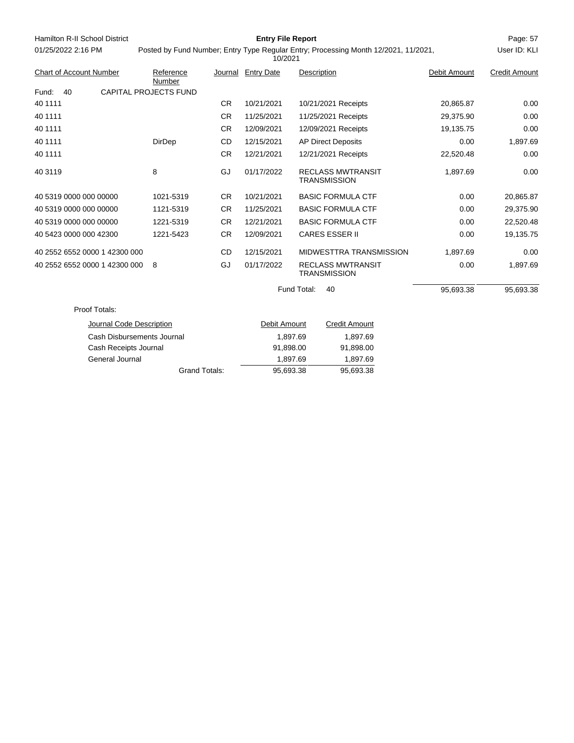Hamilton R-II School District

01/25/2022 2:16 PM

**Entry File Report**

Posted by Fund Number; Entry Type Regular Entry; Processing Month 12/2021, 11/2021, 10/2021

User ID: KLI

| Chart of Account Number | Reference Number | Journal | Entry Date | Description | Debit Amount | Credit Amount |
|---|---|---|---|---|---|---|
| Fund: 40 | CAPITAL PROJECTS FUND | | | | | |
| 40 1111 | | CR | 10/21/2021 | 10/21/2021 Receipts | 20,865.87 | 0.00 |
| 40 1111 | | CR | 11/25/2021 | 11/25/2021 Receipts | 29,375.90 | 0.00 |
| 40 1111 | | CR | 12/09/2021 | 12/09/2021 Receipts | 19,135.75 | 0.00 |
| 40 1111 | DirDep | CD | 12/15/2021 | AP Direct Deposits | 0.00 | 1,897.69 |
| 40 1111 | | CR | 12/21/2021 | 12/21/2021 Receipts | 22,520.48 | 0.00 |
| 40 3119 | 8 | GJ | 01/17/2022 | RECLASS MWTRANSIT TRANSMISSION | 1,897.69 | 0.00 |
| 40 5319 0000 000 00000 | 1021-5319 | CR | 10/21/2021 | BASIC FORMULA CTF | 0.00 | 20,865.87 |
| 40 5319 0000 000 00000 | 1121-5319 | CR | 11/25/2021 | BASIC FORMULA CTF | 0.00 | 29,375.90 |
| 40 5319 0000 000 00000 | 1221-5319 | CR | 12/21/2021 | BASIC FORMULA CTF | 0.00 | 22,520.48 |
| 40 5423 0000 000 42300 | 1221-5423 | CR | 12/09/2021 | CARES ESSER II | 0.00 | 19,135.75 |
| 40 2552 6552 0000 1 42300 000 | | CD | 12/15/2021 | MIDWESTTRA TRANSMISSION | 1,897.69 | 0.00 |
| 40 2552 6552 0000 1 42300 000 | 8 | GJ | 01/17/2022 | RECLASS MWTRANSIT TRANSMISSION | 0.00 | 1,897.69 |
| | | | | Fund Total: 40 | 95,693.38 | 95,693.38 |

Proof Totals:

| Journal Code Description | Debit Amount | Credit Amount |
|---|---|---|
| Cash Disbursements Journal | 1,897.69 | 1,897.69 |
| Cash Receipts Journal | 91,898.00 | 91,898.00 |
| General Journal | 1,897.69 | 1,897.69 |
| Grand Totals: | 95,693.38 | 95,693.38 |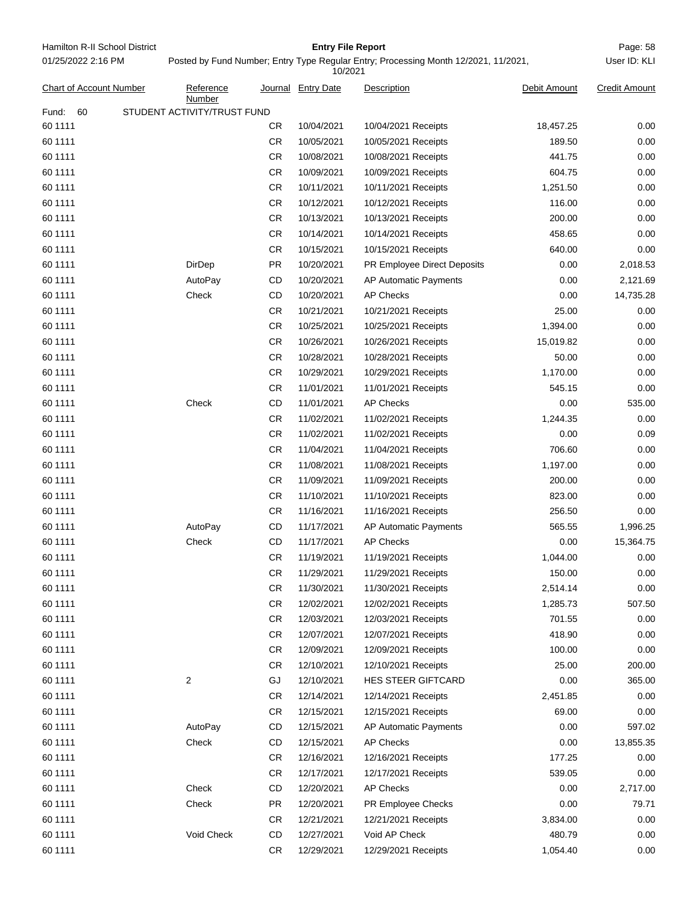Hamilton R-II School District

01/25/2022 2:16 PM

**Entry File Report**

Posted by Fund Number; Entry Type Regular Entry; Processing Month 12/2021, 11/2021, 10/2021

User ID: KLI

| Chart of Account Number | Reference Number | Journal | Entry Date | Description | Debit Amount | Credit Amount |
|---|---|---|---|---|---|---|
| Fund: 60 STUDENT ACTIVITY/TRUST FUND | | | | | | |
| 60 1111 | | CR | 10/04/2021 | 10/04/2021 Receipts | 18,457.25 | 0.00 |
| 60 1111 | | CR | 10/05/2021 | 10/05/2021 Receipts | 189.50 | 0.00 |
| 60 1111 | | CR | 10/08/2021 | 10/08/2021 Receipts | 441.75 | 0.00 |
| 60 1111 | | CR | 10/09/2021 | 10/09/2021 Receipts | 604.75 | 0.00 |
| 60 1111 | | CR | 10/11/2021 | 10/11/2021 Receipts | 1,251.50 | 0.00 |
| 60 1111 | | CR | 10/12/2021 | 10/12/2021 Receipts | 116.00 | 0.00 |
| 60 1111 | | CR | 10/13/2021 | 10/13/2021 Receipts | 200.00 | 0.00 |
| 60 1111 | | CR | 10/14/2021 | 10/14/2021 Receipts | 458.65 | 0.00 |
| 60 1111 | | CR | 10/15/2021 | 10/15/2021 Receipts | 640.00 | 0.00 |
| 60 1111 | DirDep | PR | 10/20/2021 | PR Employee Direct Deposits | 0.00 | 2,018.53 |
| 60 1111 | AutoPay | CD | 10/20/2021 | AP Automatic Payments | 0.00 | 2,121.69 |
| 60 1111 | Check | CD | 10/20/2021 | AP Checks | 0.00 | 14,735.28 |
| 60 1111 | | CR | 10/21/2021 | 10/21/2021 Receipts | 25.00 | 0.00 |
| 60 1111 | | CR | 10/25/2021 | 10/25/2021 Receipts | 1,394.00 | 0.00 |
| 60 1111 | | CR | 10/26/2021 | 10/26/2021 Receipts | 15,019.82 | 0.00 |
| 60 1111 | | CR | 10/28/2021 | 10/28/2021 Receipts | 50.00 | 0.00 |
| 60 1111 | | CR | 10/29/2021 | 10/29/2021 Receipts | 1,170.00 | 0.00 |
| 60 1111 | | CR | 11/01/2021 | 11/01/2021 Receipts | 545.15 | 0.00 |
| 60 1111 | Check | CD | 11/01/2021 | AP Checks | 0.00 | 535.00 |
| 60 1111 | | CR | 11/02/2021 | 11/02/2021 Receipts | 1,244.35 | 0.00 |
| 60 1111 | | CR | 11/02/2021 | 11/02/2021 Receipts | 0.00 | 0.09 |
| 60 1111 | | CR | 11/04/2021 | 11/04/2021 Receipts | 706.60 | 0.00 |
| 60 1111 | | CR | 11/08/2021 | 11/08/2021 Receipts | 1,197.00 | 0.00 |
| 60 1111 | | CR | 11/09/2021 | 11/09/2021 Receipts | 200.00 | 0.00 |
| 60 1111 | | CR | 11/10/2021 | 11/10/2021 Receipts | 823.00 | 0.00 |
| 60 1111 | | CR | 11/16/2021 | 11/16/2021 Receipts | 256.50 | 0.00 |
| 60 1111 | AutoPay | CD | 11/17/2021 | AP Automatic Payments | 565.55 | 1,996.25 |
| 60 1111 | Check | CD | 11/17/2021 | AP Checks | 0.00 | 15,364.75 |
| 60 1111 | | CR | 11/19/2021 | 11/19/2021 Receipts | 1,044.00 | 0.00 |
| 60 1111 | | CR | 11/29/2021 | 11/29/2021 Receipts | 150.00 | 0.00 |
| 60 1111 | | CR | 11/30/2021 | 11/30/2021 Receipts | 2,514.14 | 0.00 |
| 60 1111 | | CR | 12/02/2021 | 12/02/2021 Receipts | 1,285.73 | 507.50 |
| 60 1111 | | CR | 12/03/2021 | 12/03/2021 Receipts | 701.55 | 0.00 |
| 60 1111 | | CR | 12/07/2021 | 12/07/2021 Receipts | 418.90 | 0.00 |
| 60 1111 | | CR | 12/09/2021 | 12/09/2021 Receipts | 100.00 | 0.00 |
| 60 1111 | | CR | 12/10/2021 | 12/10/2021 Receipts | 25.00 | 200.00 |
| 60 1111 | 2 | GJ | 12/10/2021 | HES STEER GIFTCARD | 0.00 | 365.00 |
| 60 1111 | | CR | 12/14/2021 | 12/14/2021 Receipts | 2,451.85 | 0.00 |
| 60 1111 | | CR | 12/15/2021 | 12/15/2021 Receipts | 69.00 | 0.00 |
| 60 1111 | AutoPay | CD | 12/15/2021 | AP Automatic Payments | 0.00 | 597.02 |
| 60 1111 | Check | CD | 12/15/2021 | AP Checks | 0.00 | 13,855.35 |
| 60 1111 | | CR | 12/16/2021 | 12/16/2021 Receipts | 177.25 | 0.00 |
| 60 1111 | | CR | 12/17/2021 | 12/17/2021 Receipts | 539.05 | 0.00 |
| 60 1111 | Check | CD | 12/20/2021 | AP Checks | 0.00 | 2,717.00 |
| 60 1111 | Check | PR | 12/20/2021 | PR Employee Checks | 0.00 | 79.71 |
| 60 1111 | | CR | 12/21/2021 | 12/21/2021 Receipts | 3,834.00 | 0.00 |
| 60 1111 | Void Check | CD | 12/27/2021 | Void AP Check | 480.79 | 0.00 |
| 60 1111 | | CR | 12/29/2021 | 12/29/2021 Receipts | 1,054.40 | 0.00 |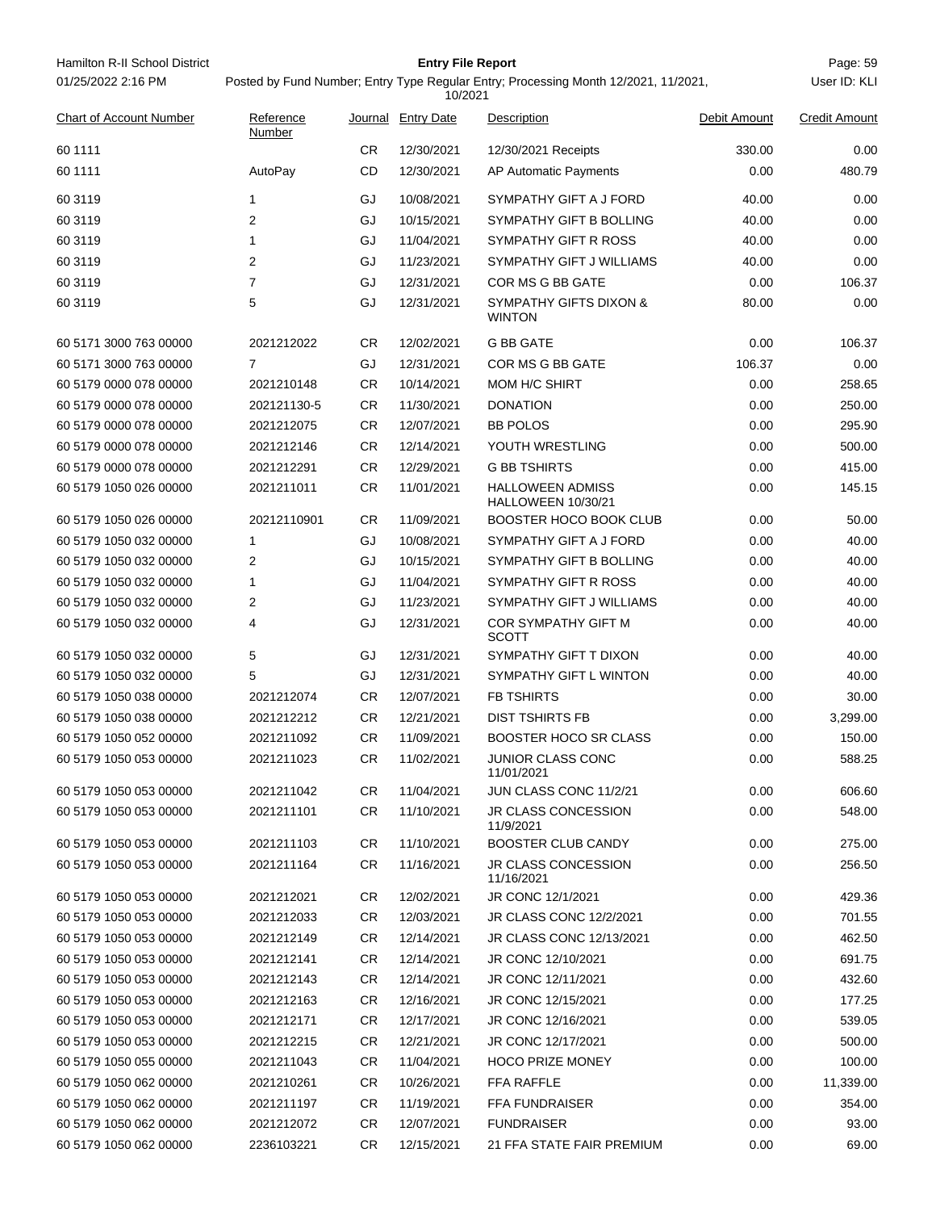Hamilton R-II School District

01/25/2022 2:16 PM

# Entry File Report

Posted by Fund Number; Entry Type Regular Entry; Processing Month 12/2021, 11/2021, 10/2021

User ID: KLI

| Chart of Account Number | Reference Number | Journal | Entry Date | Description | Debit Amount | Credit Amount |
|---|---|---|---|---|---|---|
| 60 1111 | | CR | 12/30/2021 | 12/30/2021 Receipts | 330.00 | 0.00 |
| 60 1111 | AutoPay | CD | 12/30/2021 | AP Automatic Payments | 0.00 | 480.79 |
| 60 3119 | 1 | GJ | 10/08/2021 | SYMPATHY GIFT A J FORD | 40.00 | 0.00 |
| 60 3119 | 2 | GJ | 10/15/2021 | SYMPATHY GIFT B BOLLING | 40.00 | 0.00 |
| 60 3119 | 1 | GJ | 11/04/2021 | SYMPATHY GIFT R ROSS | 40.00 | 0.00 |
| 60 3119 | 2 | GJ | 11/23/2021 | SYMPATHY GIFT J WILLIAMS | 40.00 | 0.00 |
| 60 3119 | 7 | GJ | 12/31/2021 | COR MS G BB GATE | 0.00 | 106.37 |
| 60 3119 | 5 | GJ | 12/31/2021 | SYMPATHY GIFTS DIXON & WINTON | 80.00 | 0.00 |
| 60 5171 3000 763 00000 | 2021212022 | CR | 12/02/2021 | G BB GATE | 0.00 | 106.37 |
| 60 5171 3000 763 00000 | 7 | GJ | 12/31/2021 | COR MS G BB GATE | 106.37 | 0.00 |
| 60 5179 0000 078 00000 | 2021210148 | CR | 10/14/2021 | MOM H/C SHIRT | 0.00 | 258.65 |
| 60 5179 0000 078 00000 | 202121130-5 | CR | 11/30/2021 | DONATION | 0.00 | 250.00 |
| 60 5179 0000 078 00000 | 2021212075 | CR | 12/07/2021 | BB POLOS | 0.00 | 295.90 |
| 60 5179 0000 078 00000 | 2021212146 | CR | 12/14/2021 | YOUTH WRESTLING | 0.00 | 500.00 |
| 60 5179 0000 078 00000 | 2021212291 | CR | 12/29/2021 | G BB TSHIRTS | 0.00 | 415.00 |
| 60 5179 1050 026 00000 | 2021211011 | CR | 11/01/2021 | HALLOWEEN ADMISS HALLOWEEN 10/30/21 | 0.00 | 145.15 |
| 60 5179 1050 026 00000 | 20212110901 | CR | 11/09/2021 | BOOSTER HOCO BOOK CLUB | 0.00 | 50.00 |
| 60 5179 1050 032 00000 | 1 | GJ | 10/08/2021 | SYMPATHY GIFT A J FORD | 0.00 | 40.00 |
| 60 5179 1050 032 00000 | 2 | GJ | 10/15/2021 | SYMPATHY GIFT B BOLLING | 0.00 | 40.00 |
| 60 5179 1050 032 00000 | 1 | GJ | 11/04/2021 | SYMPATHY GIFT R ROSS | 0.00 | 40.00 |
| 60 5179 1050 032 00000 | 2 | GJ | 11/23/2021 | SYMPATHY GIFT J WILLIAMS | 0.00 | 40.00 |
| 60 5179 1050 032 00000 | 4 | GJ | 12/31/2021 | COR SYMPATHY GIFT M SCOTT | 0.00 | 40.00 |
| 60 5179 1050 032 00000 | 5 | GJ | 12/31/2021 | SYMPATHY GIFT T DIXON | 0.00 | 40.00 |
| 60 5179 1050 032 00000 | 5 | GJ | 12/31/2021 | SYMPATHY GIFT L WINTON | 0.00 | 40.00 |
| 60 5179 1050 038 00000 | 2021212074 | CR | 12/07/2021 | FB TSHIRTS | 0.00 | 30.00 |
| 60 5179 1050 038 00000 | 2021212212 | CR | 12/21/2021 | DIST TSHIRTS FB | 0.00 | 3,299.00 |
| 60 5179 1050 052 00000 | 2021211092 | CR | 11/09/2021 | BOOSTER HOCO SR CLASS | 0.00 | 150.00 |
| 60 5179 1050 053 00000 | 2021211023 | CR | 11/02/2021 | JUNIOR CLASS CONC 11/01/2021 | 0.00 | 588.25 |
| 60 5179 1050 053 00000 | 2021211042 | CR | 11/04/2021 | JUN CLASS CONC 11/2/21 | 0.00 | 606.60 |
| 60 5179 1050 053 00000 | 2021211101 | CR | 11/10/2021 | JR CLASS CONCESSION 11/9/2021 | 0.00 | 548.00 |
| 60 5179 1050 053 00000 | 2021211103 | CR | 11/10/2021 | BOOSTER CLUB CANDY | 0.00 | 275.00 |
| 60 5179 1050 053 00000 | 2021211164 | CR | 11/16/2021 | JR CLASS CONCESSION 11/16/2021 | 0.00 | 256.50 |
| 60 5179 1050 053 00000 | 2021212021 | CR | 12/02/2021 | JR CONC 12/1/2021 | 0.00 | 429.36 |
| 60 5179 1050 053 00000 | 2021212033 | CR | 12/03/2021 | JR CLASS CONC 12/2/2021 | 0.00 | 701.55 |
| 60 5179 1050 053 00000 | 2021212149 | CR | 12/14/2021 | JR CLASS CONC 12/13/2021 | 0.00 | 462.50 |
| 60 5179 1050 053 00000 | 2021212141 | CR | 12/14/2021 | JR CONC 12/10/2021 | 0.00 | 691.75 |
| 60 5179 1050 053 00000 | 2021212143 | CR | 12/14/2021 | JR CONC 12/11/2021 | 0.00 | 432.60 |
| 60 5179 1050 053 00000 | 2021212163 | CR | 12/16/2021 | JR CONC 12/15/2021 | 0.00 | 177.25 |
| 60 5179 1050 053 00000 | 2021212171 | CR | 12/17/2021 | JR CONC 12/16/2021 | 0.00 | 539.05 |
| 60 5179 1050 053 00000 | 2021212215 | CR | 12/21/2021 | JR CONC 12/17/2021 | 0.00 | 500.00 |
| 60 5179 1050 055 00000 | 2021211043 | CR | 11/04/2021 | HOCO PRIZE MONEY | 0.00 | 100.00 |
| 60 5179 1050 062 00000 | 2021210261 | CR | 10/26/2021 | FFA RAFFLE | 0.00 | 11,339.00 |
| 60 5179 1050 062 00000 | 2021211197 | CR | 11/19/2021 | FFA FUNDRAISER | 0.00 | 354.00 |
| 60 5179 1050 062 00000 | 2021212072 | CR | 12/07/2021 | FUNDRAISER | 0.00 | 93.00 |
| 60 5179 1050 062 00000 | 2236103221 | CR | 12/15/2021 | 21 FFA STATE FAIR PREMIUM | 0.00 | 69.00 |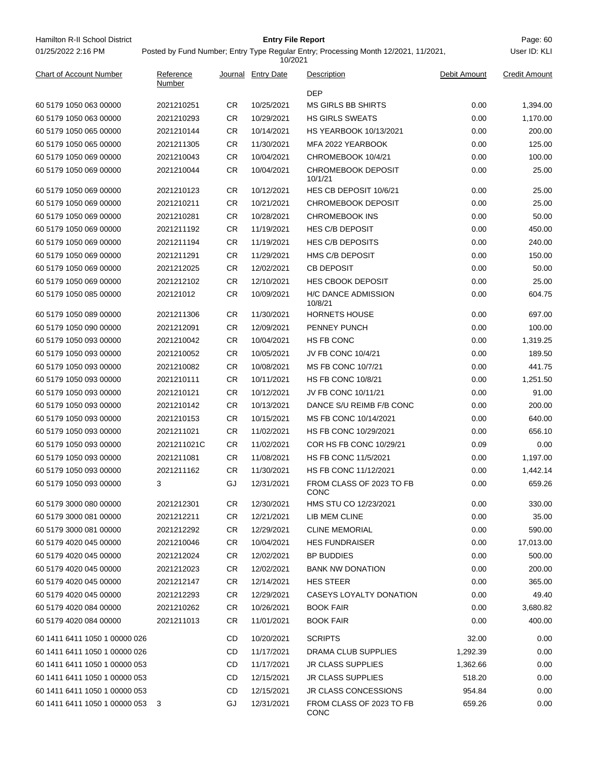| Chart of Account Number | Reference Number | Journal | Entry Date | Description | Debit Amount | Credit Amount |
|---|---|---|---|---|---|---|
| | | | | DEP | | |
| 60 5179 1050 063 00000 | 2021210251 | CR | 10/25/2021 | MS GIRLS BB SHIRTS | 0.00 | 1,394.00 |
| 60 5179 1050 063 00000 | 2021210293 | CR | 10/29/2021 | HS GIRLS SWEATS | 0.00 | 1,170.00 |
| 60 5179 1050 065 00000 | 2021210144 | CR | 10/14/2021 | HS YEARBOOK 10/13/2021 | 0.00 | 200.00 |
| 60 5179 1050 065 00000 | 2021211305 | CR | 11/30/2021 | MFA 2022 YEARBOOK | 0.00 | 125.00 |
| 60 5179 1050 069 00000 | 2021210043 | CR | 10/04/2021 | CHROMEBOOK 10/4/21 | 0.00 | 100.00 |
| 60 5179 1050 069 00000 | 2021210044 | CR | 10/04/2021 | CHROMEBOOK DEPOSIT 10/1/21 | 0.00 | 25.00 |
| 60 5179 1050 069 00000 | 2021210123 | CR | 10/12/2021 | HES CB DEPOSIT 10/6/21 | 0.00 | 25.00 |
| 60 5179 1050 069 00000 | 2021210211 | CR | 10/21/2021 | CHROMEBOOK DEPOSIT | 0.00 | 25.00 |
| 60 5179 1050 069 00000 | 2021210281 | CR | 10/28/2021 | CHROMEBOOK INS | 0.00 | 50.00 |
| 60 5179 1050 069 00000 | 2021211192 | CR | 11/19/2021 | HES C/B DEPOSIT | 0.00 | 450.00 |
| 60 5179 1050 069 00000 | 2021211194 | CR | 11/19/2021 | HES C/B DEPOSITS | 0.00 | 240.00 |
| 60 5179 1050 069 00000 | 2021211291 | CR | 11/29/2021 | HMS C/B DEPOSIT | 0.00 | 150.00 |
| 60 5179 1050 069 00000 | 2021212025 | CR | 12/02/2021 | CB DEPOSIT | 0.00 | 50.00 |
| 60 5179 1050 069 00000 | 2021212102 | CR | 12/10/2021 | HES CBOOK DEPOSIT | 0.00 | 25.00 |
| 60 5179 1050 085 00000 | 202121012 | CR | 10/09/2021 | H/C DANCE ADMISSION 10/8/21 | 0.00 | 604.75 |
| 60 5179 1050 089 00000 | 2021211306 | CR | 11/30/2021 | HORNETS HOUSE | 0.00 | 697.00 |
| 60 5179 1050 090 00000 | 2021212091 | CR | 12/09/2021 | PENNEY PUNCH | 0.00 | 100.00 |
| 60 5179 1050 093 00000 | 2021210042 | CR | 10/04/2021 | HS FB CONC | 0.00 | 1,319.25 |
| 60 5179 1050 093 00000 | 2021210052 | CR | 10/05/2021 | JV FB CONC 10/4/21 | 0.00 | 189.50 |
| 60 5179 1050 093 00000 | 2021210082 | CR | 10/08/2021 | MS FB CONC 10/7/21 | 0.00 | 441.75 |
| 60 5179 1050 093 00000 | 2021210111 | CR | 10/11/2021 | HS FB CONC 10/8/21 | 0.00 | 1,251.50 |
| 60 5179 1050 093 00000 | 2021210121 | CR | 10/12/2021 | JV FB CONC 10/11/21 | 0.00 | 91.00 |
| 60 5179 1050 093 00000 | 2021210142 | CR | 10/13/2021 | DANCE S/U REIMB F/B CONC | 0.00 | 200.00 |
| 60 5179 1050 093 00000 | 2021210153 | CR | 10/15/2021 | MS FB CONC 10/14/2021 | 0.00 | 640.00 |
| 60 5179 1050 093 00000 | 2021211021 | CR | 11/02/2021 | HS FB CONC 10/29/2021 | 0.00 | 656.10 |
| 60 5179 1050 093 00000 | 2021211021C | CR | 11/02/2021 | COR HS FB CONC 10/29/21 | 0.09 | 0.00 |
| 60 5179 1050 093 00000 | 2021211081 | CR | 11/08/2021 | HS FB CONC 11/5/2021 | 0.00 | 1,197.00 |
| 60 5179 1050 093 00000 | 2021211162 | CR | 11/30/2021 | HS FB CONC 11/12/2021 | 0.00 | 1,442.14 |
| 60 5179 1050 093 00000 | 3 | GJ | 12/31/2021 | FROM CLASS OF 2023 TO FB CONC | 0.00 | 659.26 |
| 60 5179 3000 080 00000 | 2021212301 | CR | 12/30/2021 | HMS STU CO 12/23/2021 | 0.00 | 330.00 |
| 60 5179 3000 081 00000 | 2021212211 | CR | 12/21/2021 | LIB MEM CLINE | 0.00 | 35.00 |
| 60 5179 3000 081 00000 | 2021212292 | CR | 12/29/2021 | CLINE MEMORIAL | 0.00 | 590.00 |
| 60 5179 4020 045 00000 | 2021210046 | CR | 10/04/2021 | HES FUNDRAISER | 0.00 | 17,013.00 |
| 60 5179 4020 045 00000 | 2021212024 | CR | 12/02/2021 | BP BUDDIES | 0.00 | 500.00 |
| 60 5179 4020 045 00000 | 2021212023 | CR | 12/02/2021 | BANK NW DONATION | 0.00 | 200.00 |
| 60 5179 4020 045 00000 | 2021212147 | CR | 12/14/2021 | HES STEER | 0.00 | 365.00 |
| 60 5179 4020 045 00000 | 2021212293 | CR | 12/29/2021 | CASEYS LOYALTY DONATION | 0.00 | 49.40 |
| 60 5179 4020 084 00000 | 2021210262 | CR | 10/26/2021 | BOOK FAIR | 0.00 | 3,680.82 |
| 60 5179 4020 084 00000 | 2021211013 | CR | 11/01/2021 | BOOK FAIR | 0.00 | 400.00 |
| 60 1411 6411 1050 1 00000 026 | | CD | 10/20/2021 | SCRIPTS | 32.00 | 0.00 |
| 60 1411 6411 1050 1 00000 026 | | CD | 11/17/2021 | DRAMA CLUB SUPPLIES | 1,292.39 | 0.00 |
| 60 1411 6411 1050 1 00000 053 | | CD | 11/17/2021 | JR CLASS SUPPLIES | 1,362.66 | 0.00 |
| 60 1411 6411 1050 1 00000 053 | | CD | 12/15/2021 | JR CLASS SUPPLIES | 518.20 | 0.00 |
| 60 1411 6411 1050 1 00000 053 | | CD | 12/15/2021 | JR CLASS CONCESSIONS | 954.84 | 0.00 |
| 60 1411 6411 1050 1 00000 053 | 3 | GJ | 12/31/2021 | FROM CLASS OF 2023 TO FB CONC | 659.26 | 0.00 |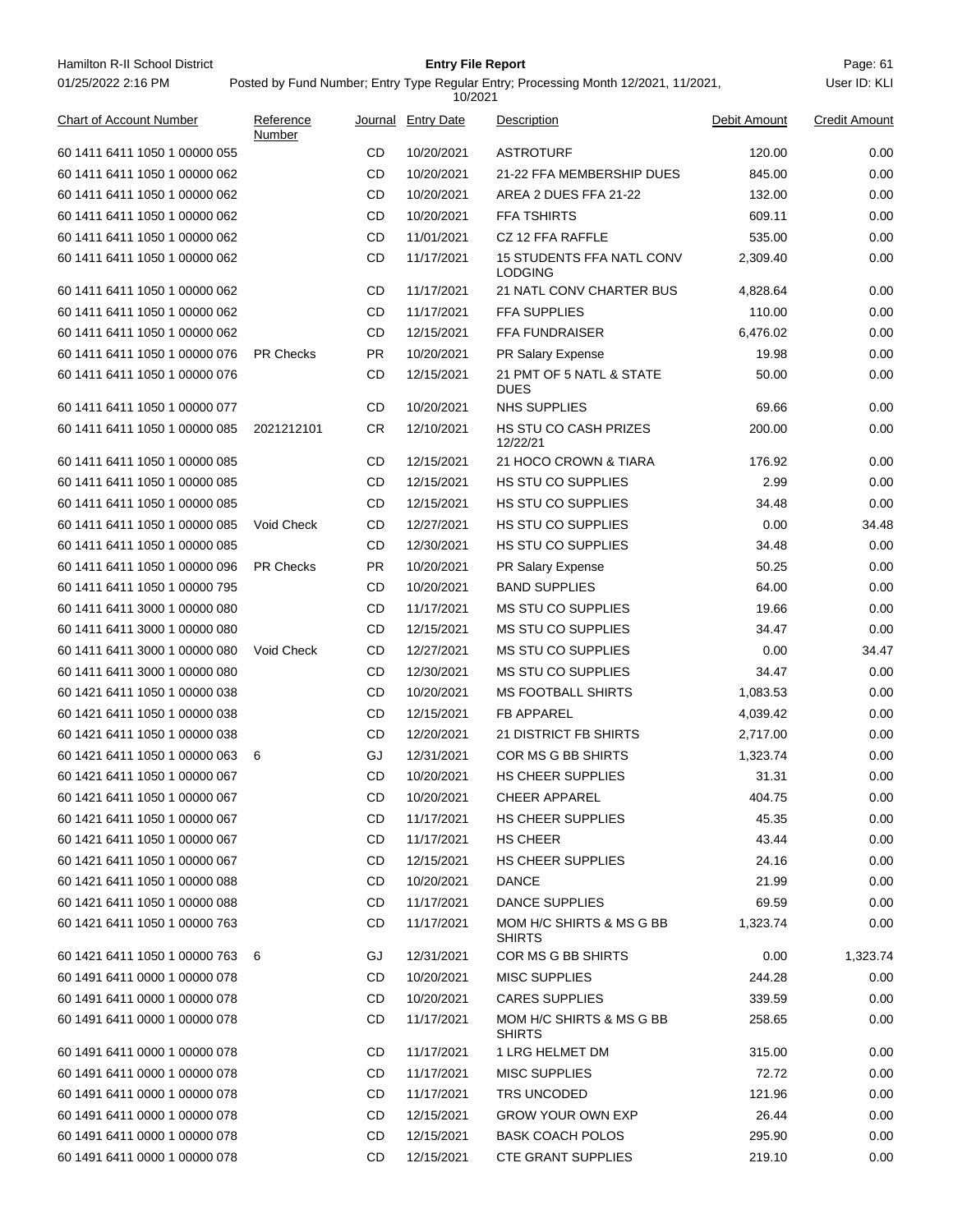Hamilton R-II School District

01/25/2022 2:16 PM

**Entry File Report**

Posted by Fund Number; Entry Type Regular Entry; Processing Month 12/2021, 11/2021, 10/2021

User ID: KLI

| Chart of Account Number | Reference Number | Journal | Entry Date | Description | Debit Amount | Credit Amount |
|---|---|---|---|---|---|---|
| 60 1411 6411 1050 1 00000 055 | | CD | 10/20/2021 | ASTROTURF | 120.00 | 0.00 |
| 60 1411 6411 1050 1 00000 062 | | CD | 10/20/2021 | 21-22 FFA MEMBERSHIP DUES | 845.00 | 0.00 |
| 60 1411 6411 1050 1 00000 062 | | CD | 10/20/2021 | AREA 2 DUES FFA 21-22 | 132.00 | 0.00 |
| 60 1411 6411 1050 1 00000 062 | | CD | 10/20/2021 | FFA TSHIRTS | 609.11 | 0.00 |
| 60 1411 6411 1050 1 00000 062 | | CD | 11/01/2021 | CZ 12 FFA RAFFLE | 535.00 | 0.00 |
| 60 1411 6411 1050 1 00000 062 | | CD | 11/17/2021 | 15 STUDENTS FFA NATL CONV LODGING | 2,309.40 | 0.00 |
| 60 1411 6411 1050 1 00000 062 | | CD | 11/17/2021 | 21 NATL CONV CHARTER BUS | 4,828.64 | 0.00 |
| 60 1411 6411 1050 1 00000 062 | | CD | 11/17/2021 | FFA SUPPLIES | 110.00 | 0.00 |
| 60 1411 6411 1050 1 00000 062 | | CD | 12/15/2021 | FFA FUNDRAISER | 6,476.02 | 0.00 |
| 60 1411 6411 1050 1 00000 076 | PR Checks | PR | 10/20/2021 | PR Salary Expense | 19.98 | 0.00 |
| 60 1411 6411 1050 1 00000 076 | | CD | 12/15/2021 | 21 PMT OF 5 NATL & STATE DUES | 50.00 | 0.00 |
| 60 1411 6411 1050 1 00000 077 | | CD | 10/20/2021 | NHS SUPPLIES | 69.66 | 0.00 |
| 60 1411 6411 1050 1 00000 085 | 2021212101 | CR | 12/10/2021 | HS STU CO CASH PRIZES 12/22/21 | 200.00 | 0.00 |
| 60 1411 6411 1050 1 00000 085 | | CD | 12/15/2021 | 21 HOCO CROWN & TIARA | 176.92 | 0.00 |
| 60 1411 6411 1050 1 00000 085 | | CD | 12/15/2021 | HS STU CO SUPPLIES | 2.99 | 0.00 |
| 60 1411 6411 1050 1 00000 085 | | CD | 12/15/2021 | HS STU CO SUPPLIES | 34.48 | 0.00 |
| 60 1411 6411 1050 1 00000 085 | Void Check | CD | 12/27/2021 | HS STU CO SUPPLIES | 0.00 | 34.48 |
| 60 1411 6411 1050 1 00000 085 | | CD | 12/30/2021 | HS STU CO SUPPLIES | 34.48 | 0.00 |
| 60 1411 6411 1050 1 00000 096 | PR Checks | PR | 10/20/2021 | PR Salary Expense | 50.25 | 0.00 |
| 60 1411 6411 1050 1 00000 795 | | CD | 10/20/2021 | BAND SUPPLIES | 64.00 | 0.00 |
| 60 1411 6411 3000 1 00000 080 | | CD | 11/17/2021 | MS STU CO SUPPLIES | 19.66 | 0.00 |
| 60 1411 6411 3000 1 00000 080 | | CD | 12/15/2021 | MS STU CO SUPPLIES | 34.47 | 0.00 |
| 60 1411 6411 3000 1 00000 080 | Void Check | CD | 12/27/2021 | MS STU CO SUPPLIES | 0.00 | 34.47 |
| 60 1411 6411 3000 1 00000 080 | | CD | 12/30/2021 | MS STU CO SUPPLIES | 34.47 | 0.00 |
| 60 1421 6411 1050 1 00000 038 | | CD | 10/20/2021 | MS FOOTBALL SHIRTS | 1,083.53 | 0.00 |
| 60 1421 6411 1050 1 00000 038 | | CD | 12/15/2021 | FB APPAREL | 4,039.42 | 0.00 |
| 60 1421 6411 1050 1 00000 038 | | CD | 12/20/2021 | 21 DISTRICT FB SHIRTS | 2,717.00 | 0.00 |
| 60 1421 6411 1050 1 00000 063 | 6 | GJ | 12/31/2021 | COR MS G BB SHIRTS | 1,323.74 | 0.00 |
| 60 1421 6411 1050 1 00000 067 | | CD | 10/20/2021 | HS CHEER SUPPLIES | 31.31 | 0.00 |
| 60 1421 6411 1050 1 00000 067 | | CD | 10/20/2021 | CHEER APPAREL | 404.75 | 0.00 |
| 60 1421 6411 1050 1 00000 067 | | CD | 11/17/2021 | HS CHEER SUPPLIES | 45.35 | 0.00 |
| 60 1421 6411 1050 1 00000 067 | | CD | 11/17/2021 | HS CHEER | 43.44 | 0.00 |
| 60 1421 6411 1050 1 00000 067 | | CD | 12/15/2021 | HS CHEER SUPPLIES | 24.16 | 0.00 |
| 60 1421 6411 1050 1 00000 088 | | CD | 10/20/2021 | DANCE | 21.99 | 0.00 |
| 60 1421 6411 1050 1 00000 088 | | CD | 11/17/2021 | DANCE SUPPLIES | 69.59 | 0.00 |
| 60 1421 6411 1050 1 00000 763 | | CD | 11/17/2021 | MOM H/C SHIRTS & MS G BB SHIRTS | 1,323.74 | 0.00 |
| 60 1421 6411 1050 1 00000 763 | 6 | GJ | 12/31/2021 | COR MS G BB SHIRTS | 0.00 | 1,323.74 |
| 60 1491 6411 0000 1 00000 078 | | CD | 10/20/2021 | MISC SUPPLIES | 244.28 | 0.00 |
| 60 1491 6411 0000 1 00000 078 | | CD | 10/20/2021 | CARES SUPPLIES | 339.59 | 0.00 |
| 60 1491 6411 0000 1 00000 078 | | CD | 11/17/2021 | MOM H/C SHIRTS & MS G BB SHIRTS | 258.65 | 0.00 |
| 60 1491 6411 0000 1 00000 078 | | CD | 11/17/2021 | 1 LRG HELMET DM | 315.00 | 0.00 |
| 60 1491 6411 0000 1 00000 078 | | CD | 11/17/2021 | MISC SUPPLIES | 72.72 | 0.00 |
| 60 1491 6411 0000 1 00000 078 | | CD | 11/17/2021 | TRS UNCODED | 121.96 | 0.00 |
| 60 1491 6411 0000 1 00000 078 | | CD | 12/15/2021 | GROW YOUR OWN EXP | 26.44 | 0.00 |
| 60 1491 6411 0000 1 00000 078 | | CD | 12/15/2021 | BASK COACH POLOS | 295.90 | 0.00 |
| 60 1491 6411 0000 1 00000 078 | | CD | 12/15/2021 | CTE GRANT SUPPLIES | 219.10 | 0.00 |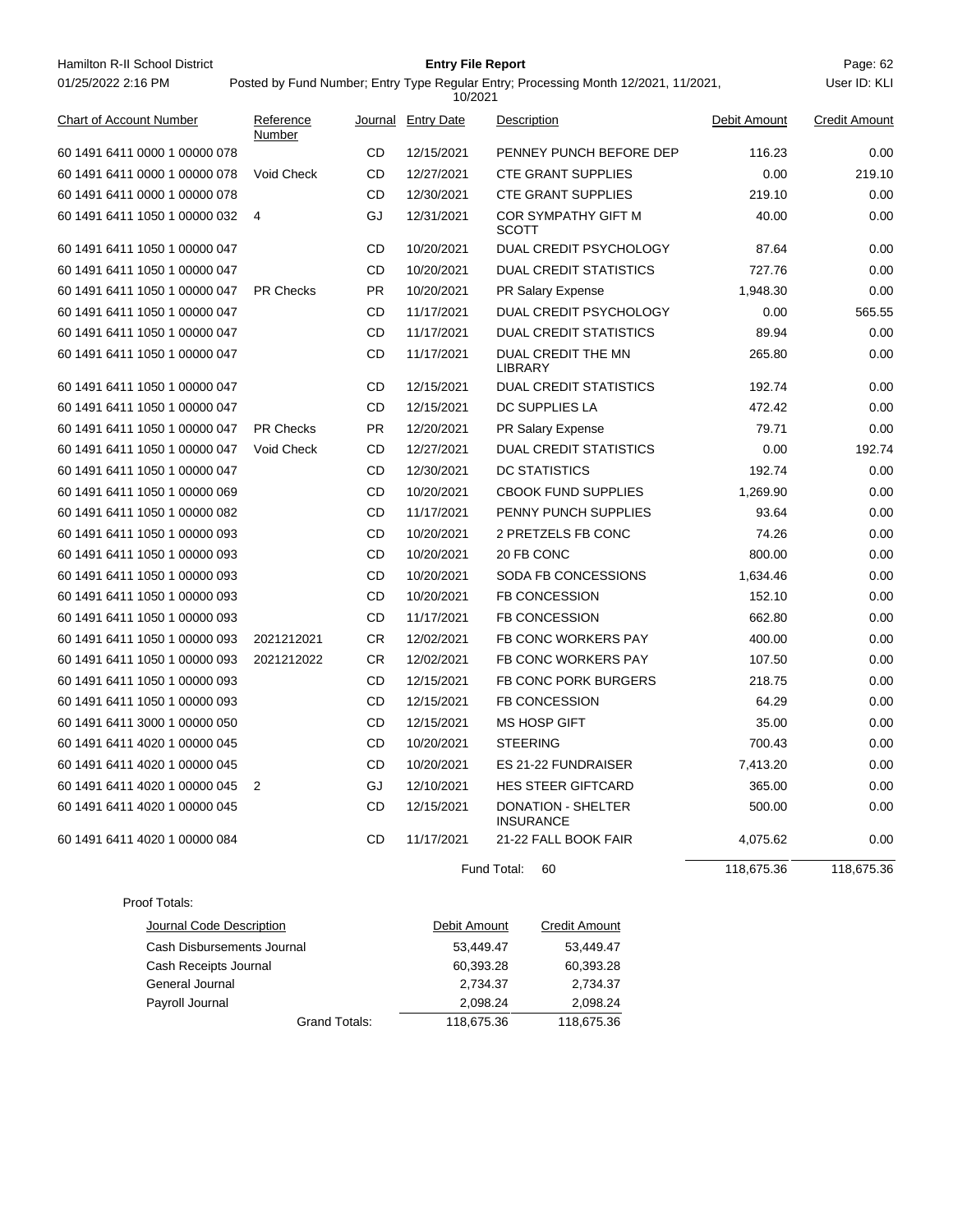Hamilton R-II School District

01/25/2022 2:16 PM

**Entry File Report**

Posted by Fund Number; Entry Type Regular Entry; Processing Month 12/2021, 11/2021, 10/2021

User ID: KLI

| Chart of Account Number | Reference Number | Journal | Entry Date | Description | Debit Amount | Credit Amount |
|---|---|---|---|---|---|---|
| 60 1491 6411 0000 1 00000 078 | | CD | 12/15/2021 | PENNEY PUNCH BEFORE DEP | 116.23 | 0.00 |
| 60 1491 6411 0000 1 00000 078 | Void Check | CD | 12/27/2021 | CTE GRANT SUPPLIES | 0.00 | 219.10 |
| 60 1491 6411 0000 1 00000 078 | | CD | 12/30/2021 | CTE GRANT SUPPLIES | 219.10 | 0.00 |
| 60 1491 6411 1050 1 00000 032 | 4 | GJ | 12/31/2021 | COR SYMPATHY GIFT M SCOTT | 40.00 | 0.00 |
| 60 1491 6411 1050 1 00000 047 | | CD | 10/20/2021 | DUAL CREDIT PSYCHOLOGY | 87.64 | 0.00 |
| 60 1491 6411 1050 1 00000 047 | | CD | 10/20/2021 | DUAL CREDIT STATISTICS | 727.76 | 0.00 |
| 60 1491 6411 1050 1 00000 047 | PR Checks | PR | 10/20/2021 | PR Salary Expense | 1,948.30 | 0.00 |
| 60 1491 6411 1050 1 00000 047 | | CD | 11/17/2021 | DUAL CREDIT PSYCHOLOGY | 0.00 | 565.55 |
| 60 1491 6411 1050 1 00000 047 | | CD | 11/17/2021 | DUAL CREDIT STATISTICS | 89.94 | 0.00 |
| 60 1491 6411 1050 1 00000 047 | | CD | 11/17/2021 | DUAL CREDIT THE MN LIBRARY | 265.80 | 0.00 |
| 60 1491 6411 1050 1 00000 047 | | CD | 12/15/2021 | DUAL CREDIT STATISTICS | 192.74 | 0.00 |
| 60 1491 6411 1050 1 00000 047 | | CD | 12/15/2021 | DC SUPPLIES LA | 472.42 | 0.00 |
| 60 1491 6411 1050 1 00000 047 | PR Checks | PR | 12/20/2021 | PR Salary Expense | 79.71 | 0.00 |
| 60 1491 6411 1050 1 00000 047 | Void Check | CD | 12/27/2021 | DUAL CREDIT STATISTICS | 0.00 | 192.74 |
| 60 1491 6411 1050 1 00000 047 | | CD | 12/30/2021 | DC STATISTICS | 192.74 | 0.00 |
| 60 1491 6411 1050 1 00000 069 | | CD | 10/20/2021 | CBOOK FUND SUPPLIES | 1,269.90 | 0.00 |
| 60 1491 6411 1050 1 00000 082 | | CD | 11/17/2021 | PENNY PUNCH SUPPLIES | 93.64 | 0.00 |
| 60 1491 6411 1050 1 00000 093 | | CD | 10/20/2021 | 2 PRETZELS FB CONC | 74.26 | 0.00 |
| 60 1491 6411 1050 1 00000 093 | | CD | 10/20/2021 | 20 FB CONC | 800.00 | 0.00 |
| 60 1491 6411 1050 1 00000 093 | | CD | 10/20/2021 | SODA FB CONCESSIONS | 1,634.46 | 0.00 |
| 60 1491 6411 1050 1 00000 093 | | CD | 10/20/2021 | FB CONCESSION | 152.10 | 0.00 |
| 60 1491 6411 1050 1 00000 093 | | CD | 11/17/2021 | FB CONCESSION | 662.80 | 0.00 |
| 60 1491 6411 1050 1 00000 093 | 2021212021 | CR | 12/02/2021 | FB CONC WORKERS PAY | 400.00 | 0.00 |
| 60 1491 6411 1050 1 00000 093 | 2021212022 | CR | 12/02/2021 | FB CONC WORKERS PAY | 107.50 | 0.00 |
| 60 1491 6411 1050 1 00000 093 | | CD | 12/15/2021 | FB CONC PORK BURGERS | 218.75 | 0.00 |
| 60 1491 6411 1050 1 00000 093 | | CD | 12/15/2021 | FB CONCESSION | 64.29 | 0.00 |
| 60 1491 6411 3000 1 00000 050 | | CD | 12/15/2021 | MS HOSP GIFT | 35.00 | 0.00 |
| 60 1491 6411 4020 1 00000 045 | | CD | 10/20/2021 | STEERING | 700.43 | 0.00 |
| 60 1491 6411 4020 1 00000 045 | | CD | 10/20/2021 | ES 21-22 FUNDRAISER | 7,413.20 | 0.00 |
| 60 1491 6411 4020 1 00000 045 | 2 | GJ | 12/10/2021 | HES STEER GIFTCARD | 365.00 | 0.00 |
| 60 1491 6411 4020 1 00000 045 | | CD | 12/15/2021 | DONATION - SHELTER INSURANCE | 500.00 | 0.00 |
| 60 1491 6411 4020 1 00000 084 | | CD | 11/17/2021 | 21-22 FALL BOOK FAIR | 4,075.62 | 0.00 |
| | | | | Fund Total: 60 | 118,675.36 | 118,675.36 |

Proof Totals:

| Journal Code Description | Debit Amount | Credit Amount |
|---|---|---|
| Cash Disbursements Journal | 53,449.47 | 53,449.47 |
| Cash Receipts Journal | 60,393.28 | 60,393.28 |
| General Journal | 2,734.37 | 2,734.37 |
| Payroll Journal | 2,098.24 | 2,098.24 |
| Grand Totals: | 118,675.36 | 118,675.36 |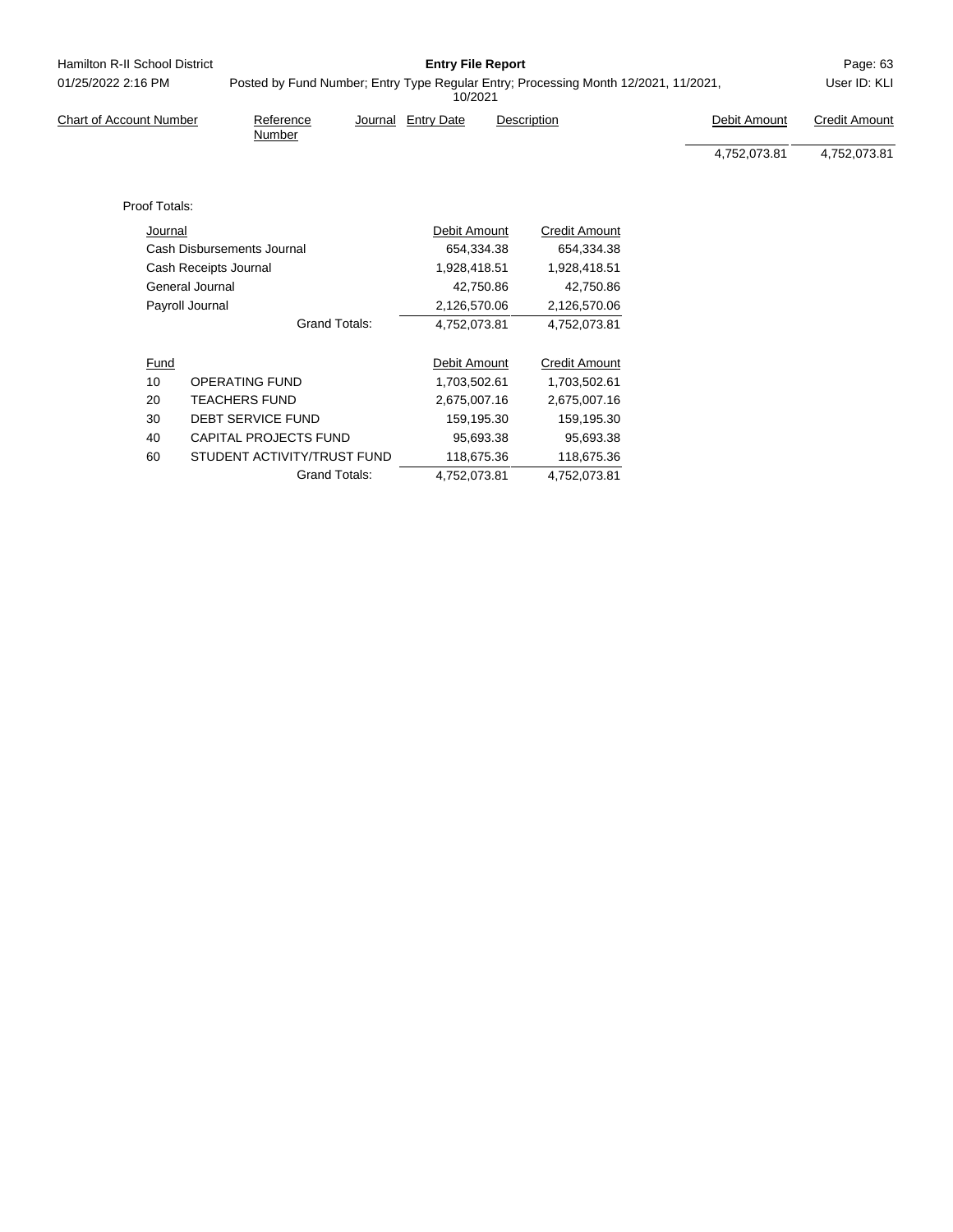| Chart of Account Number | Reference Number | Journal | Entry Date | Description | Debit Amount | Credit Amount |
|---|---|---|---|---|---|---|
| | | | | | 4,752,073.81 | 4,752,073.81 |

Proof Totals:

| Journal | Debit Amount | Credit Amount |
|---|---|---|
| Cash Disbursements Journal | 654,334.38 | 654,334.38 |
| Cash Receipts Journal | 1,928,418.51 | 1,928,418.51 |
| General Journal | 42,750.86 | 42,750.86 |
| Payroll Journal | 2,126,570.06 | 2,126,570.06 |
| Grand Totals: | 4,752,073.81 | 4,752,073.81 |

| Fund | | Debit Amount | Credit Amount |
|---|---|---|---|
| 10 | OPERATING FUND | 1,703,502.61 | 1,703,502.61 |
| 20 | TEACHERS FUND | 2,675,007.16 | 2,675,007.16 |
| 30 | DEBT SERVICE FUND | 159,195.30 | 159,195.30 |
| 40 | CAPITAL PROJECTS FUND | 95,693.38 | 95,693.38 |
| 60 | STUDENT ACTIVITY/TRUST FUND | 118,675.36 | 118,675.36 |
| | Grand Totals: | 4,752,073.81 | 4,752,073.81 |